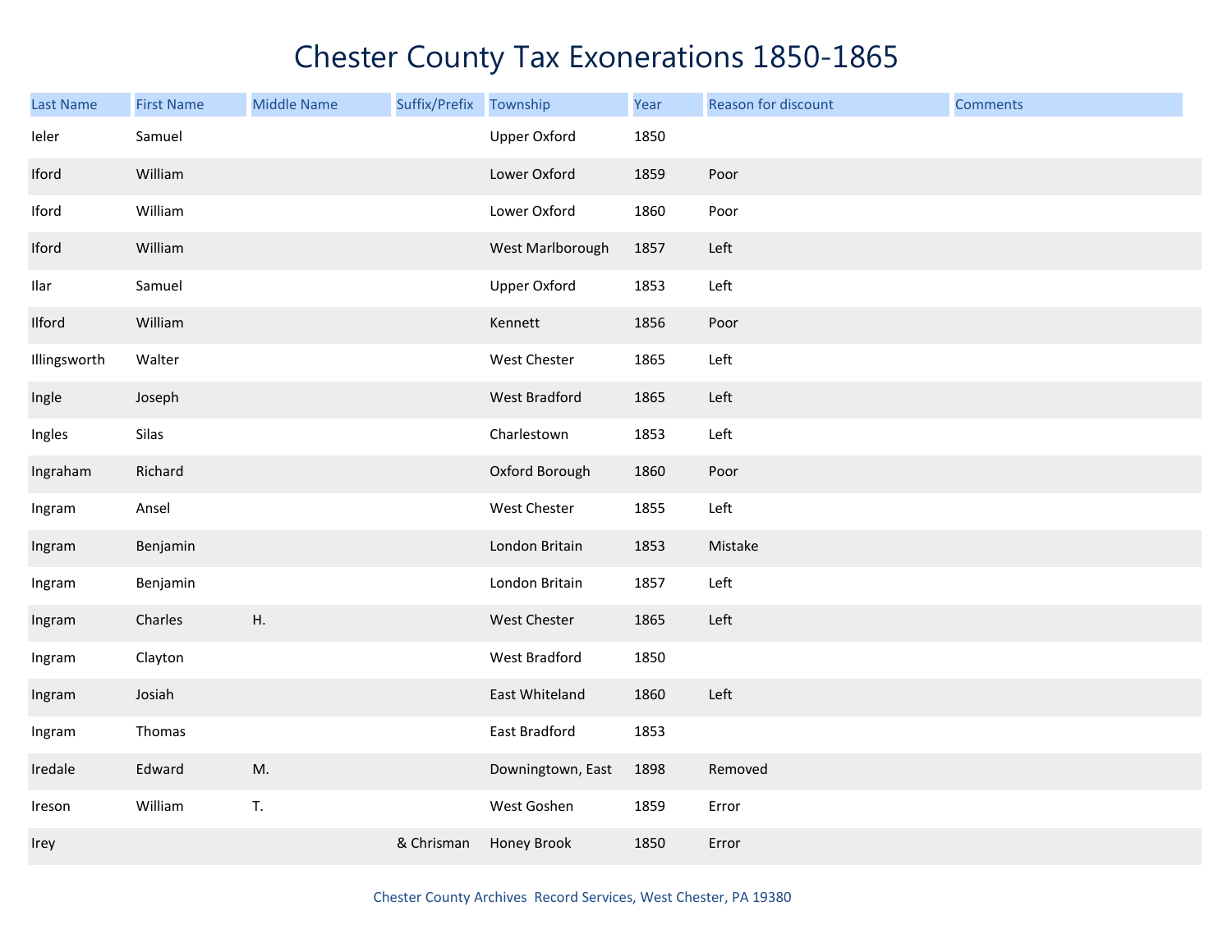# Chester County Tax Exonerations 1850-1865

| Last Name | First Name | Middle Name | Suffix/Prefix | Township | Year | Reason for discount | Comments |
|---|---|---|---|---|---|---|---|
| Ieler | Samuel | | | Upper Oxford | 1850 | | |
| Iford | William | | | Lower Oxford | 1859 | Poor | |
| Iford | William | | | Lower Oxford | 1860 | Poor | |
| Iford | William | | | West Marlborough | 1857 | Left | |
| Ilar | Samuel | | | Upper Oxford | 1853 | Left | |
| Ilford | William | | | Kennett | 1856 | Poor | |
| Illingsworth | Walter | | | West Chester | 1865 | Left | |
| Ingle | Joseph | | | West Bradford | 1865 | Left | |
| Ingles | Silas | | | Charlestown | 1853 | Left | |
| Ingraham | Richard | | | Oxford Borough | 1860 | Poor | |
| Ingram | Ansel | | | West Chester | 1855 | Left | |
| Ingram | Benjamin | | | London Britain | 1853 | Mistake | |
| Ingram | Benjamin | | | London Britain | 1857 | Left | |
| Ingram | Charles | H. | | West Chester | 1865 | Left | |
| Ingram | Clayton | | | West Bradford | 1850 | | |
| Ingram | Josiah | | | East Whiteland | 1860 | Left | |
| Ingram | Thomas | | | East Bradford | 1853 | | |
| Iredale | Edward | M. | | Downingtown, East | 1898 | Removed | |
| Ireson | William | T. | | West Goshen | 1859 | Error | |
| Irey | | | & Chrisman | Honey Brook | 1850 | Error | |

Chester County Archives Record Services, West Chester, PA 19380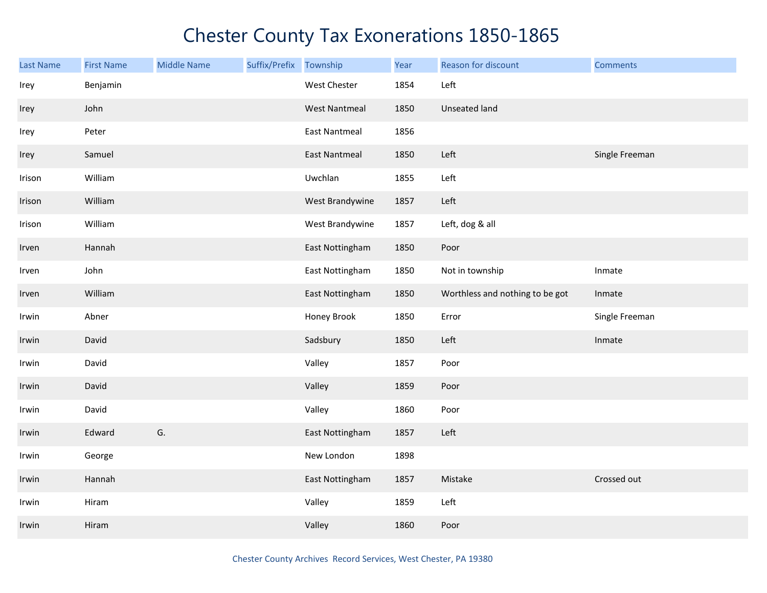# Chester County Tax Exonerations 1850-1865

| Last Name | First Name | Middle Name | Suffix/Prefix | Township | Year | Reason for discount | Comments |
|---|---|---|---|---|---|---|---|
| Irey | Benjamin | | | West Chester | 1854 | Left | |
| Irey | John | | | West Nantmeal | 1850 | Unseated land | |
| Irey | Peter | | | East Nantmeal | 1856 | | |
| Irey | Samuel | | | East Nantmeal | 1850 | Left | Single Freeman |
| Irison | William | | | Uwchlan | 1855 | Left | |
| Irison | William | | | West Brandywine | 1857 | Left | |
| Irison | William | | | West Brandywine | 1857 | Left, dog & all | |
| Irven | Hannah | | | East Nottingham | 1850 | Poor | |
| Irven | John | | | East Nottingham | 1850 | Not in township | Inmate |
| Irven | William | | | East Nottingham | 1850 | Worthless and nothing to be got | Inmate |
| Irwin | Abner | | | Honey Brook | 1850 | Error | Single Freeman |
| Irwin | David | | | Sadsbury | 1850 | Left | Inmate |
| Irwin | David | | | Valley | 1857 | Poor | |
| Irwin | David | | | Valley | 1859 | Poor | |
| Irwin | David | | | Valley | 1860 | Poor | |
| Irwin | Edward | G. | | East Nottingham | 1857 | Left | |
| Irwin | George | | | New London | 1898 | | |
| Irwin | Hannah | | | East Nottingham | 1857 | Mistake | Crossed out |
| Irwin | Hiram | | | Valley | 1859 | Left | |
| Irwin | Hiram | | | Valley | 1860 | Poor | |

Chester County Archives Record Services, West Chester, PA 19380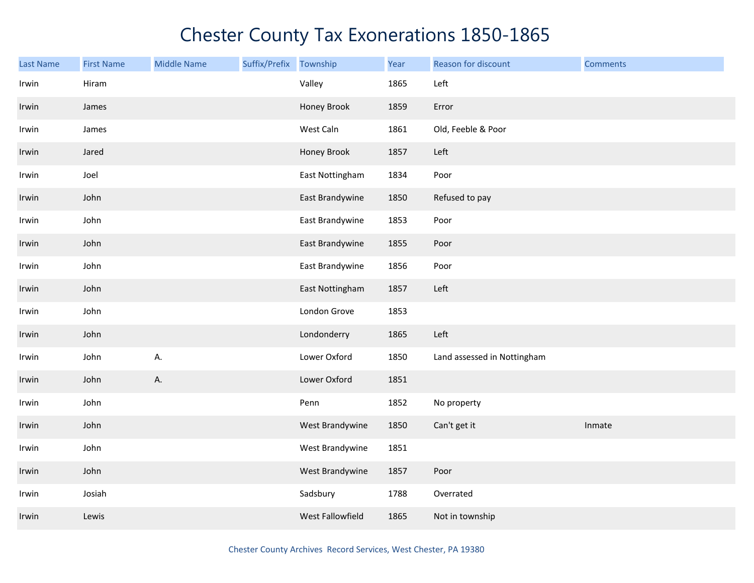# Chester County Tax Exonerations 1850-1865

| Last Name | First Name | Middle Name | Suffix/Prefix | Township | Year | Reason for discount | Comments |
|---|---|---|---|---|---|---|---|
| Irwin | Hiram | | | Valley | 1865 | Left | |
| Irwin | James | | | Honey Brook | 1859 | Error | |
| Irwin | James | | | West Caln | 1861 | Old, Feeble & Poor | |
| Irwin | Jared | | | Honey Brook | 1857 | Left | |
| Irwin | Joel | | | East Nottingham | 1834 | Poor | |
| Irwin | John | | | East Brandywine | 1850 | Refused to pay | |
| Irwin | John | | | East Brandywine | 1853 | Poor | |
| Irwin | John | | | East Brandywine | 1855 | Poor | |
| Irwin | John | | | East Brandywine | 1856 | Poor | |
| Irwin | John | | | East Nottingham | 1857 | Left | |
| Irwin | John | | | London Grove | 1853 | | |
| Irwin | John | | | Londonderry | 1865 | Left | |
| Irwin | John | A. | | Lower Oxford | 1850 | Land assessed in Nottingham | |
| Irwin | John | A. | | Lower Oxford | 1851 | | |
| Irwin | John | | | Penn | 1852 | No property | |
| Irwin | John | | | West Brandywine | 1850 | Can't get it | Inmate |
| Irwin | John | | | West Brandywine | 1851 | | |
| Irwin | John | | | West Brandywine | 1857 | Poor | |
| Irwin | Josiah | | | Sadsbury | 1788 | Overrated | |
| Irwin | Lewis | | | West Fallowfield | 1865 | Not in township | |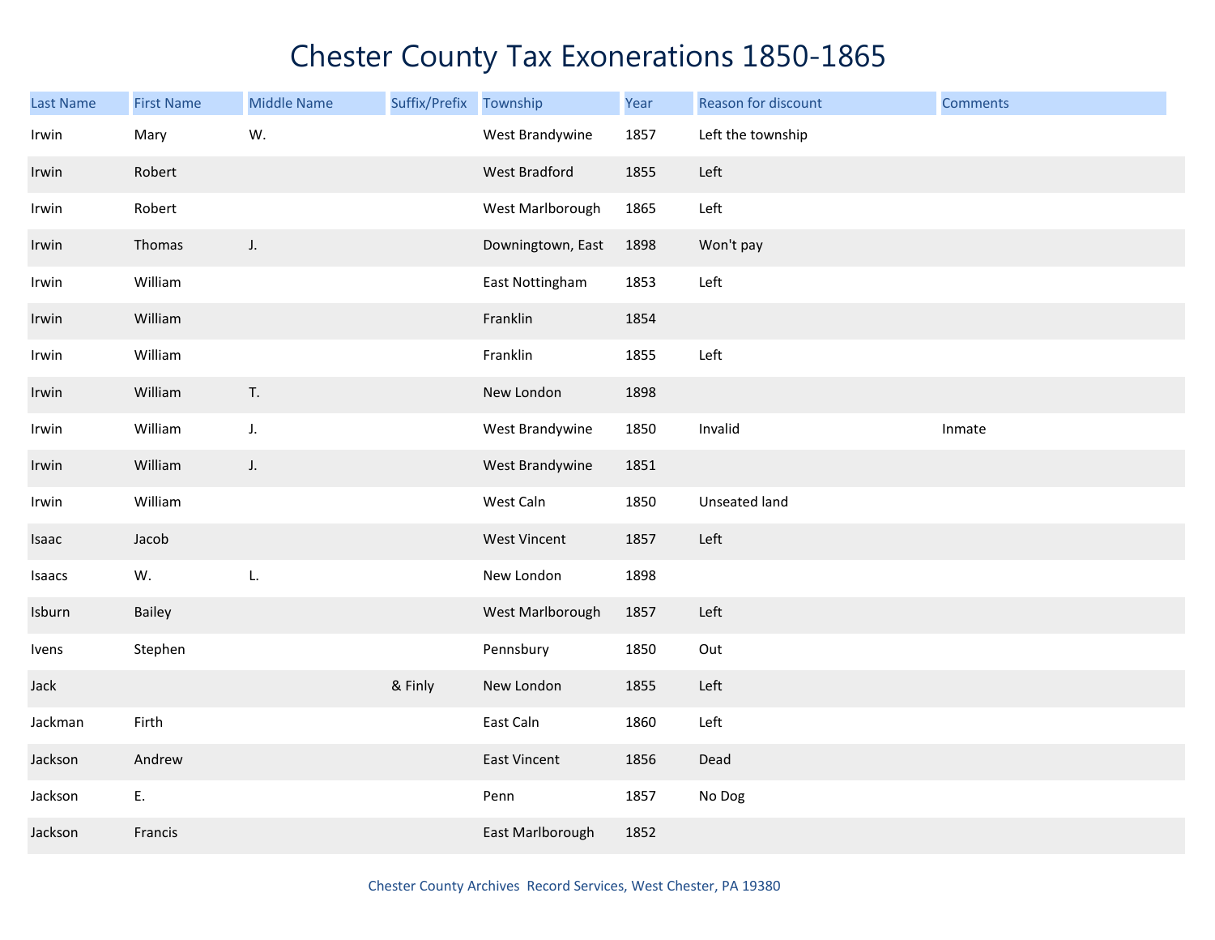# Chester County Tax Exonerations 1850-1865

| Last Name | First Name | Middle Name | Suffix/Prefix | Township | Year | Reason for discount | Comments |
|---|---|---|---|---|---|---|---|
| Irwin | Mary | W. | | West Brandywine | 1857 | Left the township | |
| Irwin | Robert | | | West Bradford | 1855 | Left | |
| Irwin | Robert | | | West Marlborough | 1865 | Left | |
| Irwin | Thomas | J. | | Downingtown, East | 1898 | Won't pay | |
| Irwin | William | | | East Nottingham | 1853 | Left | |
| Irwin | William | | | Franklin | 1854 | | |
| Irwin | William | | | Franklin | 1855 | Left | |
| Irwin | William | T. | | New London | 1898 | | |
| Irwin | William | J. | | West Brandywine | 1850 | Invalid | Inmate |
| Irwin | William | J. | | West Brandywine | 1851 | | |
| Irwin | William | | | West Caln | 1850 | Unseated land | |
| Isaac | Jacob | | | West Vincent | 1857 | Left | |
| Isaacs | W. | L. | | New London | 1898 | | |
| Isburn | Bailey | | | West Marlborough | 1857 | Left | |
| Ivens | Stephen | | | Pennsbury | 1850 | Out | |
| Jack | | | & Finly | New London | 1855 | Left | |
| Jackman | Firth | | | East Caln | 1860 | Left | |
| Jackson | Andrew | | | East Vincent | 1856 | Dead | |
| Jackson | E. | | | Penn | 1857 | No Dog | |
| Jackson | Francis | | | East Marlborough | 1852 | | |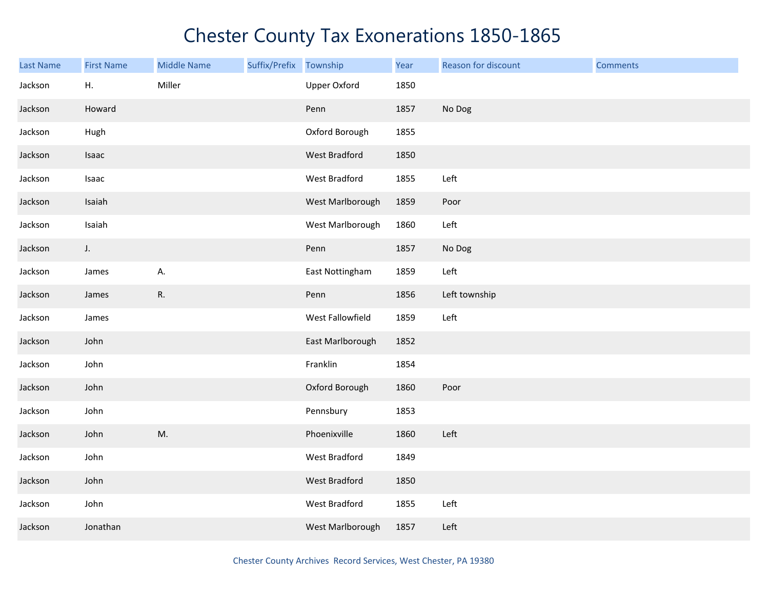# Chester County Tax Exonerations 1850-1865

| Last Name | First Name | Middle Name | Suffix/Prefix | Township | Year | Reason for discount | Comments |
|---|---|---|---|---|---|---|---|
| Jackson | H. | Miller | | Upper Oxford | 1850 | | |
| Jackson | Howard | | | Penn | 1857 | No Dog | |
| Jackson | Hugh | | | Oxford Borough | 1855 | | |
| Jackson | Isaac | | | West Bradford | 1850 | | |
| Jackson | Isaac | | | West Bradford | 1855 | Left | |
| Jackson | Isaiah | | | West Marlborough | 1859 | Poor | |
| Jackson | Isaiah | | | West Marlborough | 1860 | Left | |
| Jackson | J. | | | Penn | 1857 | No Dog | |
| Jackson | James | A. | | East Nottingham | 1859 | Left | |
| Jackson | James | R. | | Penn | 1856 | Left township | |
| Jackson | James | | | West Fallowfield | 1859 | Left | |
| Jackson | John | | | East Marlborough | 1852 | | |
| Jackson | John | | | Franklin | 1854 | | |
| Jackson | John | | | Oxford Borough | 1860 | Poor | |
| Jackson | John | | | Pennsbury | 1853 | | |
| Jackson | John | M. | | Phoenixville | 1860 | Left | |
| Jackson | John | | | West Bradford | 1849 | | |
| Jackson | John | | | West Bradford | 1850 | | |
| Jackson | John | | | West Bradford | 1855 | Left | |
| Jackson | Jonathan | | | West Marlborough | 1857 | Left | |

Chester County Archives Record Services, West Chester, PA 19380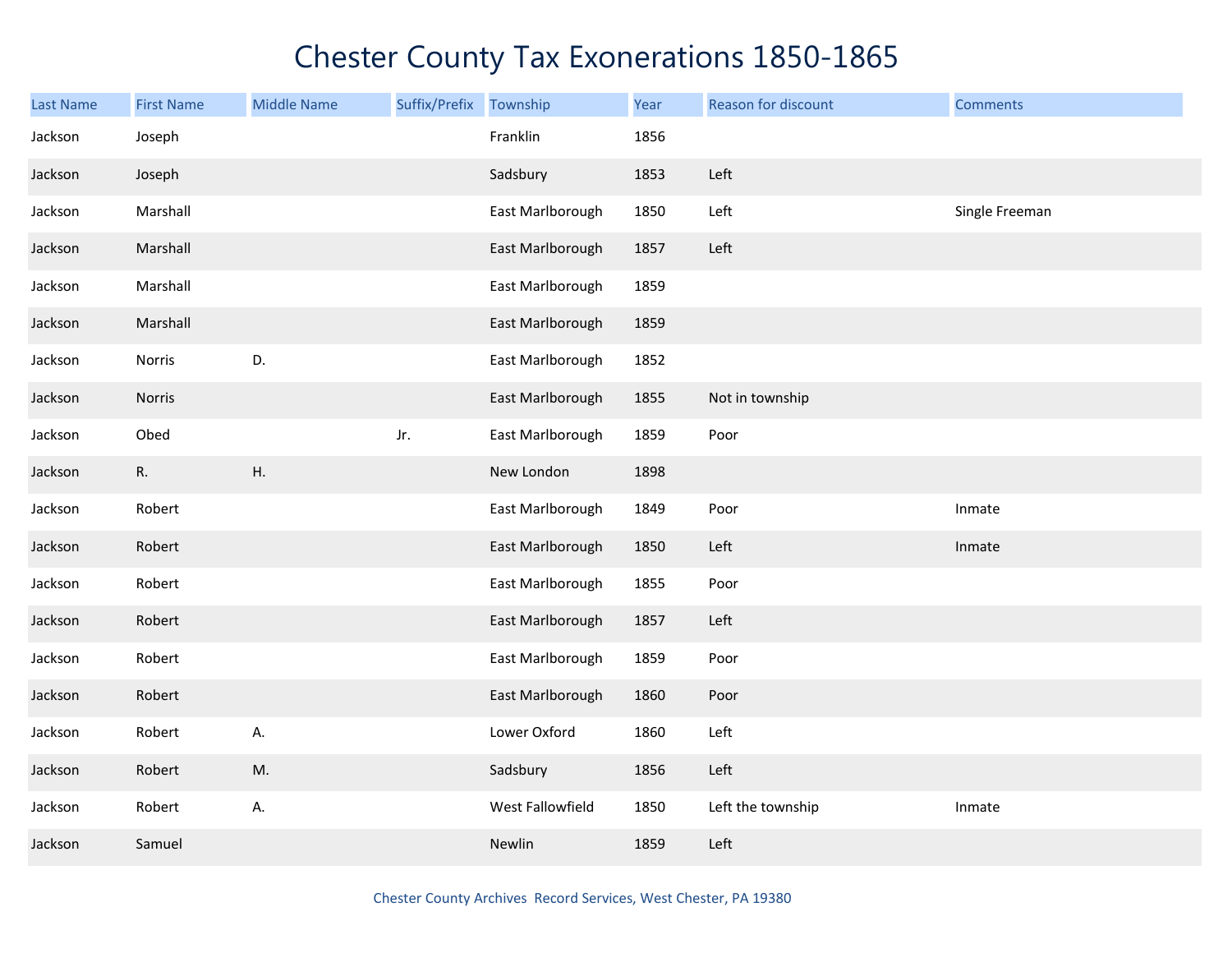# Chester County Tax Exonerations 1850-1865

| Last Name | First Name | Middle Name | Suffix/Prefix | Township | Year | Reason for discount | Comments |
|---|---|---|---|---|---|---|---|
| Jackson | Joseph | | | Franklin | 1856 | | |
| Jackson | Joseph | | | Sadsbury | 1853 | Left | |
| Jackson | Marshall | | | East Marlborough | 1850 | Left | Single Freeman |
| Jackson | Marshall | | | East Marlborough | 1857 | Left | |
| Jackson | Marshall | | | East Marlborough | 1859 | | |
| Jackson | Marshall | | | East Marlborough | 1859 | | |
| Jackson | Norris | D. | | East Marlborough | 1852 | | |
| Jackson | Norris | | | East Marlborough | 1855 | Not in township | |
| Jackson | Obed | | Jr. | East Marlborough | 1859 | Poor | |
| Jackson | R. | H. | | New London | 1898 | | |
| Jackson | Robert | | | East Marlborough | 1849 | Poor | Inmate |
| Jackson | Robert | | | East Marlborough | 1850 | Left | Inmate |
| Jackson | Robert | | | East Marlborough | 1855 | Poor | |
| Jackson | Robert | | | East Marlborough | 1857 | Left | |
| Jackson | Robert | | | East Marlborough | 1859 | Poor | |
| Jackson | Robert | | | East Marlborough | 1860 | Poor | |
| Jackson | Robert | A. | | Lower Oxford | 1860 | Left | |
| Jackson | Robert | M. | | Sadsbury | 1856 | Left | |
| Jackson | Robert | A. | | West Fallowfield | 1850 | Left the township | Inmate |
| Jackson | Samuel | | | Newlin | 1859 | Left | |

Chester County Archives Record Services, West Chester, PA 19380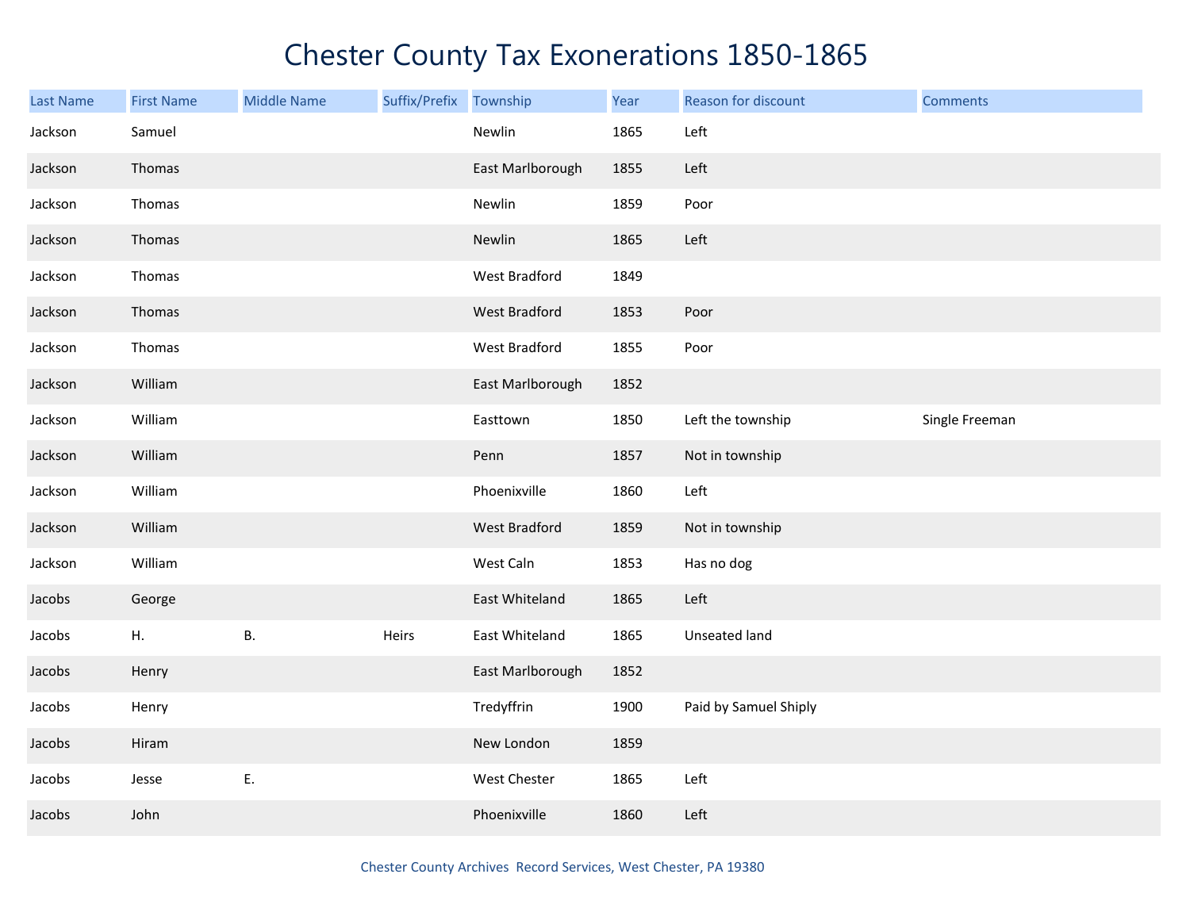# Chester County Tax Exonerations 1850-1865

| Last Name | First Name | Middle Name | Suffix/Prefix | Township | Year | Reason for discount | Comments |
|---|---|---|---|---|---|---|---|
| Jackson | Samuel | | | Newlin | 1865 | Left | |
| Jackson | Thomas | | | East Marlborough | 1855 | Left | |
| Jackson | Thomas | | | Newlin | 1859 | Poor | |
| Jackson | Thomas | | | Newlin | 1865 | Left | |
| Jackson | Thomas | | | West Bradford | 1849 | | |
| Jackson | Thomas | | | West Bradford | 1853 | Poor | |
| Jackson | Thomas | | | West Bradford | 1855 | Poor | |
| Jackson | William | | | East Marlborough | 1852 | | |
| Jackson | William | | | Easttown | 1850 | Left the township | Single Freeman |
| Jackson | William | | | Penn | 1857 | Not in township | |
| Jackson | William | | | Phoenixville | 1860 | Left | |
| Jackson | William | | | West Bradford | 1859 | Not in township | |
| Jackson | William | | | West Caln | 1853 | Has no dog | |
| Jacobs | George | | | East Whiteland | 1865 | Left | |
| Jacobs | H. | B. | Heirs | East Whiteland | 1865 | Unseated land | |
| Jacobs | Henry | | | East Marlborough | 1852 | | |
| Jacobs | Henry | | | Tredyffrin | 1900 | Paid by Samuel Shiply | |
| Jacobs | Hiram | | | New London | 1859 | | |
| Jacobs | Jesse | E. | | West Chester | 1865 | Left | |
| Jacobs | John | | | Phoenixville | 1860 | Left | |

Chester County Archives Record Services, West Chester, PA 19380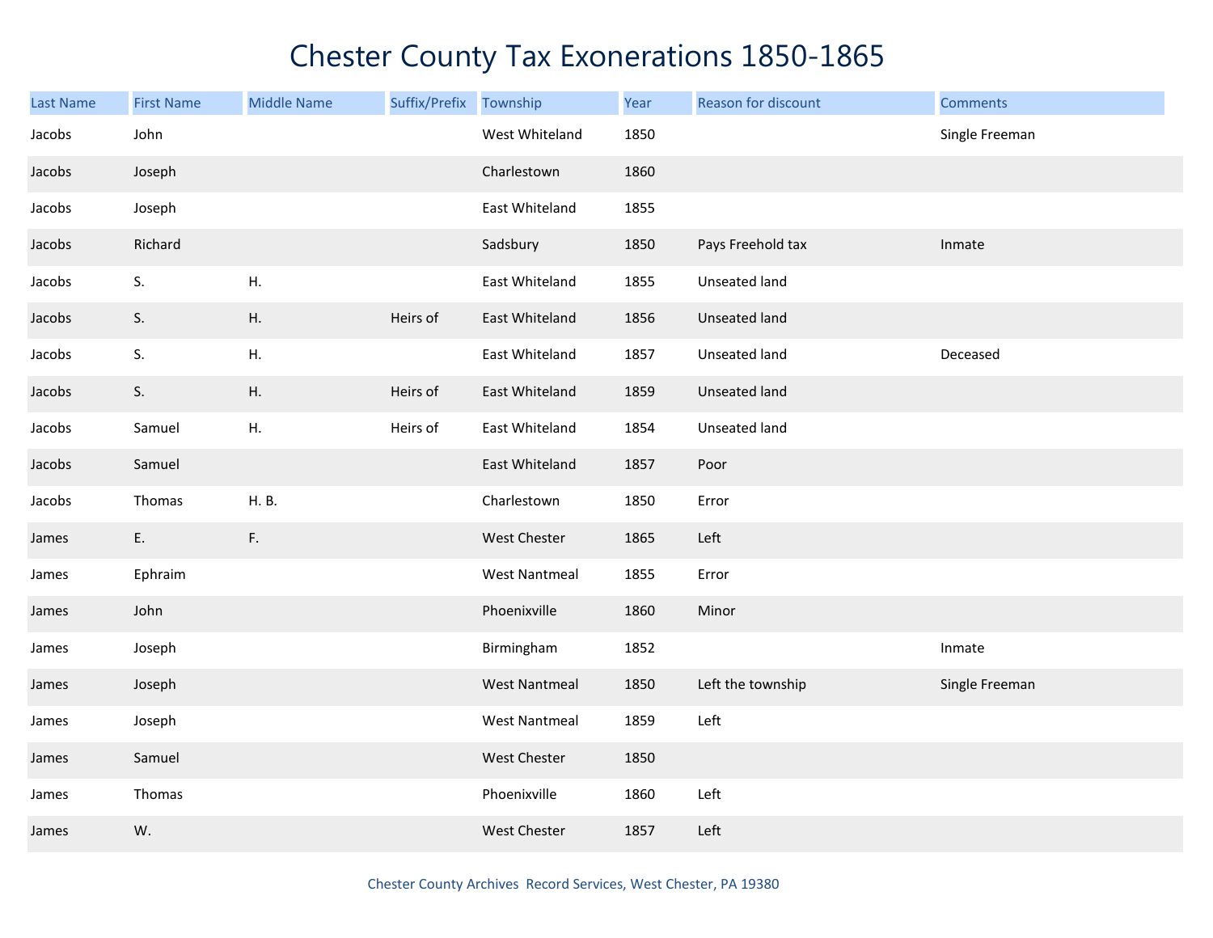# Chester County Tax Exonerations 1850-1865

| Last Name | First Name | Middle Name | Suffix/Prefix | Township | Year | Reason for discount | Comments |
|---|---|---|---|---|---|---|---|
| Jacobs | John | | | West Whiteland | 1850 | | Single Freeman |
| Jacobs | Joseph | | | Charlestown | 1860 | | |
| Jacobs | Joseph | | | East Whiteland | 1855 | | |
| Jacobs | Richard | | | Sadsbury | 1850 | Pays Freehold tax | Inmate |
| Jacobs | S. | H. | | East Whiteland | 1855 | Unseated land | |
| Jacobs | S. | H. | Heirs of | East Whiteland | 1856 | Unseated land | |
| Jacobs | S. | H. | | East Whiteland | 1857 | Unseated land | Deceased |
| Jacobs | S. | H. | Heirs of | East Whiteland | 1859 | Unseated land | |
| Jacobs | Samuel | H. | Heirs of | East Whiteland | 1854 | Unseated land | |
| Jacobs | Samuel | | | East Whiteland | 1857 | Poor | |
| Jacobs | Thomas | H. B. | | Charlestown | 1850 | Error | |
| James | E. | F. | | West Chester | 1865 | Left | |
| James | Ephraim | | | West Nantmeal | 1855 | Error | |
| James | John | | | Phoenixville | 1860 | Minor | |
| James | Joseph | | | Birmingham | 1852 | | Inmate |
| James | Joseph | | | West Nantmeal | 1850 | Left the township | Single Freeman |
| James | Joseph | | | West Nantmeal | 1859 | Left | |
| James | Samuel | | | West Chester | 1850 | | |
| James | Thomas | | | Phoenixville | 1860 | Left | |
| James | W. | | | West Chester | 1857 | Left | |

Chester County Archives Record Services, West Chester, PA 19380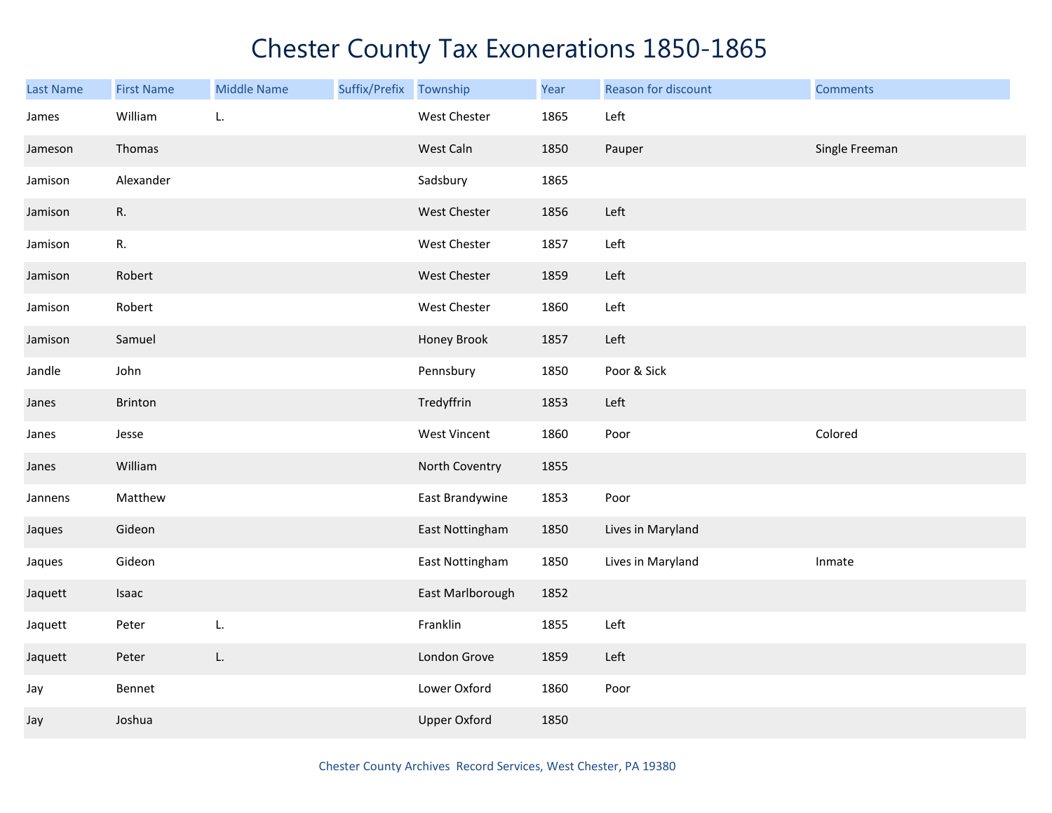# Chester County Tax Exonerations 1850-1865

| Last Name | First Name | Middle Name | Suffix/Prefix | Township | Year | Reason for discount | Comments |
|---|---|---|---|---|---|---|---|
| James | William | L. | | West Chester | 1865 | Left | |
| Jameson | Thomas | | | West Caln | 1850 | Pauper | Single Freeman |
| Jamison | Alexander | | | Sadsbury | 1865 | | |
| Jamison | R. | | | West Chester | 1856 | Left | |
| Jamison | R. | | | West Chester | 1857 | Left | |
| Jamison | Robert | | | West Chester | 1859 | Left | |
| Jamison | Robert | | | West Chester | 1860 | Left | |
| Jamison | Samuel | | | Honey Brook | 1857 | Left | |
| Jandle | John | | | Pennsbury | 1850 | Poor & Sick | |
| Janes | Brinton | | | Tredyffrin | 1853 | Left | |
| Janes | Jesse | | | West Vincent | 1860 | Poor | Colored |
| Janes | William | | | North Coventry | 1855 | | |
| Jannens | Matthew | | | East Brandywine | 1853 | Poor | |
| Jaques | Gideon | | | East Nottingham | 1850 | Lives in Maryland | |
| Jaques | Gideon | | | East Nottingham | 1850 | Lives in Maryland | Inmate |
| Jaquett | Isaac | | | East Marlborough | 1852 | | |
| Jaquett | Peter | L. | | Franklin | 1855 | Left | |
| Jaquett | Peter | L. | | London Grove | 1859 | Left | |
| Jay | Bennet | | | Lower Oxford | 1860 | Poor | |
| Jay | Joshua | | | Upper Oxford | 1850 | | |

Chester County Archives Record Services, West Chester, PA 19380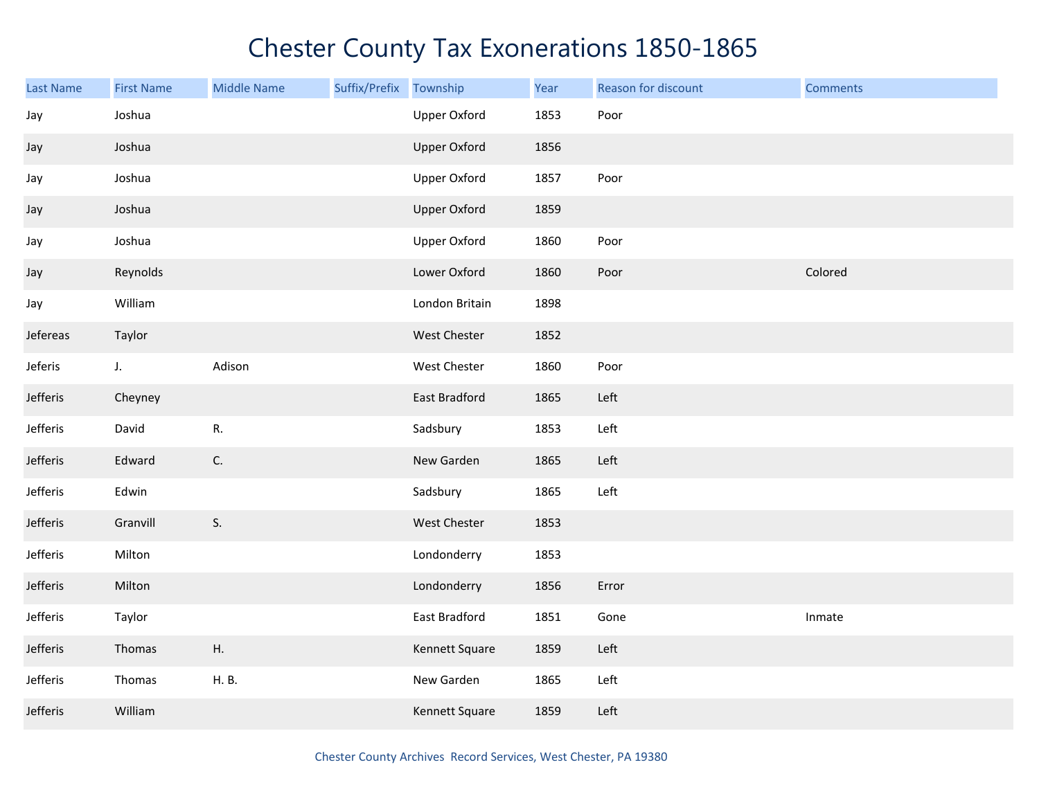# Chester County Tax Exonerations 1850-1865

| Last Name | First Name | Middle Name | Suffix/Prefix | Township | Year | Reason for discount | Comments |
|---|---|---|---|---|---|---|---|
| Jay | Joshua | | | Upper Oxford | 1853 | Poor | |
| Jay | Joshua | | | Upper Oxford | 1856 | | |
| Jay | Joshua | | | Upper Oxford | 1857 | Poor | |
| Jay | Joshua | | | Upper Oxford | 1859 | | |
| Jay | Joshua | | | Upper Oxford | 1860 | Poor | |
| Jay | Reynolds | | | Lower Oxford | 1860 | Poor | Colored |
| Jay | William | | | London Britain | 1898 | | |
| Jefereas | Taylor | | | West Chester | 1852 | | |
| Jeferis | J. | Adison | | West Chester | 1860 | Poor | |
| Jefferis | Cheyney | | | East Bradford | 1865 | Left | |
| Jefferis | David | R. | | Sadsbury | 1853 | Left | |
| Jefferis | Edward | C. | | New Garden | 1865 | Left | |
| Jefferis | Edwin | | | Sadsbury | 1865 | Left | |
| Jefferis | Granvill | S. | | West Chester | 1853 | | |
| Jefferis | Milton | | | Londonderry | 1853 | | |
| Jefferis | Milton | | | Londonderry | 1856 | Error | |
| Jefferis | Taylor | | | East Bradford | 1851 | Gone | Inmate |
| Jefferis | Thomas | H. | | Kennett Square | 1859 | Left | |
| Jefferis | Thomas | H. B. | | New Garden | 1865 | Left | |
| Jefferis | William | | | Kennett Square | 1859 | Left | |

Chester County Archives Record Services, West Chester, PA 19380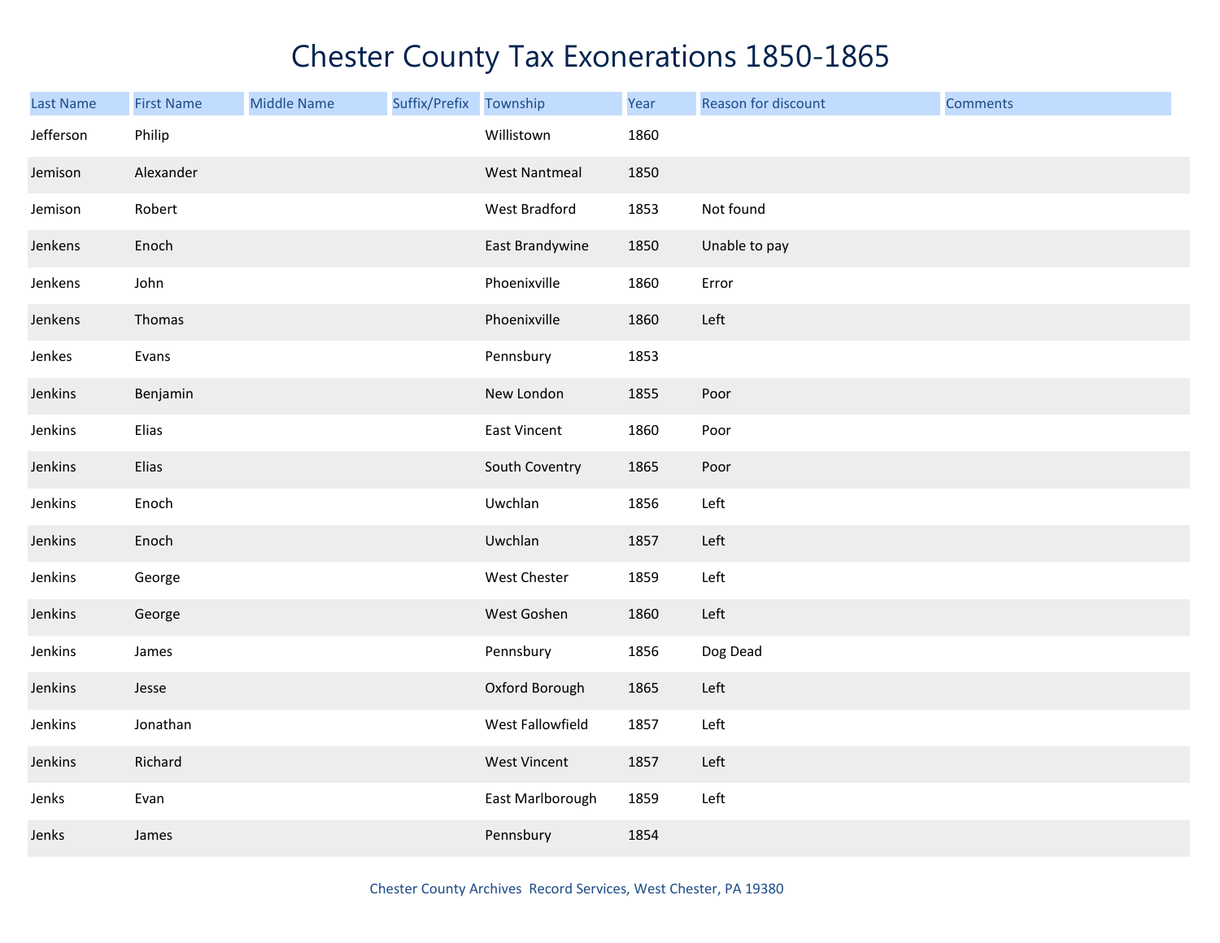# Chester County Tax Exonerations 1850-1865

| Last Name | First Name | Middle Name | Suffix/Prefix | Township | Year | Reason for discount | Comments |
|---|---|---|---|---|---|---|---|
| Jefferson | Philip | | | Willistown | 1860 | | |
| Jemison | Alexander | | | West Nantmeal | 1850 | | |
| Jemison | Robert | | | West Bradford | 1853 | Not found | |
| Jenkens | Enoch | | | East Brandywine | 1850 | Unable to pay | |
| Jenkens | John | | | Phoenixville | 1860 | Error | |
| Jenkens | Thomas | | | Phoenixville | 1860 | Left | |
| Jenkes | Evans | | | Pennsbury | 1853 | | |
| Jenkins | Benjamin | | | New London | 1855 | Poor | |
| Jenkins | Elias | | | East Vincent | 1860 | Poor | |
| Jenkins | Elias | | | South Coventry | 1865 | Poor | |
| Jenkins | Enoch | | | Uwchlan | 1856 | Left | |
| Jenkins | Enoch | | | Uwchlan | 1857 | Left | |
| Jenkins | George | | | West Chester | 1859 | Left | |
| Jenkins | George | | | West Goshen | 1860 | Left | |
| Jenkins | James | | | Pennsbury | 1856 | Dog Dead | |
| Jenkins | Jesse | | | Oxford Borough | 1865 | Left | |
| Jenkins | Jonathan | | | West Fallowfield | 1857 | Left | |
| Jenkins | Richard | | | West Vincent | 1857 | Left | |
| Jenks | Evan | | | East Marlborough | 1859 | Left | |
| Jenks | James | | | Pennsbury | 1854 | | |

Chester County Archives Record Services, West Chester, PA 19380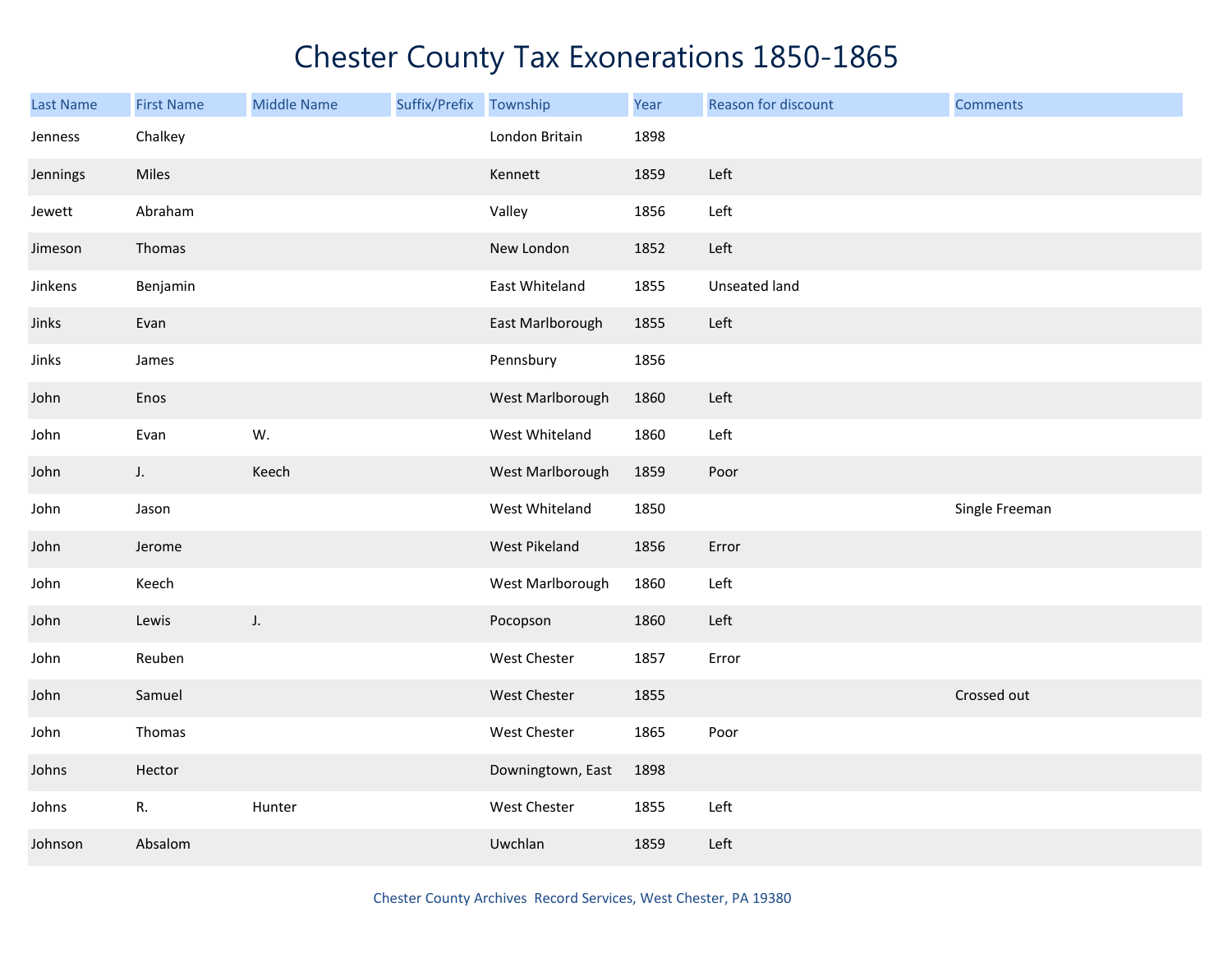# Chester County Tax Exonerations 1850-1865

| Last Name | First Name | Middle Name | Suffix/Prefix | Township | Year | Reason for discount | Comments |
|---|---|---|---|---|---|---|---|
| Jenness | Chalkey | | | London Britain | 1898 | | |
| Jennings | Miles | | | Kennett | 1859 | Left | |
| Jewett | Abraham | | | Valley | 1856 | Left | |
| Jimeson | Thomas | | | New London | 1852 | Left | |
| Jinkens | Benjamin | | | East Whiteland | 1855 | Unseated land | |
| Jinks | Evan | | | East Marlborough | 1855 | Left | |
| Jinks | James | | | Pennsbury | 1856 | | |
| John | Enos | | | West Marlborough | 1860 | Left | |
| John | Evan | W. | | West Whiteland | 1860 | Left | |
| John | J. | Keech | | West Marlborough | 1859 | Poor | |
| John | Jason | | | West Whiteland | 1850 | | Single Freeman |
| John | Jerome | | | West Pikeland | 1856 | Error | |
| John | Keech | | | West Marlborough | 1860 | Left | |
| John | Lewis | J. | | Pocopson | 1860 | Left | |
| John | Reuben | | | West Chester | 1857 | Error | |
| John | Samuel | | | West Chester | 1855 | | Crossed out |
| John | Thomas | | | West Chester | 1865 | Poor | |
| Johns | Hector | | | Downingtown, East | 1898 | | |
| Johns | R. | Hunter | | West Chester | 1855 | Left | |
| Johnson | Absalom | | | Uwchlan | 1859 | Left | |

Chester County Archives Record Services, West Chester, PA 19380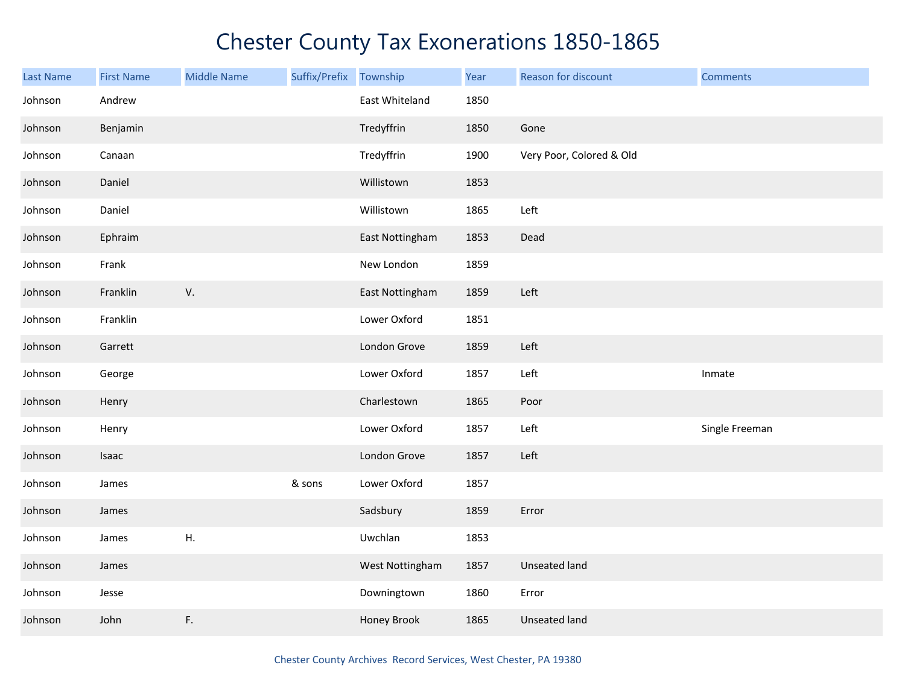# Chester County Tax Exonerations 1850-1865

| Last Name | First Name | Middle Name | Suffix/Prefix | Township | Year | Reason for discount | Comments |
|---|---|---|---|---|---|---|---|
| Johnson | Andrew | | | East Whiteland | 1850 | | |
| Johnson | Benjamin | | | Tredyffrin | 1850 | Gone | |
| Johnson | Canaan | | | Tredyffrin | 1900 | Very Poor, Colored & Old | |
| Johnson | Daniel | | | Willistown | 1853 | | |
| Johnson | Daniel | | | Willistown | 1865 | Left | |
| Johnson | Ephraim | | | East Nottingham | 1853 | Dead | |
| Johnson | Frank | | | New London | 1859 | | |
| Johnson | Franklin | V. | | East Nottingham | 1859 | Left | |
| Johnson | Franklin | | | Lower Oxford | 1851 | | |
| Johnson | Garrett | | | London Grove | 1859 | Left | |
| Johnson | George | | | Lower Oxford | 1857 | Left | Inmate |
| Johnson | Henry | | | Charlestown | 1865 | Poor | |
| Johnson | Henry | | | Lower Oxford | 1857 | Left | Single Freeman |
| Johnson | Isaac | | | London Grove | 1857 | Left | |
| Johnson | James | | & sons | Lower Oxford | 1857 | | |
| Johnson | James | | | Sadsbury | 1859 | Error | |
| Johnson | James | H. | | Uwchlan | 1853 | | |
| Johnson | James | | | West Nottingham | 1857 | Unseated land | |
| Johnson | Jesse | | | Downingtown | 1860 | Error | |
| Johnson | John | F. | | Honey Brook | 1865 | Unseated land | |

Chester County Archives Record Services, West Chester, PA 19380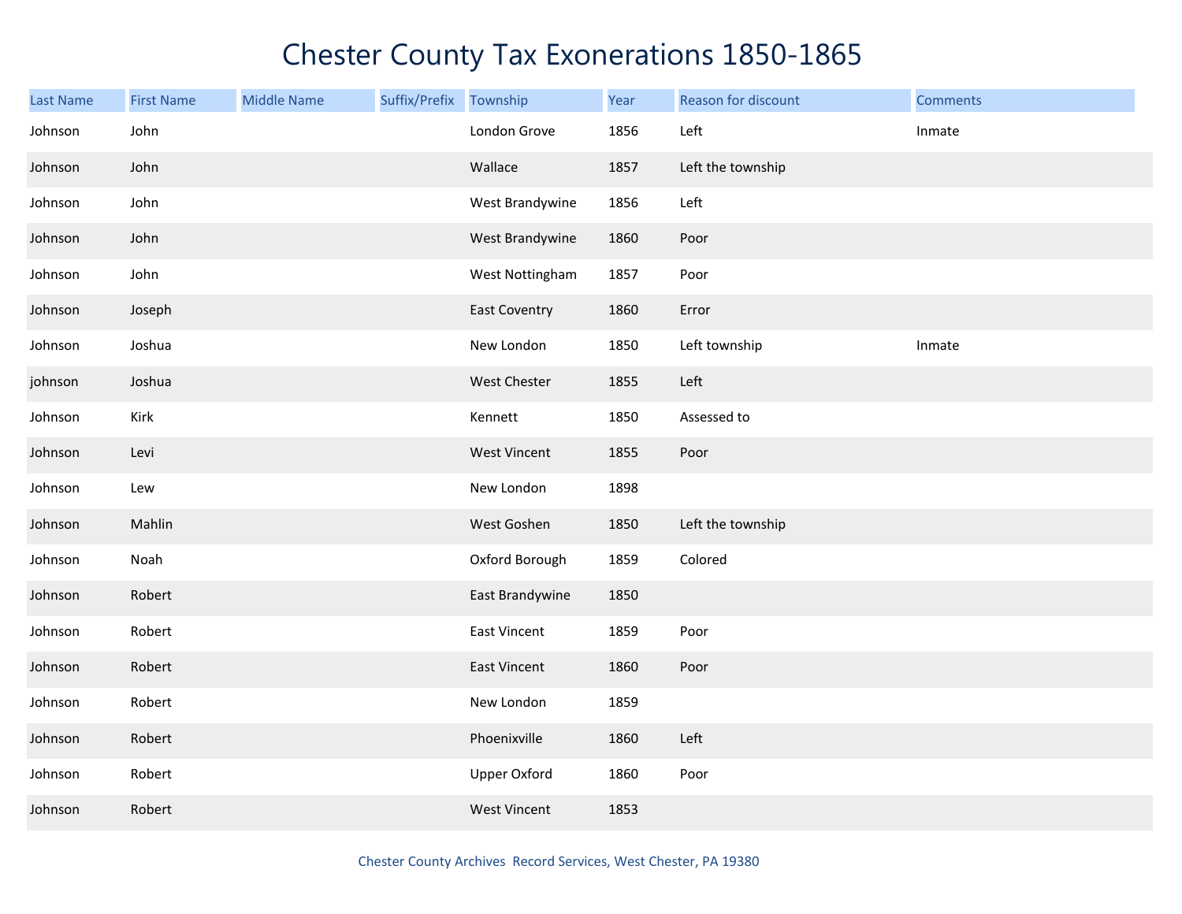# Chester County Tax Exonerations 1850-1865

| Last Name | First Name | Middle Name | Suffix/Prefix | Township | Year | Reason for discount | Comments |
|---|---|---|---|---|---|---|---|
| Johnson | John | | | London Grove | 1856 | Left | Inmate |
| Johnson | John | | | Wallace | 1857 | Left the township | |
| Johnson | John | | | West Brandywine | 1856 | Left | |
| Johnson | John | | | West Brandywine | 1860 | Poor | |
| Johnson | John | | | West Nottingham | 1857 | Poor | |
| Johnson | Joseph | | | East Coventry | 1860 | Error | |
| Johnson | Joshua | | | New London | 1850 | Left township | Inmate |
| johnson | Joshua | | | West Chester | 1855 | Left | |
| Johnson | Kirk | | | Kennett | 1850 | Assessed to | |
| Johnson | Levi | | | West Vincent | 1855 | Poor | |
| Johnson | Lew | | | New London | 1898 | | |
| Johnson | Mahlin | | | West Goshen | 1850 | Left the township | |
| Johnson | Noah | | | Oxford Borough | 1859 | Colored | |
| Johnson | Robert | | | East Brandywine | 1850 | | |
| Johnson | Robert | | | East Vincent | 1859 | Poor | |
| Johnson | Robert | | | East Vincent | 1860 | Poor | |
| Johnson | Robert | | | New London | 1859 | | |
| Johnson | Robert | | | Phoenixville | 1860 | Left | |
| Johnson | Robert | | | Upper Oxford | 1860 | Poor | |
| Johnson | Robert | | | West Vincent | 1853 | | |

Chester County Archives Record Services, West Chester, PA 19380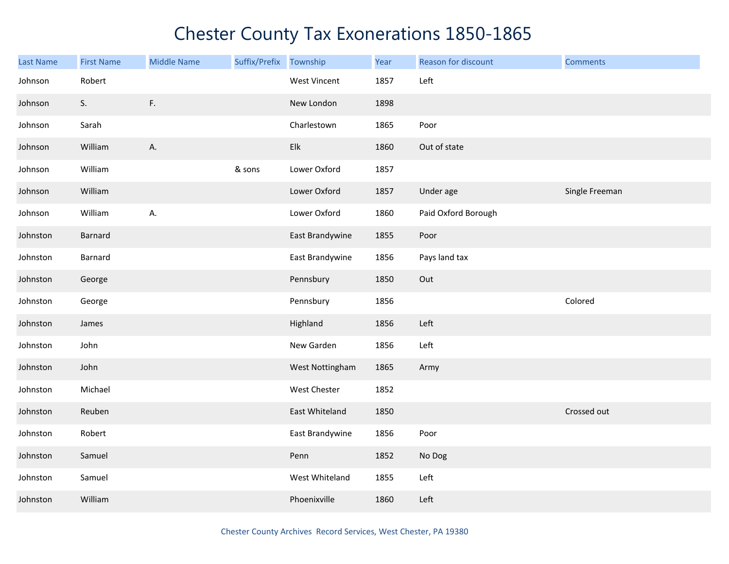# Chester County Tax Exonerations 1850-1865

| Last Name | First Name | Middle Name | Suffix/Prefix | Township | Year | Reason for discount | Comments |
|---|---|---|---|---|---|---|---|
| Johnson | Robert | | | West Vincent | 1857 | Left | |
| Johnson | S. | F. | | New London | 1898 | | |
| Johnson | Sarah | | | Charlestown | 1865 | Poor | |
| Johnson | William | A. | | Elk | 1860 | Out of state | |
| Johnson | William | | & sons | Lower Oxford | 1857 | | |
| Johnson | William | | | Lower Oxford | 1857 | Under age | Single Freeman |
| Johnson | William | A. | | Lower Oxford | 1860 | Paid Oxford Borough | |
| Johnston | Barnard | | | East Brandywine | 1855 | Poor | |
| Johnston | Barnard | | | East Brandywine | 1856 | Pays land tax | |
| Johnston | George | | | Pennsbury | 1850 | Out | |
| Johnston | George | | | Pennsbury | 1856 | | Colored |
| Johnston | James | | | Highland | 1856 | Left | |
| Johnston | John | | | New Garden | 1856 | Left | |
| Johnston | John | | | West Nottingham | 1865 | Army | |
| Johnston | Michael | | | West Chester | 1852 | | |
| Johnston | Reuben | | | East Whiteland | 1850 | | Crossed out |
| Johnston | Robert | | | East Brandywine | 1856 | Poor | |
| Johnston | Samuel | | | Penn | 1852 | No Dog | |
| Johnston | Samuel | | | West Whiteland | 1855 | Left | |
| Johnston | William | | | Phoenixville | 1860 | Left | |

Chester County Archives Record Services, West Chester, PA 19380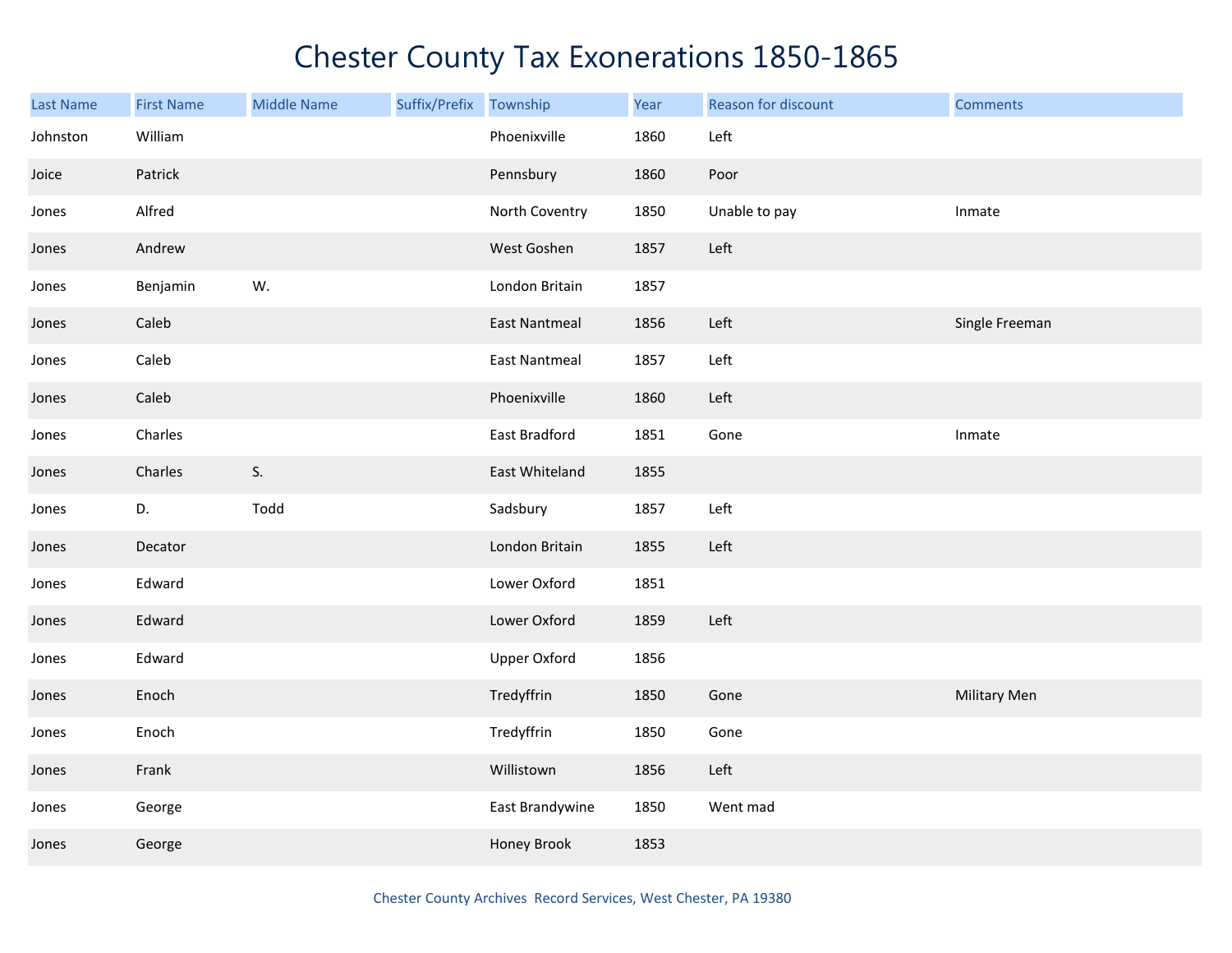# Chester County Tax Exonerations 1850-1865

| Last Name | First Name | Middle Name | Suffix/Prefix | Township | Year | Reason for discount | Comments |
|---|---|---|---|---|---|---|---|
| Johnston | William | | | Phoenixville | 1860 | Left | |
| Joice | Patrick | | | Pennsbury | 1860 | Poor | |
| Jones | Alfred | | | North Coventry | 1850 | Unable to pay | Inmate |
| Jones | Andrew | | | West Goshen | 1857 | Left | |
| Jones | Benjamin | W. | | London Britain | 1857 | | |
| Jones | Caleb | | | East Nantmeal | 1856 | Left | Single Freeman |
| Jones | Caleb | | | East Nantmeal | 1857 | Left | |
| Jones | Caleb | | | Phoenixville | 1860 | Left | |
| Jones | Charles | | | East Bradford | 1851 | Gone | Inmate |
| Jones | Charles | S. | | East Whiteland | 1855 | | |
| Jones | D. | Todd | | Sadsbury | 1857 | Left | |
| Jones | Decator | | | London Britain | 1855 | Left | |
| Jones | Edward | | | Lower Oxford | 1851 | | |
| Jones | Edward | | | Lower Oxford | 1859 | Left | |
| Jones | Edward | | | Upper Oxford | 1856 | | |
| Jones | Enoch | | | Tredyffrin | 1850 | Gone | Military Men |
| Jones | Enoch | | | Tredyffrin | 1850 | Gone | |
| Jones | Frank | | | Willistown | 1856 | Left | |
| Jones | George | | | East Brandywine | 1850 | Went mad | |
| Jones | George | | | Honey Brook | 1853 | | |

Chester County Archives Record Services, West Chester, PA 19380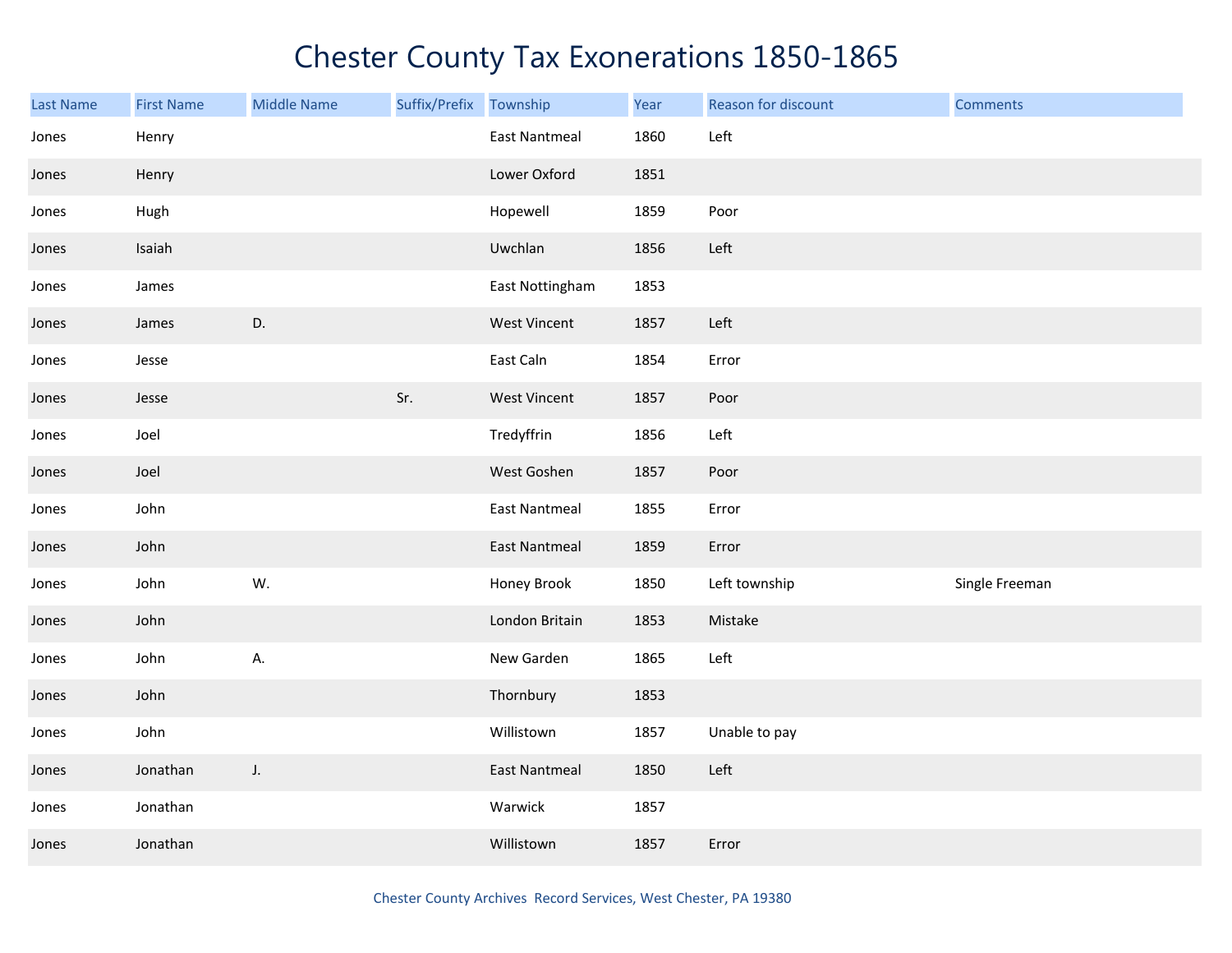# Chester County Tax Exonerations 1850-1865

| Last Name | First Name | Middle Name | Suffix/Prefix | Township | Year | Reason for discount | Comments |
|---|---|---|---|---|---|---|---|
| Jones | Henry | | | East Nantmeal | 1860 | Left | |
| Jones | Henry | | | Lower Oxford | 1851 | | |
| Jones | Hugh | | | Hopewell | 1859 | Poor | |
| Jones | Isaiah | | | Uwchlan | 1856 | Left | |
| Jones | James | | | East Nottingham | 1853 | | |
| Jones | James | D. | | West Vincent | 1857 | Left | |
| Jones | Jesse | | | East Caln | 1854 | Error | |
| Jones | Jesse | | Sr. | West Vincent | 1857 | Poor | |
| Jones | Joel | | | Tredyffrin | 1856 | Left | |
| Jones | Joel | | | West Goshen | 1857 | Poor | |
| Jones | John | | | East Nantmeal | 1855 | Error | |
| Jones | John | | | East Nantmeal | 1859 | Error | |
| Jones | John | W. | | Honey Brook | 1850 | Left township | Single Freeman |
| Jones | John | | | London Britain | 1853 | Mistake | |
| Jones | John | A. | | New Garden | 1865 | Left | |
| Jones | John | | | Thornbury | 1853 | | |
| Jones | John | | | Willistown | 1857 | Unable to pay | |
| Jones | Jonathan | J. | | East Nantmeal | 1850 | Left | |
| Jones | Jonathan | | | Warwick | 1857 | | |
| Jones | Jonathan | | | Willistown | 1857 | Error | |

Chester County Archives Record Services, West Chester, PA 19380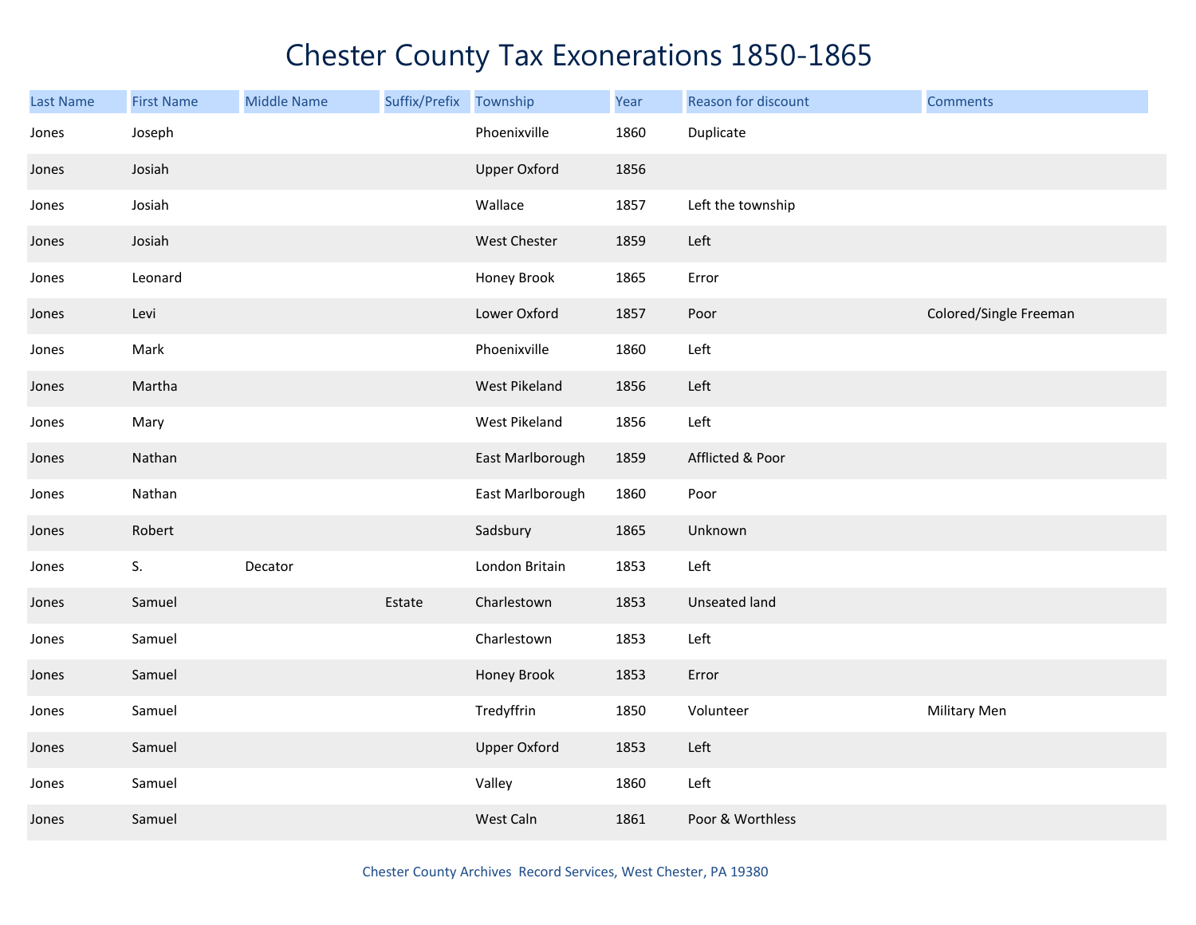# Chester County Tax Exonerations 1850-1865

| Last Name | First Name | Middle Name | Suffix/Prefix | Township | Year | Reason for discount | Comments |
|---|---|---|---|---|---|---|---|
| Jones | Joseph | | | Phoenixville | 1860 | Duplicate | |
| Jones | Josiah | | | Upper Oxford | 1856 | | |
| Jones | Josiah | | | Wallace | 1857 | Left the township | |
| Jones | Josiah | | | West Chester | 1859 | Left | |
| Jones | Leonard | | | Honey Brook | 1865 | Error | |
| Jones | Levi | | | Lower Oxford | 1857 | Poor | Colored/Single Freeman |
| Jones | Mark | | | Phoenixville | 1860 | Left | |
| Jones | Martha | | | West Pikeland | 1856 | Left | |
| Jones | Mary | | | West Pikeland | 1856 | Left | |
| Jones | Nathan | | | East Marlborough | 1859 | Afflicted & Poor | |
| Jones | Nathan | | | East Marlborough | 1860 | Poor | |
| Jones | Robert | | | Sadsbury | 1865 | Unknown | |
| Jones | S. | Decator | | London Britain | 1853 | Left | |
| Jones | Samuel | | Estate | Charlestown | 1853 | Unseated land | |
| Jones | Samuel | | | Charlestown | 1853 | Left | |
| Jones | Samuel | | | Honey Brook | 1853 | Error | |
| Jones | Samuel | | | Tredyffrin | 1850 | Volunteer | Military Men |
| Jones | Samuel | | | Upper Oxford | 1853 | Left | |
| Jones | Samuel | | | Valley | 1860 | Left | |
| Jones | Samuel | | | West Caln | 1861 | Poor & Worthless | |

Chester County Archives Record Services, West Chester, PA 19380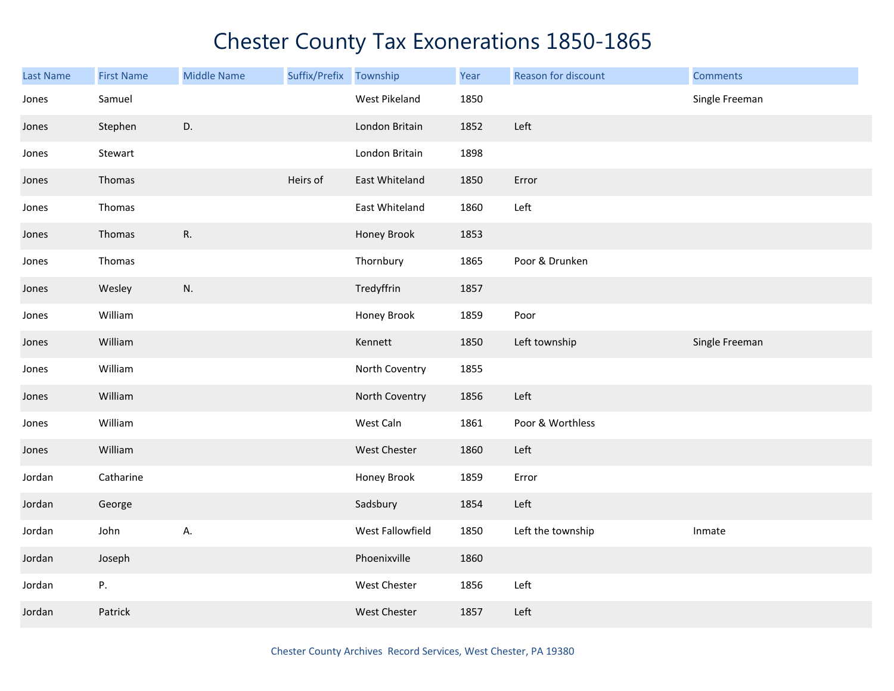# Chester County Tax Exonerations 1850-1865

| Last Name | First Name | Middle Name | Suffix/Prefix | Township | Year | Reason for discount | Comments |
|---|---|---|---|---|---|---|---|
| Jones | Samuel | | | West Pikeland | 1850 | | Single Freeman |
| Jones | Stephen | D. | | London Britain | 1852 | Left | |
| Jones | Stewart | | | London Britain | 1898 | | |
| Jones | Thomas | | Heirs of | East Whiteland | 1850 | Error | |
| Jones | Thomas | | | East Whiteland | 1860 | Left | |
| Jones | Thomas | R. | | Honey Brook | 1853 | | |
| Jones | Thomas | | | Thornbury | 1865 | Poor & Drunken | |
| Jones | Wesley | N. | | Tredyffrin | 1857 | | |
| Jones | William | | | Honey Brook | 1859 | Poor | |
| Jones | William | | | Kennett | 1850 | Left township | Single Freeman |
| Jones | William | | | North Coventry | 1855 | | |
| Jones | William | | | North Coventry | 1856 | Left | |
| Jones | William | | | West Caln | 1861 | Poor & Worthless | |
| Jones | William | | | West Chester | 1860 | Left | |
| Jordan | Catharine | | | Honey Brook | 1859 | Error | |
| Jordan | George | | | Sadsbury | 1854 | Left | |
| Jordan | John | A. | | West Fallowfield | 1850 | Left the township | Inmate |
| Jordan | Joseph | | | Phoenixville | 1860 | | |
| Jordan | P. | | | West Chester | 1856 | Left | |
| Jordan | Patrick | | | West Chester | 1857 | Left | |

Chester County Archives Record Services, West Chester, PA 19380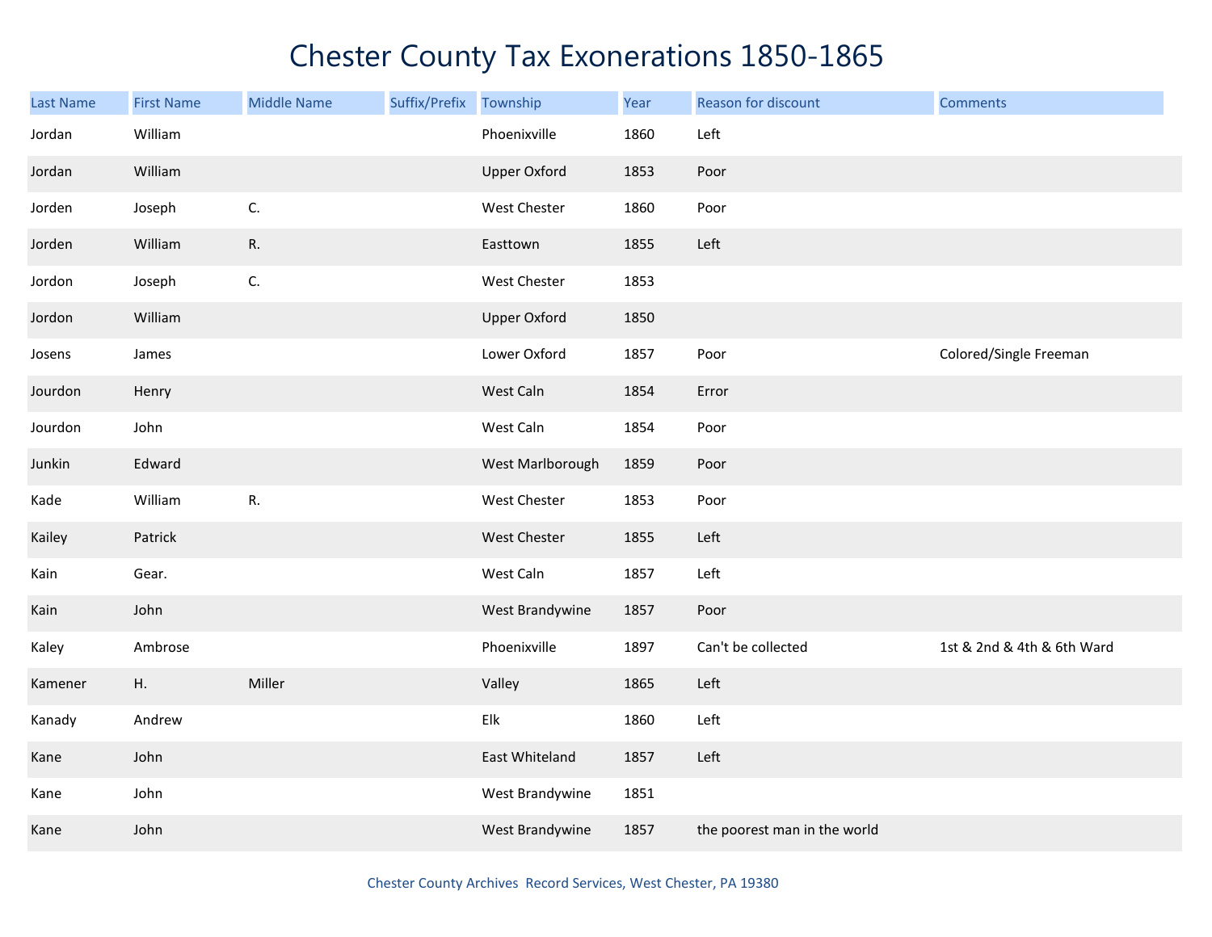# Chester County Tax Exonerations 1850-1865

| Last Name | First Name | Middle Name | Suffix/Prefix | Township | Year | Reason for discount | Comments |
|---|---|---|---|---|---|---|---|
| Jordan | William | | | Phoenixville | 1860 | Left | |
| Jordan | William | | | Upper Oxford | 1853 | Poor | |
| Jorden | Joseph | C. | | West Chester | 1860 | Poor | |
| Jorden | William | R. | | Easttown | 1855 | Left | |
| Jordon | Joseph | C. | | West Chester | 1853 | | |
| Jordon | William | | | Upper Oxford | 1850 | | |
| Josens | James | | | Lower Oxford | 1857 | Poor | Colored/Single Freeman |
| Jourdon | Henry | | | West Caln | 1854 | Error | |
| Jourdon | John | | | West Caln | 1854 | Poor | |
| Junkin | Edward | | | West Marlborough | 1859 | Poor | |
| Kade | William | R. | | West Chester | 1853 | Poor | |
| Kailey | Patrick | | | West Chester | 1855 | Left | |
| Kain | Gear. | | | West Caln | 1857 | Left | |
| Kain | John | | | West Brandywine | 1857 | Poor | |
| Kaley | Ambrose | | | Phoenixville | 1897 | Can't be collected | 1st & 2nd & 4th & 6th Ward |
| Kamener | H. | Miller | | Valley | 1865 | Left | |
| Kanady | Andrew | | | Elk | 1860 | Left | |
| Kane | John | | | East Whiteland | 1857 | Left | |
| Kane | John | | | West Brandywine | 1851 | | |
| Kane | John | | | West Brandywine | 1857 | the poorest man in the world | |

Chester County Archives Record Services, West Chester, PA 19380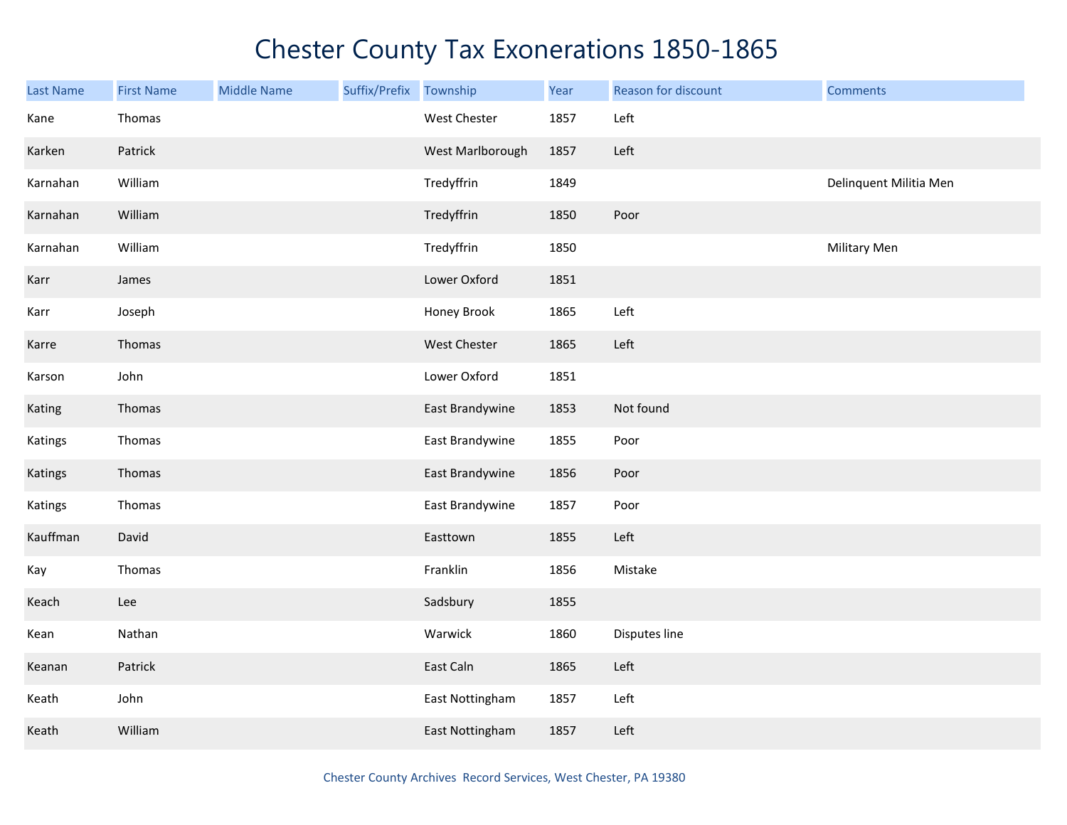# Chester County Tax Exonerations 1850-1865

| Last Name | First Name | Middle Name | Suffix/Prefix | Township | Year | Reason for discount | Comments |
|---|---|---|---|---|---|---|---|
| Kane | Thomas | | | West Chester | 1857 | Left | |
| Karken | Patrick | | | West Marlborough | 1857 | Left | |
| Karnahan | William | | | Tredyffrin | 1849 | | Delinquent Militia Men |
| Karnahan | William | | | Tredyffrin | 1850 | Poor | |
| Karnahan | William | | | Tredyffrin | 1850 | | Military Men |
| Karr | James | | | Lower Oxford | 1851 | | |
| Karr | Joseph | | | Honey Brook | 1865 | Left | |
| Karre | Thomas | | | West Chester | 1865 | Left | |
| Karson | John | | | Lower Oxford | 1851 | | |
| Kating | Thomas | | | East Brandywine | 1853 | Not found | |
| Katings | Thomas | | | East Brandywine | 1855 | Poor | |
| Katings | Thomas | | | East Brandywine | 1856 | Poor | |
| Katings | Thomas | | | East Brandywine | 1857 | Poor | |
| Kauffman | David | | | Easttown | 1855 | Left | |
| Kay | Thomas | | | Franklin | 1856 | Mistake | |
| Keach | Lee | | | Sadsbury | 1855 | | |
| Kean | Nathan | | | Warwick | 1860 | Disputes line | |
| Keanan | Patrick | | | East Caln | 1865 | Left | |
| Keath | John | | | East Nottingham | 1857 | Left | |
| Keath | William | | | East Nottingham | 1857 | Left | |

Chester County Archives Record Services, West Chester, PA 19380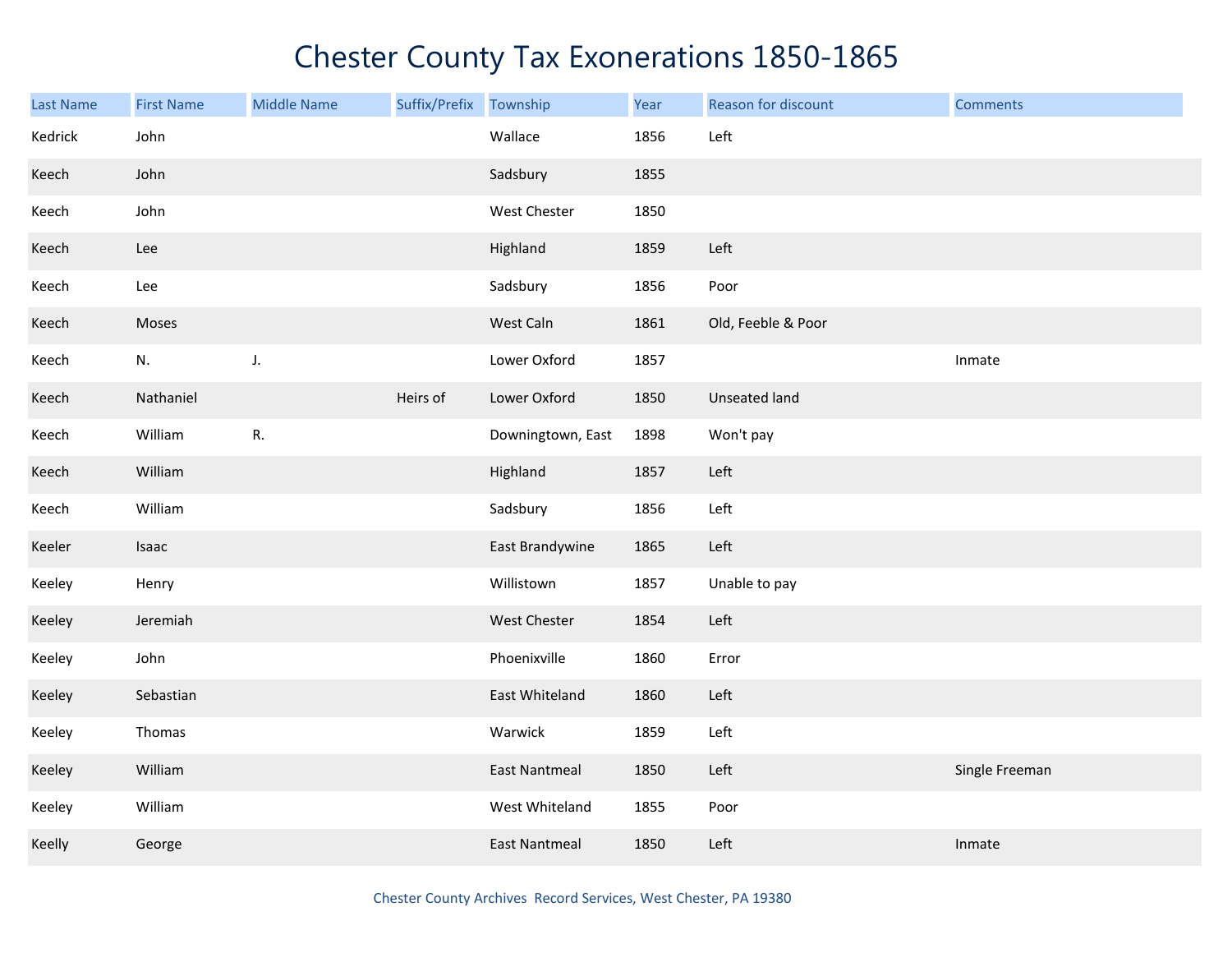# Chester County Tax Exonerations 1850-1865

| Last Name | First Name | Middle Name | Suffix/Prefix | Township | Year | Reason for discount | Comments |
|---|---|---|---|---|---|---|---|
| Kedrick | John | | | Wallace | 1856 | Left | |
| Keech | John | | | Sadsbury | 1855 | | |
| Keech | John | | | West Chester | 1850 | | |
| Keech | Lee | | | Highland | 1859 | Left | |
| Keech | Lee | | | Sadsbury | 1856 | Poor | |
| Keech | Moses | | | West Caln | 1861 | Old, Feeble & Poor | |
| Keech | N. | J. | | Lower Oxford | 1857 | | Inmate |
| Keech | Nathaniel | | Heirs of | Lower Oxford | 1850 | Unseated land | |
| Keech | William | R. | | Downingtown, East | 1898 | Won't pay | |
| Keech | William | | | Highland | 1857 | Left | |
| Keech | William | | | Sadsbury | 1856 | Left | |
| Keeler | Isaac | | | East Brandywine | 1865 | Left | |
| Keeley | Henry | | | Willistown | 1857 | Unable to pay | |
| Keeley | Jeremiah | | | West Chester | 1854 | Left | |
| Keeley | John | | | Phoenixville | 1860 | Error | |
| Keeley | Sebastian | | | East Whiteland | 1860 | Left | |
| Keeley | Thomas | | | Warwick | 1859 | Left | |
| Keeley | William | | | East Nantmeal | 1850 | Left | Single Freeman |
| Keeley | William | | | West Whiteland | 1855 | Poor | |
| Keelly | George | | | East Nantmeal | 1850 | Left | Inmate |

Chester County Archives Record Services, West Chester, PA 19380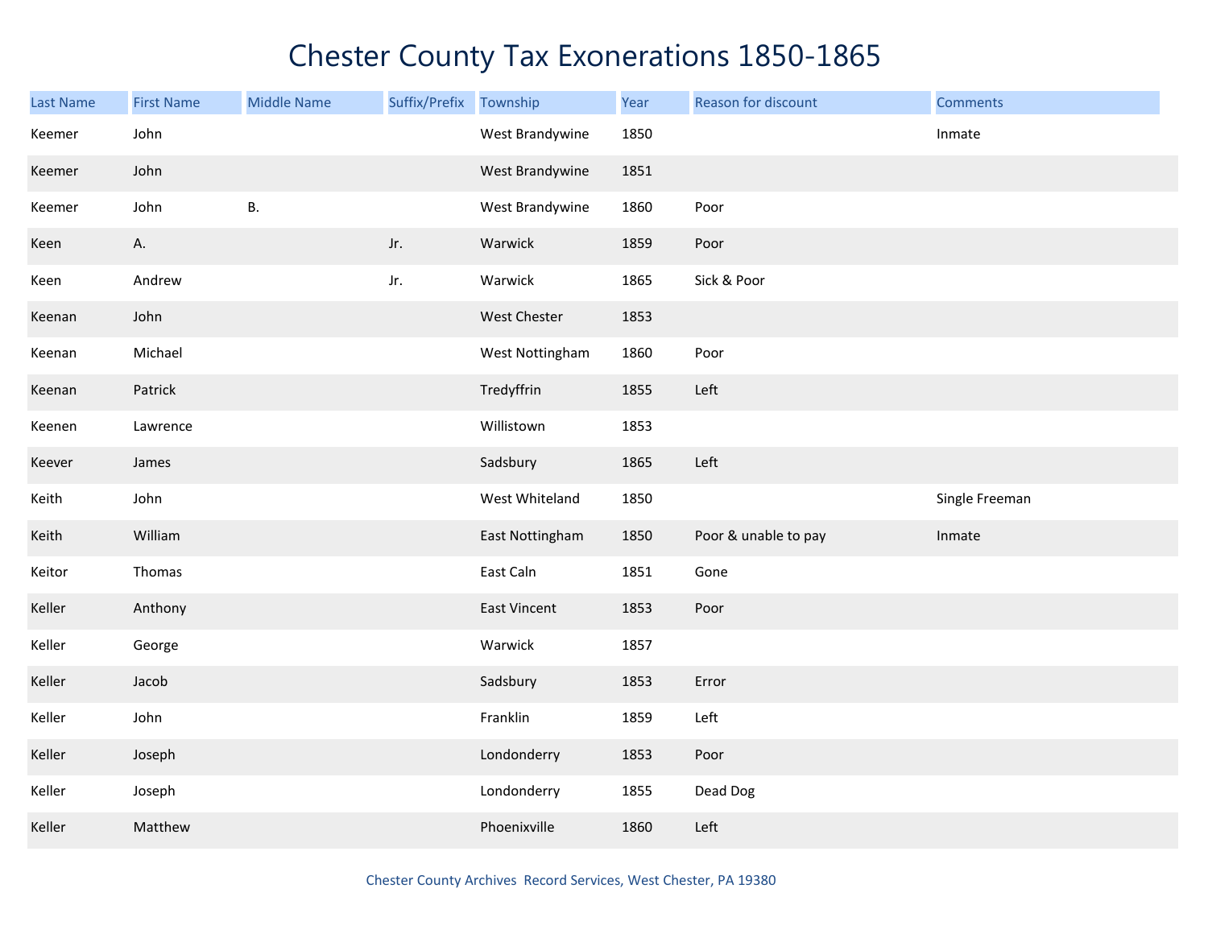# Chester County Tax Exonerations 1850-1865

| Last Name | First Name | Middle Name | Suffix/Prefix | Township | Year | Reason for discount | Comments |
|---|---|---|---|---|---|---|---|
| Keemer | John | | | West Brandywine | 1850 | | Inmate |
| Keemer | John | | | West Brandywine | 1851 | | |
| Keemer | John | B. | | West Brandywine | 1860 | Poor | |
| Keen | A. | | Jr. | Warwick | 1859 | Poor | |
| Keen | Andrew | | Jr. | Warwick | 1865 | Sick & Poor | |
| Keenan | John | | | West Chester | 1853 | | |
| Keenan | Michael | | | West Nottingham | 1860 | Poor | |
| Keenan | Patrick | | | Tredyffrin | 1855 | Left | |
| Keenen | Lawrence | | | Willistown | 1853 | | |
| Keever | James | | | Sadsbury | 1865 | Left | |
| Keith | John | | | West Whiteland | 1850 | | Single Freeman |
| Keith | William | | | East Nottingham | 1850 | Poor & unable to pay | Inmate |
| Keitor | Thomas | | | East Caln | 1851 | Gone | |
| Keller | Anthony | | | East Vincent | 1853 | Poor | |
| Keller | George | | | Warwick | 1857 | | |
| Keller | Jacob | | | Sadsbury | 1853 | Error | |
| Keller | John | | | Franklin | 1859 | Left | |
| Keller | Joseph | | | Londonderry | 1853 | Poor | |
| Keller | Joseph | | | Londonderry | 1855 | Dead Dog | |
| Keller | Matthew | | | Phoenixville | 1860 | Left | |

Chester County Archives Record Services, West Chester, PA 19380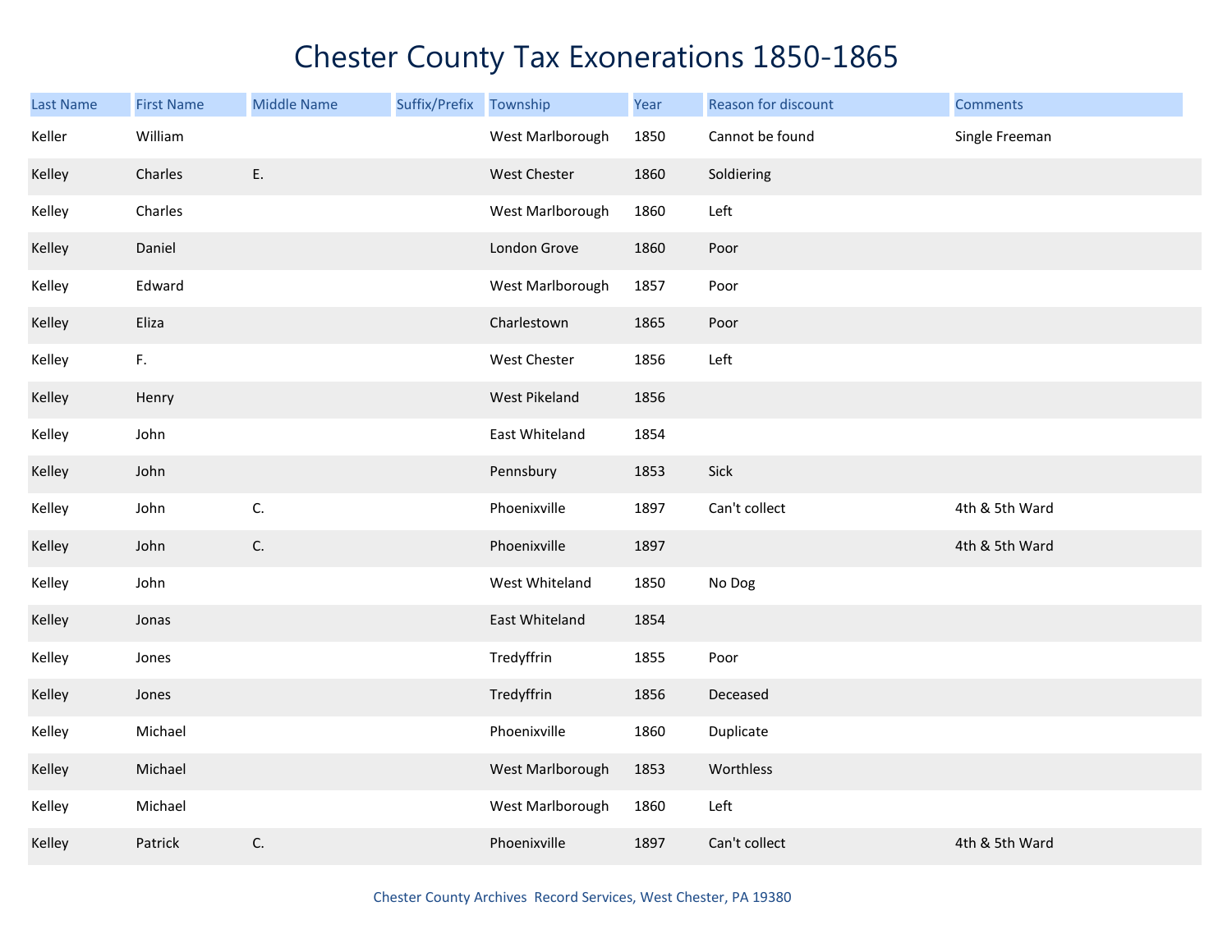# Chester County Tax Exonerations 1850-1865

| Last Name | First Name | Middle Name | Suffix/Prefix | Township | Year | Reason for discount | Comments |
|---|---|---|---|---|---|---|---|
| Keller | William | | | West Marlborough | 1850 | Cannot be found | Single Freeman |
| Kelley | Charles | E. | | West Chester | 1860 | Soldiering | |
| Kelley | Charles | | | West Marlborough | 1860 | Left | |
| Kelley | Daniel | | | London Grove | 1860 | Poor | |
| Kelley | Edward | | | West Marlborough | 1857 | Poor | |
| Kelley | Eliza | | | Charlestown | 1865 | Poor | |
| Kelley | F. | | | West Chester | 1856 | Left | |
| Kelley | Henry | | | West Pikeland | 1856 | | |
| Kelley | John | | | East Whiteland | 1854 | | |
| Kelley | John | | | Pennsbury | 1853 | Sick | |
| Kelley | John | C. | | Phoenixville | 1897 | Can't collect | 4th & 5th Ward |
| Kelley | John | C. | | Phoenixville | 1897 | | 4th & 5th Ward |
| Kelley | John | | | West Whiteland | 1850 | No Dog | |
| Kelley | Jonas | | | East Whiteland | 1854 | | |
| Kelley | Jones | | | Tredyffrin | 1855 | Poor | |
| Kelley | Jones | | | Tredyffrin | 1856 | Deceased | |
| Kelley | Michael | | | Phoenixville | 1860 | Duplicate | |
| Kelley | Michael | | | West Marlborough | 1853 | Worthless | |
| Kelley | Michael | | | West Marlborough | 1860 | Left | |
| Kelley | Patrick | C. | | Phoenixville | 1897 | Can't collect | 4th & 5th Ward |

Chester County Archives Record Services, West Chester, PA 19380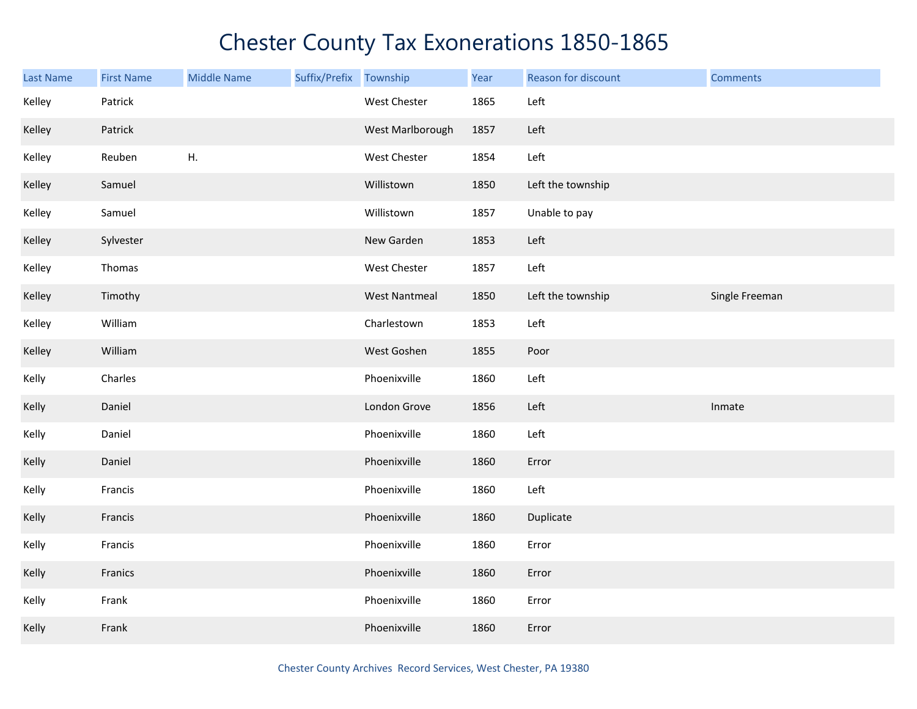# Chester County Tax Exonerations 1850-1865

| Last Name | First Name | Middle Name | Suffix/Prefix | Township | Year | Reason for discount | Comments |
|---|---|---|---|---|---|---|---|
| Kelley | Patrick | | | West Chester | 1865 | Left | |
| Kelley | Patrick | | | West Marlborough | 1857 | Left | |
| Kelley | Reuben | H. | | West Chester | 1854 | Left | |
| Kelley | Samuel | | | Willistown | 1850 | Left the township | |
| Kelley | Samuel | | | Willistown | 1857 | Unable to pay | |
| Kelley | Sylvester | | | New Garden | 1853 | Left | |
| Kelley | Thomas | | | West Chester | 1857 | Left | |
| Kelley | Timothy | | | West Nantmeal | 1850 | Left the township | Single Freeman |
| Kelley | William | | | Charlestown | 1853 | Left | |
| Kelley | William | | | West Goshen | 1855 | Poor | |
| Kelly | Charles | | | Phoenixville | 1860 | Left | |
| Kelly | Daniel | | | London Grove | 1856 | Left | Inmate |
| Kelly | Daniel | | | Phoenixville | 1860 | Left | |
| Kelly | Daniel | | | Phoenixville | 1860 | Error | |
| Kelly | Francis | | | Phoenixville | 1860 | Left | |
| Kelly | Francis | | | Phoenixville | 1860 | Duplicate | |
| Kelly | Francis | | | Phoenixville | 1860 | Error | |
| Kelly | Franics | | | Phoenixville | 1860 | Error | |
| Kelly | Frank | | | Phoenixville | 1860 | Error | |
| Kelly | Frank | | | Phoenixville | 1860 | Error | |

Chester County Archives Record Services, West Chester, PA 19380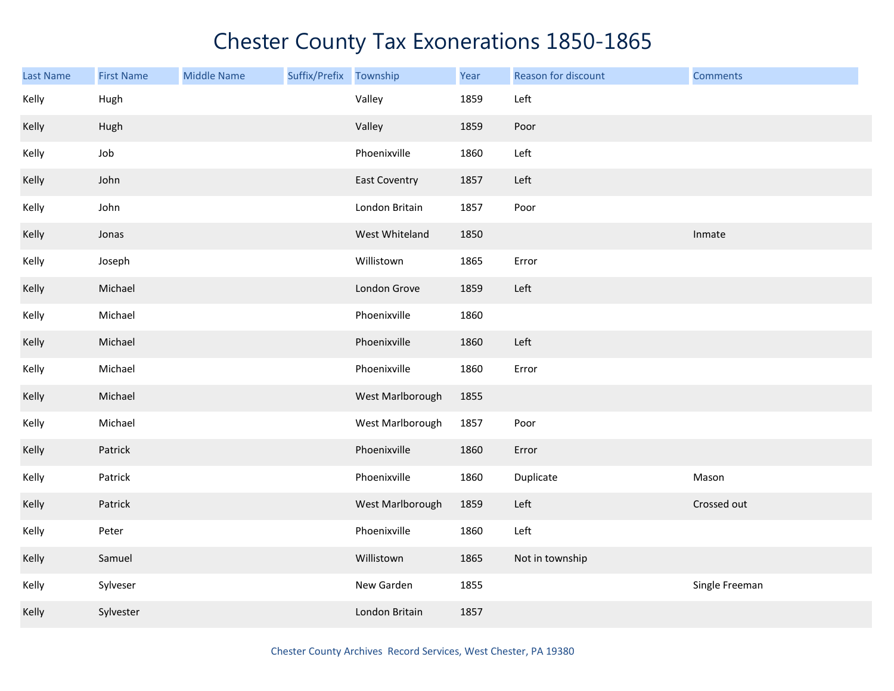# Chester County Tax Exonerations 1850-1865

| Last Name | First Name | Middle Name | Suffix/Prefix | Township | Year | Reason for discount | Comments |
|---|---|---|---|---|---|---|---|
| Kelly | Hugh | | | Valley | 1859 | Left | |
| Kelly | Hugh | | | Valley | 1859 | Poor | |
| Kelly | Job | | | Phoenixville | 1860 | Left | |
| Kelly | John | | | East Coventry | 1857 | Left | |
| Kelly | John | | | London Britain | 1857 | Poor | |
| Kelly | Jonas | | | West Whiteland | 1850 | | Inmate |
| Kelly | Joseph | | | Willistown | 1865 | Error | |
| Kelly | Michael | | | London Grove | 1859 | Left | |
| Kelly | Michael | | | Phoenixville | 1860 | | |
| Kelly | Michael | | | Phoenixville | 1860 | Left | |
| Kelly | Michael | | | Phoenixville | 1860 | Error | |
| Kelly | Michael | | | West Marlborough | 1855 | | |
| Kelly | Michael | | | West Marlborough | 1857 | Poor | |
| Kelly | Patrick | | | Phoenixville | 1860 | Error | |
| Kelly | Patrick | | | Phoenixville | 1860 | Duplicate | Mason |
| Kelly | Patrick | | | West Marlborough | 1859 | Left | Crossed out |
| Kelly | Peter | | | Phoenixville | 1860 | Left | |
| Kelly | Samuel | | | Willistown | 1865 | Not in township | |
| Kelly | Sylveser | | | New Garden | 1855 | | Single Freeman |
| Kelly | Sylvester | | | London Britain | 1857 | | |

Chester County Archives Record Services, West Chester, PA 19380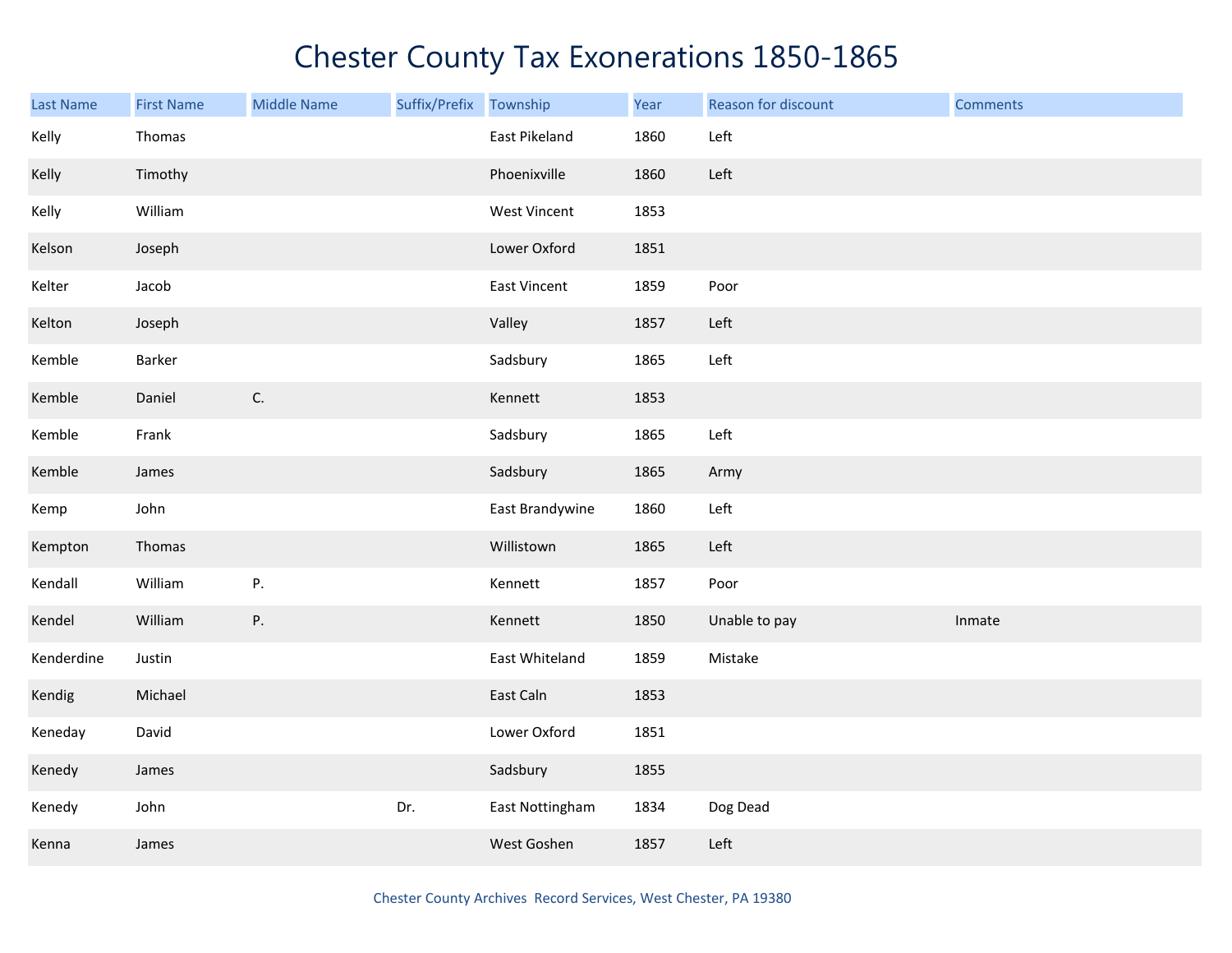# Chester County Tax Exonerations 1850-1865

| Last Name | First Name | Middle Name | Suffix/Prefix | Township | Year | Reason for discount | Comments |
|---|---|---|---|---|---|---|---|
| Kelly | Thomas | | | East Pikeland | 1860 | Left | |
| Kelly | Timothy | | | Phoenixville | 1860 | Left | |
| Kelly | William | | | West Vincent | 1853 | | |
| Kelson | Joseph | | | Lower Oxford | 1851 | | |
| Kelter | Jacob | | | East Vincent | 1859 | Poor | |
| Kelton | Joseph | | | Valley | 1857 | Left | |
| Kemble | Barker | | | Sadsbury | 1865 | Left | |
| Kemble | Daniel | C. | | Kennett | 1853 | | |
| Kemble | Frank | | | Sadsbury | 1865 | Left | |
| Kemble | James | | | Sadsbury | 1865 | Army | |
| Kemp | John | | | East Brandywine | 1860 | Left | |
| Kempton | Thomas | | | Willistown | 1865 | Left | |
| Kendall | William | P. | | Kennett | 1857 | Poor | |
| Kendel | William | P. | | Kennett | 1850 | Unable to pay | Inmate |
| Kenderdine | Justin | | | East Whiteland | 1859 | Mistake | |
| Kendig | Michael | | | East Caln | 1853 | | |
| Keneday | David | | | Lower Oxford | 1851 | | |
| Kenedy | James | | | Sadsbury | 1855 | | |
| Kenedy | John | | Dr. | East Nottingham | 1834 | Dog Dead | |
| Kenna | James | | | West Goshen | 1857 | Left | |

Chester County Archives Record Services, West Chester, PA 19380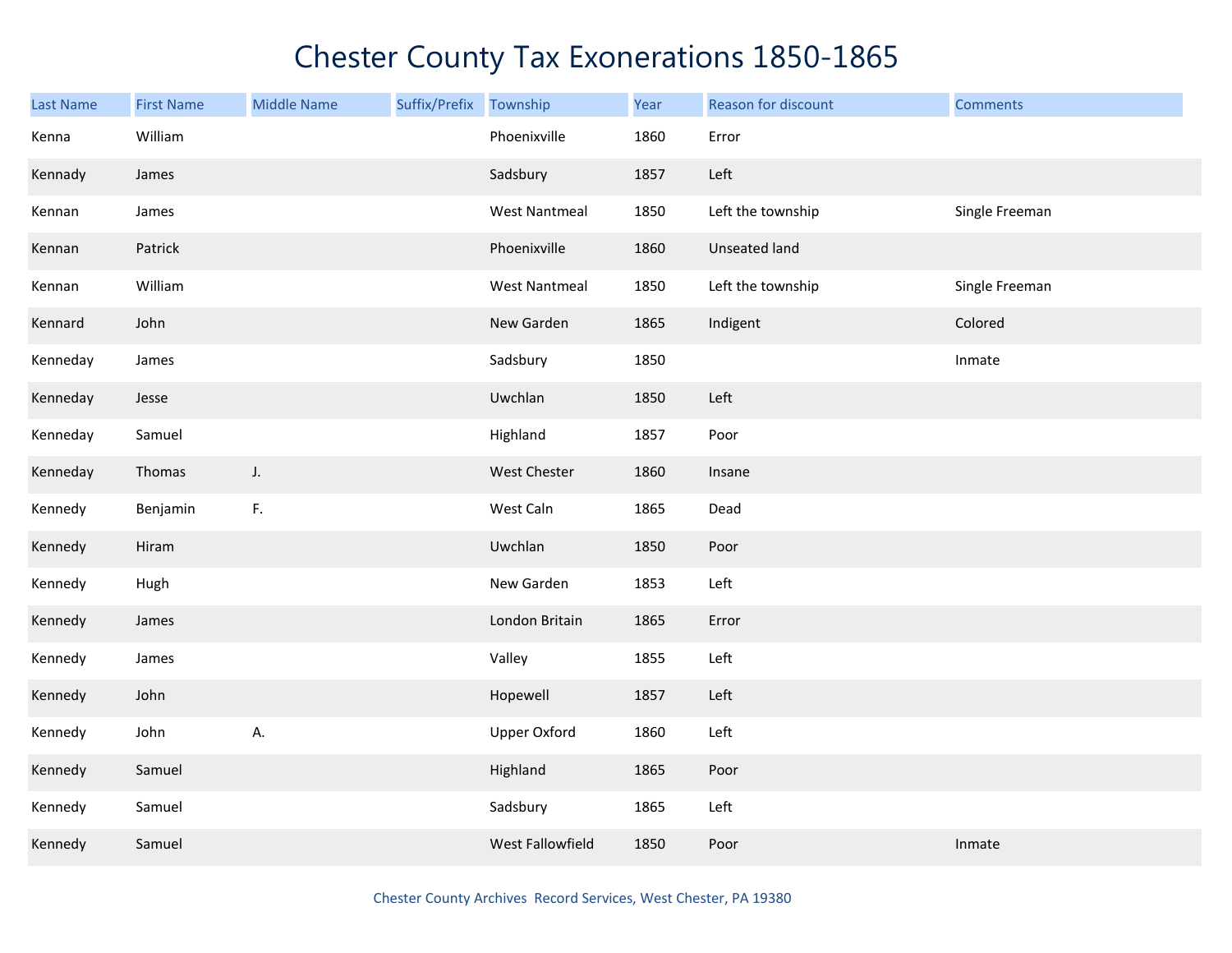# Chester County Tax Exonerations 1850-1865

| Last Name | First Name | Middle Name | Suffix/Prefix | Township | Year | Reason for discount | Comments |
|---|---|---|---|---|---|---|---|
| Kenna | William | | | Phoenixville | 1860 | Error | |
| Kennady | James | | | Sadsbury | 1857 | Left | |
| Kennan | James | | | West Nantmeal | 1850 | Left the township | Single Freeman |
| Kennan | Patrick | | | Phoenixville | 1860 | Unseated land | |
| Kennan | William | | | West Nantmeal | 1850 | Left the township | Single Freeman |
| Kennard | John | | | New Garden | 1865 | Indigent | Colored |
| Kenneday | James | | | Sadsbury | 1850 | | Inmate |
| Kenneday | Jesse | | | Uwchlan | 1850 | Left | |
| Kenneday | Samuel | | | Highland | 1857 | Poor | |
| Kenneday | Thomas | J. | | West Chester | 1860 | Insane | |
| Kennedy | Benjamin | F. | | West Caln | 1865 | Dead | |
| Kennedy | Hiram | | | Uwchlan | 1850 | Poor | |
| Kennedy | Hugh | | | New Garden | 1853 | Left | |
| Kennedy | James | | | London Britain | 1865 | Error | |
| Kennedy | James | | | Valley | 1855 | Left | |
| Kennedy | John | | | Hopewell | 1857 | Left | |
| Kennedy | John | A. | | Upper Oxford | 1860 | Left | |
| Kennedy | Samuel | | | Highland | 1865 | Poor | |
| Kennedy | Samuel | | | Sadsbury | 1865 | Left | |
| Kennedy | Samuel | | | West Fallowfield | 1850 | Poor | Inmate |

Chester County Archives Record Services, West Chester, PA 19380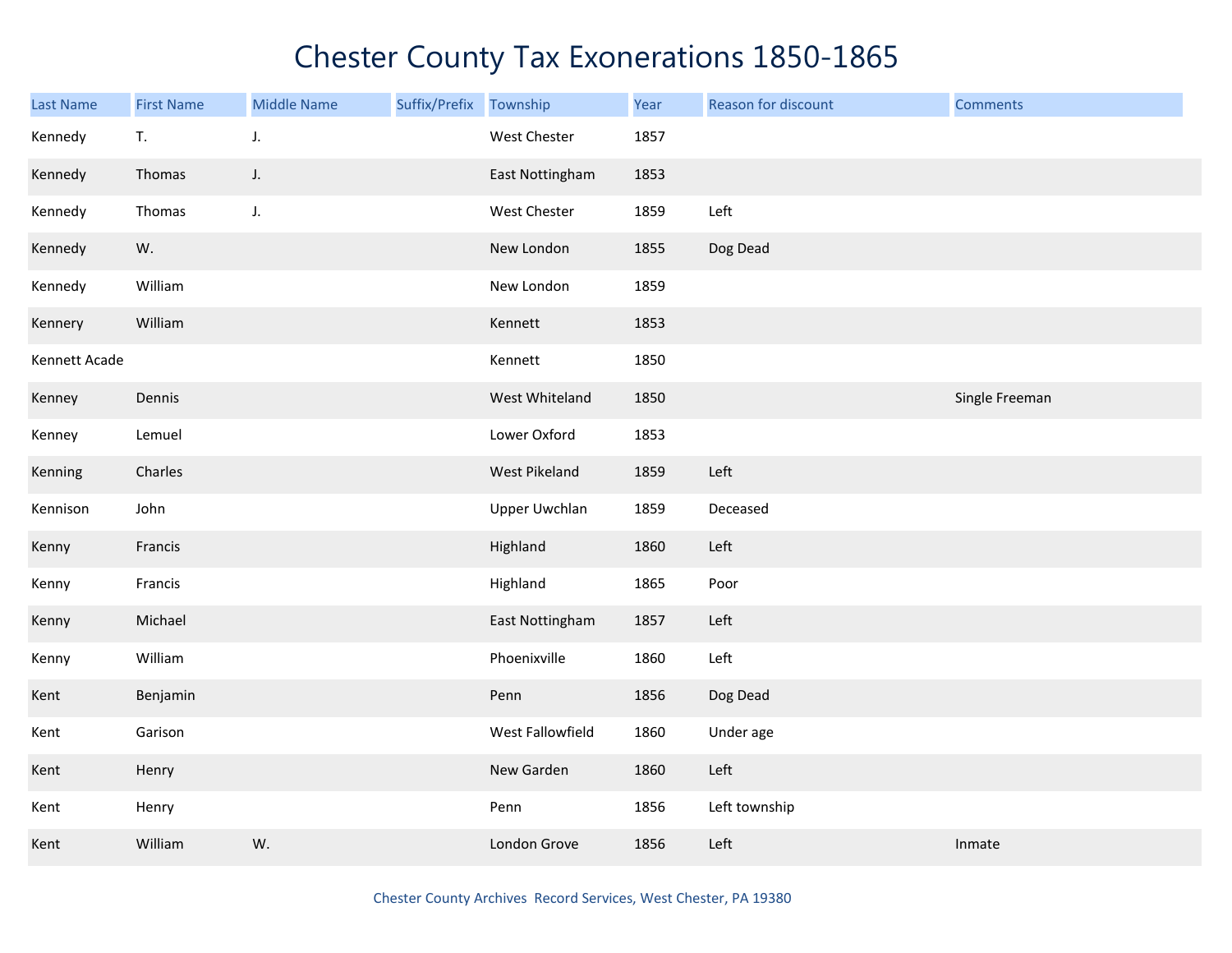# Chester County Tax Exonerations 1850-1865

| Last Name | First Name | Middle Name | Suffix/Prefix | Township | Year | Reason for discount | Comments |
|---|---|---|---|---|---|---|---|
| Kennedy | T. | J. | | West Chester | 1857 | | |
| Kennedy | Thomas | J. | | East Nottingham | 1853 | | |
| Kennedy | Thomas | J. | | West Chester | 1859 | Left | |
| Kennedy | W. | | | New London | 1855 | Dog Dead | |
| Kennedy | William | | | New London | 1859 | | |
| Kennery | William | | | Kennett | 1853 | | |
| Kennett Acade | | | | Kennett | 1850 | | |
| Kenney | Dennis | | | West Whiteland | 1850 | | Single Freeman |
| Kenney | Lemuel | | | Lower Oxford | 1853 | | |
| Kenning | Charles | | | West Pikeland | 1859 | Left | |
| Kennison | John | | | Upper Uwchlan | 1859 | Deceased | |
| Kenny | Francis | | | Highland | 1860 | Left | |
| Kenny | Francis | | | Highland | 1865 | Poor | |
| Kenny | Michael | | | East Nottingham | 1857 | Left | |
| Kenny | William | | | Phoenixville | 1860 | Left | |
| Kent | Benjamin | | | Penn | 1856 | Dog Dead | |
| Kent | Garison | | | West Fallowfield | 1860 | Under age | |
| Kent | Henry | | | New Garden | 1860 | Left | |
| Kent | Henry | | | Penn | 1856 | Left township | |
| Kent | William | W. | | London Grove | 1856 | Left | Inmate |

Chester County Archives Record Services, West Chester, PA 19380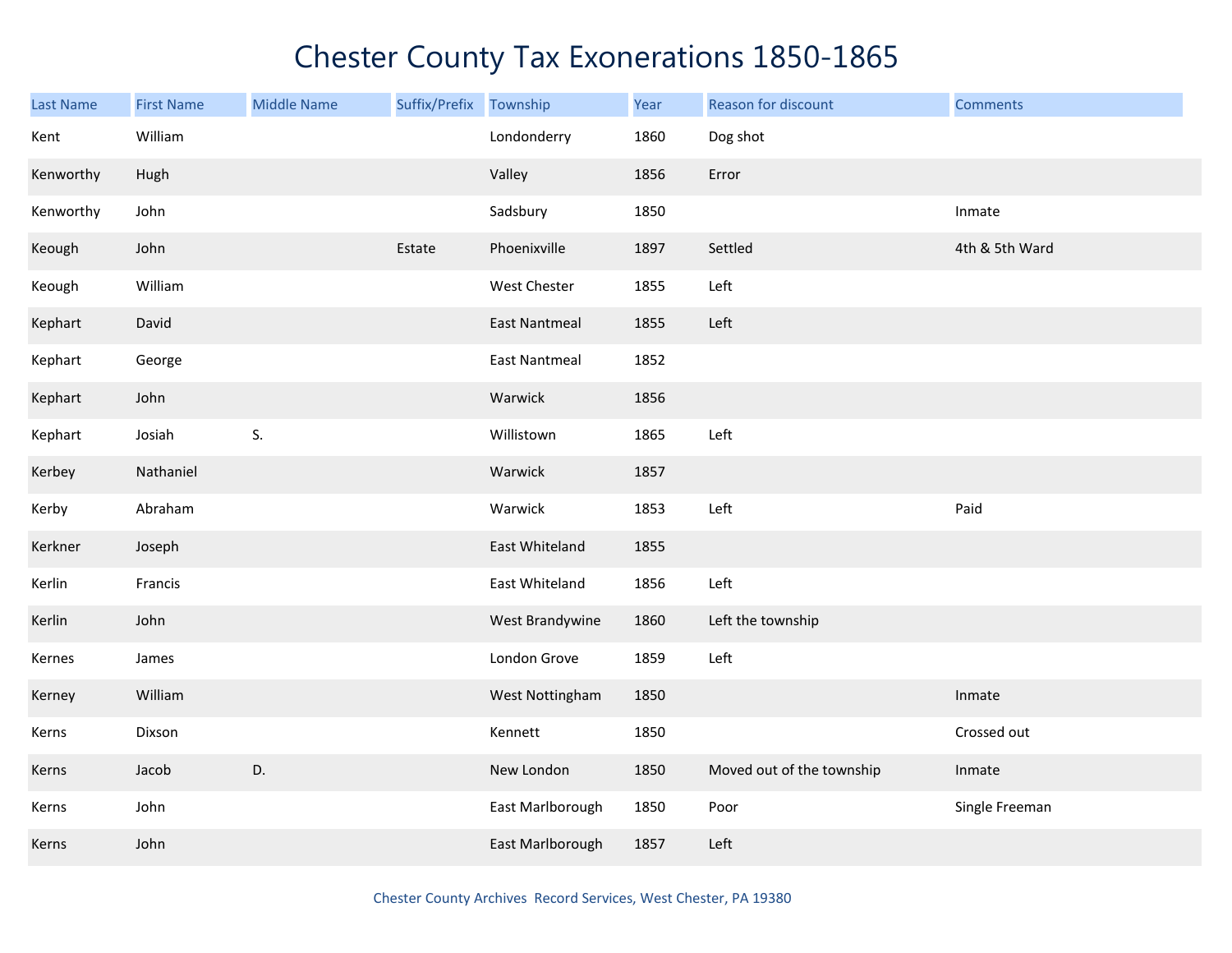# Chester County Tax Exonerations 1850-1865

| Last Name | First Name | Middle Name | Suffix/Prefix | Township | Year | Reason for discount | Comments |
|---|---|---|---|---|---|---|---|
| Kent | William | | | Londonderry | 1860 | Dog shot | |
| Kenworthy | Hugh | | | Valley | 1856 | Error | |
| Kenworthy | John | | | Sadsbury | 1850 | | Inmate |
| Keough | John | | Estate | Phoenixville | 1897 | Settled | 4th & 5th Ward |
| Keough | William | | | West Chester | 1855 | Left | |
| Kephart | David | | | East Nantmeal | 1855 | Left | |
| Kephart | George | | | East Nantmeal | 1852 | | |
| Kephart | John | | | Warwick | 1856 | | |
| Kephart | Josiah | S. | | Willistown | 1865 | Left | |
| Kerbey | Nathaniel | | | Warwick | 1857 | | |
| Kerby | Abraham | | | Warwick | 1853 | Left | Paid |
| Kerkner | Joseph | | | East Whiteland | 1855 | | |
| Kerlin | Francis | | | East Whiteland | 1856 | Left | |
| Kerlin | John | | | West Brandywine | 1860 | Left the township | |
| Kernes | James | | | London Grove | 1859 | Left | |
| Kerney | William | | | West Nottingham | 1850 | | Inmate |
| Kerns | Dixson | | | Kennett | 1850 | | Crossed out |
| Kerns | Jacob | D. | | New London | 1850 | Moved out of the township | Inmate |
| Kerns | John | | | East Marlborough | 1850 | Poor | Single Freeman |
| Kerns | John | | | East Marlborough | 1857 | Left | |

Chester County Archives Record Services, West Chester, PA 19380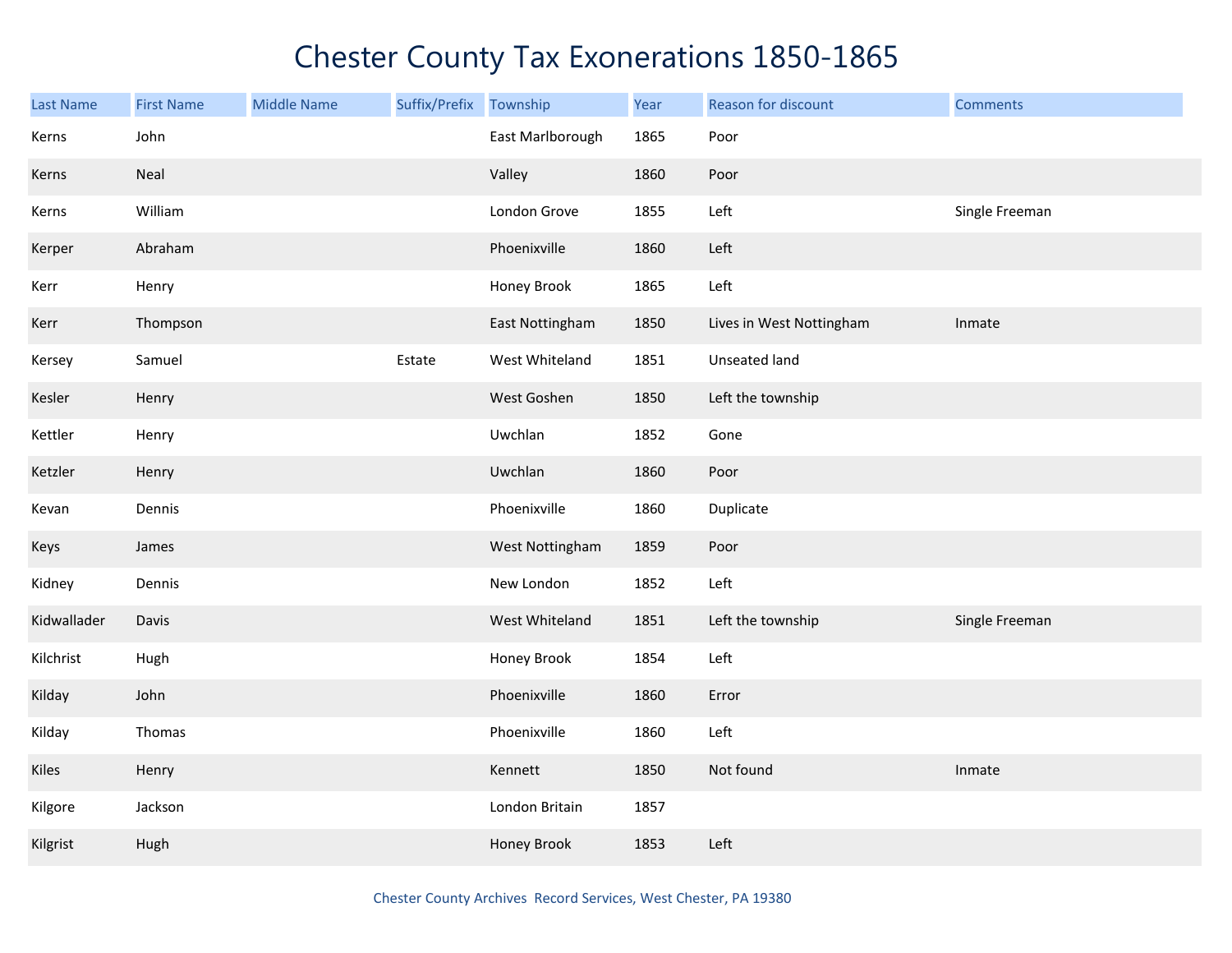# Chester County Tax Exonerations 1850-1865

| Last Name | First Name | Middle Name | Suffix/Prefix | Township | Year | Reason for discount | Comments |
|---|---|---|---|---|---|---|---|
| Kerns | John | | | East Marlborough | 1865 | Poor | |
| Kerns | Neal | | | Valley | 1860 | Poor | |
| Kerns | William | | | London Grove | 1855 | Left | Single Freeman |
| Kerper | Abraham | | | Phoenixville | 1860 | Left | |
| Kerr | Henry | | | Honey Brook | 1865 | Left | |
| Kerr | Thompson | | | East Nottingham | 1850 | Lives in West Nottingham | Inmate |
| Kersey | Samuel | | Estate | West Whiteland | 1851 | Unseated land | |
| Kesler | Henry | | | West Goshen | 1850 | Left the township | |
| Kettler | Henry | | | Uwchlan | 1852 | Gone | |
| Ketzler | Henry | | | Uwchlan | 1860 | Poor | |
| Kevan | Dennis | | | Phoenixville | 1860 | Duplicate | |
| Keys | James | | | West Nottingham | 1859 | Poor | |
| Kidney | Dennis | | | New London | 1852 | Left | |
| Kidwallader | Davis | | | West Whiteland | 1851 | Left the township | Single Freeman |
| Kilchrist | Hugh | | | Honey Brook | 1854 | Left | |
| Kilday | John | | | Phoenixville | 1860 | Error | |
| Kilday | Thomas | | | Phoenixville | 1860 | Left | |
| Kiles | Henry | | | Kennett | 1850 | Not found | Inmate |
| Kilgore | Jackson | | | London Britain | 1857 | | |
| Kilgrist | Hugh | | | Honey Brook | 1853 | Left | |

Chester County Archives Record Services, West Chester, PA 19380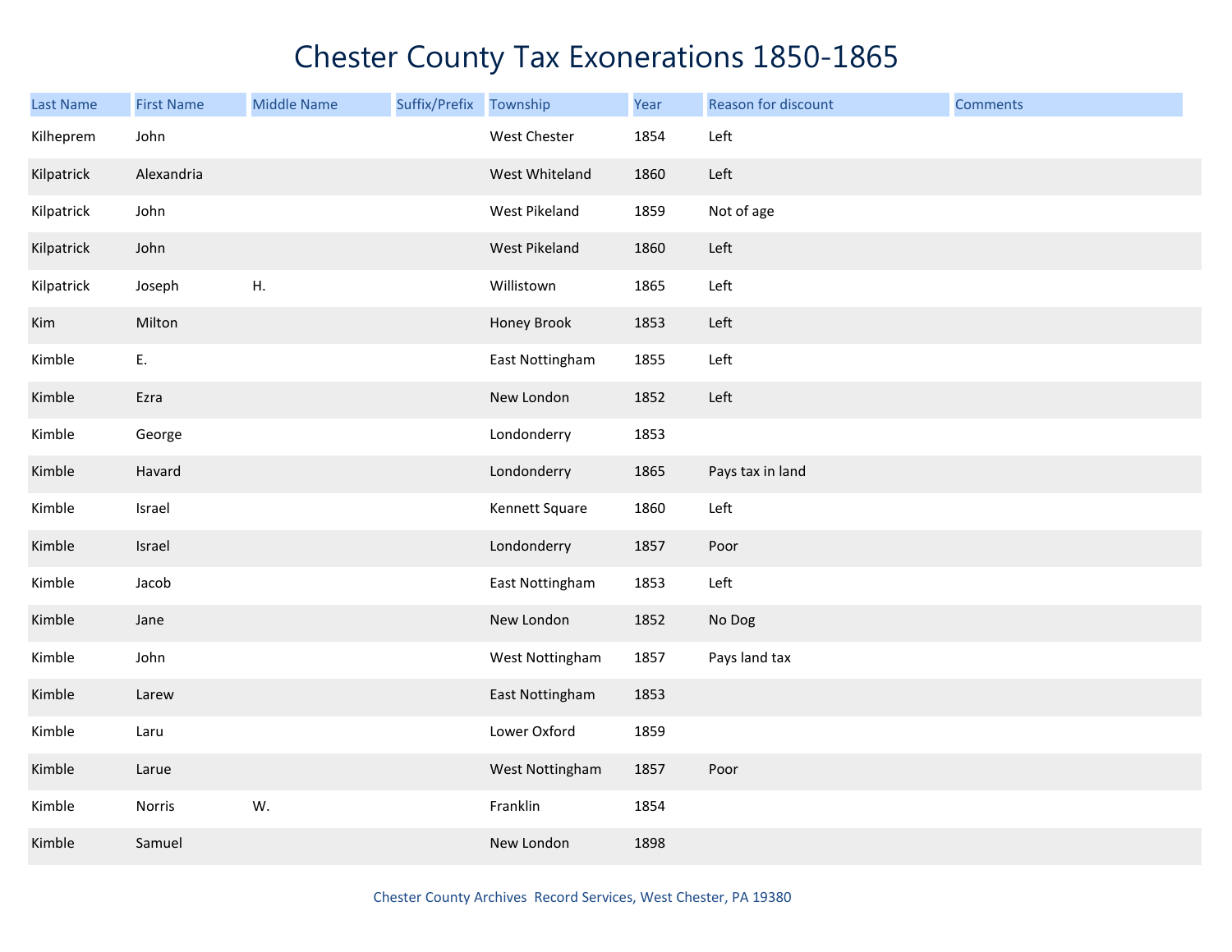# Chester County Tax Exonerations 1850-1865

| Last Name | First Name | Middle Name | Suffix/Prefix | Township | Year | Reason for discount | Comments |
|---|---|---|---|---|---|---|---|
| Kilheprem | John | | | West Chester | 1854 | Left | |
| Kilpatrick | Alexandria | | | West Whiteland | 1860 | Left | |
| Kilpatrick | John | | | West Pikeland | 1859 | Not of age | |
| Kilpatrick | John | | | West Pikeland | 1860 | Left | |
| Kilpatrick | Joseph | H. | | Willistown | 1865 | Left | |
| Kim | Milton | | | Honey Brook | 1853 | Left | |
| Kimble | E. | | | East Nottingham | 1855 | Left | |
| Kimble | Ezra | | | New London | 1852 | Left | |
| Kimble | George | | | Londonderry | 1853 | | |
| Kimble | Havard | | | Londonderry | 1865 | Pays tax in land | |
| Kimble | Israel | | | Kennett Square | 1860 | Left | |
| Kimble | Israel | | | Londonderry | 1857 | Poor | |
| Kimble | Jacob | | | East Nottingham | 1853 | Left | |
| Kimble | Jane | | | New London | 1852 | No Dog | |
| Kimble | John | | | West Nottingham | 1857 | Pays land tax | |
| Kimble | Larew | | | East Nottingham | 1853 | | |
| Kimble | Laru | | | Lower Oxford | 1859 | | |
| Kimble | Larue | | | West Nottingham | 1857 | Poor | |
| Kimble | Norris | W. | | Franklin | 1854 | | |
| Kimble | Samuel | | | New London | 1898 | | |

Chester County Archives Record Services, West Chester, PA 19380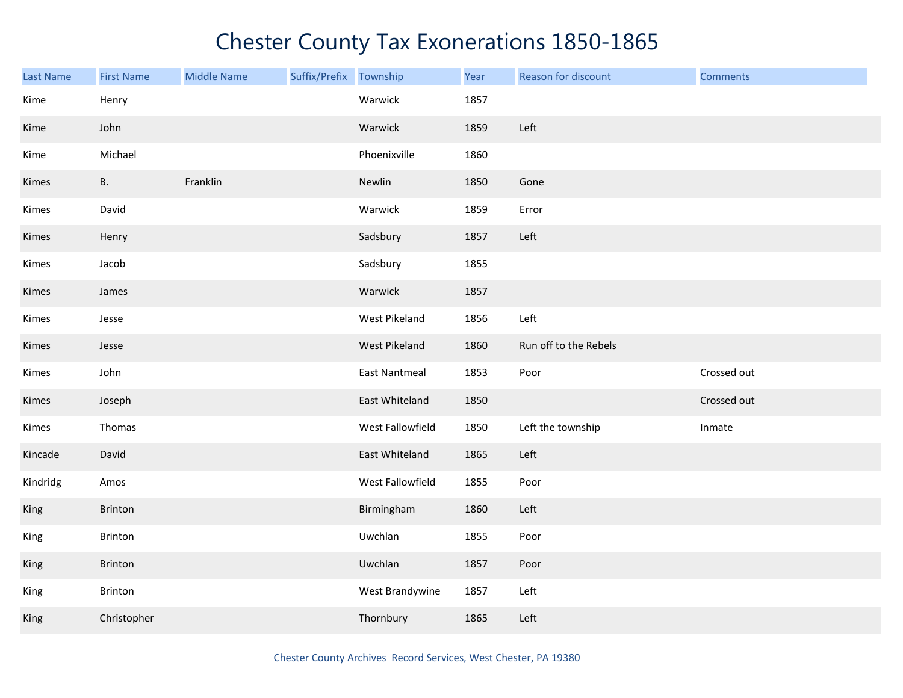# Chester County Tax Exonerations 1850-1865

| Last Name | First Name | Middle Name | Suffix/Prefix | Township | Year | Reason for discount | Comments |
|---|---|---|---|---|---|---|---|
| Kime | Henry | | | Warwick | 1857 | | |
| Kime | John | | | Warwick | 1859 | Left | |
| Kime | Michael | | | Phoenixville | 1860 | | |
| Kimes | B. | Franklin | | Newlin | 1850 | Gone | |
| Kimes | David | | | Warwick | 1859 | Error | |
| Kimes | Henry | | | Sadsbury | 1857 | Left | |
| Kimes | Jacob | | | Sadsbury | 1855 | | |
| Kimes | James | | | Warwick | 1857 | | |
| Kimes | Jesse | | | West Pikeland | 1856 | Left | |
| Kimes | Jesse | | | West Pikeland | 1860 | Run off to the Rebels | |
| Kimes | John | | | East Nantmeal | 1853 | Poor | Crossed out |
| Kimes | Joseph | | | East Whiteland | 1850 | | Crossed out |
| Kimes | Thomas | | | West Fallowfield | 1850 | Left the township | Inmate |
| Kincade | David | | | East Whiteland | 1865 | Left | |
| Kindridg | Amos | | | West Fallowfield | 1855 | Poor | |
| King | Brinton | | | Birmingham | 1860 | Left | |
| King | Brinton | | | Uwchlan | 1855 | Poor | |
| King | Brinton | | | Uwchlan | 1857 | Poor | |
| King | Brinton | | | West Brandywine | 1857 | Left | |
| King | Christopher | | | Thornbury | 1865 | Left | |

Chester County Archives Record Services, West Chester, PA 19380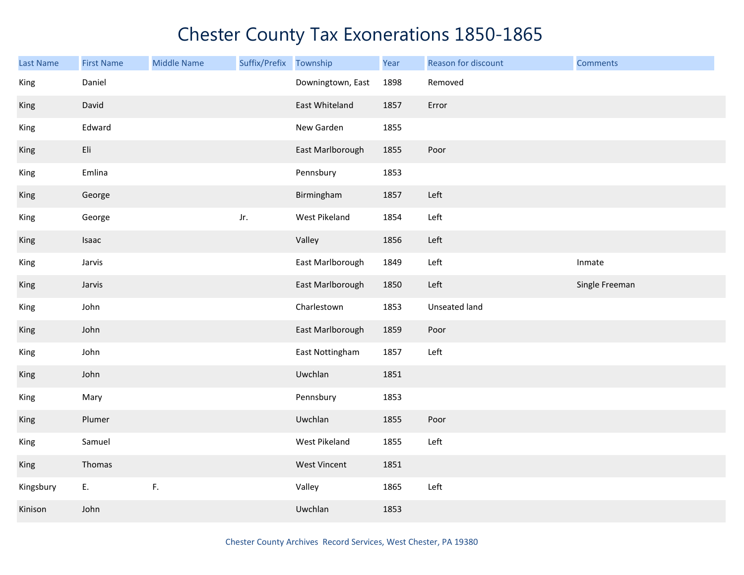# Chester County Tax Exonerations 1850-1865

| Last Name | First Name | Middle Name | Suffix/Prefix | Township | Year | Reason for discount | Comments |
|---|---|---|---|---|---|---|---|
| King | Daniel | | | Downingtown, East | 1898 | Removed | |
| King | David | | | East Whiteland | 1857 | Error | |
| King | Edward | | | New Garden | 1855 | | |
| King | Eli | | | East Marlborough | 1855 | Poor | |
| King | Emlina | | | Pennsbury | 1853 | | |
| King | George | | | Birmingham | 1857 | Left | |
| King | George | | Jr. | West Pikeland | 1854 | Left | |
| King | Isaac | | | Valley | 1856 | Left | |
| King | Jarvis | | | East Marlborough | 1849 | Left | Inmate |
| King | Jarvis | | | East Marlborough | 1850 | Left | Single Freeman |
| King | John | | | Charlestown | 1853 | Unseated land | |
| King | John | | | East Marlborough | 1859 | Poor | |
| King | John | | | East Nottingham | 1857 | Left | |
| King | John | | | Uwchlan | 1851 | | |
| King | Mary | | | Pennsbury | 1853 | | |
| King | Plumer | | | Uwchlan | 1855 | Poor | |
| King | Samuel | | | West Pikeland | 1855 | Left | |
| King | Thomas | | | West Vincent | 1851 | | |
| Kingsbury | E. | F. | | Valley | 1865 | Left | |
| Kinison | John | | | Uwchlan | 1853 | | |

Chester County Archives Record Services, West Chester, PA 19380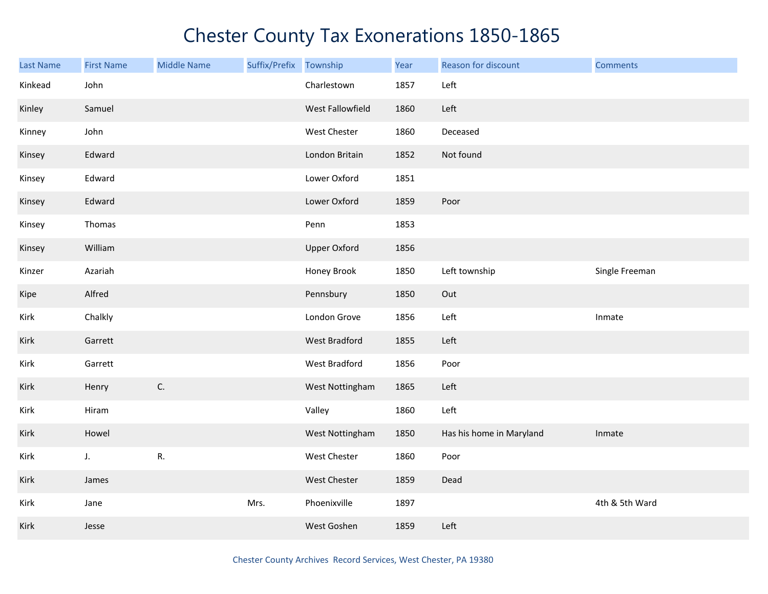# Chester County Tax Exonerations 1850-1865

| Last Name | First Name | Middle Name | Suffix/Prefix | Township | Year | Reason for discount | Comments |
|---|---|---|---|---|---|---|---|
| Kinkead | John | | | Charlestown | 1857 | Left | |
| Kinley | Samuel | | | West Fallowfield | 1860 | Left | |
| Kinney | John | | | West Chester | 1860 | Deceased | |
| Kinsey | Edward | | | London Britain | 1852 | Not found | |
| Kinsey | Edward | | | Lower Oxford | 1851 | | |
| Kinsey | Edward | | | Lower Oxford | 1859 | Poor | |
| Kinsey | Thomas | | | Penn | 1853 | | |
| Kinsey | William | | | Upper Oxford | 1856 | | |
| Kinzer | Azariah | | | Honey Brook | 1850 | Left township | Single Freeman |
| Kipe | Alfred | | | Pennsbury | 1850 | Out | |
| Kirk | Chalkly | | | London Grove | 1856 | Left | Inmate |
| Kirk | Garrett | | | West Bradford | 1855 | Left | |
| Kirk | Garrett | | | West Bradford | 1856 | Poor | |
| Kirk | Henry | C. | | West Nottingham | 1865 | Left | |
| Kirk | Hiram | | | Valley | 1860 | Left | |
| Kirk | Howel | | | West Nottingham | 1850 | Has his home in Maryland | Inmate |
| Kirk | J. | R. | | West Chester | 1860 | Poor | |
| Kirk | James | | | West Chester | 1859 | Dead | |
| Kirk | Jane | | Mrs. | Phoenixville | 1897 | | 4th & 5th Ward |
| Kirk | Jesse | | | West Goshen | 1859 | Left | |

Chester County Archives Record Services, West Chester, PA 19380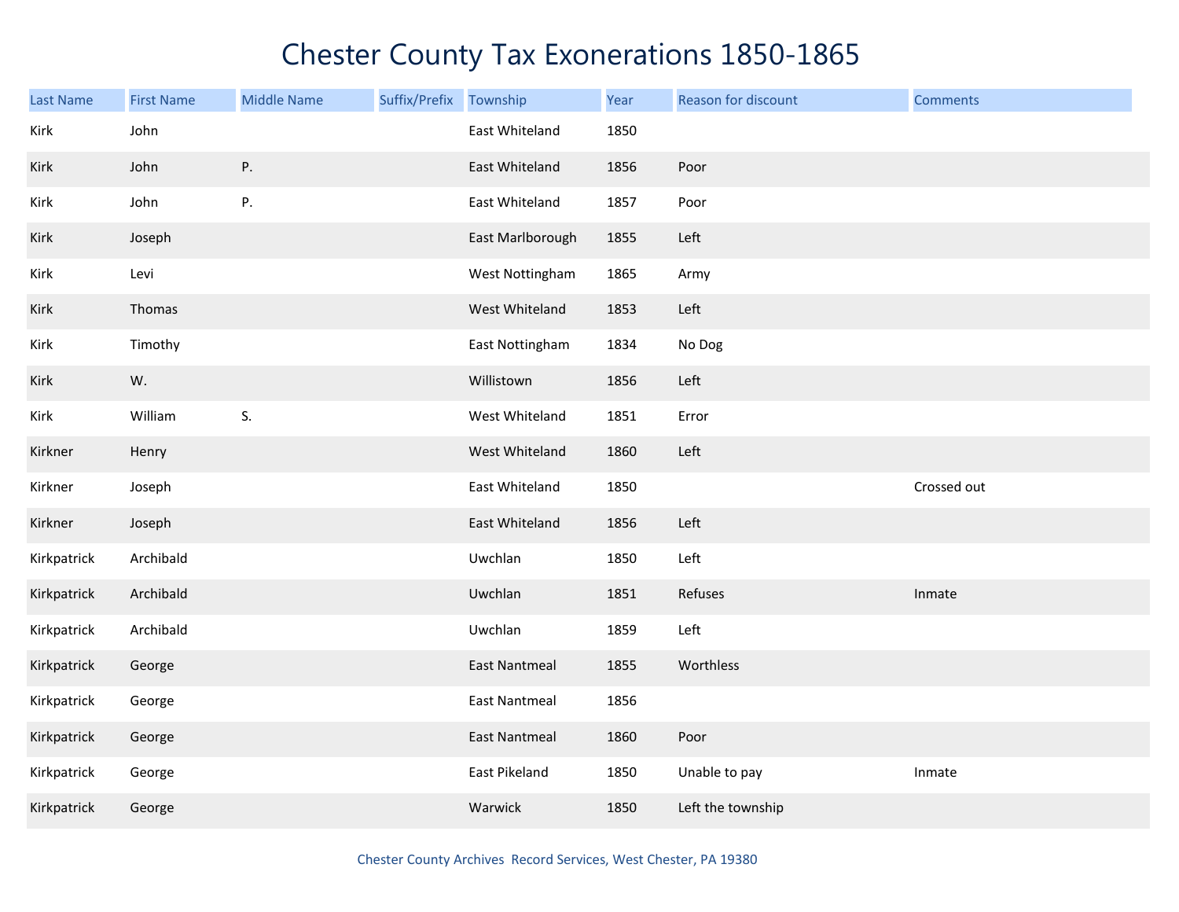# Chester County Tax Exonerations 1850-1865

| Last Name | First Name | Middle Name | Suffix/Prefix | Township | Year | Reason for discount | Comments |
|---|---|---|---|---|---|---|---|
| Kirk | John | | | East Whiteland | 1850 | | |
| Kirk | John | P. | | East Whiteland | 1856 | Poor | |
| Kirk | John | P. | | East Whiteland | 1857 | Poor | |
| Kirk | Joseph | | | East Marlborough | 1855 | Left | |
| Kirk | Levi | | | West Nottingham | 1865 | Army | |
| Kirk | Thomas | | | West Whiteland | 1853 | Left | |
| Kirk | Timothy | | | East Nottingham | 1834 | No Dog | |
| Kirk | W. | | | Willistown | 1856 | Left | |
| Kirk | William | S. | | West Whiteland | 1851 | Error | |
| Kirkner | Henry | | | West Whiteland | 1860 | Left | |
| Kirkner | Joseph | | | East Whiteland | 1850 | | Crossed out |
| Kirkner | Joseph | | | East Whiteland | 1856 | Left | |
| Kirkpatrick | Archibald | | | Uwchlan | 1850 | Left | |
| Kirkpatrick | Archibald | | | Uwchlan | 1851 | Refuses | Inmate |
| Kirkpatrick | Archibald | | | Uwchlan | 1859 | Left | |
| Kirkpatrick | George | | | East Nantmeal | 1855 | Worthless | |
| Kirkpatrick | George | | | East Nantmeal | 1856 | | |
| Kirkpatrick | George | | | East Nantmeal | 1860 | Poor | |
| Kirkpatrick | George | | | East Pikeland | 1850 | Unable to pay | Inmate |
| Kirkpatrick | George | | | Warwick | 1850 | Left the township | |

Chester County Archives Record Services, West Chester, PA 19380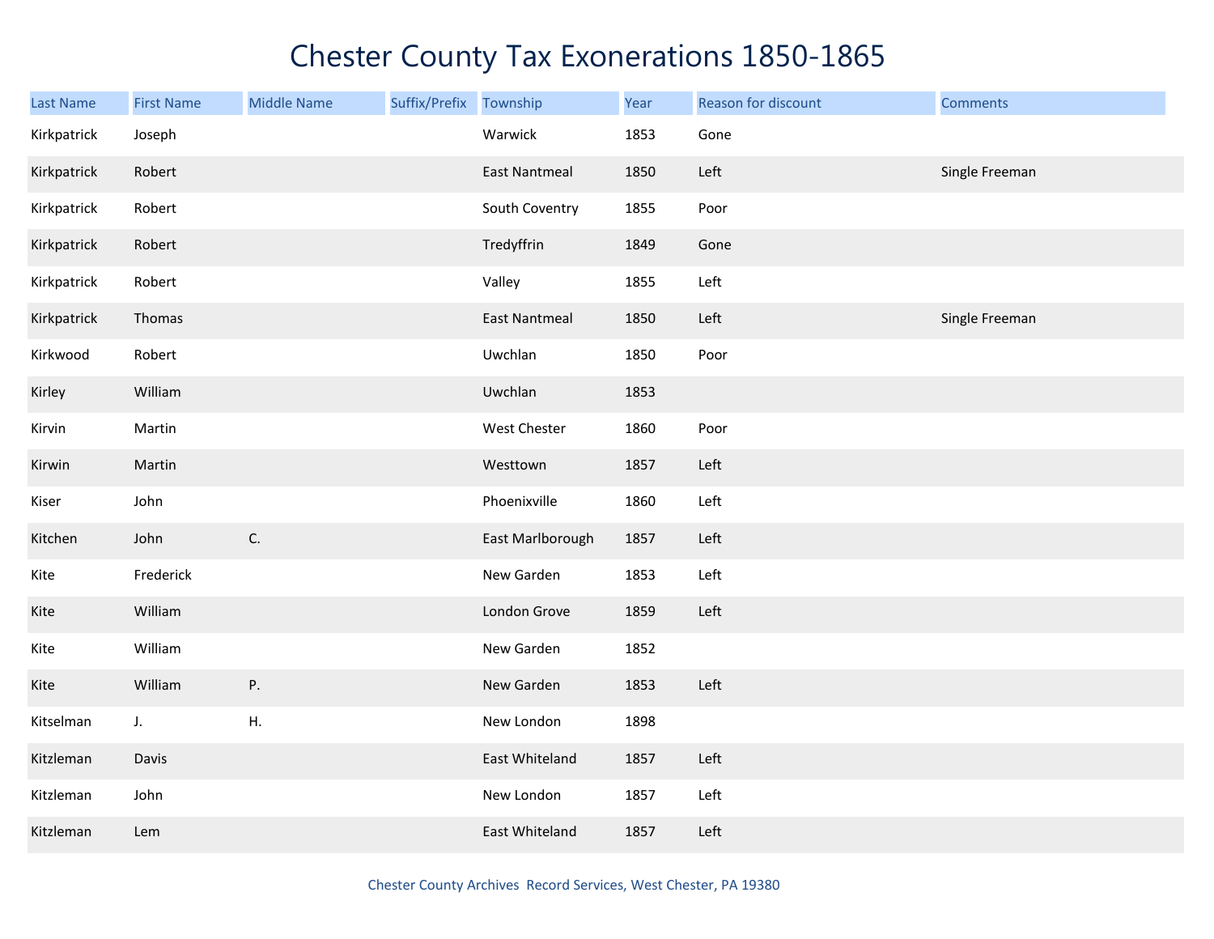# Chester County Tax Exonerations 1850-1865

| Last Name | First Name | Middle Name | Suffix/Prefix | Township | Year | Reason for discount | Comments |
|---|---|---|---|---|---|---|---|
| Kirkpatrick | Joseph | | | Warwick | 1853 | Gone | |
| Kirkpatrick | Robert | | | East Nantmeal | 1850 | Left | Single Freeman |
| Kirkpatrick | Robert | | | South Coventry | 1855 | Poor | |
| Kirkpatrick | Robert | | | Tredyffrin | 1849 | Gone | |
| Kirkpatrick | Robert | | | Valley | 1855 | Left | |
| Kirkpatrick | Thomas | | | East Nantmeal | 1850 | Left | Single Freeman |
| Kirkwood | Robert | | | Uwchlan | 1850 | Poor | |
| Kirley | William | | | Uwchlan | 1853 | | |
| Kirvin | Martin | | | West Chester | 1860 | Poor | |
| Kirwin | Martin | | | Westtown | 1857 | Left | |
| Kiser | John | | | Phoenixville | 1860 | Left | |
| Kitchen | John | C. | | East Marlborough | 1857 | Left | |
| Kite | Frederick | | | New Garden | 1853 | Left | |
| Kite | William | | | London Grove | 1859 | Left | |
| Kite | William | | | New Garden | 1852 | | |
| Kite | William | P. | | New Garden | 1853 | Left | |
| Kitselman | J. | H. | | New London | 1898 | | |
| Kitzleman | Davis | | | East Whiteland | 1857 | Left | |
| Kitzleman | John | | | New London | 1857 | Left | |
| Kitzleman | Lem | | | East Whiteland | 1857 | Left | |

Chester County Archives Record Services, West Chester, PA 19380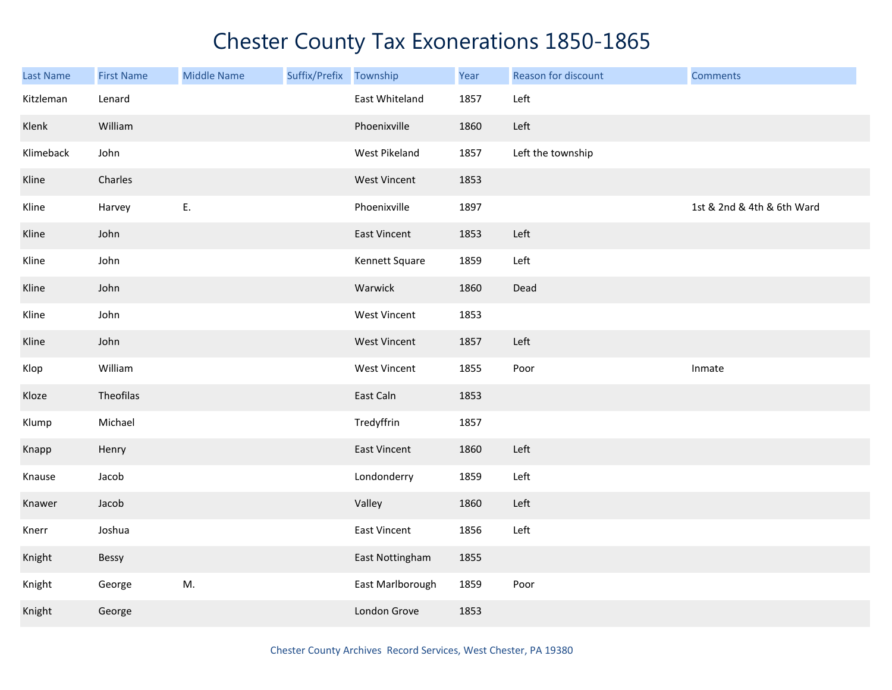# Chester County Tax Exonerations 1850-1865

| Last Name | First Name | Middle Name | Suffix/Prefix | Township | Year | Reason for discount | Comments |
|---|---|---|---|---|---|---|---|
| Kitzleman | Lenard | | | East Whiteland | 1857 | Left | |
| Klenk | William | | | Phoenixville | 1860 | Left | |
| Klimeback | John | | | West Pikeland | 1857 | Left the township | |
| Kline | Charles | | | West Vincent | 1853 | | |
| Kline | Harvey | E. | | Phoenixville | 1897 | | 1st & 2nd & 4th & 6th Ward |
| Kline | John | | | East Vincent | 1853 | Left | |
| Kline | John | | | Kennett Square | 1859 | Left | |
| Kline | John | | | Warwick | 1860 | Dead | |
| Kline | John | | | West Vincent | 1853 | | |
| Kline | John | | | West Vincent | 1857 | Left | |
| Klop | William | | | West Vincent | 1855 | Poor | Inmate |
| Kloze | Theofilas | | | East Caln | 1853 | | |
| Klump | Michael | | | Tredyffrin | 1857 | | |
| Knapp | Henry | | | East Vincent | 1860 | Left | |
| Knause | Jacob | | | Londonderry | 1859 | Left | |
| Knawer | Jacob | | | Valley | 1860 | Left | |
| Knerr | Joshua | | | East Vincent | 1856 | Left | |
| Knight | Bessy | | | East Nottingham | 1855 | | |
| Knight | George | M. | | East Marlborough | 1859 | Poor | |
| Knight | George | | | London Grove | 1853 | | |

Chester County Archives Record Services, West Chester, PA 19380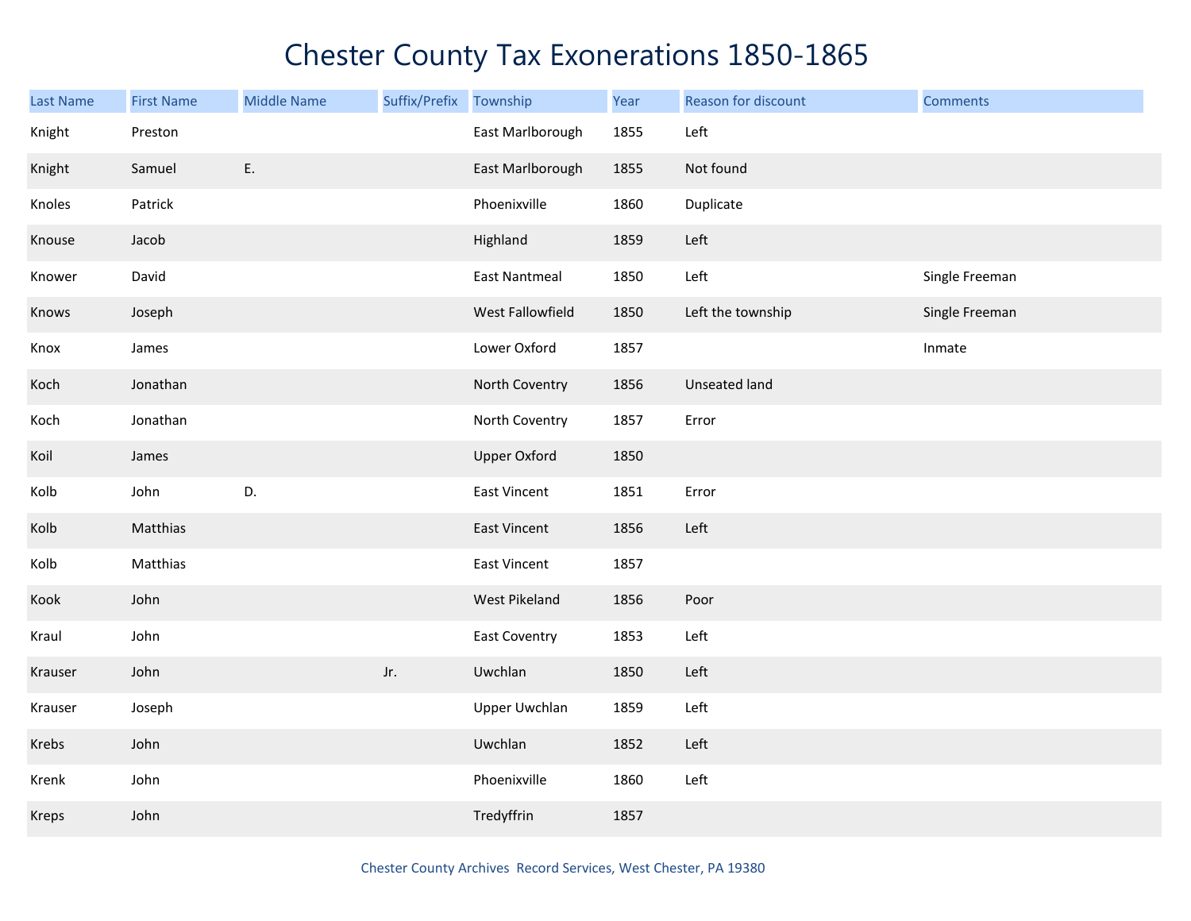# Chester County Tax Exonerations 1850-1865

| Last Name | First Name | Middle Name | Suffix/Prefix | Township | Year | Reason for discount | Comments |
|---|---|---|---|---|---|---|---|
| Knight | Preston | | | East Marlborough | 1855 | Left | |
| Knight | Samuel | E. | | East Marlborough | 1855 | Not found | |
| Knoles | Patrick | | | Phoenixville | 1860 | Duplicate | |
| Knouse | Jacob | | | Highland | 1859 | Left | |
| Knower | David | | | East Nantmeal | 1850 | Left | Single Freeman |
| Knows | Joseph | | | West Fallowfield | 1850 | Left the township | Single Freeman |
| Knox | James | | | Lower Oxford | 1857 | | Inmate |
| Koch | Jonathan | | | North Coventry | 1856 | Unseated land | |
| Koch | Jonathan | | | North Coventry | 1857 | Error | |
| Koil | James | | | Upper Oxford | 1850 | | |
| Kolb | John | D. | | East Vincent | 1851 | Error | |
| Kolb | Matthias | | | East Vincent | 1856 | Left | |
| Kolb | Matthias | | | East Vincent | 1857 | | |
| Kook | John | | | West Pikeland | 1856 | Poor | |
| Kraul | John | | | East Coventry | 1853 | Left | |
| Krauser | John | | Jr. | Uwchlan | 1850 | Left | |
| Krauser | Joseph | | | Upper Uwchlan | 1859 | Left | |
| Krebs | John | | | Uwchlan | 1852 | Left | |
| Krenk | John | | | Phoenixville | 1860 | Left | |
| Kreps | John | | | Tredyffrin | 1857 | | |

Chester County Archives Record Services, West Chester, PA 19380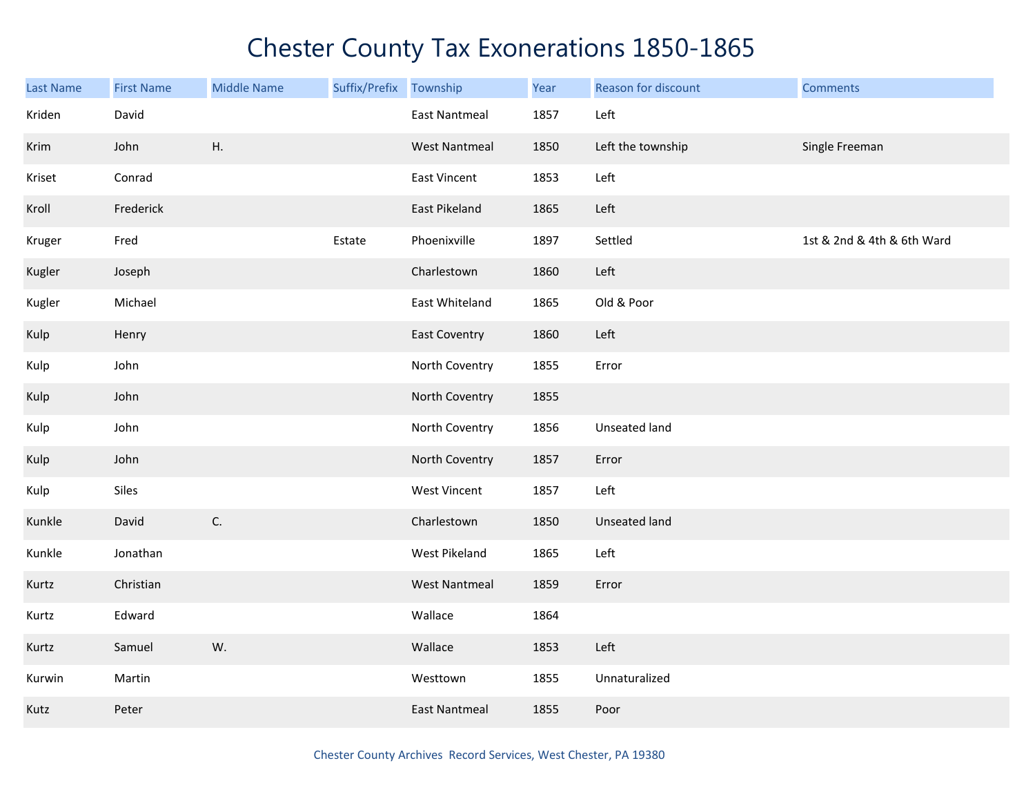# Chester County Tax Exonerations 1850-1865

| Last Name | First Name | Middle Name | Suffix/Prefix | Township | Year | Reason for discount | Comments |
|---|---|---|---|---|---|---|---|
| Kriden | David | | | East Nantmeal | 1857 | Left | |
| Krim | John | H. | | West Nantmeal | 1850 | Left the township | Single Freeman |
| Kriset | Conrad | | | East Vincent | 1853 | Left | |
| Kroll | Frederick | | | East Pikeland | 1865 | Left | |
| Kruger | Fred | | Estate | Phoenixville | 1897 | Settled | 1st & 2nd & 4th & 6th Ward |
| Kugler | Joseph | | | Charlestown | 1860 | Left | |
| Kugler | Michael | | | East Whiteland | 1865 | Old & Poor | |
| Kulp | Henry | | | East Coventry | 1860 | Left | |
| Kulp | John | | | North Coventry | 1855 | Error | |
| Kulp | John | | | North Coventry | 1855 | | |
| Kulp | John | | | North Coventry | 1856 | Unseated land | |
| Kulp | John | | | North Coventry | 1857 | Error | |
| Kulp | Siles | | | West Vincent | 1857 | Left | |
| Kunkle | David | C. | | Charlestown | 1850 | Unseated land | |
| Kunkle | Jonathan | | | West Pikeland | 1865 | Left | |
| Kurtz | Christian | | | West Nantmeal | 1859 | Error | |
| Kurtz | Edward | | | Wallace | 1864 | | |
| Kurtz | Samuel | W. | | Wallace | 1853 | Left | |
| Kurwin | Martin | | | Westtown | 1855 | Unnaturalized | |
| Kutz | Peter | | | East Nantmeal | 1855 | Poor | |

Chester County Archives Record Services, West Chester, PA 19380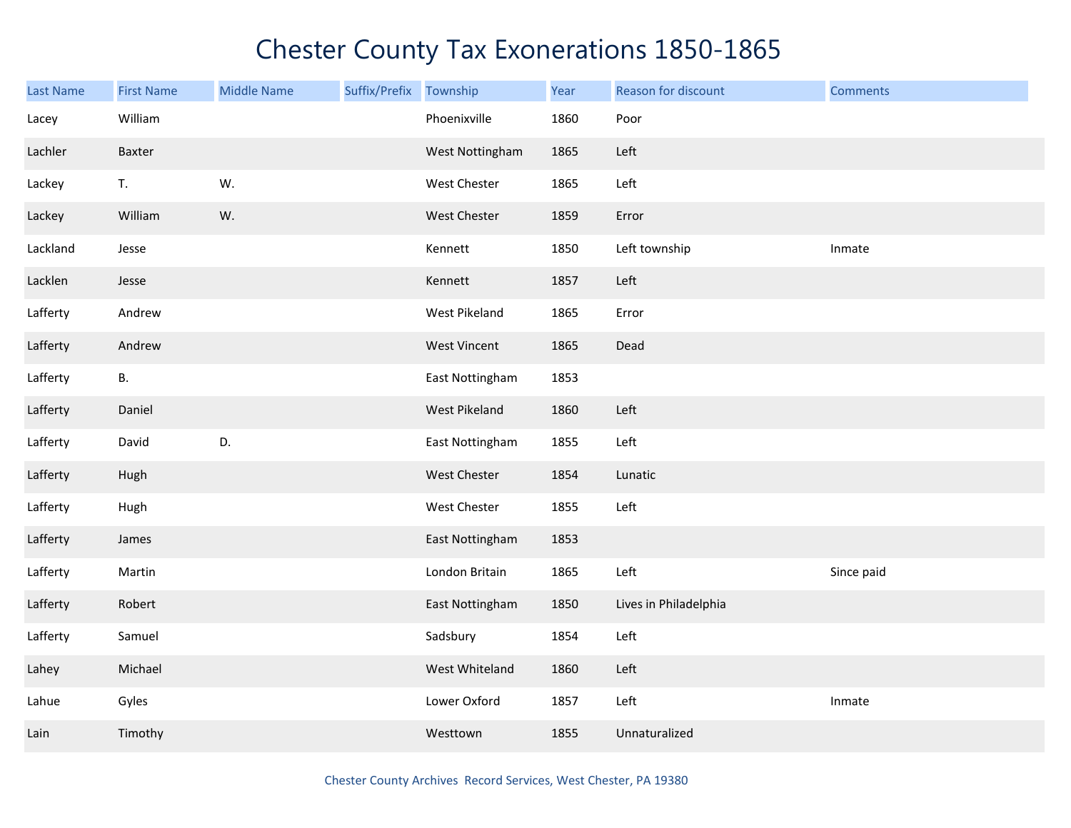# Chester County Tax Exonerations 1850-1865

| Last Name | First Name | Middle Name | Suffix/Prefix | Township | Year | Reason for discount | Comments |
|---|---|---|---|---|---|---|---|
| Lacey | William | | | Phoenixville | 1860 | Poor | |
| Lachler | Baxter | | | West Nottingham | 1865 | Left | |
| Lackey | T. | W. | | West Chester | 1865 | Left | |
| Lackey | William | W. | | West Chester | 1859 | Error | |
| Lackland | Jesse | | | Kennett | 1850 | Left township | Inmate |
| Lacklen | Jesse | | | Kennett | 1857 | Left | |
| Lafferty | Andrew | | | West Pikeland | 1865 | Error | |
| Lafferty | Andrew | | | West Vincent | 1865 | Dead | |
| Lafferty | B. | | | East Nottingham | 1853 | | |
| Lafferty | Daniel | | | West Pikeland | 1860 | Left | |
| Lafferty | David | D. | | East Nottingham | 1855 | Left | |
| Lafferty | Hugh | | | West Chester | 1854 | Lunatic | |
| Lafferty | Hugh | | | West Chester | 1855 | Left | |
| Lafferty | James | | | East Nottingham | 1853 | | |
| Lafferty | Martin | | | London Britain | 1865 | Left | Since paid |
| Lafferty | Robert | | | East Nottingham | 1850 | Lives in Philadelphia | |
| Lafferty | Samuel | | | Sadsbury | 1854 | Left | |
| Lahey | Michael | | | West Whiteland | 1860 | Left | |
| Lahue | Gyles | | | Lower Oxford | 1857 | Left | Inmate |
| Lain | Timothy | | | Westtown | 1855 | Unnaturalized | |

Chester County Archives Record Services, West Chester, PA 19380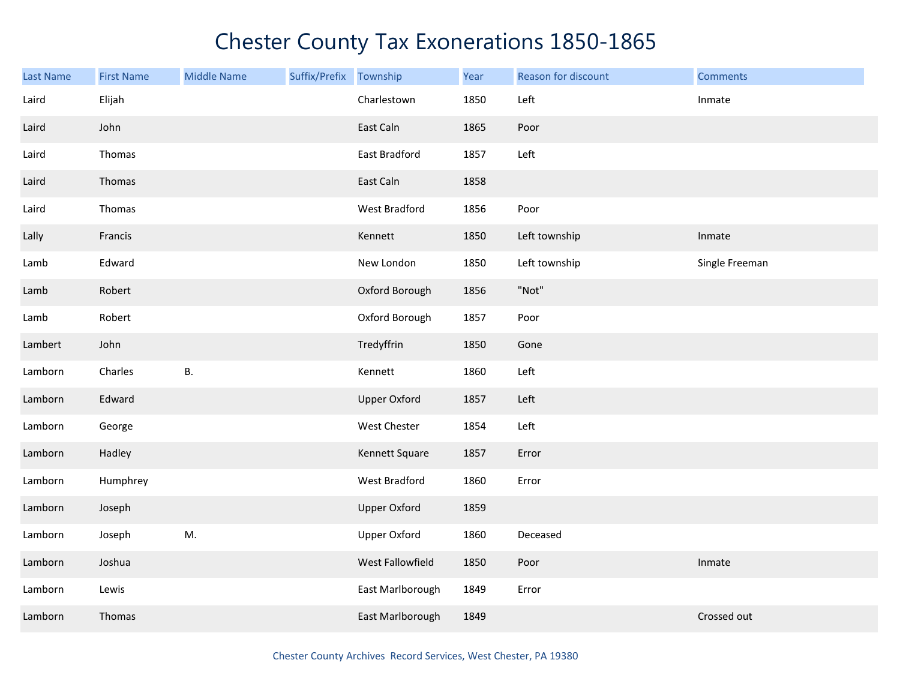# Chester County Tax Exonerations 1850-1865

| Last Name | First Name | Middle Name | Suffix/Prefix | Township | Year | Reason for discount | Comments |
|---|---|---|---|---|---|---|---|
| Laird | Elijah | | | Charlestown | 1850 | Left | Inmate |
| Laird | John | | | East Caln | 1865 | Poor | |
| Laird | Thomas | | | East Bradford | 1857 | Left | |
| Laird | Thomas | | | East Caln | 1858 | | |
| Laird | Thomas | | | West Bradford | 1856 | Poor | |
| Lally | Francis | | | Kennett | 1850 | Left township | Inmate |
| Lamb | Edward | | | New London | 1850 | Left township | Single Freeman |
| Lamb | Robert | | | Oxford Borough | 1856 | "Not" | |
| Lamb | Robert | | | Oxford Borough | 1857 | Poor | |
| Lambert | John | | | Tredyffrin | 1850 | Gone | |
| Lamborn | Charles | B. | | Kennett | 1860 | Left | |
| Lamborn | Edward | | | Upper Oxford | 1857 | Left | |
| Lamborn | George | | | West Chester | 1854 | Left | |
| Lamborn | Hadley | | | Kennett Square | 1857 | Error | |
| Lamborn | Humphrey | | | West Bradford | 1860 | Error | |
| Lamborn | Joseph | | | Upper Oxford | 1859 | | |
| Lamborn | Joseph | M. | | Upper Oxford | 1860 | Deceased | |
| Lamborn | Joshua | | | West Fallowfield | 1850 | Poor | Inmate |
| Lamborn | Lewis | | | East Marlborough | 1849 | Error | |
| Lamborn | Thomas | | | East Marlborough | 1849 | | Crossed out |

Chester County Archives Record Services, West Chester, PA 19380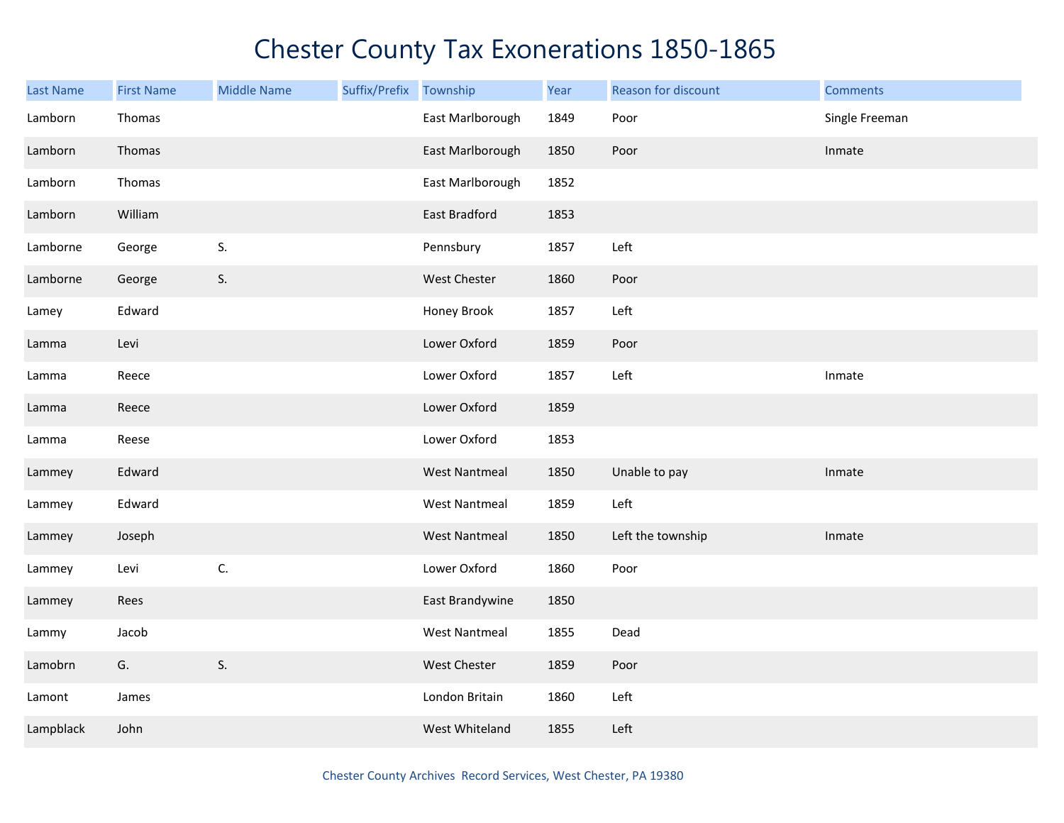# Chester County Tax Exonerations 1850-1865

| Last Name | First Name | Middle Name | Suffix/Prefix | Township | Year | Reason for discount | Comments |
|---|---|---|---|---|---|---|---|
| Lamborn | Thomas | | | East Marlborough | 1849 | Poor | Single Freeman |
| Lamborn | Thomas | | | East Marlborough | 1850 | Poor | Inmate |
| Lamborn | Thomas | | | East Marlborough | 1852 | | |
| Lamborn | William | | | East Bradford | 1853 | | |
| Lamborne | George | S. | | Pennsbury | 1857 | Left | |
| Lamborne | George | S. | | West Chester | 1860 | Poor | |
| Lamey | Edward | | | Honey Brook | 1857 | Left | |
| Lamma | Levi | | | Lower Oxford | 1859 | Poor | |
| Lamma | Reece | | | Lower Oxford | 1857 | Left | Inmate |
| Lamma | Reece | | | Lower Oxford | 1859 | | |
| Lamma | Reese | | | Lower Oxford | 1853 | | |
| Lammey | Edward | | | West Nantmeal | 1850 | Unable to pay | Inmate |
| Lammey | Edward | | | West Nantmeal | 1859 | Left | |
| Lammey | Joseph | | | West Nantmeal | 1850 | Left the township | Inmate |
| Lammey | Levi | C. | | Lower Oxford | 1860 | Poor | |
| Lammey | Rees | | | East Brandywine | 1850 | | |
| Lammy | Jacob | | | West Nantmeal | 1855 | Dead | |
| Lamobrn | G. | S. | | West Chester | 1859 | Poor | |
| Lamont | James | | | London Britain | 1860 | Left | |
| Lampblack | John | | | West Whiteland | 1855 | Left | |

Chester County Archives Record Services, West Chester, PA 19380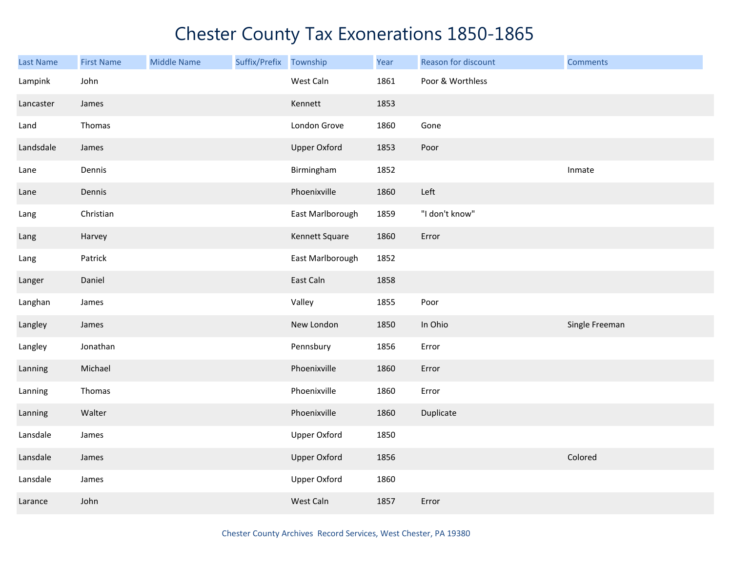# Chester County Tax Exonerations 1850-1865

| Last Name | First Name | Middle Name | Suffix/Prefix | Township | Year | Reason for discount | Comments |
|---|---|---|---|---|---|---|---|
| Lampink | John | | | West Caln | 1861 | Poor & Worthless | |
| Lancaster | James | | | Kennett | 1853 | | |
| Land | Thomas | | | London Grove | 1860 | Gone | |
| Landsdale | James | | | Upper Oxford | 1853 | Poor | |
| Lane | Dennis | | | Birmingham | 1852 | | Inmate |
| Lane | Dennis | | | Phoenixville | 1860 | Left | |
| Lang | Christian | | | East Marlborough | 1859 | "I don't know" | |
| Lang | Harvey | | | Kennett Square | 1860 | Error | |
| Lang | Patrick | | | East Marlborough | 1852 | | |
| Langer | Daniel | | | East Caln | 1858 | | |
| Langhan | James | | | Valley | 1855 | Poor | |
| Langley | James | | | New London | 1850 | In Ohio | Single Freeman |
| Langley | Jonathan | | | Pennsbury | 1856 | Error | |
| Lanning | Michael | | | Phoenixville | 1860 | Error | |
| Lanning | Thomas | | | Phoenixville | 1860 | Error | |
| Lanning | Walter | | | Phoenixville | 1860 | Duplicate | |
| Lansdale | James | | | Upper Oxford | 1850 | | |
| Lansdale | James | | | Upper Oxford | 1856 | | Colored |
| Lansdale | James | | | Upper Oxford | 1860 | | |
| Larance | John | | | West Caln | 1857 | Error | |

Chester County Archives Record Services, West Chester, PA 19380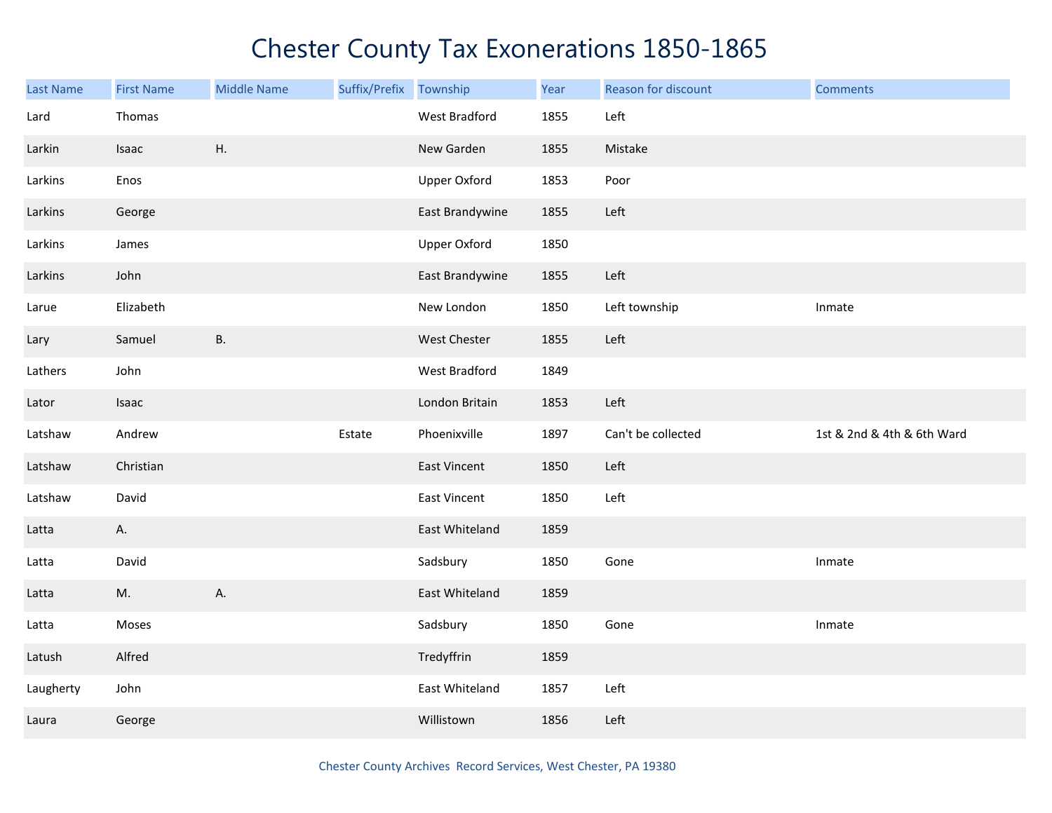# Chester County Tax Exonerations 1850-1865

| Last Name | First Name | Middle Name | Suffix/Prefix | Township | Year | Reason for discount | Comments |
|---|---|---|---|---|---|---|---|
| Lard | Thomas | | | West Bradford | 1855 | Left | |
| Larkin | Isaac | H. | | New Garden | 1855 | Mistake | |
| Larkins | Enos | | | Upper Oxford | 1853 | Poor | |
| Larkins | George | | | East Brandywine | 1855 | Left | |
| Larkins | James | | | Upper Oxford | 1850 | | |
| Larkins | John | | | East Brandywine | 1855 | Left | |
| Larue | Elizabeth | | | New London | 1850 | Left township | Inmate |
| Lary | Samuel | B. | | West Chester | 1855 | Left | |
| Lathers | John | | | West Bradford | 1849 | | |
| Lator | Isaac | | | London Britain | 1853 | Left | |
| Latshaw | Andrew | | Estate | Phoenixville | 1897 | Can't be collected | 1st & 2nd & 4th & 6th Ward |
| Latshaw | Christian | | | East Vincent | 1850 | Left | |
| Latshaw | David | | | East Vincent | 1850 | Left | |
| Latta | A. | | | East Whiteland | 1859 | | |
| Latta | David | | | Sadsbury | 1850 | Gone | Inmate |
| Latta | M. | A. | | East Whiteland | 1859 | | |
| Latta | Moses | | | Sadsbury | 1850 | Gone | Inmate |
| Latush | Alfred | | | Tredyffrin | 1859 | | |
| Laugherty | John | | | East Whiteland | 1857 | Left | |
| Laura | George | | | Willistown | 1856 | Left | |

Chester County Archives Record Services, West Chester, PA 19380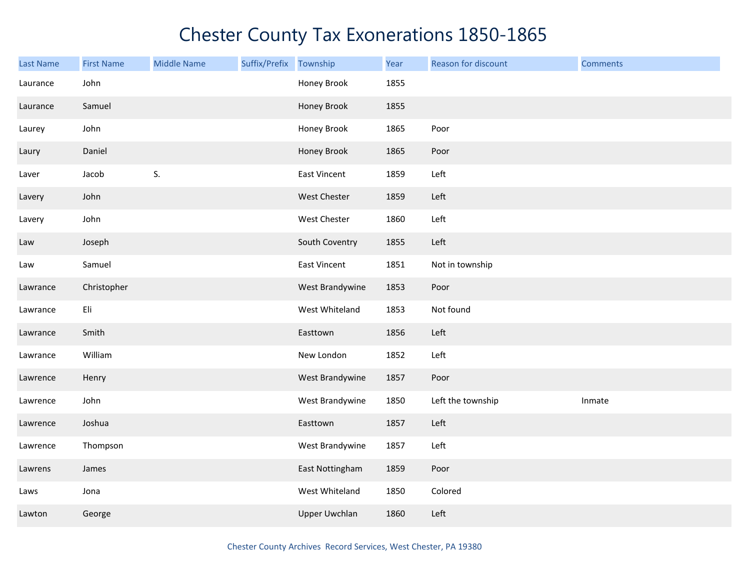# Chester County Tax Exonerations 1850-1865

| Last Name | First Name | Middle Name | Suffix/Prefix | Township | Year | Reason for discount | Comments |
|---|---|---|---|---|---|---|---|
| Laurance | John | | | Honey Brook | 1855 | | |
| Laurance | Samuel | | | Honey Brook | 1855 | | |
| Laurey | John | | | Honey Brook | 1865 | Poor | |
| Laury | Daniel | | | Honey Brook | 1865 | Poor | |
| Laver | Jacob | S. | | East Vincent | 1859 | Left | |
| Lavery | John | | | West Chester | 1859 | Left | |
| Lavery | John | | | West Chester | 1860 | Left | |
| Law | Joseph | | | South Coventry | 1855 | Left | |
| Law | Samuel | | | East Vincent | 1851 | Not in township | |
| Lawrance | Christopher | | | West Brandywine | 1853 | Poor | |
| Lawrance | Eli | | | West Whiteland | 1853 | Not found | |
| Lawrance | Smith | | | Easttown | 1856 | Left | |
| Lawrance | William | | | New London | 1852 | Left | |
| Lawrence | Henry | | | West Brandywine | 1857 | Poor | |
| Lawrence | John | | | West Brandywine | 1850 | Left the township | Inmate |
| Lawrence | Joshua | | | Easttown | 1857 | Left | |
| Lawrence | Thompson | | | West Brandywine | 1857 | Left | |
| Lawrens | James | | | East Nottingham | 1859 | Poor | |
| Laws | Jona | | | West Whiteland | 1850 | Colored | |
| Lawton | George | | | Upper Uwchlan | 1860 | Left | |

Chester County Archives Record Services, West Chester, PA 19380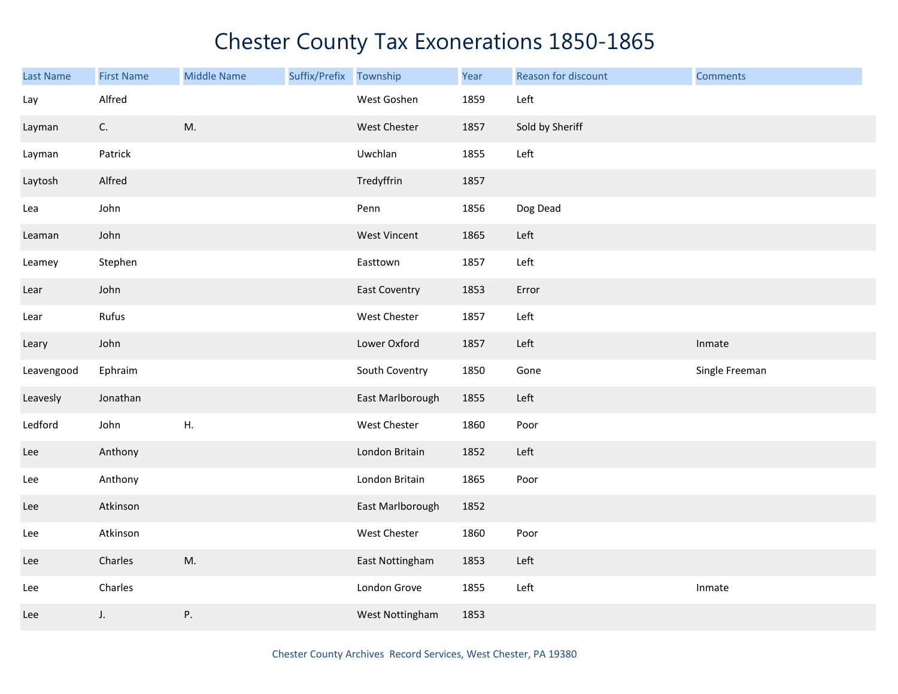# Chester County Tax Exonerations 1850-1865

| Last Name | First Name | Middle Name | Suffix/Prefix | Township | Year | Reason for discount | Comments |
|---|---|---|---|---|---|---|---|
| Lay | Alfred | | | West Goshen | 1859 | Left | |
| Layman | C. | M. | | West Chester | 1857 | Sold by Sheriff | |
| Layman | Patrick | | | Uwchlan | 1855 | Left | |
| Laytosh | Alfred | | | Tredyffrin | 1857 | | |
| Lea | John | | | Penn | 1856 | Dog Dead | |
| Leaman | John | | | West Vincent | 1865 | Left | |
| Leamey | Stephen | | | Easttown | 1857 | Left | |
| Lear | John | | | East Coventry | 1853 | Error | |
| Lear | Rufus | | | West Chester | 1857 | Left | |
| Leary | John | | | Lower Oxford | 1857 | Left | Inmate |
| Leavengood | Ephraim | | | South Coventry | 1850 | Gone | Single Freeman |
| Leavesly | Jonathan | | | East Marlborough | 1855 | Left | |
| Ledford | John | H. | | West Chester | 1860 | Poor | |
| Lee | Anthony | | | London Britain | 1852 | Left | |
| Lee | Anthony | | | London Britain | 1865 | Poor | |
| Lee | Atkinson | | | East Marlborough | 1852 | | |
| Lee | Atkinson | | | West Chester | 1860 | Poor | |
| Lee | Charles | M. | | East Nottingham | 1853 | Left | |
| Lee | Charles | | | London Grove | 1855 | Left | Inmate |
| Lee | J. | P. | | West Nottingham | 1853 | | |

Chester County Archives Record Services, West Chester, PA 19380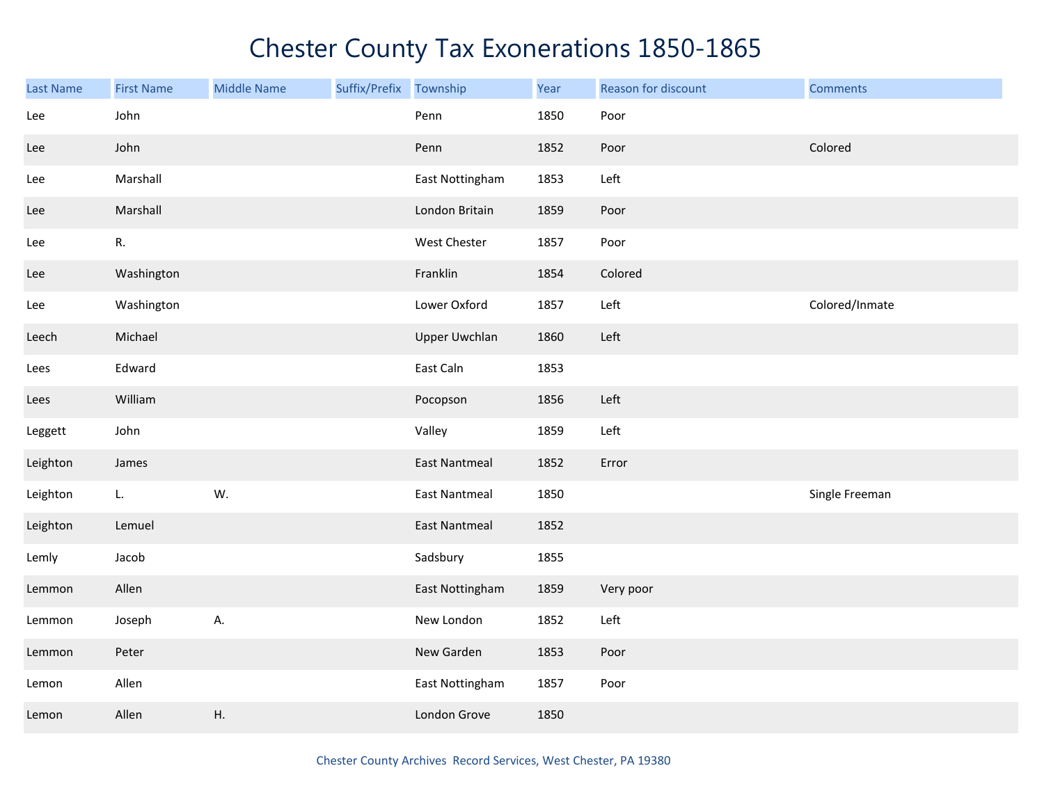# Chester County Tax Exonerations 1850-1865

| Last Name | First Name | Middle Name | Suffix/Prefix | Township | Year | Reason for discount | Comments |
|---|---|---|---|---|---|---|---|
| Lee | John | | | Penn | 1850 | Poor | |
| Lee | John | | | Penn | 1852 | Poor | Colored |
| Lee | Marshall | | | East Nottingham | 1853 | Left | |
| Lee | Marshall | | | London Britain | 1859 | Poor | |
| Lee | R. | | | West Chester | 1857 | Poor | |
| Lee | Washington | | | Franklin | 1854 | Colored | |
| Lee | Washington | | | Lower Oxford | 1857 | Left | Colored/Inmate |
| Leech | Michael | | | Upper Uwchlan | 1860 | Left | |
| Lees | Edward | | | East Caln | 1853 | | |
| Lees | William | | | Pocopson | 1856 | Left | |
| Leggett | John | | | Valley | 1859 | Left | |
| Leighton | James | | | East Nantmeal | 1852 | Error | |
| Leighton | L. | W. | | East Nantmeal | 1850 | | Single Freeman |
| Leighton | Lemuel | | | East Nantmeal | 1852 | | |
| Lemly | Jacob | | | Sadsbury | 1855 | | |
| Lemmon | Allen | | | East Nottingham | 1859 | Very poor | |
| Lemmon | Joseph | A. | | New London | 1852 | Left | |
| Lemmon | Peter | | | New Garden | 1853 | Poor | |
| Lemon | Allen | | | East Nottingham | 1857 | Poor | |
| Lemon | Allen | H. | | London Grove | 1850 | | |

Chester County Archives Record Services, West Chester, PA 19380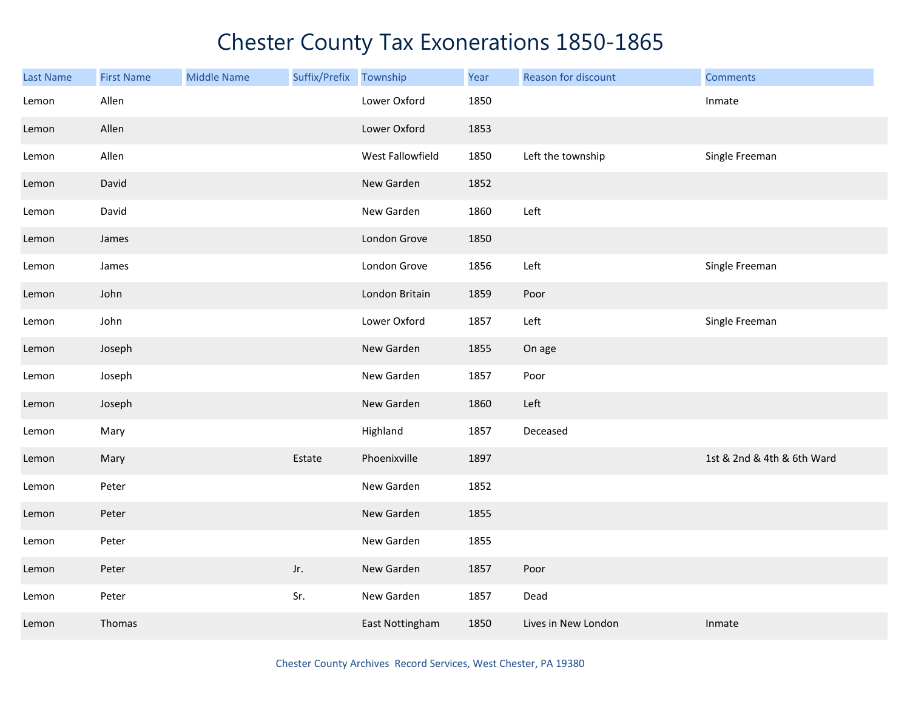# Chester County Tax Exonerations 1850-1865

| Last Name | First Name | Middle Name | Suffix/Prefix | Township | Year | Reason for discount | Comments |
|---|---|---|---|---|---|---|---|
| Lemon | Allen | | | Lower Oxford | 1850 | | Inmate |
| Lemon | Allen | | | Lower Oxford | 1853 | | |
| Lemon | Allen | | | West Fallowfield | 1850 | Left the township | Single Freeman |
| Lemon | David | | | New Garden | 1852 | | |
| Lemon | David | | | New Garden | 1860 | Left | |
| Lemon | James | | | London Grove | 1850 | | |
| Lemon | James | | | London Grove | 1856 | Left | Single Freeman |
| Lemon | John | | | London Britain | 1859 | Poor | |
| Lemon | John | | | Lower Oxford | 1857 | Left | Single Freeman |
| Lemon | Joseph | | | New Garden | 1855 | On age | |
| Lemon | Joseph | | | New Garden | 1857 | Poor | |
| Lemon | Joseph | | | New Garden | 1860 | Left | |
| Lemon | Mary | | | Highland | 1857 | Deceased | |
| Lemon | Mary | | Estate | Phoenixville | 1897 | | 1st & 2nd & 4th & 6th Ward |
| Lemon | Peter | | | New Garden | 1852 | | |
| Lemon | Peter | | | New Garden | 1855 | | |
| Lemon | Peter | | | New Garden | 1855 | | |
| Lemon | Peter | | Jr. | New Garden | 1857 | Poor | |
| Lemon | Peter | | Sr. | New Garden | 1857 | Dead | |
| Lemon | Thomas | | | East Nottingham | 1850 | Lives in New London | Inmate |

Chester County Archives Record Services, West Chester, PA 19380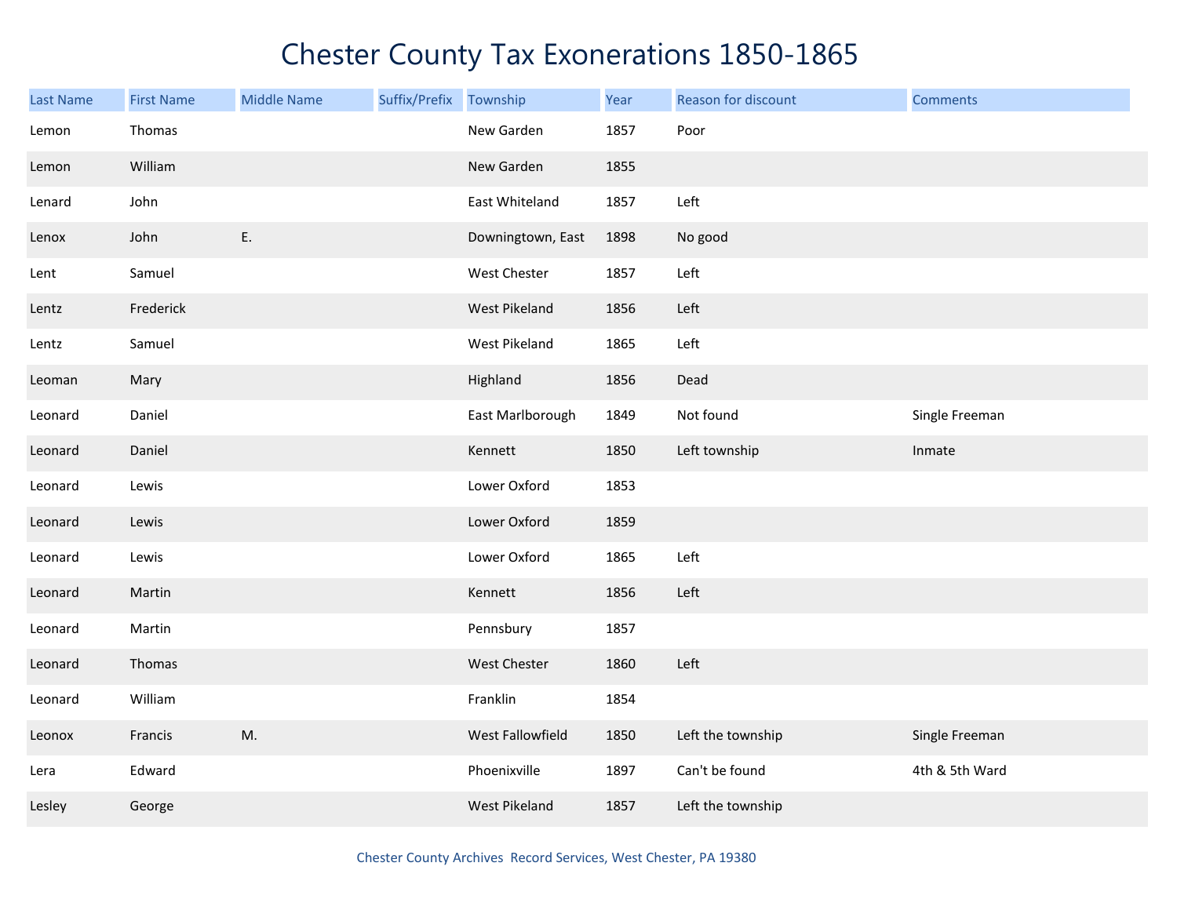# Chester County Tax Exonerations 1850-1865

| Last Name | First Name | Middle Name | Suffix/Prefix | Township | Year | Reason for discount | Comments |
|---|---|---|---|---|---|---|---|
| Lemon | Thomas | | | New Garden | 1857 | Poor | |
| Lemon | William | | | New Garden | 1855 | | |
| Lenard | John | | | East Whiteland | 1857 | Left | |
| Lenox | John | E. | | Downingtown, East | 1898 | No good | |
| Lent | Samuel | | | West Chester | 1857 | Left | |
| Lentz | Frederick | | | West Pikeland | 1856 | Left | |
| Lentz | Samuel | | | West Pikeland | 1865 | Left | |
| Leoman | Mary | | | Highland | 1856 | Dead | |
| Leonard | Daniel | | | East Marlborough | 1849 | Not found | Single Freeman |
| Leonard | Daniel | | | Kennett | 1850 | Left township | Inmate |
| Leonard | Lewis | | | Lower Oxford | 1853 | | |
| Leonard | Lewis | | | Lower Oxford | 1859 | | |
| Leonard | Lewis | | | Lower Oxford | 1865 | Left | |
| Leonard | Martin | | | Kennett | 1856 | Left | |
| Leonard | Martin | | | Pennsbury | 1857 | | |
| Leonard | Thomas | | | West Chester | 1860 | Left | |
| Leonard | William | | | Franklin | 1854 | | |
| Leonox | Francis | M. | | West Fallowfield | 1850 | Left the township | Single Freeman |
| Lera | Edward | | | Phoenixville | 1897 | Can't be found | 4th & 5th Ward |
| Lesley | George | | | West Pikeland | 1857 | Left the township | |

Chester County Archives  Record Services, West Chester, PA 19380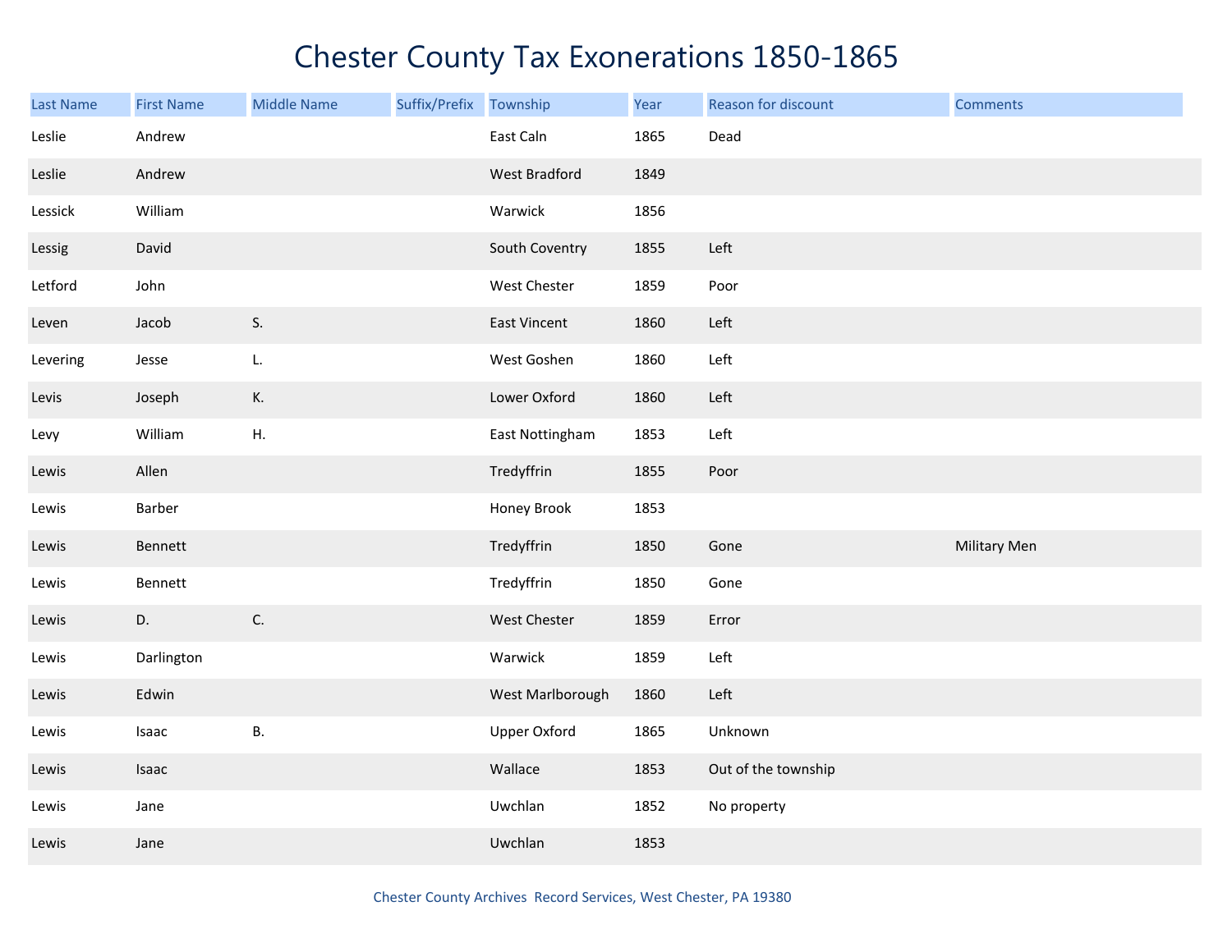# Chester County Tax Exonerations 1850-1865

| Last Name | First Name | Middle Name | Suffix/Prefix | Township | Year | Reason for discount | Comments |
|---|---|---|---|---|---|---|---|
| Leslie | Andrew | | | East Caln | 1865 | Dead | |
| Leslie | Andrew | | | West Bradford | 1849 | | |
| Lessick | William | | | Warwick | 1856 | | |
| Lessig | David | | | South Coventry | 1855 | Left | |
| Letford | John | | | West Chester | 1859 | Poor | |
| Leven | Jacob | S. | | East Vincent | 1860 | Left | |
| Levering | Jesse | L. | | West Goshen | 1860 | Left | |
| Levis | Joseph | K. | | Lower Oxford | 1860 | Left | |
| Levy | William | H. | | East Nottingham | 1853 | Left | |
| Lewis | Allen | | | Tredyffrin | 1855 | Poor | |
| Lewis | Barber | | | Honey Brook | 1853 | | |
| Lewis | Bennett | | | Tredyffrin | 1850 | Gone | Military Men |
| Lewis | Bennett | | | Tredyffrin | 1850 | Gone | |
| Lewis | D. | C. | | West Chester | 1859 | Error | |
| Lewis | Darlington | | | Warwick | 1859 | Left | |
| Lewis | Edwin | | | West Marlborough | 1860 | Left | |
| Lewis | Isaac | B. | | Upper Oxford | 1865 | Unknown | |
| Lewis | Isaac | | | Wallace | 1853 | Out of the township | |
| Lewis | Jane | | | Uwchlan | 1852 | No property | |
| Lewis | Jane | | | Uwchlan | 1853 | | |

Chester County Archives Record Services, West Chester, PA 19380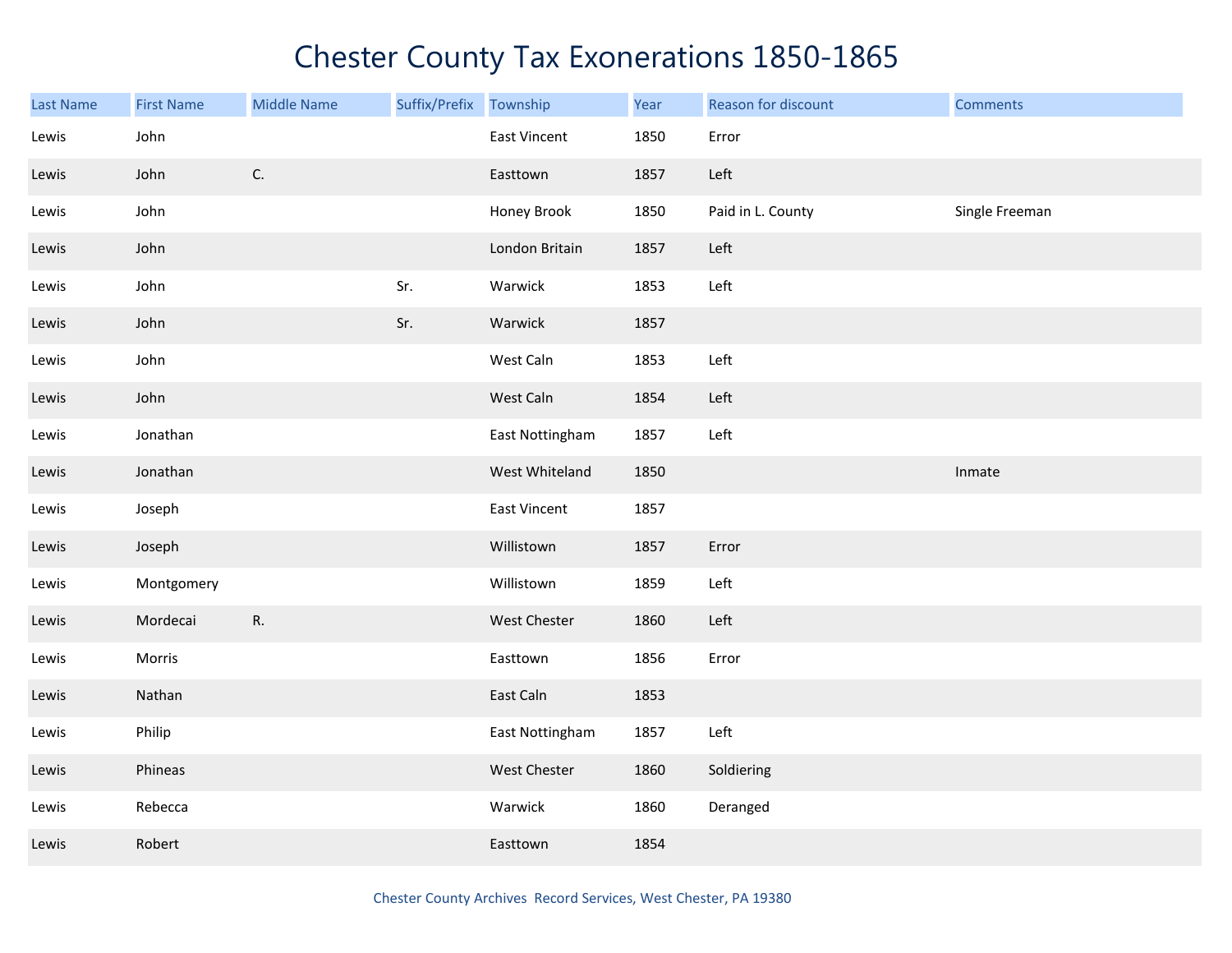# Chester County Tax Exonerations 1850-1865

| Last Name | First Name | Middle Name | Suffix/Prefix | Township | Year | Reason for discount | Comments |
|---|---|---|---|---|---|---|---|
| Lewis | John | | | East Vincent | 1850 | Error | |
| Lewis | John | C. | | Easttown | 1857 | Left | |
| Lewis | John | | | Honey Brook | 1850 | Paid in L. County | Single Freeman |
| Lewis | John | | | London Britain | 1857 | Left | |
| Lewis | John | | Sr. | Warwick | 1853 | Left | |
| Lewis | John | | Sr. | Warwick | 1857 | | |
| Lewis | John | | | West Caln | 1853 | Left | |
| Lewis | John | | | West Caln | 1854 | Left | |
| Lewis | Jonathan | | | East Nottingham | 1857 | Left | |
| Lewis | Jonathan | | | West Whiteland | 1850 | | Inmate |
| Lewis | Joseph | | | East Vincent | 1857 | | |
| Lewis | Joseph | | | Willistown | 1857 | Error | |
| Lewis | Montgomery | | | Willistown | 1859 | Left | |
| Lewis | Mordecai | R. | | West Chester | 1860 | Left | |
| Lewis | Morris | | | Easttown | 1856 | Error | |
| Lewis | Nathan | | | East Caln | 1853 | | |
| Lewis | Philip | | | East Nottingham | 1857 | Left | |
| Lewis | Phineas | | | West Chester | 1860 | Soldiering | |
| Lewis | Rebecca | | | Warwick | 1860 | Deranged | |
| Lewis | Robert | | | Easttown | 1854 | | |

Chester County Archives Record Services, West Chester, PA 19380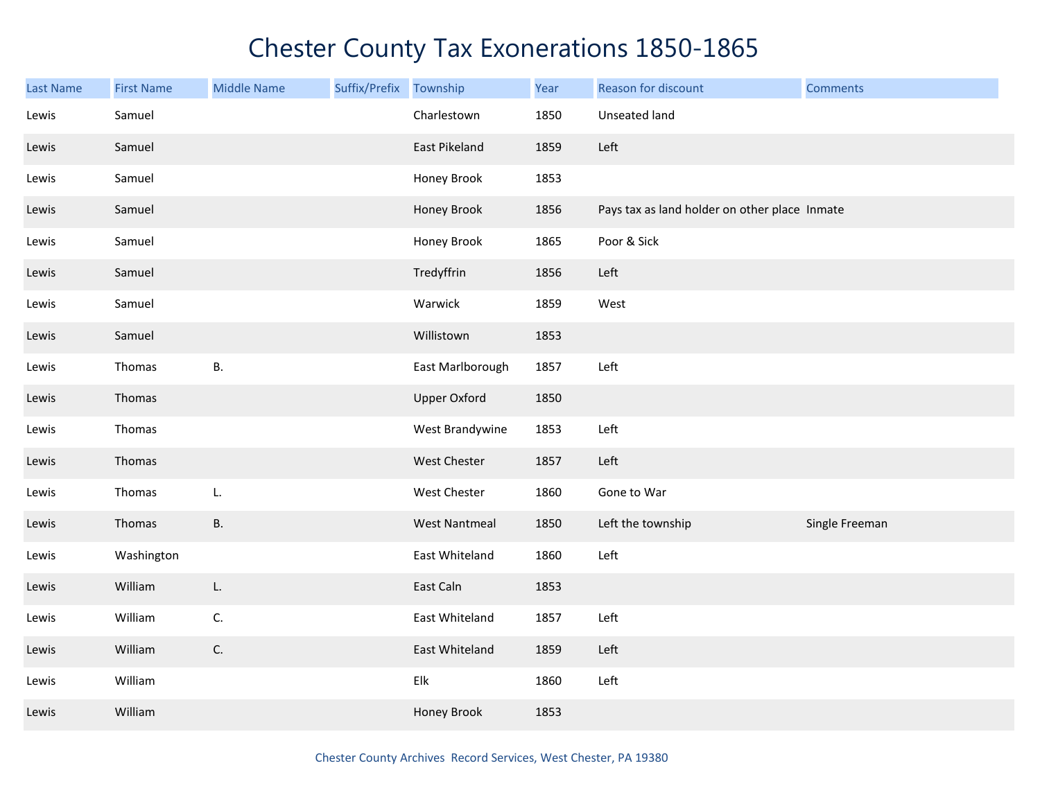# Chester County Tax Exonerations 1850-1865

| Last Name | First Name | Middle Name | Suffix/Prefix | Township | Year | Reason for discount | Comments |
|---|---|---|---|---|---|---|---|
| Lewis | Samuel | | | Charlestown | 1850 | Unseated land | |
| Lewis | Samuel | | | East Pikeland | 1859 | Left | |
| Lewis | Samuel | | | Honey Brook | 1853 | | |
| Lewis | Samuel | | | Honey Brook | 1856 | Pays tax as land holder on other place | Inmate |
| Lewis | Samuel | | | Honey Brook | 1865 | Poor & Sick | |
| Lewis | Samuel | | | Tredyffrin | 1856 | Left | |
| Lewis | Samuel | | | Warwick | 1859 | West | |
| Lewis | Samuel | | | Willistown | 1853 | | |
| Lewis | Thomas | B. | | East Marlborough | 1857 | Left | |
| Lewis | Thomas | | | Upper Oxford | 1850 | | |
| Lewis | Thomas | | | West Brandywine | 1853 | Left | |
| Lewis | Thomas | | | West Chester | 1857 | Left | |
| Lewis | Thomas | L. | | West Chester | 1860 | Gone to War | |
| Lewis | Thomas | B. | | West Nantmeal | 1850 | Left the township | Single Freeman |
| Lewis | Washington | | | East Whiteland | 1860 | Left | |
| Lewis | William | L. | | East Caln | 1853 | | |
| Lewis | William | C. | | East Whiteland | 1857 | Left | |
| Lewis | William | C. | | East Whiteland | 1859 | Left | |
| Lewis | William | | | Elk | 1860 | Left | |
| Lewis | William | | | Honey Brook | 1853 | | |

Chester County Archives Record Services, West Chester, PA 19380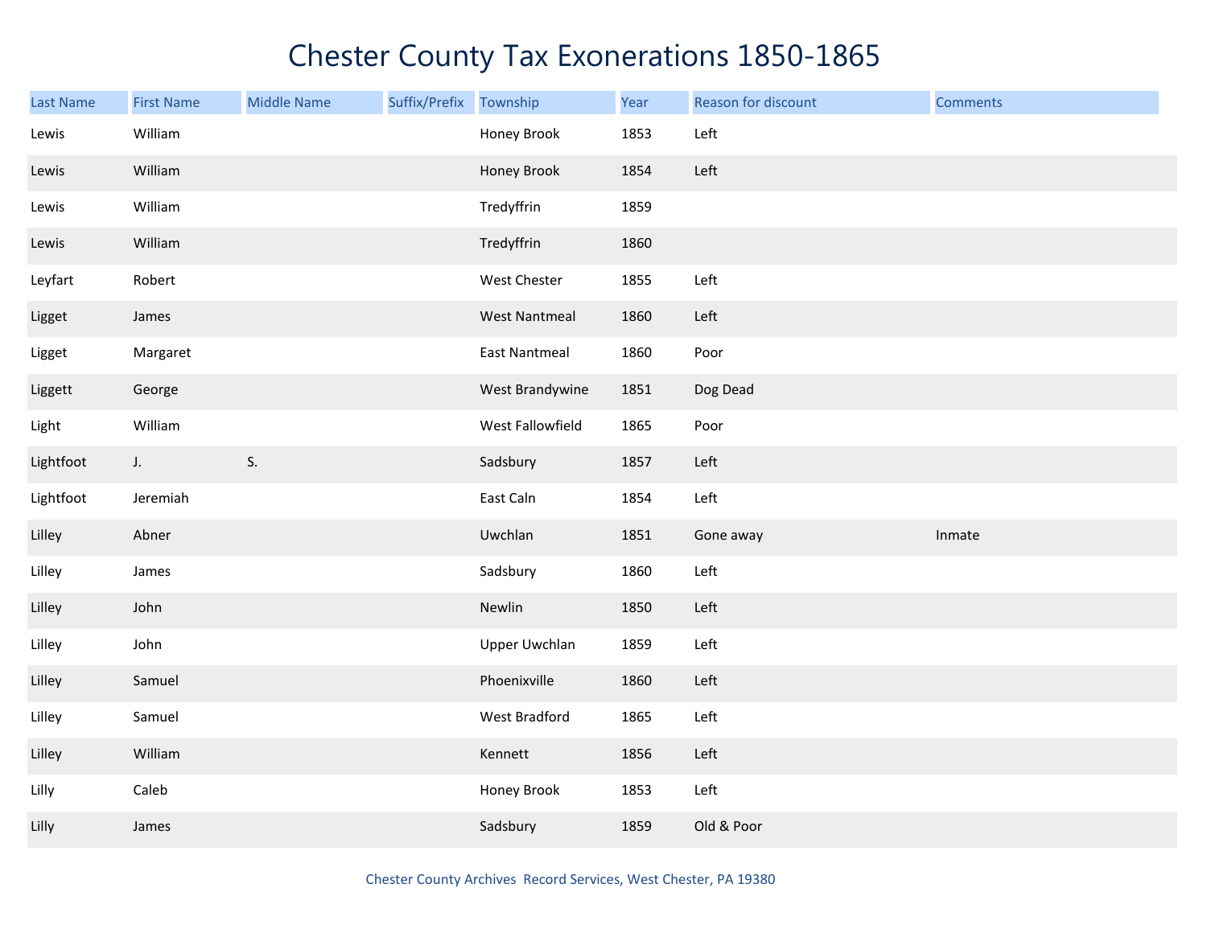# Chester County Tax Exonerations 1850-1865

| Last Name | First Name | Middle Name | Suffix/Prefix | Township | Year | Reason for discount | Comments |
|---|---|---|---|---|---|---|---|
| Lewis | William | | | Honey Brook | 1853 | Left | |
| Lewis | William | | | Honey Brook | 1854 | Left | |
| Lewis | William | | | Tredyffrin | 1859 | | |
| Lewis | William | | | Tredyffrin | 1860 | | |
| Leyfart | Robert | | | West Chester | 1855 | Left | |
| Ligget | James | | | West Nantmeal | 1860 | Left | |
| Ligget | Margaret | | | East Nantmeal | 1860 | Poor | |
| Liggett | George | | | West Brandywine | 1851 | Dog Dead | |
| Light | William | | | West Fallowfield | 1865 | Poor | |
| Lightfoot | J. | S. | | Sadsbury | 1857 | Left | |
| Lightfoot | Jeremiah | | | East Caln | 1854 | Left | |
| Lilley | Abner | | | Uwchlan | 1851 | Gone away | Inmate |
| Lilley | James | | | Sadsbury | 1860 | Left | |
| Lilley | John | | | Newlin | 1850 | Left | |
| Lilley | John | | | Upper Uwchlan | 1859 | Left | |
| Lilley | Samuel | | | Phoenixville | 1860 | Left | |
| Lilley | Samuel | | | West Bradford | 1865 | Left | |
| Lilley | William | | | Kennett | 1856 | Left | |
| Lilly | Caleb | | | Honey Brook | 1853 | Left | |
| Lilly | James | | | Sadsbury | 1859 | Old & Poor | |

Chester County Archives Record Services, West Chester, PA 19380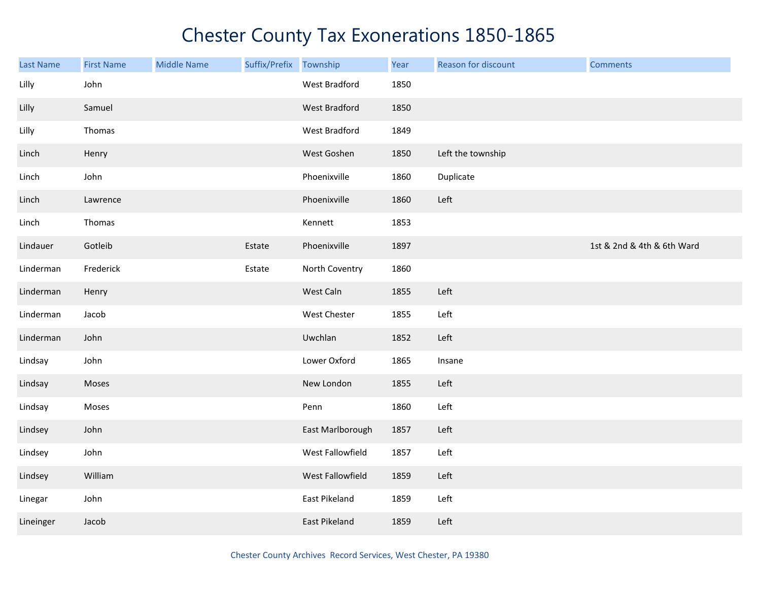# Chester County Tax Exonerations 1850-1865

| Last Name | First Name | Middle Name | Suffix/Prefix | Township | Year | Reason for discount | Comments |
|---|---|---|---|---|---|---|---|
| Lilly | John | | | West Bradford | 1850 | | |
| Lilly | Samuel | | | West Bradford | 1850 | | |
| Lilly | Thomas | | | West Bradford | 1849 | | |
| Linch | Henry | | | West Goshen | 1850 | Left the township | |
| Linch | John | | | Phoenixville | 1860 | Duplicate | |
| Linch | Lawrence | | | Phoenixville | 1860 | Left | |
| Linch | Thomas | | | Kennett | 1853 | | |
| Lindauer | Gotleib | | Estate | Phoenixville | 1897 | | 1st & 2nd & 4th & 6th Ward |
| Linderman | Frederick | | Estate | North Coventry | 1860 | | |
| Linderman | Henry | | | West Caln | 1855 | Left | |
| Linderman | Jacob | | | West Chester | 1855 | Left | |
| Linderman | John | | | Uwchlan | 1852 | Left | |
| Lindsay | John | | | Lower Oxford | 1865 | Insane | |
| Lindsay | Moses | | | New London | 1855 | Left | |
| Lindsay | Moses | | | Penn | 1860 | Left | |
| Lindsey | John | | | East Marlborough | 1857 | Left | |
| Lindsey | John | | | West Fallowfield | 1857 | Left | |
| Lindsey | William | | | West Fallowfield | 1859 | Left | |
| Linegar | John | | | East Pikeland | 1859 | Left | |
| Lineinger | Jacob | | | East Pikeland | 1859 | Left | |

Chester County Archives Record Services, West Chester, PA 19380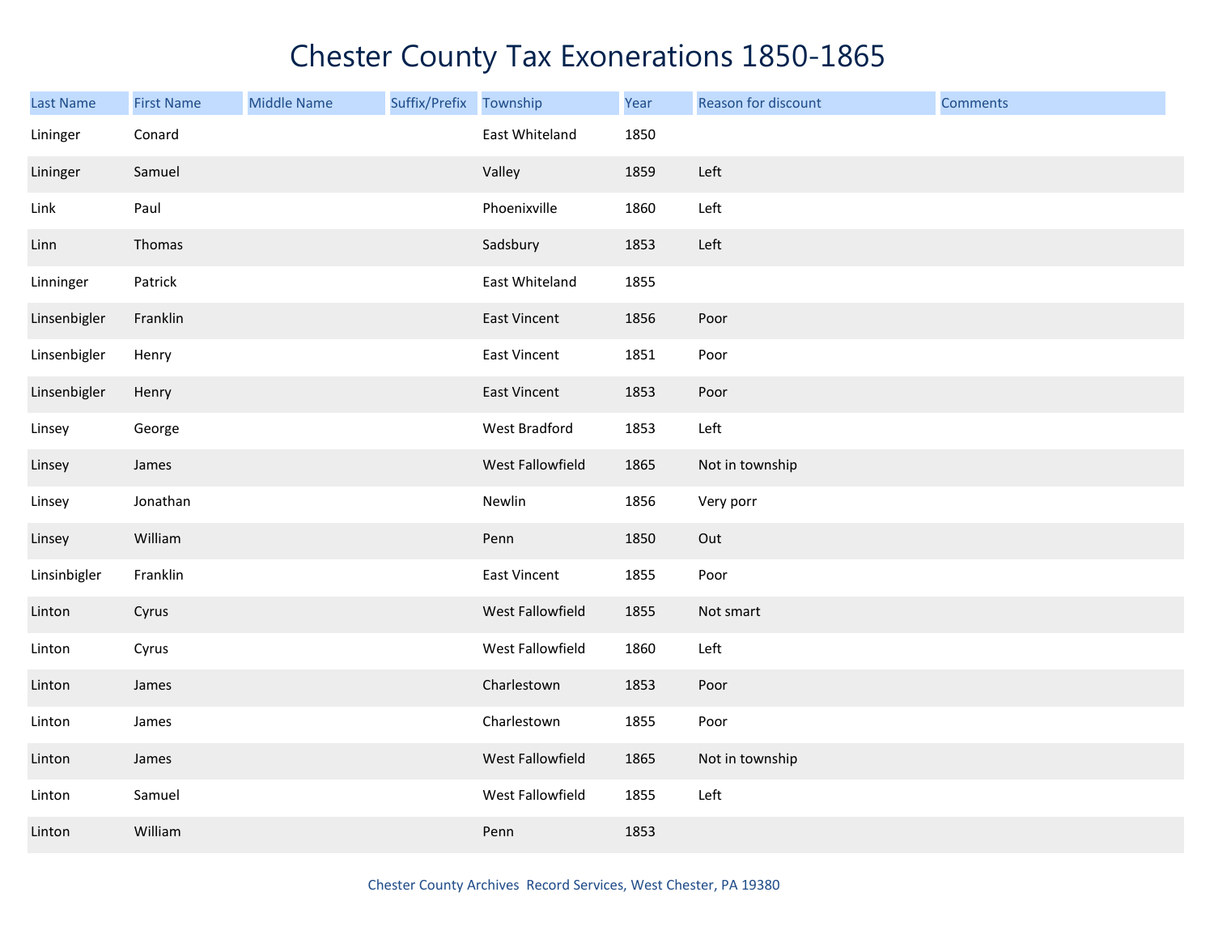# Chester County Tax Exonerations 1850-1865

| Last Name | First Name | Middle Name | Suffix/Prefix | Township | Year | Reason for discount | Comments |
|---|---|---|---|---|---|---|---|
| Lininger | Conard | | | East Whiteland | 1850 | | |
| Lininger | Samuel | | | Valley | 1859 | Left | |
| Link | Paul | | | Phoenixville | 1860 | Left | |
| Linn | Thomas | | | Sadsbury | 1853 | Left | |
| Linninger | Patrick | | | East Whiteland | 1855 | | |
| Linsenbigler | Franklin | | | East Vincent | 1856 | Poor | |
| Linsenbigler | Henry | | | East Vincent | 1851 | Poor | |
| Linsenbigler | Henry | | | East Vincent | 1853 | Poor | |
| Linsey | George | | | West Bradford | 1853 | Left | |
| Linsey | James | | | West Fallowfield | 1865 | Not in township | |
| Linsey | Jonathan | | | Newlin | 1856 | Very porr | |
| Linsey | William | | | Penn | 1850 | Out | |
| Linsinbigler | Franklin | | | East Vincent | 1855 | Poor | |
| Linton | Cyrus | | | West Fallowfield | 1855 | Not smart | |
| Linton | Cyrus | | | West Fallowfield | 1860 | Left | |
| Linton | James | | | Charlestown | 1853 | Poor | |
| Linton | James | | | Charlestown | 1855 | Poor | |
| Linton | James | | | West Fallowfield | 1865 | Not in township | |
| Linton | Samuel | | | West Fallowfield | 1855 | Left | |
| Linton | William | | | Penn | 1853 | | |

Chester County Archives Record Services, West Chester, PA 19380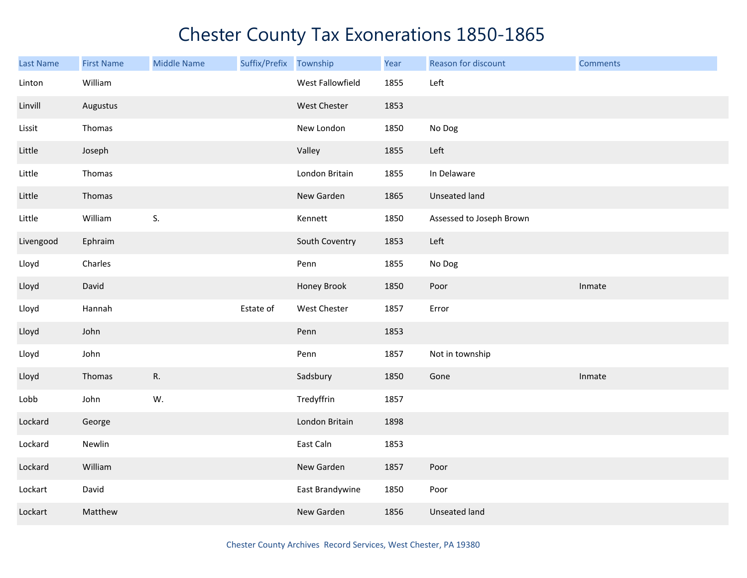# Chester County Tax Exonerations 1850-1865

| Last Name | First Name | Middle Name | Suffix/Prefix | Township | Year | Reason for discount | Comments |
|---|---|---|---|---|---|---|---|
| Linton | William | | | West Fallowfield | 1855 | Left | |
| Linvill | Augustus | | | West Chester | 1853 | | |
| Lissit | Thomas | | | New London | 1850 | No Dog | |
| Little | Joseph | | | Valley | 1855 | Left | |
| Little | Thomas | | | London Britain | 1855 | In Delaware | |
| Little | Thomas | | | New Garden | 1865 | Unseated land | |
| Little | William | S. | | Kennett | 1850 | Assessed to Joseph Brown | |
| Livengood | Ephraim | | | South Coventry | 1853 | Left | |
| Lloyd | Charles | | | Penn | 1855 | No Dog | |
| Lloyd | David | | | Honey Brook | 1850 | Poor | Inmate |
| Lloyd | Hannah | | Estate of | West Chester | 1857 | Error | |
| Lloyd | John | | | Penn | 1853 | | |
| Lloyd | John | | | Penn | 1857 | Not in township | |
| Lloyd | Thomas | R. | | Sadsbury | 1850 | Gone | Inmate |
| Lobb | John | W. | | Tredyffrin | 1857 | | |
| Lockard | George | | | London Britain | 1898 | | |
| Lockard | Newlin | | | East Caln | 1853 | | |
| Lockard | William | | | New Garden | 1857 | Poor | |
| Lockart | David | | | East Brandywine | 1850 | Poor | |
| Lockart | Matthew | | | New Garden | 1856 | Unseated land | |

Chester County Archives Record Services, West Chester, PA 19380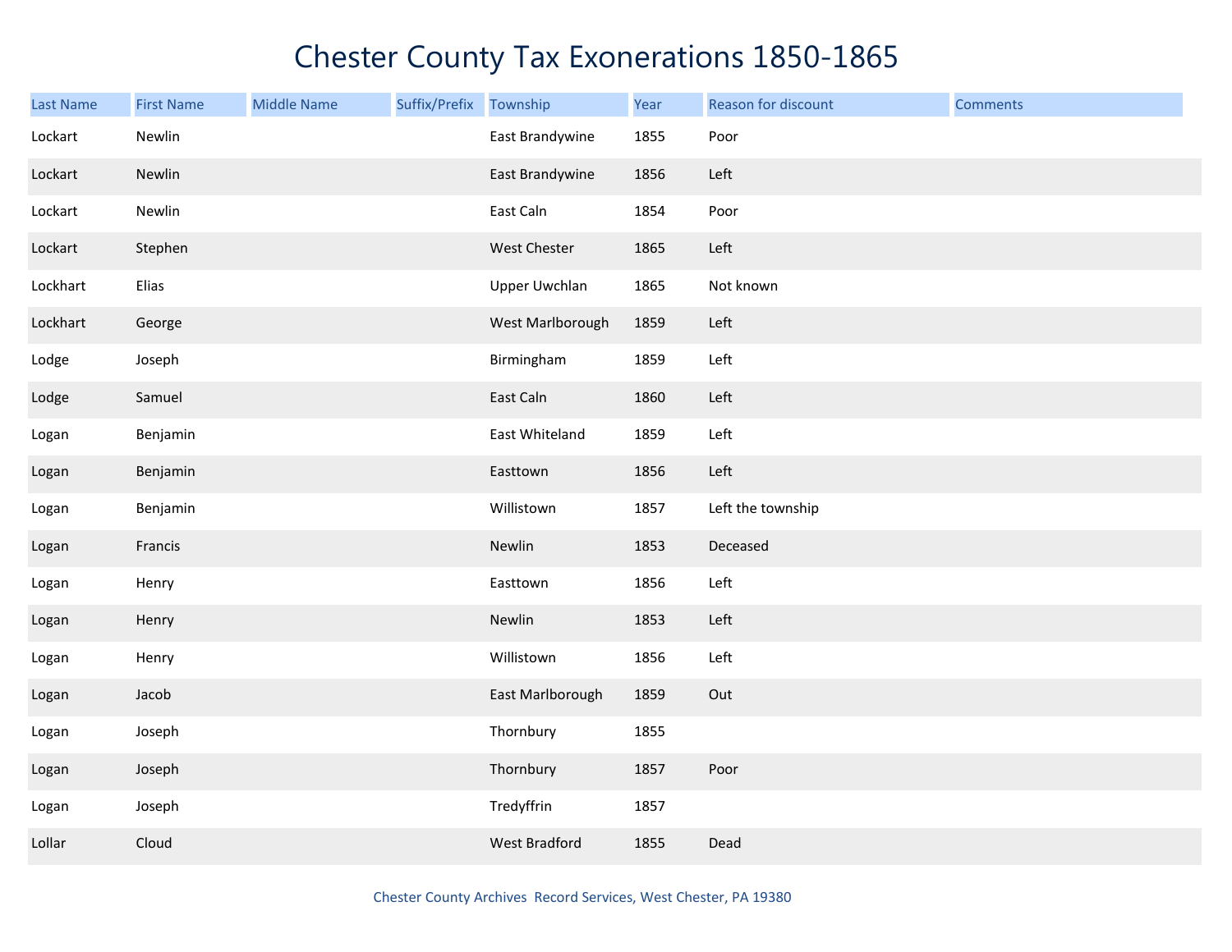# Chester County Tax Exonerations 1850-1865

| Last Name | First Name | Middle Name | Suffix/Prefix | Township | Year | Reason for discount | Comments |
|---|---|---|---|---|---|---|---|
| Lockart | Newlin | | | East Brandywine | 1855 | Poor | |
| Lockart | Newlin | | | East Brandywine | 1856 | Left | |
| Lockart | Newlin | | | East Caln | 1854 | Poor | |
| Lockart | Stephen | | | West Chester | 1865 | Left | |
| Lockhart | Elias | | | Upper Uwchlan | 1865 | Not known | |
| Lockhart | George | | | West Marlborough | 1859 | Left | |
| Lodge | Joseph | | | Birmingham | 1859 | Left | |
| Lodge | Samuel | | | East Caln | 1860 | Left | |
| Logan | Benjamin | | | East Whiteland | 1859 | Left | |
| Logan | Benjamin | | | Easttown | 1856 | Left | |
| Logan | Benjamin | | | Willistown | 1857 | Left the township | |
| Logan | Francis | | | Newlin | 1853 | Deceased | |
| Logan | Henry | | | Easttown | 1856 | Left | |
| Logan | Henry | | | Newlin | 1853 | Left | |
| Logan | Henry | | | Willistown | 1856 | Left | |
| Logan | Jacob | | | East Marlborough | 1859 | Out | |
| Logan | Joseph | | | Thornbury | 1855 | | |
| Logan | Joseph | | | Thornbury | 1857 | Poor | |
| Logan | Joseph | | | Tredyffrin | 1857 | | |
| Lollar | Cloud | | | West Bradford | 1855 | Dead | |

Chester County Archives Record Services, West Chester, PA 19380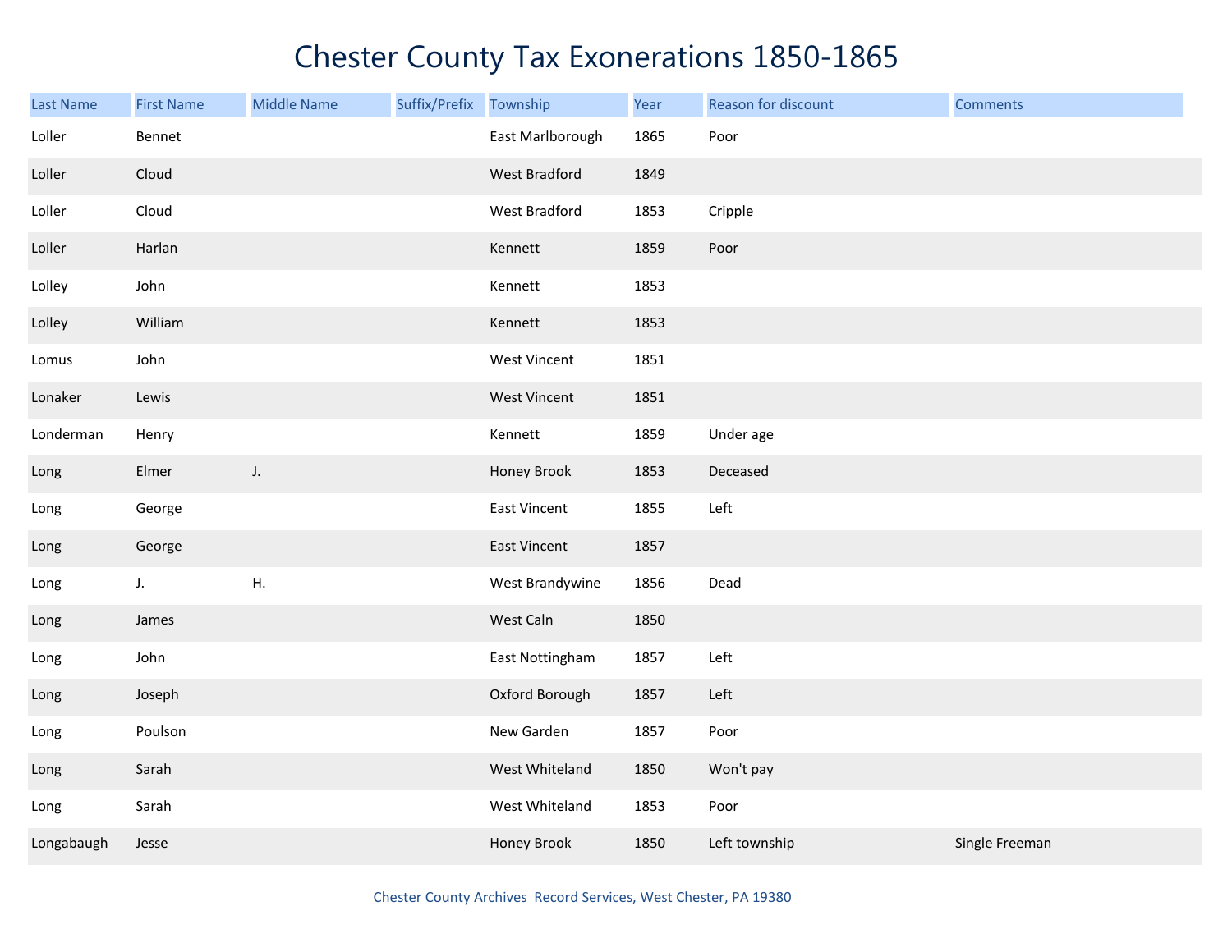# Chester County Tax Exonerations 1850-1865

| Last Name | First Name | Middle Name | Suffix/Prefix | Township | Year | Reason for discount | Comments |
|---|---|---|---|---|---|---|---|
| Loller | Bennet | | | East Marlborough | 1865 | Poor | |
| Loller | Cloud | | | West Bradford | 1849 | | |
| Loller | Cloud | | | West Bradford | 1853 | Cripple | |
| Loller | Harlan | | | Kennett | 1859 | Poor | |
| Lolley | John | | | Kennett | 1853 | | |
| Lolley | William | | | Kennett | 1853 | | |
| Lomus | John | | | West Vincent | 1851 | | |
| Lonaker | Lewis | | | West Vincent | 1851 | | |
| Londerman | Henry | | | Kennett | 1859 | Under age | |
| Long | Elmer | J. | | Honey Brook | 1853 | Deceased | |
| Long | George | | | East Vincent | 1855 | Left | |
| Long | George | | | East Vincent | 1857 | | |
| Long | J. | H. | | West Brandywine | 1856 | Dead | |
| Long | James | | | West Caln | 1850 | | |
| Long | John | | | East Nottingham | 1857 | Left | |
| Long | Joseph | | | Oxford Borough | 1857 | Left | |
| Long | Poulson | | | New Garden | 1857 | Poor | |
| Long | Sarah | | | West Whiteland | 1850 | Won't pay | |
| Long | Sarah | | | West Whiteland | 1853 | Poor | |
| Longabaugh | Jesse | | | Honey Brook | 1850 | Left township | Single Freeman |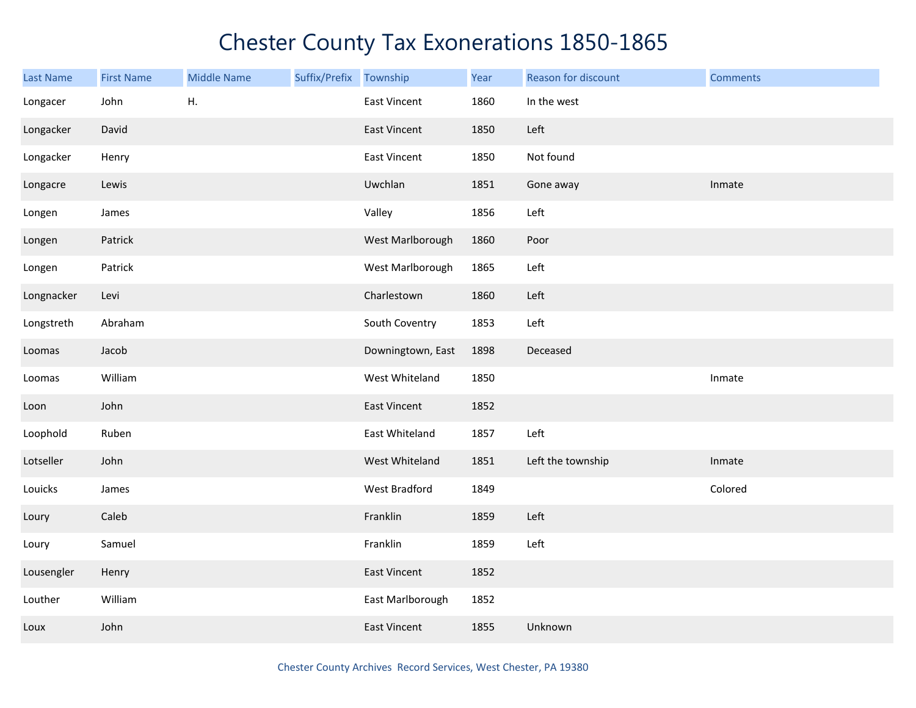# Chester County Tax Exonerations 1850-1865

| Last Name | First Name | Middle Name | Suffix/Prefix | Township | Year | Reason for discount | Comments |
|---|---|---|---|---|---|---|---|
| Longacer | John | H. | | East Vincent | 1860 | In the west | |
| Longacker | David | | | East Vincent | 1850 | Left | |
| Longacker | Henry | | | East Vincent | 1850 | Not found | |
| Longacre | Lewis | | | Uwchlan | 1851 | Gone away | Inmate |
| Longen | James | | | Valley | 1856 | Left | |
| Longen | Patrick | | | West Marlborough | 1860 | Poor | |
| Longen | Patrick | | | West Marlborough | 1865 | Left | |
| Longnacker | Levi | | | Charlestown | 1860 | Left | |
| Longstreth | Abraham | | | South Coventry | 1853 | Left | |
| Loomas | Jacob | | | Downingtown, East | 1898 | Deceased | |
| Loomas | William | | | West Whiteland | 1850 | | Inmate |
| Loon | John | | | East Vincent | 1852 | | |
| Loophold | Ruben | | | East Whiteland | 1857 | Left | |
| Lotseller | John | | | West Whiteland | 1851 | Left the township | Inmate |
| Louicks | James | | | West Bradford | 1849 | | Colored |
| Loury | Caleb | | | Franklin | 1859 | Left | |
| Loury | Samuel | | | Franklin | 1859 | Left | |
| Lousengler | Henry | | | East Vincent | 1852 | | |
| Louther | William | | | East Marlborough | 1852 | | |
| Loux | John | | | East Vincent | 1855 | Unknown | |

Chester County Archives Record Services, West Chester, PA 19380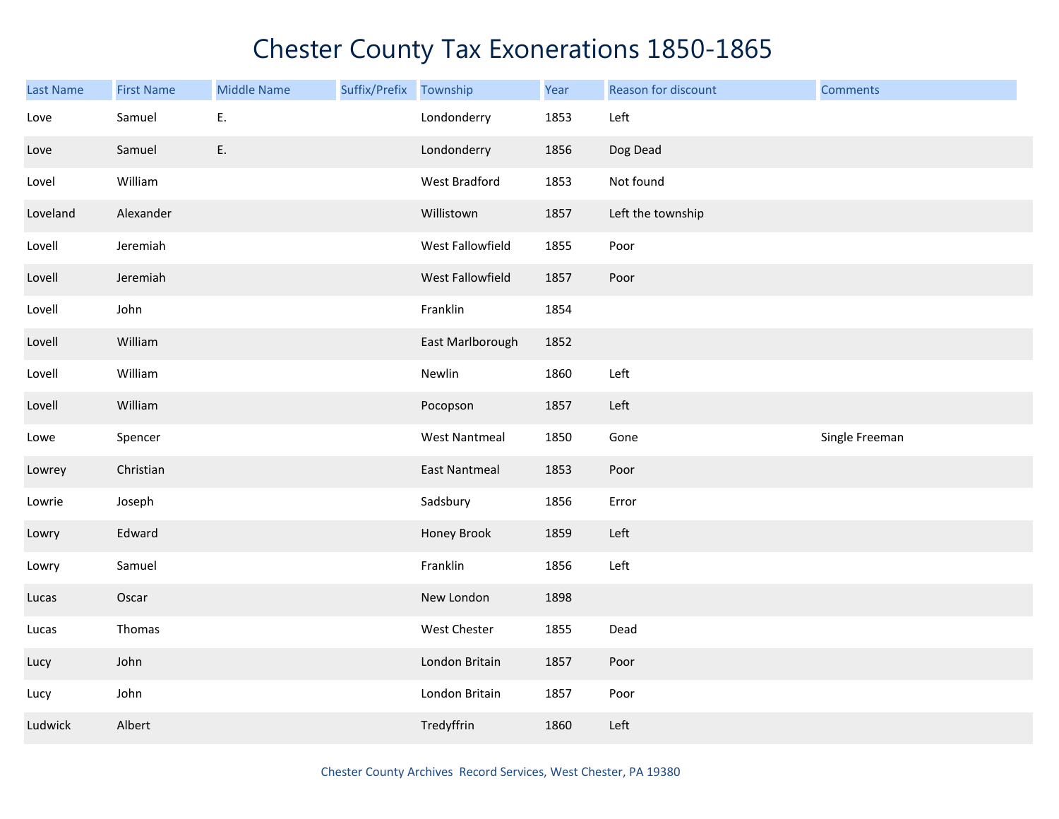# Chester County Tax Exonerations 1850-1865

| Last Name | First Name | Middle Name | Suffix/Prefix | Township | Year | Reason for discount | Comments |
|---|---|---|---|---|---|---|---|
| Love | Samuel | E. | | Londonderry | 1853 | Left | |
| Love | Samuel | E. | | Londonderry | 1856 | Dog Dead | |
| Lovel | William | | | West Bradford | 1853 | Not found | |
| Loveland | Alexander | | | Willistown | 1857 | Left the township | |
| Lovell | Jeremiah | | | West Fallowfield | 1855 | Poor | |
| Lovell | Jeremiah | | | West Fallowfield | 1857 | Poor | |
| Lovell | John | | | Franklin | 1854 | | |
| Lovell | William | | | East Marlborough | 1852 | | |
| Lovell | William | | | Newlin | 1860 | Left | |
| Lovell | William | | | Pocopson | 1857 | Left | |
| Lowe | Spencer | | | West Nantmeal | 1850 | Gone | Single Freeman |
| Lowrey | Christian | | | East Nantmeal | 1853 | Poor | |
| Lowrie | Joseph | | | Sadsbury | 1856 | Error | |
| Lowry | Edward | | | Honey Brook | 1859 | Left | |
| Lowry | Samuel | | | Franklin | 1856 | Left | |
| Lucas | Oscar | | | New London | 1898 | | |
| Lucas | Thomas | | | West Chester | 1855 | Dead | |
| Lucy | John | | | London Britain | 1857 | Poor | |
| Lucy | John | | | London Britain | 1857 | Poor | |
| Ludwick | Albert | | | Tredyffrin | 1860 | Left | |

Chester County Archives Record Services, West Chester, PA 19380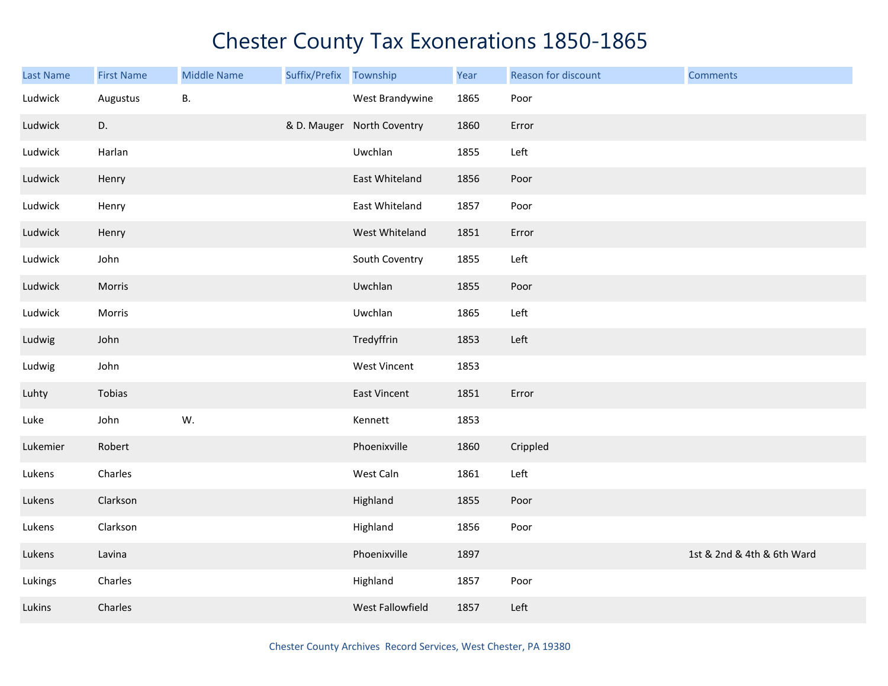# Chester County Tax Exonerations 1850-1865

| Last Name | First Name | Middle Name | Suffix/Prefix | Township | Year | Reason for discount | Comments |
|---|---|---|---|---|---|---|---|
| Ludwick | Augustus | B. | | West Brandywine | 1865 | Poor | |
| Ludwick | D. | | & D. Mauger | North Coventry | 1860 | Error | |
| Ludwick | Harlan | | | Uwchlan | 1855 | Left | |
| Ludwick | Henry | | | East Whiteland | 1856 | Poor | |
| Ludwick | Henry | | | East Whiteland | 1857 | Poor | |
| Ludwick | Henry | | | West Whiteland | 1851 | Error | |
| Ludwick | John | | | South Coventry | 1855 | Left | |
| Ludwick | Morris | | | Uwchlan | 1855 | Poor | |
| Ludwick | Morris | | | Uwchlan | 1865 | Left | |
| Ludwig | John | | | Tredyffrin | 1853 | Left | |
| Ludwig | John | | | West Vincent | 1853 | | |
| Luhty | Tobias | | | East Vincent | 1851 | Error | |
| Luke | John | W. | | Kennett | 1853 | | |
| Lukemier | Robert | | | Phoenixville | 1860 | Crippled | |
| Lukens | Charles | | | West Caln | 1861 | Left | |
| Lukens | Clarkson | | | Highland | 1855 | Poor | |
| Lukens | Clarkson | | | Highland | 1856 | Poor | |
| Lukens | Lavina | | | Phoenixville | 1897 | | 1st & 2nd & 4th & 6th Ward |
| Lukings | Charles | | | Highland | 1857 | Poor | |
| Lukins | Charles | | | West Fallowfield | 1857 | Left | |

Chester County Archives Record Services, West Chester, PA 19380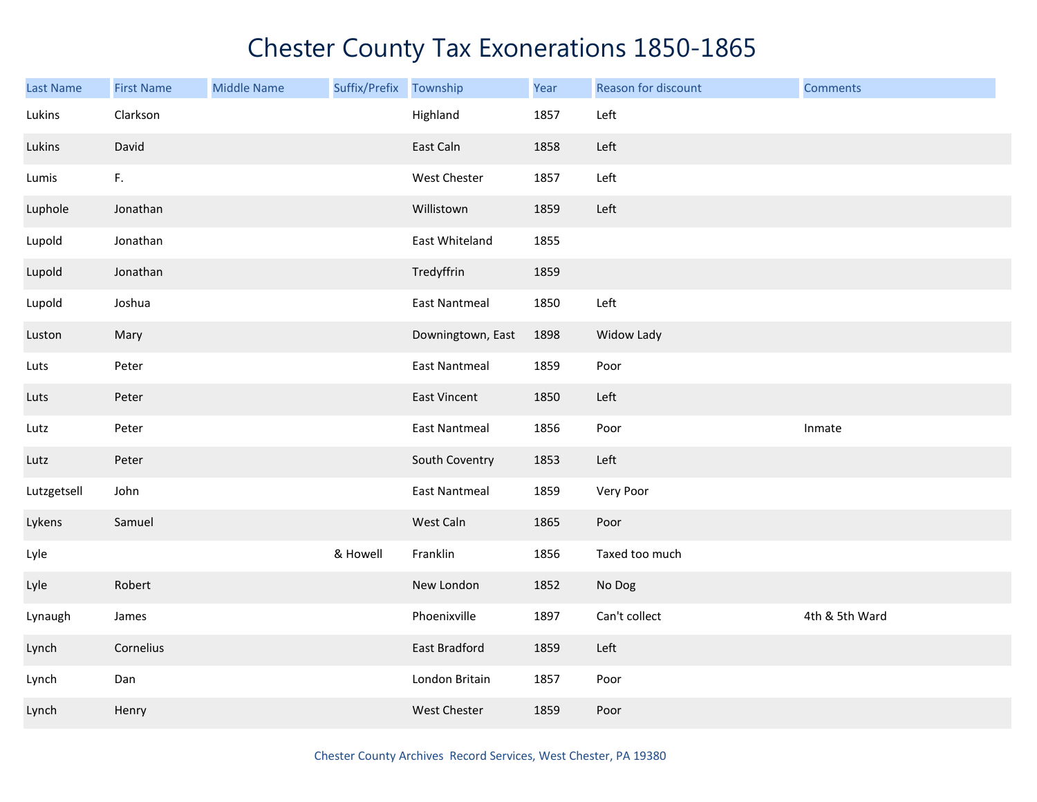# Chester County Tax Exonerations 1850-1865

| Last Name | First Name | Middle Name | Suffix/Prefix | Township | Year | Reason for discount | Comments |
|---|---|---|---|---|---|---|---|
| Lukins | Clarkson | | | Highland | 1857 | Left | |
| Lukins | David | | | East Caln | 1858 | Left | |
| Lumis | F. | | | West Chester | 1857 | Left | |
| Luphole | Jonathan | | | Willistown | 1859 | Left | |
| Lupold | Jonathan | | | East Whiteland | 1855 | | |
| Lupold | Jonathan | | | Tredyffrin | 1859 | | |
| Lupold | Joshua | | | East Nantmeal | 1850 | Left | |
| Luston | Mary | | | Downingtown, East | 1898 | Widow Lady | |
| Luts | Peter | | | East Nantmeal | 1859 | Poor | |
| Luts | Peter | | | East Vincent | 1850 | Left | |
| Lutz | Peter | | | East Nantmeal | 1856 | Poor | Inmate |
| Lutz | Peter | | | South Coventry | 1853 | Left | |
| Lutzgetsell | John | | | East Nantmeal | 1859 | Very Poor | |
| Lykens | Samuel | | | West Caln | 1865 | Poor | |
| Lyle | | | & Howell | Franklin | 1856 | Taxed too much | |
| Lyle | Robert | | | New London | 1852 | No Dog | |
| Lynaugh | James | | | Phoenixville | 1897 | Can't collect | 4th & 5th Ward |
| Lynch | Cornelius | | | East Bradford | 1859 | Left | |
| Lynch | Dan | | | London Britain | 1857 | Poor | |
| Lynch | Henry | | | West Chester | 1859 | Poor | |

Chester County Archives Record Services, West Chester, PA 19380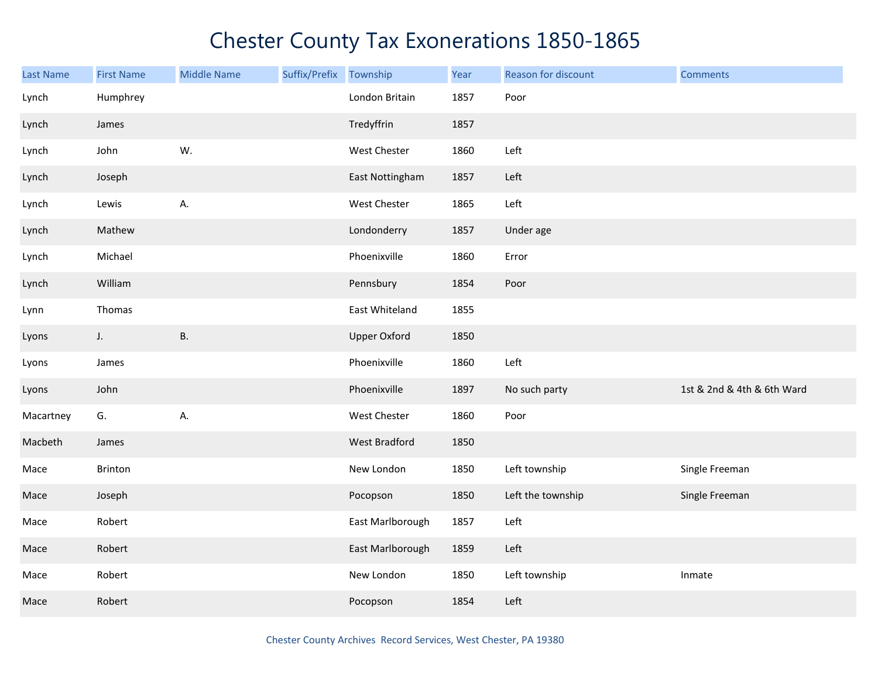# Chester County Tax Exonerations 1850-1865

| Last Name | First Name | Middle Name | Suffix/Prefix | Township | Year | Reason for discount | Comments |
|---|---|---|---|---|---|---|---|
| Lynch | Humphrey | | | London Britain | 1857 | Poor | |
| Lynch | James | | | Tredyffrin | 1857 | | |
| Lynch | John | W. | | West Chester | 1860 | Left | |
| Lynch | Joseph | | | East Nottingham | 1857 | Left | |
| Lynch | Lewis | A. | | West Chester | 1865 | Left | |
| Lynch | Mathew | | | Londonderry | 1857 | Under age | |
| Lynch | Michael | | | Phoenixville | 1860 | Error | |
| Lynch | William | | | Pennsbury | 1854 | Poor | |
| Lynn | Thomas | | | East Whiteland | 1855 | | |
| Lyons | J. | B. | | Upper Oxford | 1850 | | |
| Lyons | James | | | Phoenixville | 1860 | Left | |
| Lyons | John | | | Phoenixville | 1897 | No such party | 1st & 2nd & 4th & 6th Ward |
| Macartney | G. | A. | | West Chester | 1860 | Poor | |
| Macbeth | James | | | West Bradford | 1850 | | |
| Mace | Brinton | | | New London | 1850 | Left township | Single Freeman |
| Mace | Joseph | | | Pocopson | 1850 | Left the township | Single Freeman |
| Mace | Robert | | | East Marlborough | 1857 | Left | |
| Mace | Robert | | | East Marlborough | 1859 | Left | |
| Mace | Robert | | | New London | 1850 | Left township | Inmate |
| Mace | Robert | | | Pocopson | 1854 | Left | |

Chester County Archives Record Services, West Chester, PA 19380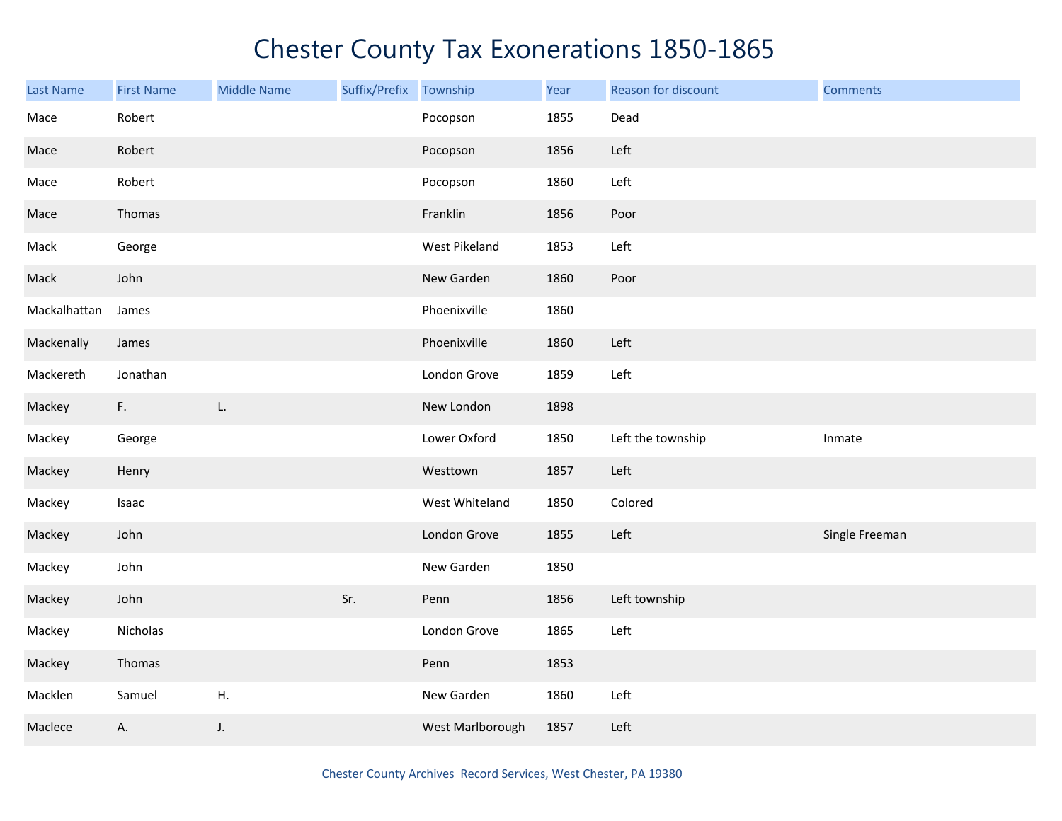# Chester County Tax Exonerations 1850-1865

| Last Name | First Name | Middle Name | Suffix/Prefix | Township | Year | Reason for discount | Comments |
|---|---|---|---|---|---|---|---|
| Mace | Robert | | | Pocopson | 1855 | Dead | |
| Mace | Robert | | | Pocopson | 1856 | Left | |
| Mace | Robert | | | Pocopson | 1860 | Left | |
| Mace | Thomas | | | Franklin | 1856 | Poor | |
| Mack | George | | | West Pikeland | 1853 | Left | |
| Mack | John | | | New Garden | 1860 | Poor | |
| Mackalhattan | James | | | Phoenixville | 1860 | | |
| Mackenally | James | | | Phoenixville | 1860 | Left | |
| Mackereth | Jonathan | | | London Grove | 1859 | Left | |
| Mackey | F. | L. | | New London | 1898 | | |
| Mackey | George | | | Lower Oxford | 1850 | Left the township | Inmate |
| Mackey | Henry | | | Westtown | 1857 | Left | |
| Mackey | Isaac | | | West Whiteland | 1850 | Colored | |
| Mackey | John | | | London Grove | 1855 | Left | Single Freeman |
| Mackey | John | | | New Garden | 1850 | | |
| Mackey | John | | Sr. | Penn | 1856 | Left township | |
| Mackey | Nicholas | | | London Grove | 1865 | Left | |
| Mackey | Thomas | | | Penn | 1853 | | |
| Macklen | Samuel | H. | | New Garden | 1860 | Left | |
| Maclece | A. | J. | | West Marlborough | 1857 | Left | |

Chester County Archives Record Services, West Chester, PA 19380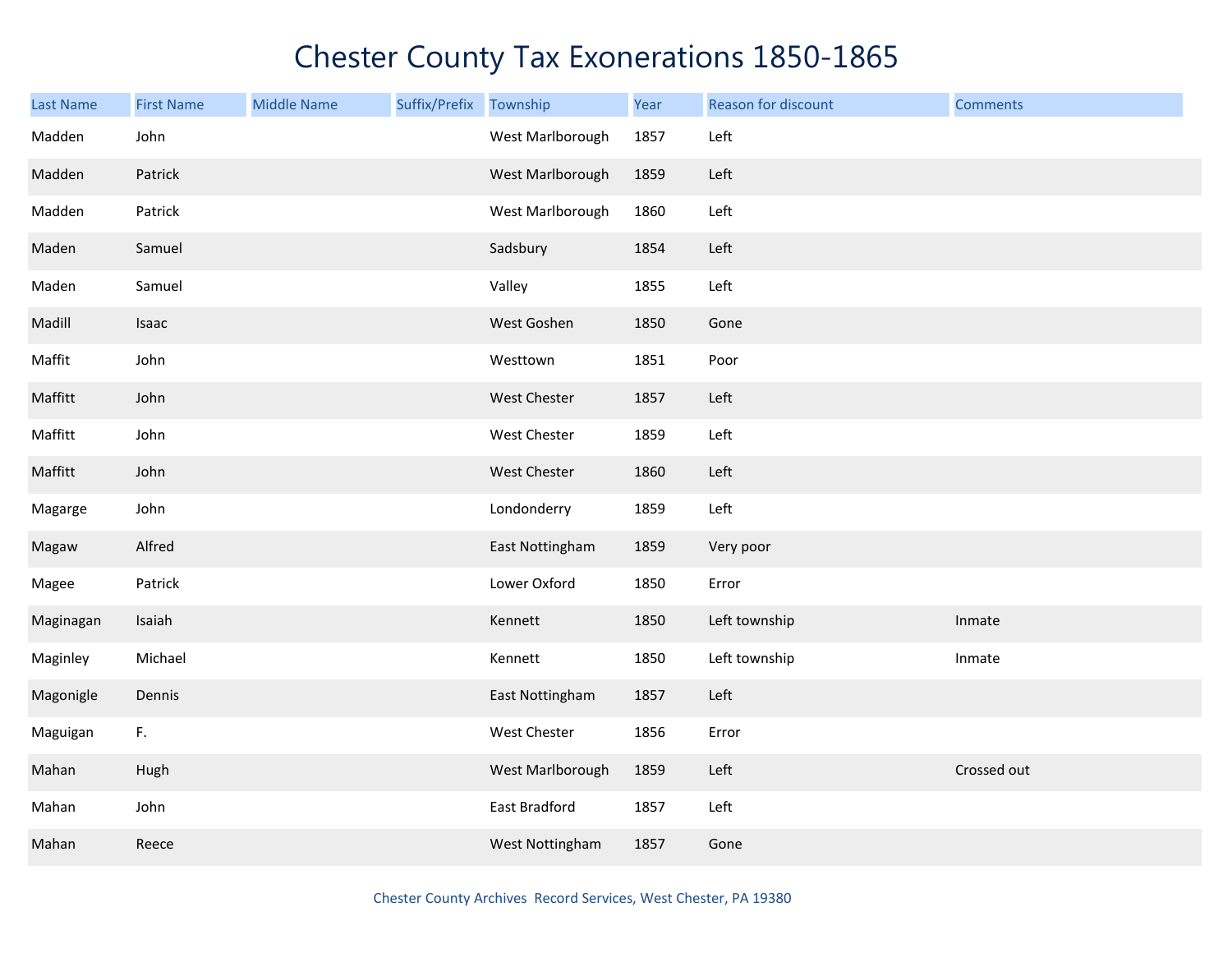# Chester County Tax Exonerations 1850-1865

| Last Name | First Name | Middle Name | Suffix/Prefix | Township | Year | Reason for discount | Comments |
|---|---|---|---|---|---|---|---|
| Madden | John | | | West Marlborough | 1857 | Left | |
| Madden | Patrick | | | West Marlborough | 1859 | Left | |
| Madden | Patrick | | | West Marlborough | 1860 | Left | |
| Maden | Samuel | | | Sadsbury | 1854 | Left | |
| Maden | Samuel | | | Valley | 1855 | Left | |
| Madill | Isaac | | | West Goshen | 1850 | Gone | |
| Maffit | John | | | Westtown | 1851 | Poor | |
| Maffitt | John | | | West Chester | 1857 | Left | |
| Maffitt | John | | | West Chester | 1859 | Left | |
| Maffitt | John | | | West Chester | 1860 | Left | |
| Magarge | John | | | Londonderry | 1859 | Left | |
| Magaw | Alfred | | | East Nottingham | 1859 | Very poor | |
| Magee | Patrick | | | Lower Oxford | 1850 | Error | |
| Maginagan | Isaiah | | | Kennett | 1850 | Left township | Inmate |
| Maginley | Michael | | | Kennett | 1850 | Left township | Inmate |
| Magonigle | Dennis | | | East Nottingham | 1857 | Left | |
| Maguigan | F. | | | West Chester | 1856 | Error | |
| Mahan | Hugh | | | West Marlborough | 1859 | Left | Crossed out |
| Mahan | John | | | East Bradford | 1857 | Left | |
| Mahan | Reece | | | West Nottingham | 1857 | Gone | |

Chester County Archives Record Services, West Chester, PA 19380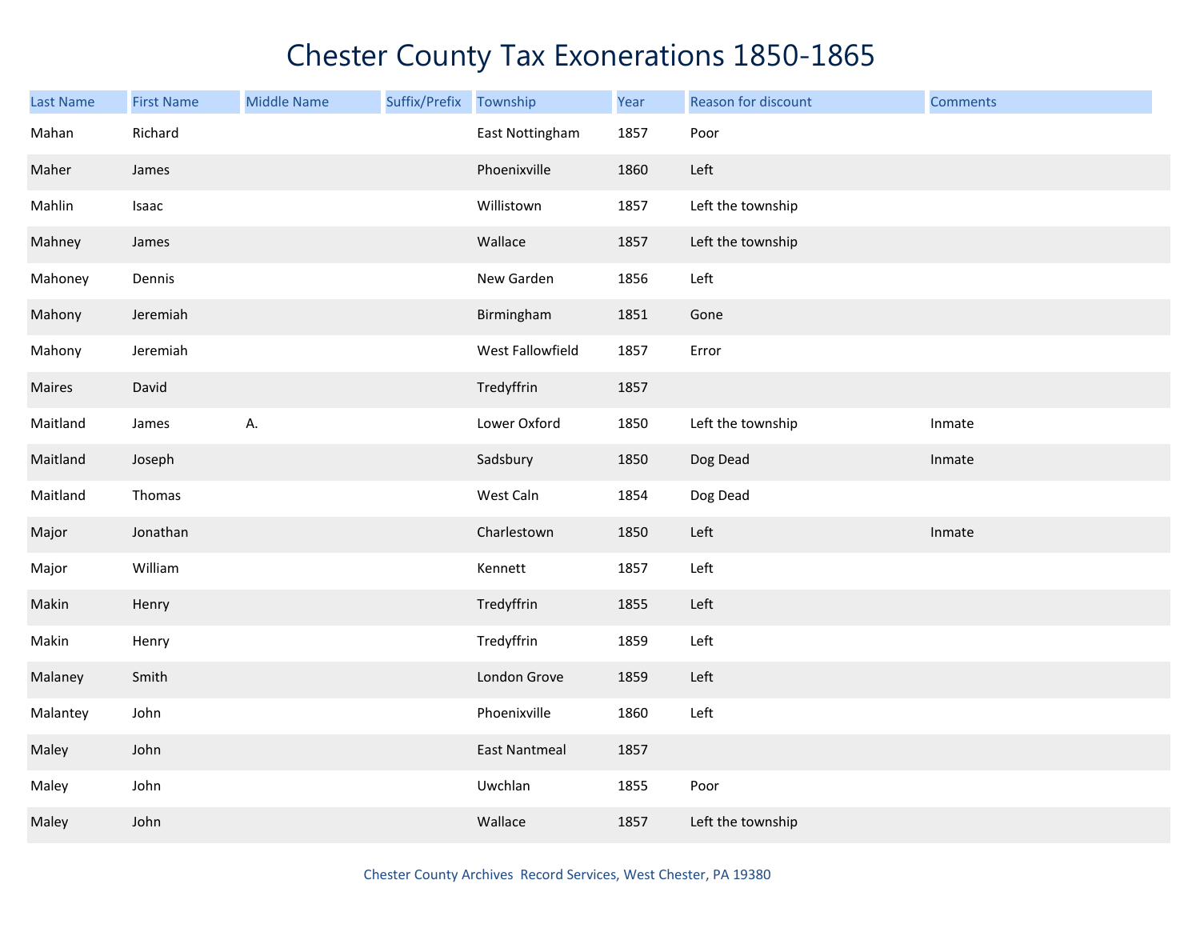# Chester County Tax Exonerations 1850-1865

| Last Name | First Name | Middle Name | Suffix/Prefix | Township | Year | Reason for discount | Comments |
|---|---|---|---|---|---|---|---|
| Mahan | Richard | | | East Nottingham | 1857 | Poor | |
| Maher | James | | | Phoenixville | 1860 | Left | |
| Mahlin | Isaac | | | Willistown | 1857 | Left the township | |
| Mahney | James | | | Wallace | 1857 | Left the township | |
| Mahoney | Dennis | | | New Garden | 1856 | Left | |
| Mahony | Jeremiah | | | Birmingham | 1851 | Gone | |
| Mahony | Jeremiah | | | West Fallowfield | 1857 | Error | |
| Maires | David | | | Tredyffrin | 1857 | | |
| Maitland | James | A. | | Lower Oxford | 1850 | Left the township | Inmate |
| Maitland | Joseph | | | Sadsbury | 1850 | Dog Dead | Inmate |
| Maitland | Thomas | | | West Caln | 1854 | Dog Dead | |
| Major | Jonathan | | | Charlestown | 1850 | Left | Inmate |
| Major | William | | | Kennett | 1857 | Left | |
| Makin | Henry | | | Tredyffrin | 1855 | Left | |
| Makin | Henry | | | Tredyffrin | 1859 | Left | |
| Malaney | Smith | | | London Grove | 1859 | Left | |
| Malantey | John | | | Phoenixville | 1860 | Left | |
| Maley | John | | | East Nantmeal | 1857 | | |
| Maley | John | | | Uwchlan | 1855 | Poor | |
| Maley | John | | | Wallace | 1857 | Left the township | |

Chester County Archives Record Services, West Chester, PA 19380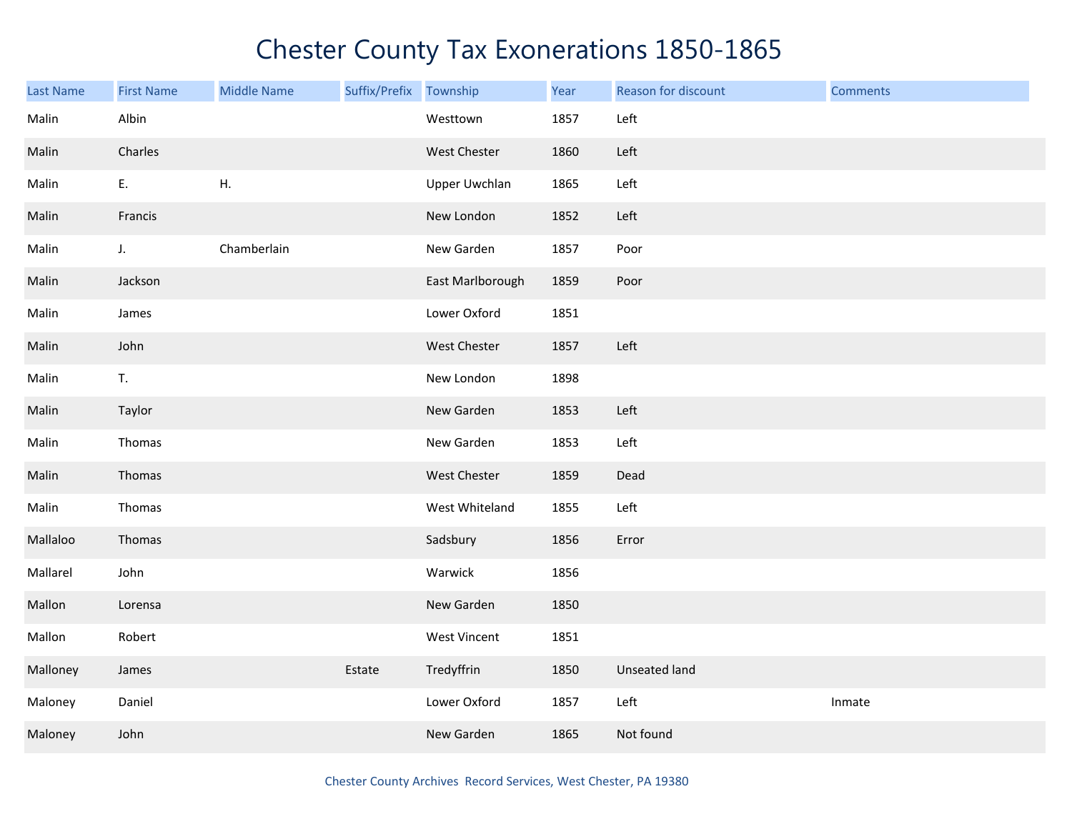# Chester County Tax Exonerations 1850-1865

| Last Name | First Name | Middle Name | Suffix/Prefix | Township | Year | Reason for discount | Comments |
|---|---|---|---|---|---|---|---|
| Malin | Albin | | | Westtown | 1857 | Left | |
| Malin | Charles | | | West Chester | 1860 | Left | |
| Malin | E. | H. | | Upper Uwchlan | 1865 | Left | |
| Malin | Francis | | | New London | 1852 | Left | |
| Malin | J. | Chamberlain | | New Garden | 1857 | Poor | |
| Malin | Jackson | | | East Marlborough | 1859 | Poor | |
| Malin | James | | | Lower Oxford | 1851 | | |
| Malin | John | | | West Chester | 1857 | Left | |
| Malin | T. | | | New London | 1898 | | |
| Malin | Taylor | | | New Garden | 1853 | Left | |
| Malin | Thomas | | | New Garden | 1853 | Left | |
| Malin | Thomas | | | West Chester | 1859 | Dead | |
| Malin | Thomas | | | West Whiteland | 1855 | Left | |
| Mallaloo | Thomas | | | Sadsbury | 1856 | Error | |
| Mallarel | John | | | Warwick | 1856 | | |
| Mallon | Lorensa | | | New Garden | 1850 | | |
| Mallon | Robert | | | West Vincent | 1851 | | |
| Malloney | James | | Estate | Tredyffrin | 1850 | Unseated land | |
| Maloney | Daniel | | | Lower Oxford | 1857 | Left | Inmate |
| Maloney | John | | | New Garden | 1865 | Not found | |

Chester County Archives Record Services, West Chester, PA 19380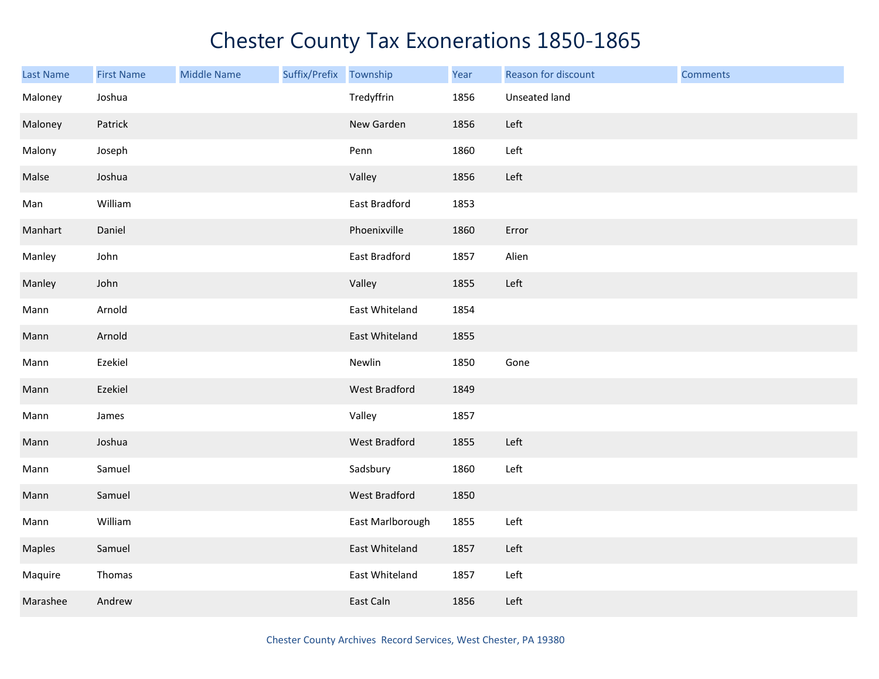# Chester County Tax Exonerations 1850-1865

| Last Name | First Name | Middle Name | Suffix/Prefix | Township | Year | Reason for discount | Comments |
|---|---|---|---|---|---|---|---|
| Maloney | Joshua | | | Tredyffrin | 1856 | Unseated land | |
| Maloney | Patrick | | | New Garden | 1856 | Left | |
| Malony | Joseph | | | Penn | 1860 | Left | |
| Malse | Joshua | | | Valley | 1856 | Left | |
| Man | William | | | East Bradford | 1853 | | |
| Manhart | Daniel | | | Phoenixville | 1860 | Error | |
| Manley | John | | | East Bradford | 1857 | Alien | |
| Manley | John | | | Valley | 1855 | Left | |
| Mann | Arnold | | | East Whiteland | 1854 | | |
| Mann | Arnold | | | East Whiteland | 1855 | | |
| Mann | Ezekiel | | | Newlin | 1850 | Gone | |
| Mann | Ezekiel | | | West Bradford | 1849 | | |
| Mann | James | | | Valley | 1857 | | |
| Mann | Joshua | | | West Bradford | 1855 | Left | |
| Mann | Samuel | | | Sadsbury | 1860 | Left | |
| Mann | Samuel | | | West Bradford | 1850 | | |
| Mann | William | | | East Marlborough | 1855 | Left | |
| Maples | Samuel | | | East Whiteland | 1857 | Left | |
| Maquire | Thomas | | | East Whiteland | 1857 | Left | |
| Marashee | Andrew | | | East Caln | 1856 | Left | |

Chester County Archives Record Services, West Chester, PA 19380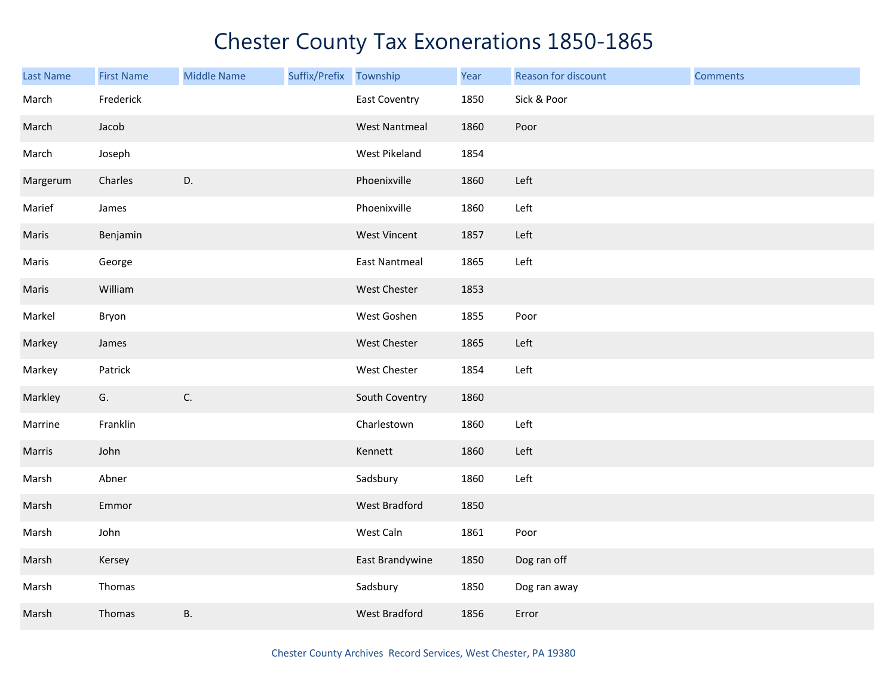# Chester County Tax Exonerations 1850-1865

| Last Name | First Name | Middle Name | Suffix/Prefix | Township | Year | Reason for discount | Comments |
|---|---|---|---|---|---|---|---|
| March | Frederick | | | East Coventry | 1850 | Sick & Poor | |
| March | Jacob | | | West Nantmeal | 1860 | Poor | |
| March | Joseph | | | West Pikeland | 1854 | | |
| Margerum | Charles | D. | | Phoenixville | 1860 | Left | |
| Marief | James | | | Phoenixville | 1860 | Left | |
| Maris | Benjamin | | | West Vincent | 1857 | Left | |
| Maris | George | | | East Nantmeal | 1865 | Left | |
| Maris | William | | | West Chester | 1853 | | |
| Markel | Bryon | | | West Goshen | 1855 | Poor | |
| Markey | James | | | West Chester | 1865 | Left | |
| Markey | Patrick | | | West Chester | 1854 | Left | |
| Markley | G. | C. | | South Coventry | 1860 | | |
| Marrine | Franklin | | | Charlestown | 1860 | Left | |
| Marris | John | | | Kennett | 1860 | Left | |
| Marsh | Abner | | | Sadsbury | 1860 | Left | |
| Marsh | Emmor | | | West Bradford | 1850 | | |
| Marsh | John | | | West Caln | 1861 | Poor | |
| Marsh | Kersey | | | East Brandywine | 1850 | Dog ran off | |
| Marsh | Thomas | | | Sadsbury | 1850 | Dog ran away | |
| Marsh | Thomas | B. | | West Bradford | 1856 | Error | |

Chester County Archives Record Services, West Chester, PA 19380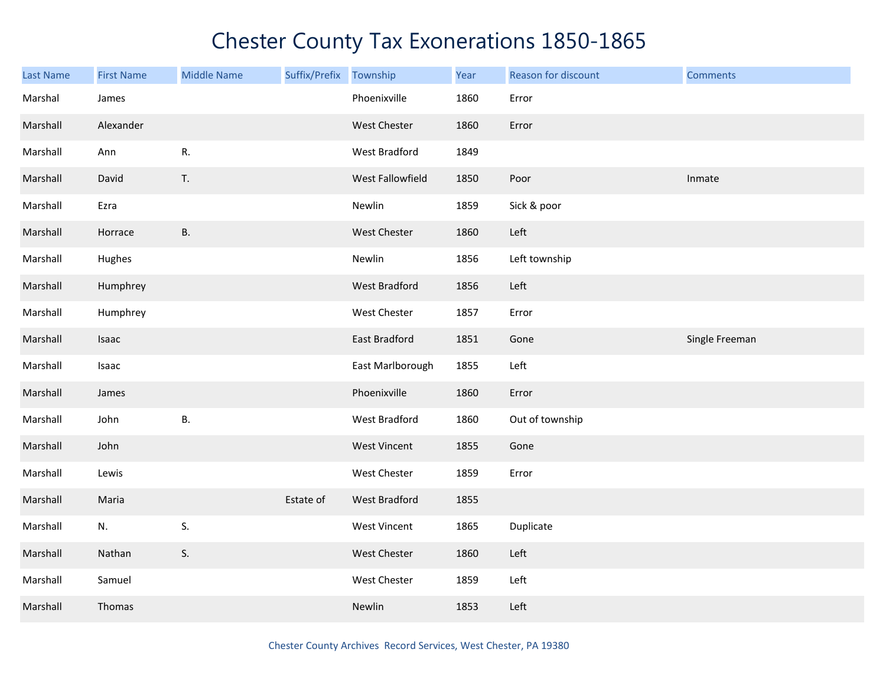# Chester County Tax Exonerations 1850-1865

| Last Name | First Name | Middle Name | Suffix/Prefix | Township | Year | Reason for discount | Comments |
|---|---|---|---|---|---|---|---|
| Marshal | James | | | Phoenixville | 1860 | Error | |
| Marshall | Alexander | | | West Chester | 1860 | Error | |
| Marshall | Ann | R. | | West Bradford | 1849 | | |
| Marshall | David | T. | | West Fallowfield | 1850 | Poor | Inmate |
| Marshall | Ezra | | | Newlin | 1859 | Sick & poor | |
| Marshall | Horrace | B. | | West Chester | 1860 | Left | |
| Marshall | Hughes | | | Newlin | 1856 | Left township | |
| Marshall | Humphrey | | | West Bradford | 1856 | Left | |
| Marshall | Humphrey | | | West Chester | 1857 | Error | |
| Marshall | Isaac | | | East Bradford | 1851 | Gone | Single Freeman |
| Marshall | Isaac | | | East Marlborough | 1855 | Left | |
| Marshall | James | | | Phoenixville | 1860 | Error | |
| Marshall | John | B. | | West Bradford | 1860 | Out of township | |
| Marshall | John | | | West Vincent | 1855 | Gone | |
| Marshall | Lewis | | | West Chester | 1859 | Error | |
| Marshall | Maria | | Estate of | West Bradford | 1855 | | |
| Marshall | N. | S. | | West Vincent | 1865 | Duplicate | |
| Marshall | Nathan | S. | | West Chester | 1860 | Left | |
| Marshall | Samuel | | | West Chester | 1859 | Left | |
| Marshall | Thomas | | | Newlin | 1853 | Left | |

Chester County Archives Record Services, West Chester, PA 19380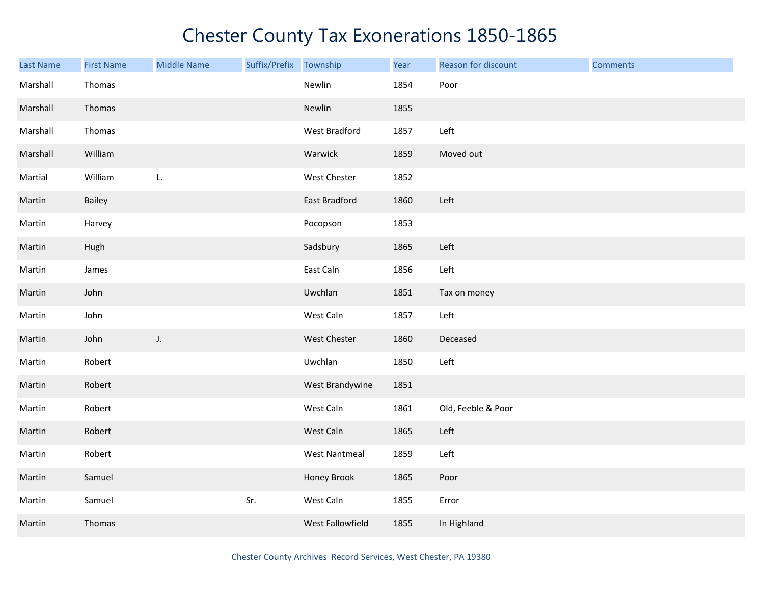# Chester County Tax Exonerations 1850-1865

| Last Name | First Name | Middle Name | Suffix/Prefix | Township | Year | Reason for discount | Comments |
|---|---|---|---|---|---|---|---|
| Marshall | Thomas | | | Newlin | 1854 | Poor | |
| Marshall | Thomas | | | Newlin | 1855 | | |
| Marshall | Thomas | | | West Bradford | 1857 | Left | |
| Marshall | William | | | Warwick | 1859 | Moved out | |
| Martial | William | L. | | West Chester | 1852 | | |
| Martin | Bailey | | | East Bradford | 1860 | Left | |
| Martin | Harvey | | | Pocopson | 1853 | | |
| Martin | Hugh | | | Sadsbury | 1865 | Left | |
| Martin | James | | | East Caln | 1856 | Left | |
| Martin | John | | | Uwchlan | 1851 | Tax on money | |
| Martin | John | | | West Caln | 1857 | Left | |
| Martin | John | J. | | West Chester | 1860 | Deceased | |
| Martin | Robert | | | Uwchlan | 1850 | Left | |
| Martin | Robert | | | West Brandywine | 1851 | | |
| Martin | Robert | | | West Caln | 1861 | Old, Feeble & Poor | |
| Martin | Robert | | | West Caln | 1865 | Left | |
| Martin | Robert | | | West Nantmeal | 1859 | Left | |
| Martin | Samuel | | | Honey Brook | 1865 | Poor | |
| Martin | Samuel | | Sr. | West Caln | 1855 | Error | |
| Martin | Thomas | | | West Fallowfield | 1855 | In Highland | |

Chester County Archives Record Services, West Chester, PA 19380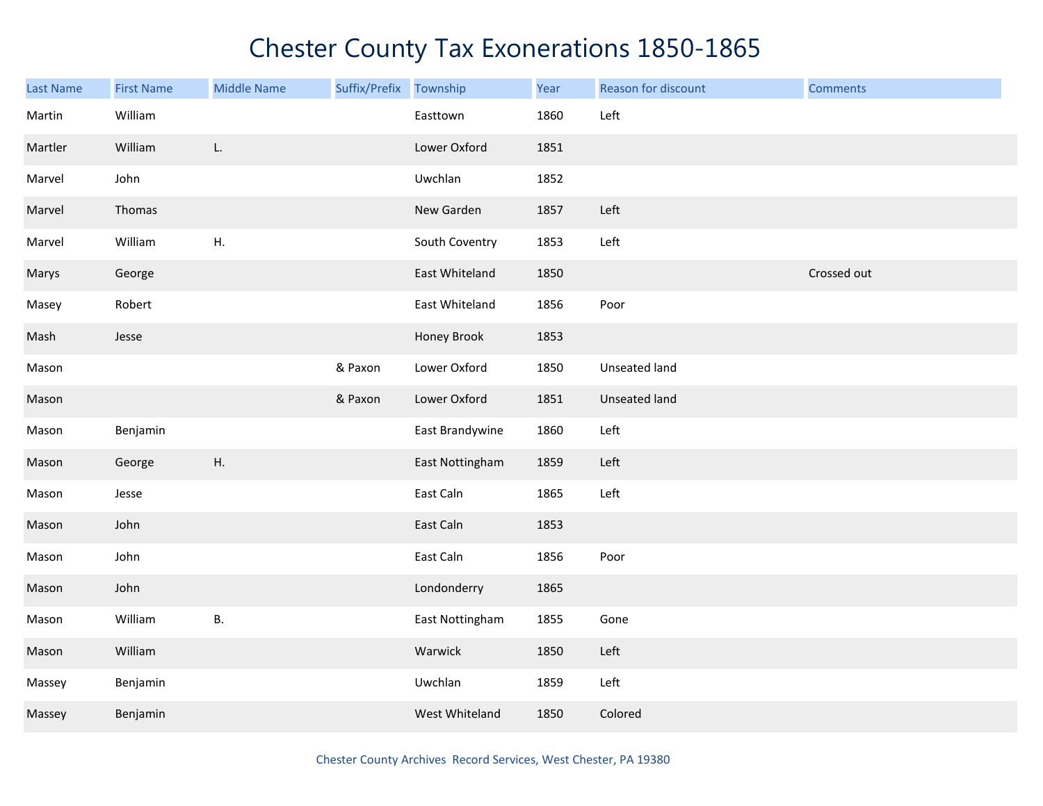# Chester County Tax Exonerations 1850-1865

| Last Name | First Name | Middle Name | Suffix/Prefix | Township | Year | Reason for discount | Comments |
|---|---|---|---|---|---|---|---|
| Martin | William | | | Easttown | 1860 | Left | |
| Martler | William | L. | | Lower Oxford | 1851 | | |
| Marvel | John | | | Uwchlan | 1852 | | |
| Marvel | Thomas | | | New Garden | 1857 | Left | |
| Marvel | William | H. | | South Coventry | 1853 | Left | |
| Marys | George | | | East Whiteland | 1850 | | Crossed out |
| Masey | Robert | | | East Whiteland | 1856 | Poor | |
| Mash | Jesse | | | Honey Brook | 1853 | | |
| Mason | | | & Paxon | Lower Oxford | 1850 | Unseated land | |
| Mason | | | & Paxon | Lower Oxford | 1851 | Unseated land | |
| Mason | Benjamin | | | East Brandywine | 1860 | Left | |
| Mason | George | H. | | East Nottingham | 1859 | Left | |
| Mason | Jesse | | | East Caln | 1865 | Left | |
| Mason | John | | | East Caln | 1853 | | |
| Mason | John | | | East Caln | 1856 | Poor | |
| Mason | John | | | Londonderry | 1865 | | |
| Mason | William | B. | | East Nottingham | 1855 | Gone | |
| Mason | William | | | Warwick | 1850 | Left | |
| Massey | Benjamin | | | Uwchlan | 1859 | Left | |
| Massey | Benjamin | | | West Whiteland | 1850 | Colored | |

Chester County Archives Record Services, West Chester, PA 19380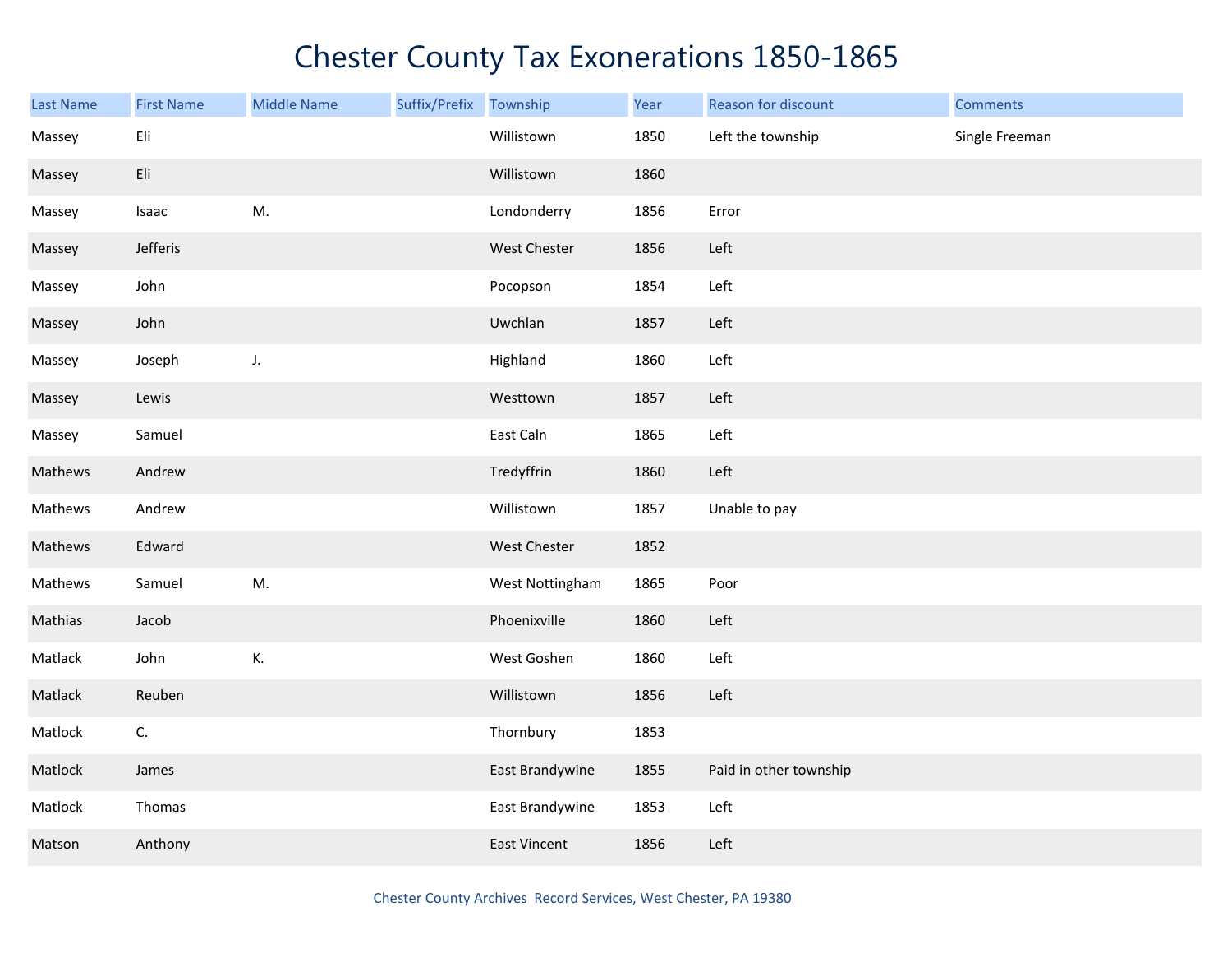# Chester County Tax Exonerations 1850-1865

| Last Name | First Name | Middle Name | Suffix/Prefix | Township | Year | Reason for discount | Comments |
|---|---|---|---|---|---|---|---|
| Massey | Eli | | | Willistown | 1850 | Left the township | Single Freeman |
| Massey | Eli | | | Willistown | 1860 | | |
| Massey | Isaac | M. | | Londonderry | 1856 | Error | |
| Massey | Jefferis | | | West Chester | 1856 | Left | |
| Massey | John | | | Pocopson | 1854 | Left | |
| Massey | John | | | Uwchlan | 1857 | Left | |
| Massey | Joseph | J. | | Highland | 1860 | Left | |
| Massey | Lewis | | | Westtown | 1857 | Left | |
| Massey | Samuel | | | East Caln | 1865 | Left | |
| Mathews | Andrew | | | Tredyffrin | 1860 | Left | |
| Mathews | Andrew | | | Willistown | 1857 | Unable to pay | |
| Mathews | Edward | | | West Chester | 1852 | | |
| Mathews | Samuel | M. | | West Nottingham | 1865 | Poor | |
| Mathias | Jacob | | | Phoenixville | 1860 | Left | |
| Matlack | John | K. | | West Goshen | 1860 | Left | |
| Matlack | Reuben | | | Willistown | 1856 | Left | |
| Matlock | C. | | | Thornbury | 1853 | | |
| Matlock | James | | | East Brandywine | 1855 | Paid in other township | |
| Matlock | Thomas | | | East Brandywine | 1853 | Left | |
| Matson | Anthony | | | East Vincent | 1856 | Left | |

Chester County Archives Record Services, West Chester, PA 19380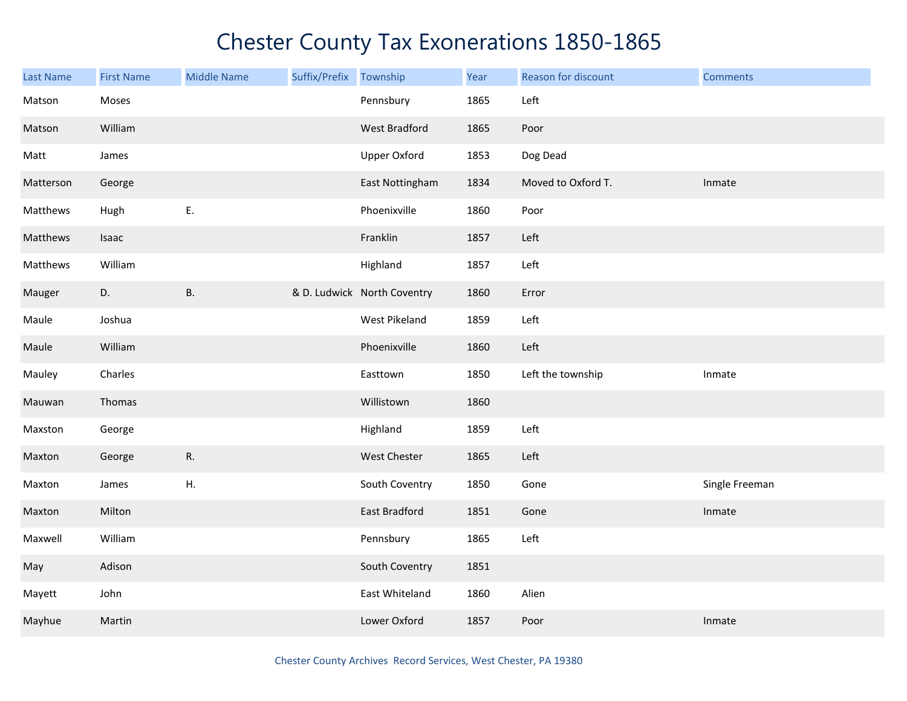# Chester County Tax Exonerations 1850-1865

| Last Name | First Name | Middle Name | Suffix/Prefix | Township | Year | Reason for discount | Comments |
|---|---|---|---|---|---|---|---|
| Matson | Moses | | | Pennsbury | 1865 | Left | |
| Matson | William | | | West Bradford | 1865 | Poor | |
| Matt | James | | | Upper Oxford | 1853 | Dog Dead | |
| Matterson | George | | | East Nottingham | 1834 | Moved to Oxford T. | Inmate |
| Matthews | Hugh | E. | | Phoenixville | 1860 | Poor | |
| Matthews | Isaac | | | Franklin | 1857 | Left | |
| Matthews | William | | | Highland | 1857 | Left | |
| Mauger | D. | B. | & D. Ludwick | North Coventry | 1860 | Error | |
| Maule | Joshua | | | West Pikeland | 1859 | Left | |
| Maule | William | | | Phoenixville | 1860 | Left | |
| Mauley | Charles | | | Easttown | 1850 | Left the township | Inmate |
| Mauwan | Thomas | | | Willistown | 1860 | | |
| Maxston | George | | | Highland | 1859 | Left | |
| Maxton | George | R. | | West Chester | 1865 | Left | |
| Maxton | James | H. | | South Coventry | 1850 | Gone | Single Freeman |
| Maxton | Milton | | | East Bradford | 1851 | Gone | Inmate |
| Maxwell | William | | | Pennsbury | 1865 | Left | |
| May | Adison | | | South Coventry | 1851 | | |
| Mayett | John | | | East Whiteland | 1860 | Alien | |
| Mayhue | Martin | | | Lower Oxford | 1857 | Poor | Inmate |

Chester County Archives Record Services, West Chester, PA 19380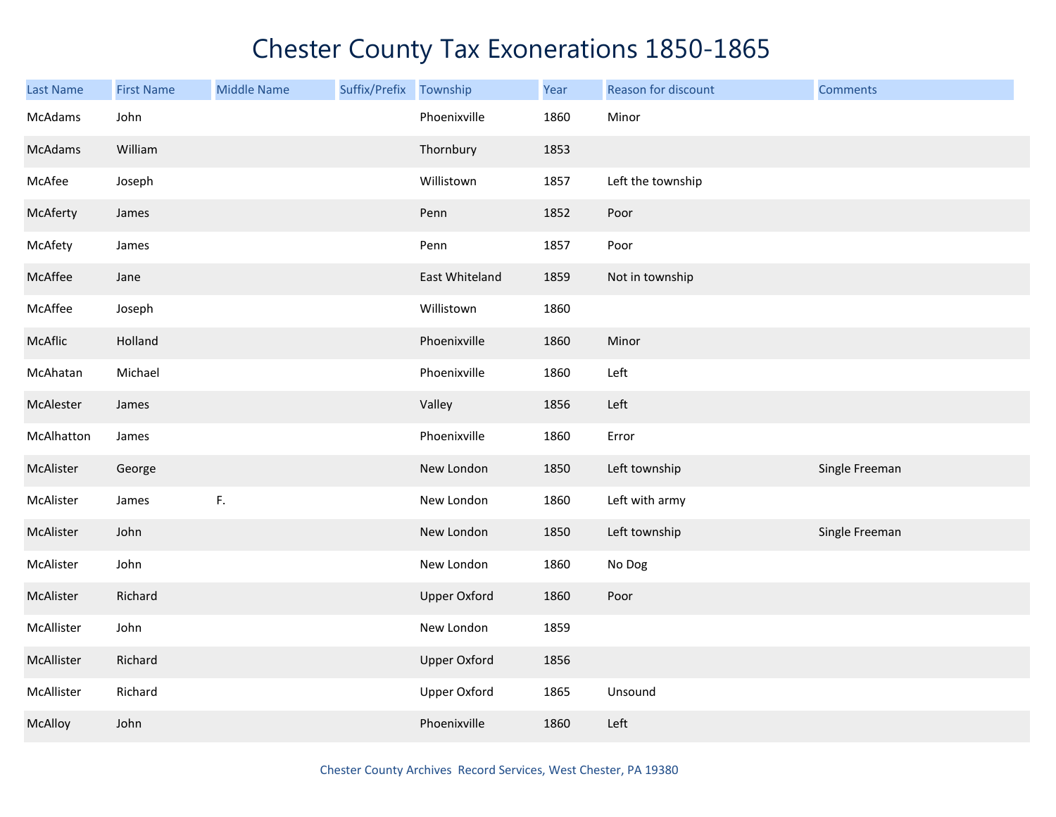# Chester County Tax Exonerations 1850-1865

| Last Name | First Name | Middle Name | Suffix/Prefix | Township | Year | Reason for discount | Comments |
|---|---|---|---|---|---|---|---|
| McAdams | John | | | Phoenixville | 1860 | Minor | |
| McAdams | William | | | Thornbury | 1853 | | |
| McAfee | Joseph | | | Willistown | 1857 | Left the township | |
| McAferty | James | | | Penn | 1852 | Poor | |
| McAfety | James | | | Penn | 1857 | Poor | |
| McAffee | Jane | | | East Whiteland | 1859 | Not in township | |
| McAffee | Joseph | | | Willistown | 1860 | | |
| McAflic | Holland | | | Phoenixville | 1860 | Minor | |
| McAhatan | Michael | | | Phoenixville | 1860 | Left | |
| McAlester | James | | | Valley | 1856 | Left | |
| McAlhatton | James | | | Phoenixville | 1860 | Error | |
| McAlister | George | | | New London | 1850 | Left township | Single Freeman |
| McAlister | James | F. | | New London | 1860 | Left with army | |
| McAlister | John | | | New London | 1850 | Left township | Single Freeman |
| McAlister | John | | | New London | 1860 | No Dog | |
| McAlister | Richard | | | Upper Oxford | 1860 | Poor | |
| McAllister | John | | | New London | 1859 | | |
| McAllister | Richard | | | Upper Oxford | 1856 | | |
| McAllister | Richard | | | Upper Oxford | 1865 | Unsound | |
| McAlloy | John | | | Phoenixville | 1860 | Left | |

Chester County Archives Record Services, West Chester, PA 19380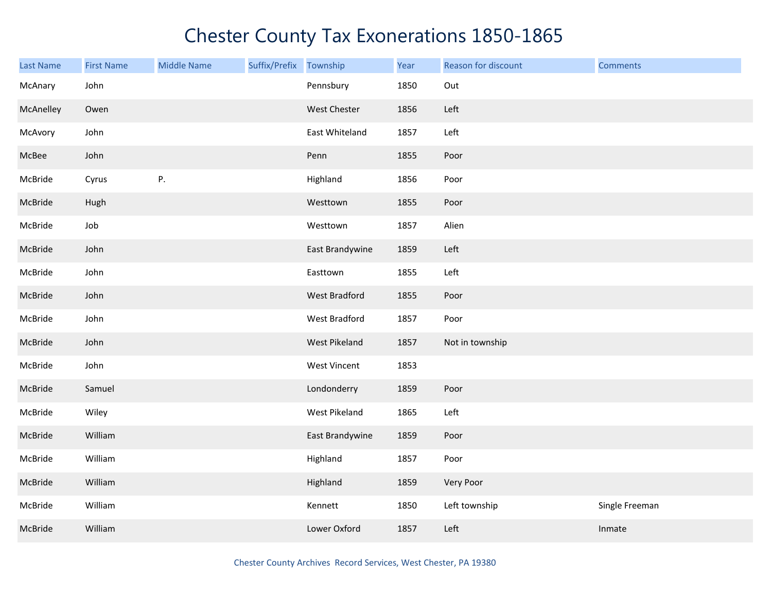# Chester County Tax Exonerations 1850-1865

| Last Name | First Name | Middle Name | Suffix/Prefix | Township | Year | Reason for discount | Comments |
|---|---|---|---|---|---|---|---|
| McAnary | John | | | Pennsbury | 1850 | Out | |
| McAnelley | Owen | | | West Chester | 1856 | Left | |
| McAvory | John | | | East Whiteland | 1857 | Left | |
| McBee | John | | | Penn | 1855 | Poor | |
| McBride | Cyrus | P. | | Highland | 1856 | Poor | |
| McBride | Hugh | | | Westtown | 1855 | Poor | |
| McBride | Job | | | Westtown | 1857 | Alien | |
| McBride | John | | | East Brandywine | 1859 | Left | |
| McBride | John | | | Easttown | 1855 | Left | |
| McBride | John | | | West Bradford | 1855 | Poor | |
| McBride | John | | | West Bradford | 1857 | Poor | |
| McBride | John | | | West Pikeland | 1857 | Not in township | |
| McBride | John | | | West Vincent | 1853 | | |
| McBride | Samuel | | | Londonderry | 1859 | Poor | |
| McBride | Wiley | | | West Pikeland | 1865 | Left | |
| McBride | William | | | East Brandywine | 1859 | Poor | |
| McBride | William | | | Highland | 1857 | Poor | |
| McBride | William | | | Highland | 1859 | Very Poor | |
| McBride | William | | | Kennett | 1850 | Left township | Single Freeman |
| McBride | William | | | Lower Oxford | 1857 | Left | Inmate |

Chester County Archives Record Services, West Chester, PA 19380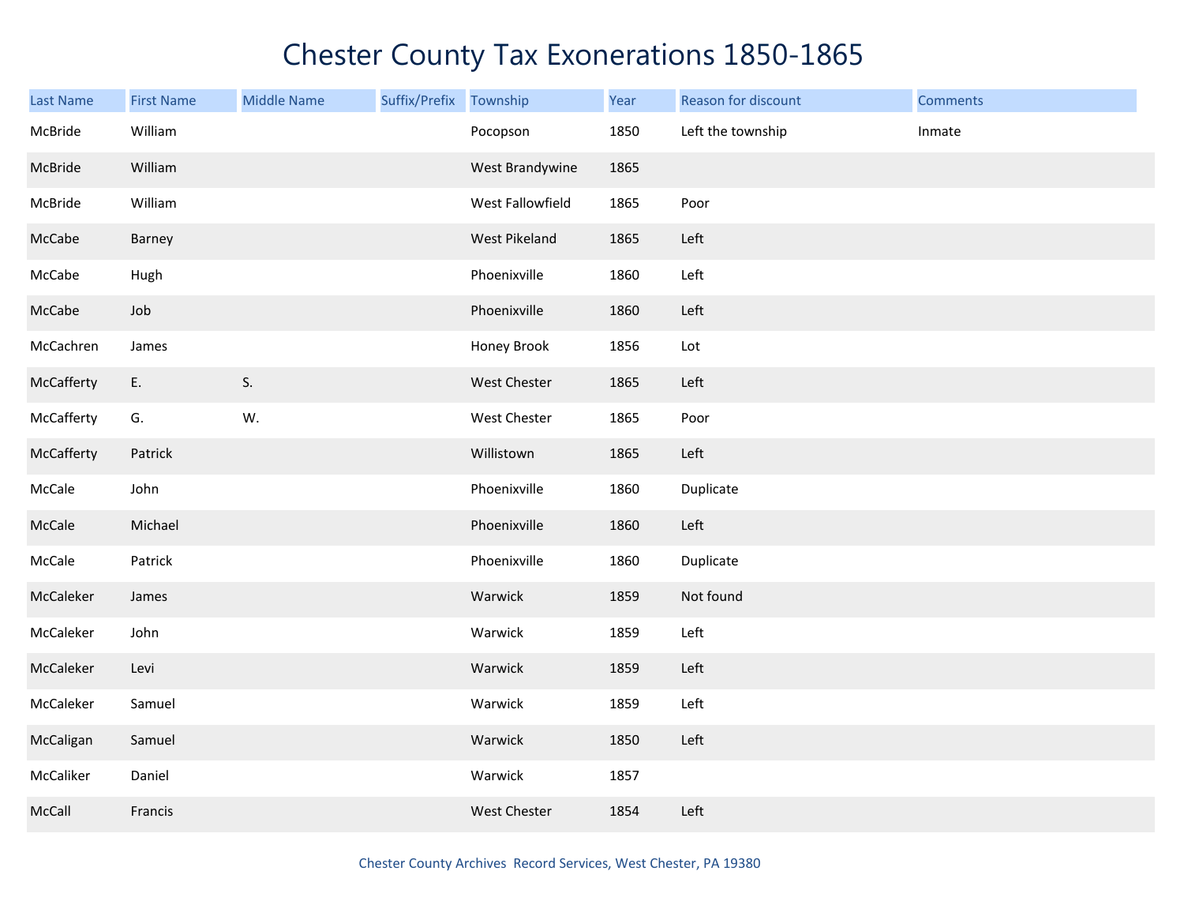# Chester County Tax Exonerations 1850-1865

| Last Name | First Name | Middle Name | Suffix/Prefix | Township | Year | Reason for discount | Comments |
|---|---|---|---|---|---|---|---|
| McBride | William | | | Pocopson | 1850 | Left the township | Inmate |
| McBride | William | | | West Brandywine | 1865 | | |
| McBride | William | | | West Fallowfield | 1865 | Poor | |
| McCabe | Barney | | | West Pikeland | 1865 | Left | |
| McCabe | Hugh | | | Phoenixville | 1860 | Left | |
| McCabe | Job | | | Phoenixville | 1860 | Left | |
| McCachren | James | | | Honey Brook | 1856 | Lot | |
| McCafferty | E. | S. | | West Chester | 1865 | Left | |
| McCafferty | G. | W. | | West Chester | 1865 | Poor | |
| McCafferty | Patrick | | | Willistown | 1865 | Left | |
| McCale | John | | | Phoenixville | 1860 | Duplicate | |
| McCale | Michael | | | Phoenixville | 1860 | Left | |
| McCale | Patrick | | | Phoenixville | 1860 | Duplicate | |
| McCaleker | James | | | Warwick | 1859 | Not found | |
| McCaleker | John | | | Warwick | 1859 | Left | |
| McCaleker | Levi | | | Warwick | 1859 | Left | |
| McCaleker | Samuel | | | Warwick | 1859 | Left | |
| McCaligan | Samuel | | | Warwick | 1850 | Left | |
| McCaliker | Daniel | | | Warwick | 1857 | | |
| McCall | Francis | | | West Chester | 1854 | Left | |

Chester County Archives Record Services, West Chester, PA 19380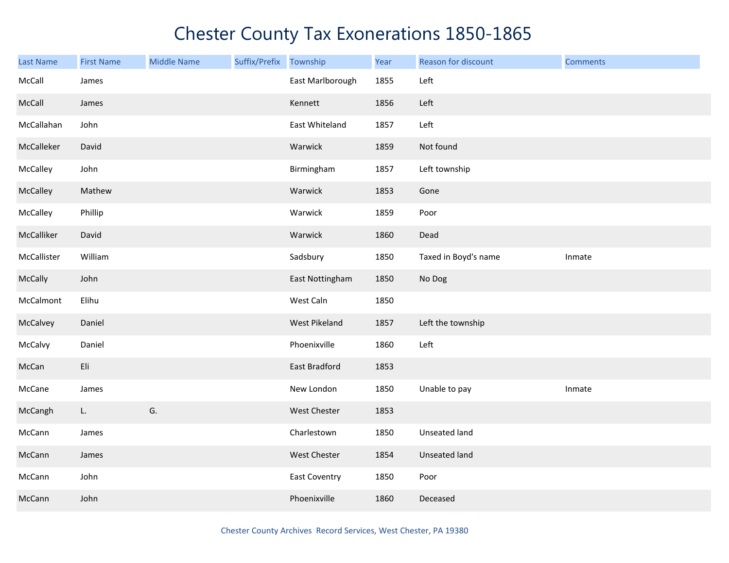# Chester County Tax Exonerations 1850-1865

| Last Name | First Name | Middle Name | Suffix/Prefix | Township | Year | Reason for discount | Comments |
|---|---|---|---|---|---|---|---|
| McCall | James | | | East Marlborough | 1855 | Left | |
| McCall | James | | | Kennett | 1856 | Left | |
| McCallahan | John | | | East Whiteland | 1857 | Left | |
| McCalleker | David | | | Warwick | 1859 | Not found | |
| McCalley | John | | | Birmingham | 1857 | Left township | |
| McCalley | Mathew | | | Warwick | 1853 | Gone | |
| McCalley | Phillip | | | Warwick | 1859 | Poor | |
| McCalliker | David | | | Warwick | 1860 | Dead | |
| McCallister | William | | | Sadsbury | 1850 | Taxed in Boyd's name | Inmate |
| McCally | John | | | East Nottingham | 1850 | No Dog | |
| McCalmont | Elihu | | | West Caln | 1850 | | |
| McCalvey | Daniel | | | West Pikeland | 1857 | Left the township | |
| McCalvy | Daniel | | | Phoenixville | 1860 | Left | |
| McCan | Eli | | | East Bradford | 1853 | | |
| McCane | James | | | New London | 1850 | Unable to pay | Inmate |
| McCangh | L. | G. | | West Chester | 1853 | | |
| McCann | James | | | Charlestown | 1850 | Unseated land | |
| McCann | James | | | West Chester | 1854 | Unseated land | |
| McCann | John | | | East Coventry | 1850 | Poor | |
| McCann | John | | | Phoenixville | 1860 | Deceased | |

Chester County Archives Record Services, West Chester, PA 19380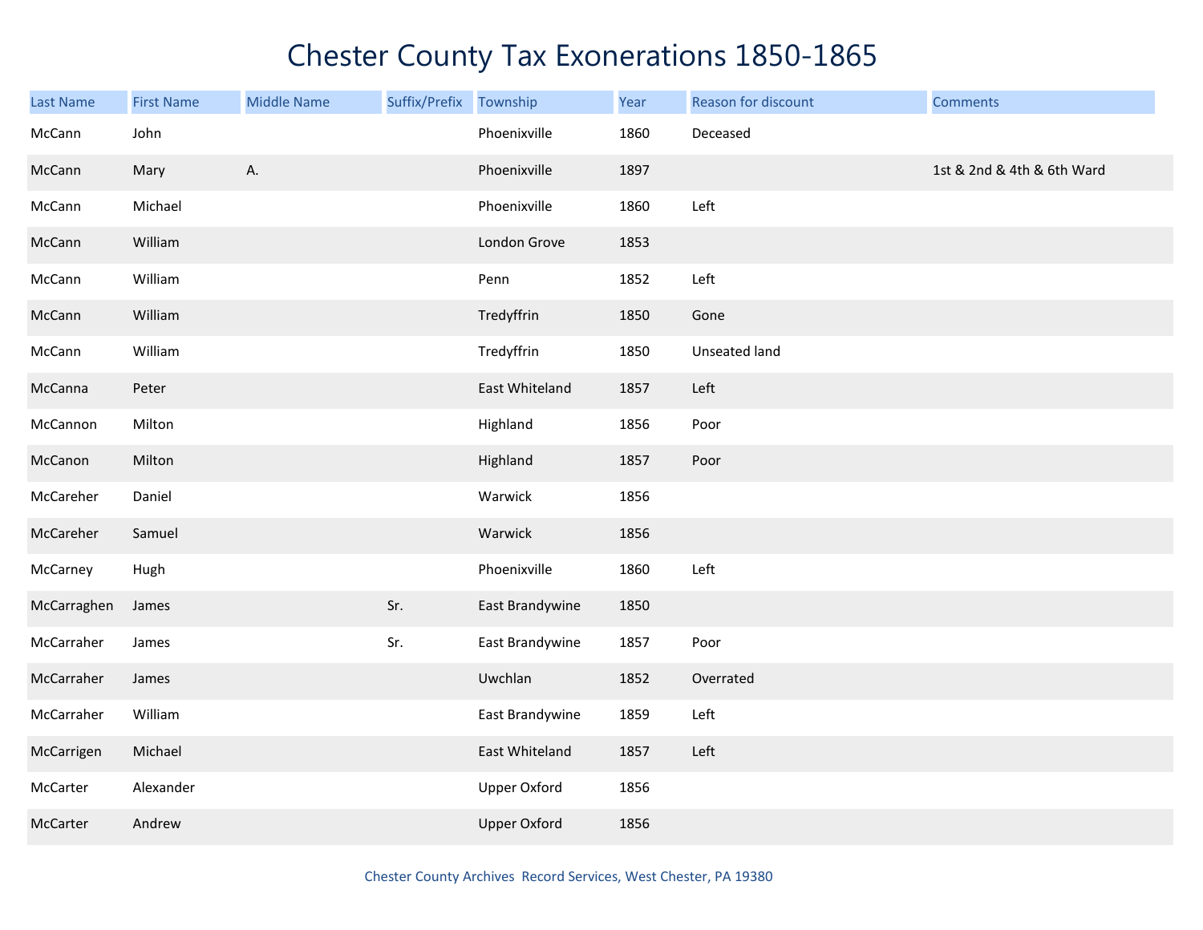# Chester County Tax Exonerations 1850-1865

| Last Name | First Name | Middle Name | Suffix/Prefix | Township | Year | Reason for discount | Comments |
|---|---|---|---|---|---|---|---|
| McCann | John | | | Phoenixville | 1860 | Deceased | |
| McCann | Mary | A. | | Phoenixville | 1897 | | 1st & 2nd & 4th & 6th Ward |
| McCann | Michael | | | Phoenixville | 1860 | Left | |
| McCann | William | | | London Grove | 1853 | | |
| McCann | William | | | Penn | 1852 | Left | |
| McCann | William | | | Tredyffrin | 1850 | Gone | |
| McCann | William | | | Tredyffrin | 1850 | Unseated land | |
| McCanna | Peter | | | East Whiteland | 1857 | Left | |
| McCannon | Milton | | | Highland | 1856 | Poor | |
| McCanon | Milton | | | Highland | 1857 | Poor | |
| McCareher | Daniel | | | Warwick | 1856 | | |
| McCareher | Samuel | | | Warwick | 1856 | | |
| McCarney | Hugh | | | Phoenixville | 1860 | Left | |
| McCarraghen | James | | Sr. | East Brandywine | 1850 | | |
| McCarraher | James | | Sr. | East Brandywine | 1857 | Poor | |
| McCarraher | James | | | Uwchlan | 1852 | Overrated | |
| McCarraher | William | | | East Brandywine | 1859 | Left | |
| McCarrigen | Michael | | | East Whiteland | 1857 | Left | |
| McCarter | Alexander | | | Upper Oxford | 1856 | | |
| McCarter | Andrew | | | Upper Oxford | 1856 | | |

Chester County Archives Record Services, West Chester, PA 19380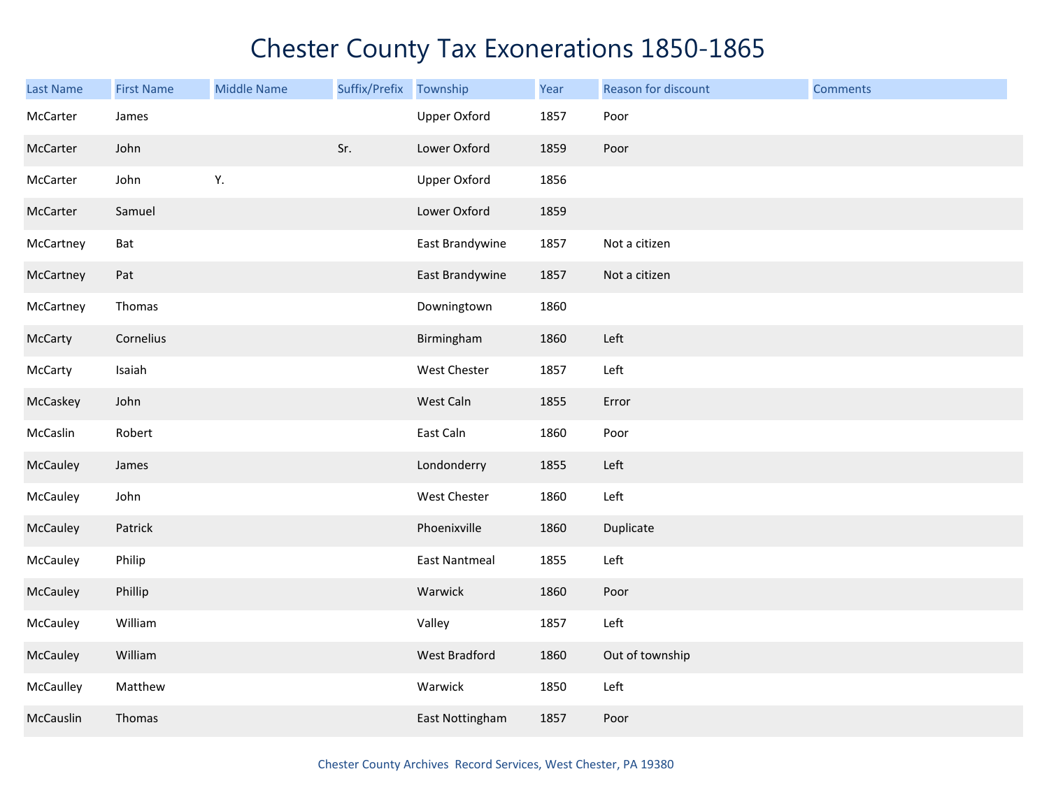# Chester County Tax Exonerations 1850-1865

| Last Name | First Name | Middle Name | Suffix/Prefix | Township | Year | Reason for discount | Comments |
|---|---|---|---|---|---|---|---|
| McCarter | James | | | Upper Oxford | 1857 | Poor | |
| McCarter | John | | Sr. | Lower Oxford | 1859 | Poor | |
| McCarter | John | Y. | | Upper Oxford | 1856 | | |
| McCarter | Samuel | | | Lower Oxford | 1859 | | |
| McCartney | Bat | | | East Brandywine | 1857 | Not a citizen | |
| McCartney | Pat | | | East Brandywine | 1857 | Not a citizen | |
| McCartney | Thomas | | | Downingtown | 1860 | | |
| McCarty | Cornelius | | | Birmingham | 1860 | Left | |
| McCarty | Isaiah | | | West Chester | 1857 | Left | |
| McCaskey | John | | | West Caln | 1855 | Error | |
| McCaslin | Robert | | | East Caln | 1860 | Poor | |
| McCauley | James | | | Londonderry | 1855 | Left | |
| McCauley | John | | | West Chester | 1860 | Left | |
| McCauley | Patrick | | | Phoenixville | 1860 | Duplicate | |
| McCauley | Philip | | | East Nantmeal | 1855 | Left | |
| McCauley | Phillip | | | Warwick | 1860 | Poor | |
| McCauley | William | | | Valley | 1857 | Left | |
| McCauley | William | | | West Bradford | 1860 | Out of township | |
| McCaulley | Matthew | | | Warwick | 1850 | Left | |
| McCauslin | Thomas | | | East Nottingham | 1857 | Poor | |

Chester County Archives Record Services, West Chester, PA 19380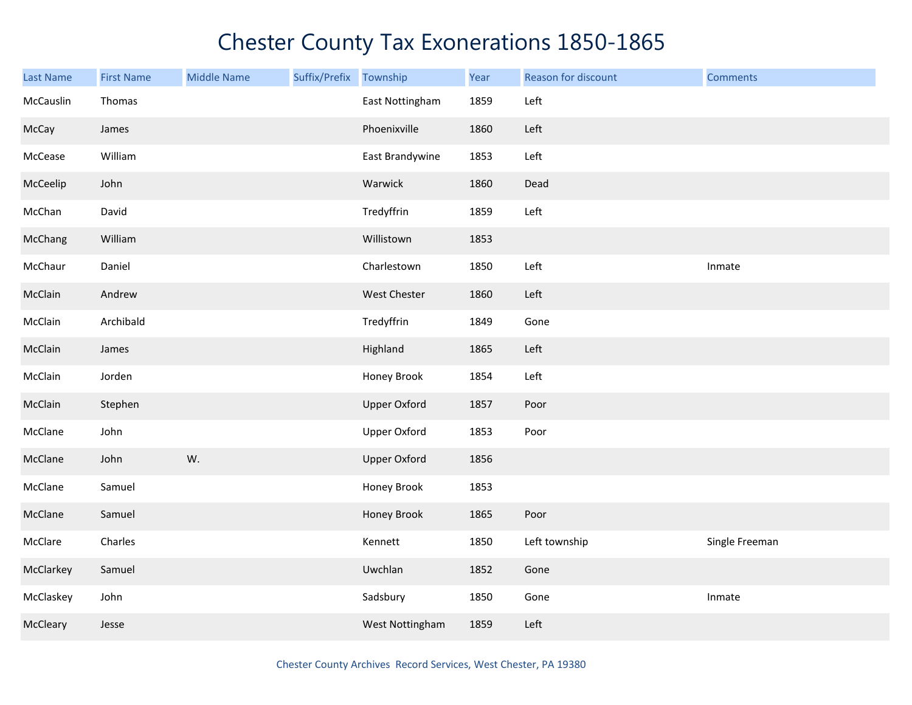# Chester County Tax Exonerations 1850-1865

| Last Name | First Name | Middle Name | Suffix/Prefix | Township | Year | Reason for discount | Comments |
|---|---|---|---|---|---|---|---|
| McCauslin | Thomas | | | East Nottingham | 1859 | Left | |
| McCay | James | | | Phoenixville | 1860 | Left | |
| McCease | William | | | East Brandywine | 1853 | Left | |
| McCeelip | John | | | Warwick | 1860 | Dead | |
| McChan | David | | | Tredyffrin | 1859 | Left | |
| McChang | William | | | Willistown | 1853 | | |
| McChaur | Daniel | | | Charlestown | 1850 | Left | Inmate |
| McClain | Andrew | | | West Chester | 1860 | Left | |
| McClain | Archibald | | | Tredyffrin | 1849 | Gone | |
| McClain | James | | | Highland | 1865 | Left | |
| McClain | Jorden | | | Honey Brook | 1854 | Left | |
| McClain | Stephen | | | Upper Oxford | 1857 | Poor | |
| McClane | John | | | Upper Oxford | 1853 | Poor | |
| McClane | John | W. | | Upper Oxford | 1856 | | |
| McClane | Samuel | | | Honey Brook | 1853 | | |
| McClane | Samuel | | | Honey Brook | 1865 | Poor | |
| McClare | Charles | | | Kennett | 1850 | Left township | Single Freeman |
| McClarkey | Samuel | | | Uwchlan | 1852 | Gone | |
| McClaskey | John | | | Sadsbury | 1850 | Gone | Inmate |
| McCleary | Jesse | | | West Nottingham | 1859 | Left | |

Chester County Archives Record Services, West Chester, PA 19380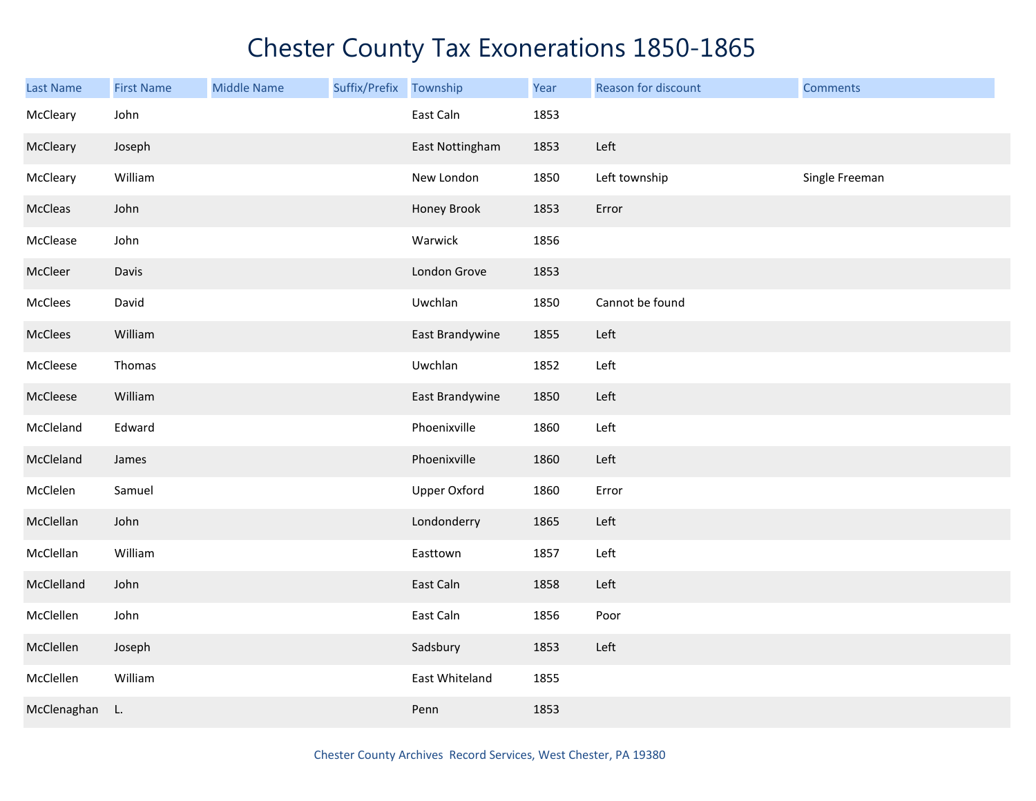# Chester County Tax Exonerations 1850-1865

| Last Name | First Name | Middle Name | Suffix/Prefix | Township | Year | Reason for discount | Comments |
|---|---|---|---|---|---|---|---|
| McCleary | John | | | East Caln | 1853 | | |
| McCleary | Joseph | | | East Nottingham | 1853 | Left | |
| McCleary | William | | | New London | 1850 | Left township | Single Freeman |
| McCleas | John | | | Honey Brook | 1853 | Error | |
| McClease | John | | | Warwick | 1856 | | |
| McCleer | Davis | | | London Grove | 1853 | | |
| McClees | David | | | Uwchlan | 1850 | Cannot be found | |
| McClees | William | | | East Brandywine | 1855 | Left | |
| McCleese | Thomas | | | Uwchlan | 1852 | Left | |
| McCleese | William | | | East Brandywine | 1850 | Left | |
| McCleland | Edward | | | Phoenixville | 1860 | Left | |
| McCleland | James | | | Phoenixville | 1860 | Left | |
| McClelen | Samuel | | | Upper Oxford | 1860 | Error | |
| McClellan | John | | | Londonderry | 1865 | Left | |
| McClellan | William | | | Easttown | 1857 | Left | |
| McClelland | John | | | East Caln | 1858 | Left | |
| McClellen | John | | | East Caln | 1856 | Poor | |
| McClellen | Joseph | | | Sadsbury | 1853 | Left | |
| McClellen | William | | | East Whiteland | 1855 | | |
| McClenaghan | L. | | | Penn | 1853 | | |

Chester County Archives Record Services, West Chester, PA 19380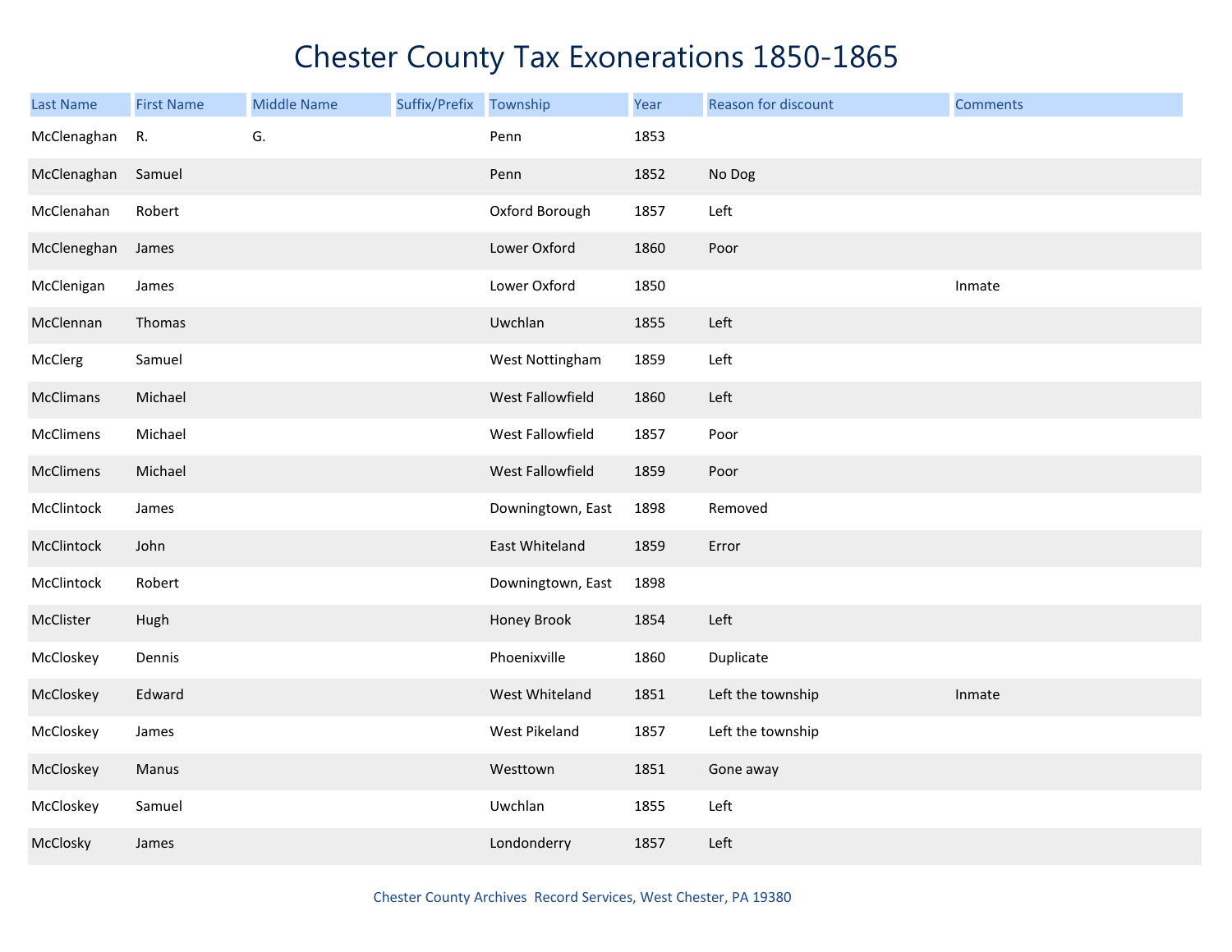# Chester County Tax Exonerations 1850-1865

| Last Name | First Name | Middle Name | Suffix/Prefix | Township | Year | Reason for discount | Comments |
|---|---|---|---|---|---|---|---|
| McClenaghan | R. | G. | | Penn | 1853 | | |
| McClenaghan | Samuel | | | Penn | 1852 | No Dog | |
| McClenahan | Robert | | | Oxford Borough | 1857 | Left | |
| McCleneghan | James | | | Lower Oxford | 1860 | Poor | |
| McClenigan | James | | | Lower Oxford | 1850 | | Inmate |
| McClennan | Thomas | | | Uwchlan | 1855 | Left | |
| McClerg | Samuel | | | West Nottingham | 1859 | Left | |
| McClimans | Michael | | | West Fallowfield | 1860 | Left | |
| McClimens | Michael | | | West Fallowfield | 1857 | Poor | |
| McClimens | Michael | | | West Fallowfield | 1859 | Poor | |
| McClintock | James | | | Downingtown, East | 1898 | Removed | |
| McClintock | John | | | East Whiteland | 1859 | Error | |
| McClintock | Robert | | | Downingtown, East | 1898 | | |
| McClister | Hugh | | | Honey Brook | 1854 | Left | |
| McCloskey | Dennis | | | Phoenixville | 1860 | Duplicate | |
| McCloskey | Edward | | | West Whiteland | 1851 | Left the township | Inmate |
| McCloskey | James | | | West Pikeland | 1857 | Left the township | |
| McCloskey | Manus | | | Westtown | 1851 | Gone away | |
| McCloskey | Samuel | | | Uwchlan | 1855 | Left | |
| McClosky | James | | | Londonderry | 1857 | Left | |

Chester County Archives Record Services, West Chester, PA 19380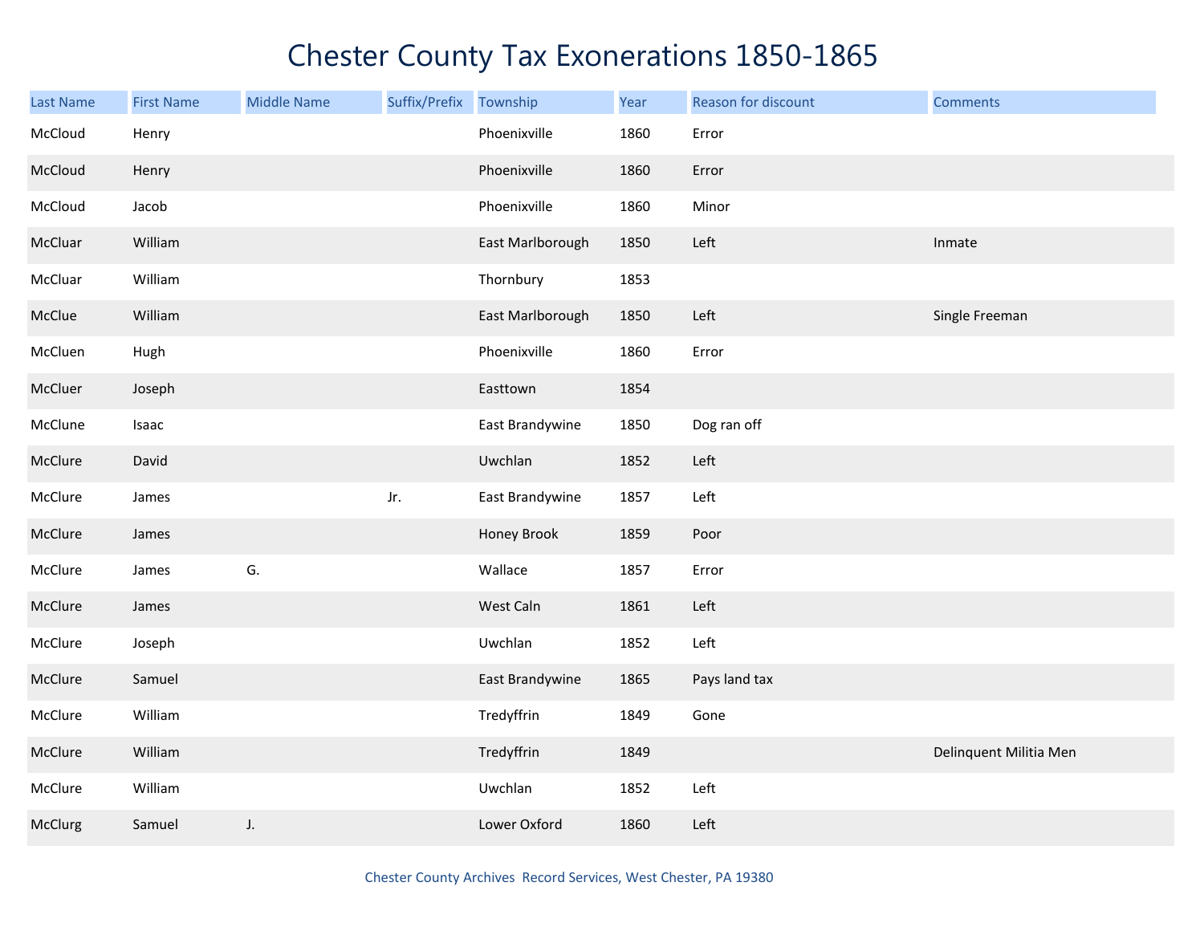# Chester County Tax Exonerations 1850-1865

| Last Name | First Name | Middle Name | Suffix/Prefix | Township | Year | Reason for discount | Comments |
|---|---|---|---|---|---|---|---|
| McCloud | Henry | | | Phoenixville | 1860 | Error | |
| McCloud | Henry | | | Phoenixville | 1860 | Error | |
| McCloud | Jacob | | | Phoenixville | 1860 | Minor | |
| McCluar | William | | | East Marlborough | 1850 | Left | Inmate |
| McCluar | William | | | Thornbury | 1853 | | |
| McClue | William | | | East Marlborough | 1850 | Left | Single Freeman |
| McCluen | Hugh | | | Phoenixville | 1860 | Error | |
| McCluer | Joseph | | | Easttown | 1854 | | |
| McClune | Isaac | | | East Brandywine | 1850 | Dog ran off | |
| McClure | David | | | Uwchlan | 1852 | Left | |
| McClure | James | | Jr. | East Brandywine | 1857 | Left | |
| McClure | James | | | Honey Brook | 1859 | Poor | |
| McClure | James | G. | | Wallace | 1857 | Error | |
| McClure | James | | | West Caln | 1861 | Left | |
| McClure | Joseph | | | Uwchlan | 1852 | Left | |
| McClure | Samuel | | | East Brandywine | 1865 | Pays land tax | |
| McClure | William | | | Tredyffrin | 1849 | Gone | |
| McClure | William | | | Tredyffrin | 1849 | | Delinquent Militia Men |
| McClure | William | | | Uwchlan | 1852 | Left | |
| McClurg | Samuel | J. | | Lower Oxford | 1860 | Left | |

Chester County Archives Record Services, West Chester, PA 19380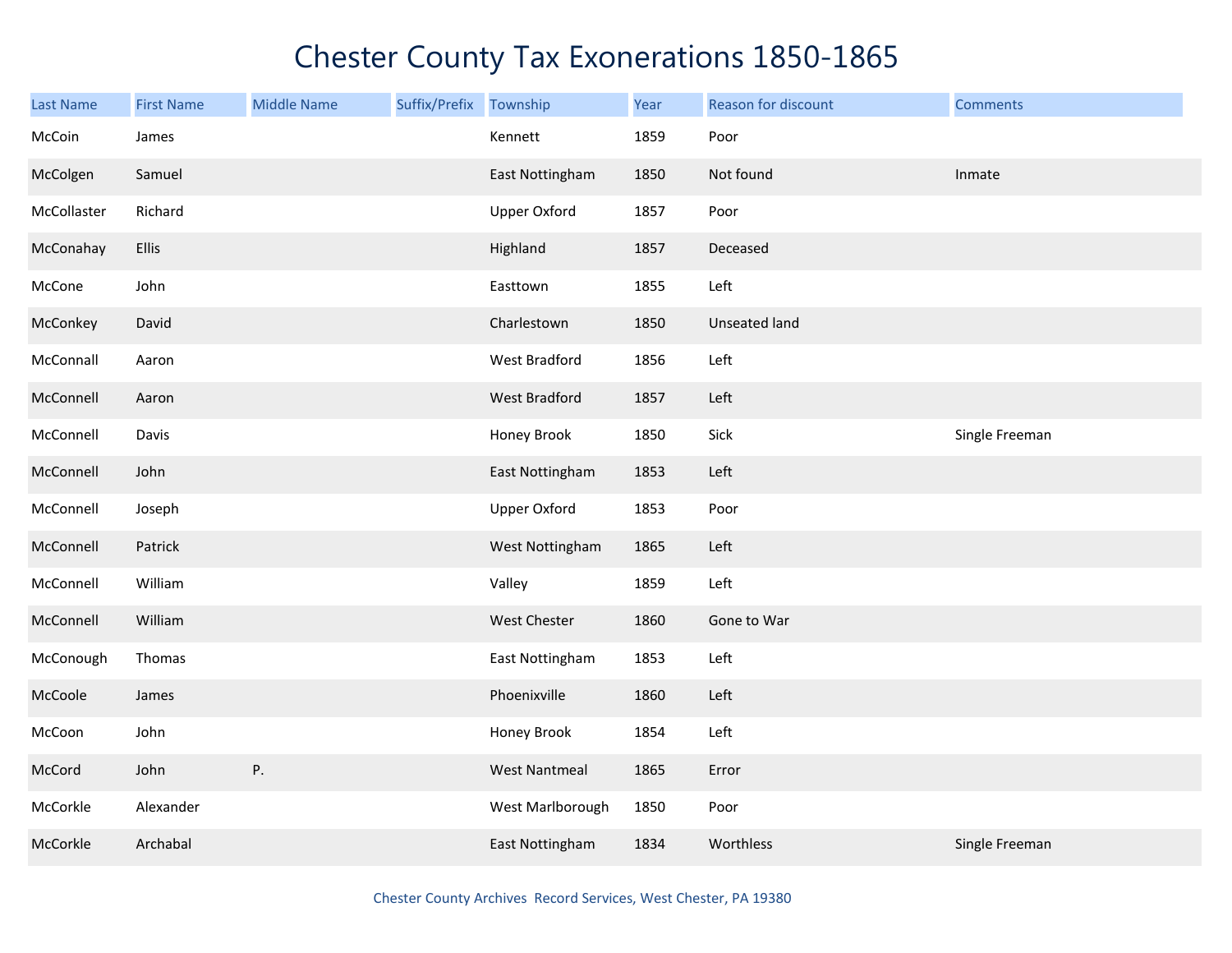# Chester County Tax Exonerations 1850-1865

| Last Name | First Name | Middle Name | Suffix/Prefix | Township | Year | Reason for discount | Comments |
|---|---|---|---|---|---|---|---|
| McCoin | James | | | Kennett | 1859 | Poor | |
| McColgen | Samuel | | | East Nottingham | 1850 | Not found | Inmate |
| McCollaster | Richard | | | Upper Oxford | 1857 | Poor | |
| McConahay | Ellis | | | Highland | 1857 | Deceased | |
| McCone | John | | | Easttown | 1855 | Left | |
| McConkey | David | | | Charlestown | 1850 | Unseated land | |
| McConnall | Aaron | | | West Bradford | 1856 | Left | |
| McConnell | Aaron | | | West Bradford | 1857 | Left | |
| McConnell | Davis | | | Honey Brook | 1850 | Sick | Single Freeman |
| McConnell | John | | | East Nottingham | 1853 | Left | |
| McConnell | Joseph | | | Upper Oxford | 1853 | Poor | |
| McConnell | Patrick | | | West Nottingham | 1865 | Left | |
| McConnell | William | | | Valley | 1859 | Left | |
| McConnell | William | | | West Chester | 1860 | Gone to War | |
| McConough | Thomas | | | East Nottingham | 1853 | Left | |
| McCoole | James | | | Phoenixville | 1860 | Left | |
| McCoon | John | | | Honey Brook | 1854 | Left | |
| McCord | John | P. | | West Nantmeal | 1865 | Error | |
| McCorkle | Alexander | | | West Marlborough | 1850 | Poor | |
| McCorkle | Archabal | | | East Nottingham | 1834 | Worthless | Single Freeman |

Chester County Archives Record Services, West Chester, PA 19380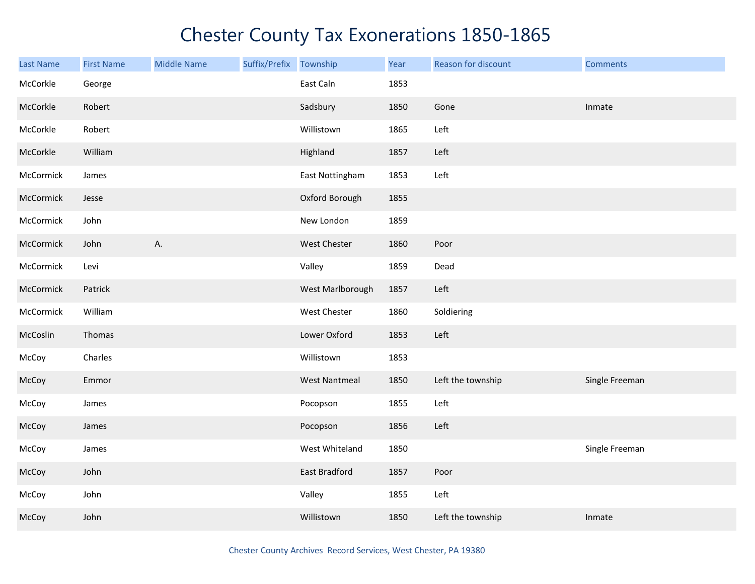# Chester County Tax Exonerations 1850-1865

| Last Name | First Name | Middle Name | Suffix/Prefix | Township | Year | Reason for discount | Comments |
|---|---|---|---|---|---|---|---|
| McCorkle | George | | | East Caln | 1853 | | |
| McCorkle | Robert | | | Sadsbury | 1850 | Gone | Inmate |
| McCorkle | Robert | | | Willistown | 1865 | Left | |
| McCorkle | William | | | Highland | 1857 | Left | |
| McCormick | James | | | East Nottingham | 1853 | Left | |
| McCormick | Jesse | | | Oxford Borough | 1855 | | |
| McCormick | John | | | New London | 1859 | | |
| McCormick | John | A. | | West Chester | 1860 | Poor | |
| McCormick | Levi | | | Valley | 1859 | Dead | |
| McCormick | Patrick | | | West Marlborough | 1857 | Left | |
| McCormick | William | | | West Chester | 1860 | Soldiering | |
| McCoslin | Thomas | | | Lower Oxford | 1853 | Left | |
| McCoy | Charles | | | Willistown | 1853 | | |
| McCoy | Emmor | | | West Nantmeal | 1850 | Left the township | Single Freeman |
| McCoy | James | | | Pocopson | 1855 | Left | |
| McCoy | James | | | Pocopson | 1856 | Left | |
| McCoy | James | | | West Whiteland | 1850 | | Single Freeman |
| McCoy | John | | | East Bradford | 1857 | Poor | |
| McCoy | John | | | Valley | 1855 | Left | |
| McCoy | John | | | Willistown | 1850 | Left the township | Inmate |

Chester County Archives Record Services, West Chester, PA 19380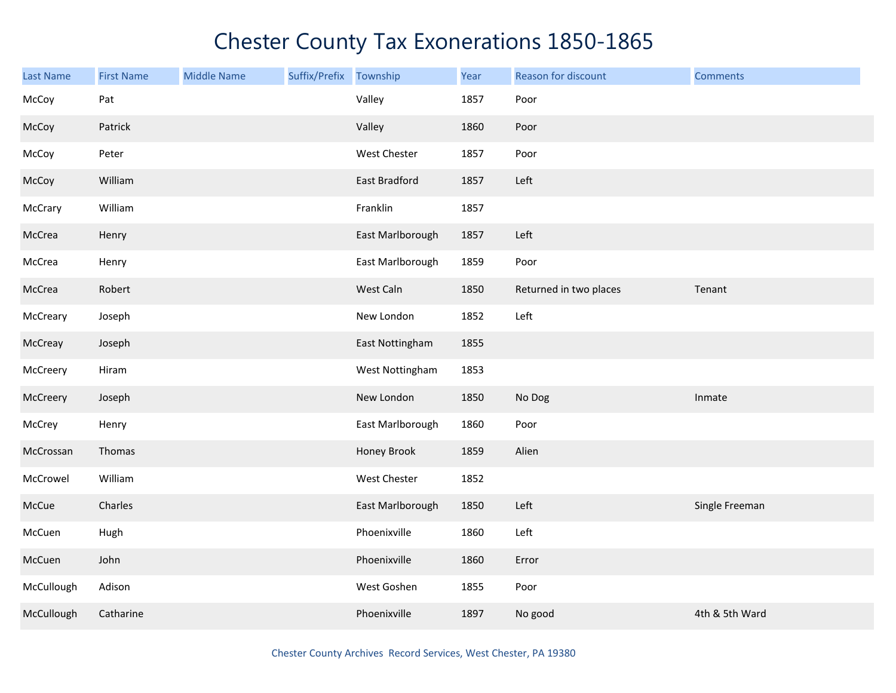# Chester County Tax Exonerations 1850-1865

| Last Name | First Name | Middle Name | Suffix/Prefix | Township | Year | Reason for discount | Comments |
|---|---|---|---|---|---|---|---|
| McCoy | Pat | | | Valley | 1857 | Poor | |
| McCoy | Patrick | | | Valley | 1860 | Poor | |
| McCoy | Peter | | | West Chester | 1857 | Poor | |
| McCoy | William | | | East Bradford | 1857 | Left | |
| McCrary | William | | | Franklin | 1857 | | |
| McCrea | Henry | | | East Marlborough | 1857 | Left | |
| McCrea | Henry | | | East Marlborough | 1859 | Poor | |
| McCrea | Robert | | | West Caln | 1850 | Returned in two places | Tenant |
| McCreary | Joseph | | | New London | 1852 | Left | |
| McCreay | Joseph | | | East Nottingham | 1855 | | |
| McCreery | Hiram | | | West Nottingham | 1853 | | |
| McCreery | Joseph | | | New London | 1850 | No Dog | Inmate |
| McCrey | Henry | | | East Marlborough | 1860 | Poor | |
| McCrossan | Thomas | | | Honey Brook | 1859 | Alien | |
| McCrowel | William | | | West Chester | 1852 | | |
| McCue | Charles | | | East Marlborough | 1850 | Left | Single Freeman |
| McCuen | Hugh | | | Phoenixville | 1860 | Left | |
| McCuen | John | | | Phoenixville | 1860 | Error | |
| McCullough | Adison | | | West Goshen | 1855 | Poor | |
| McCullough | Catharine | | | Phoenixville | 1897 | No good | 4th & 5th Ward |

Chester County Archives Record Services, West Chester, PA 19380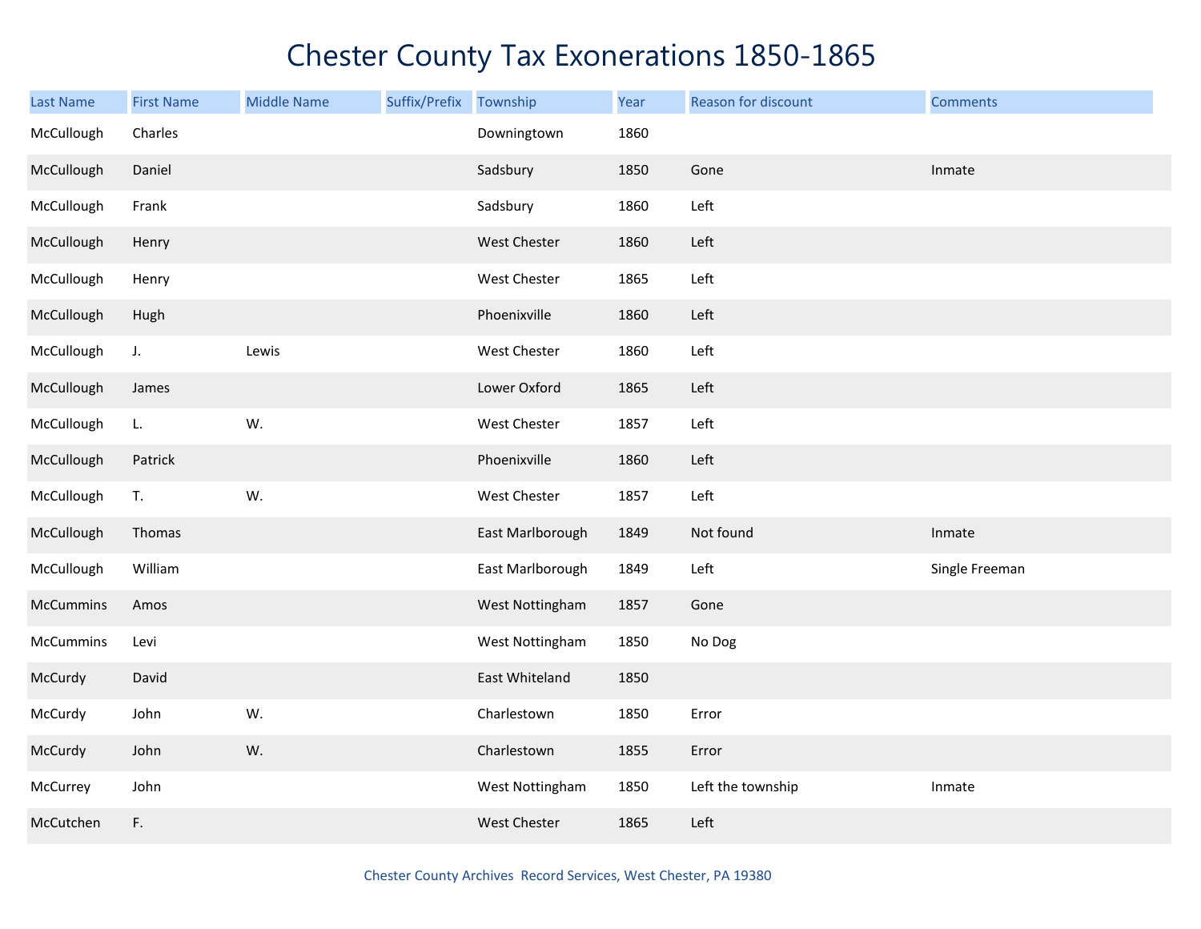# Chester County Tax Exonerations 1850-1865

| Last Name | First Name | Middle Name | Suffix/Prefix | Township | Year | Reason for discount | Comments |
|---|---|---|---|---|---|---|---|
| McCullough | Charles | | | Downingtown | 1860 | | |
| McCullough | Daniel | | | Sadsbury | 1850 | Gone | Inmate |
| McCullough | Frank | | | Sadsbury | 1860 | Left | |
| McCullough | Henry | | | West Chester | 1860 | Left | |
| McCullough | Henry | | | West Chester | 1865 | Left | |
| McCullough | Hugh | | | Phoenixville | 1860 | Left | |
| McCullough | J. | Lewis | | West Chester | 1860 | Left | |
| McCullough | James | | | Lower Oxford | 1865 | Left | |
| McCullough | L. | W. | | West Chester | 1857 | Left | |
| McCullough | Patrick | | | Phoenixville | 1860 | Left | |
| McCullough | T. | W. | | West Chester | 1857 | Left | |
| McCullough | Thomas | | | East Marlborough | 1849 | Not found | Inmate |
| McCullough | William | | | East Marlborough | 1849 | Left | Single Freeman |
| McCummins | Amos | | | West Nottingham | 1857 | Gone | |
| McCummins | Levi | | | West Nottingham | 1850 | No Dog | |
| McCurdy | David | | | East Whiteland | 1850 | | |
| McCurdy | John | W. | | Charlestown | 1850 | Error | |
| McCurdy | John | W. | | Charlestown | 1855 | Error | |
| McCurrey | John | | | West Nottingham | 1850 | Left the township | Inmate |
| McCutchen | F. | | | West Chester | 1865 | Left | |

Chester County Archives Record Services, West Chester, PA 19380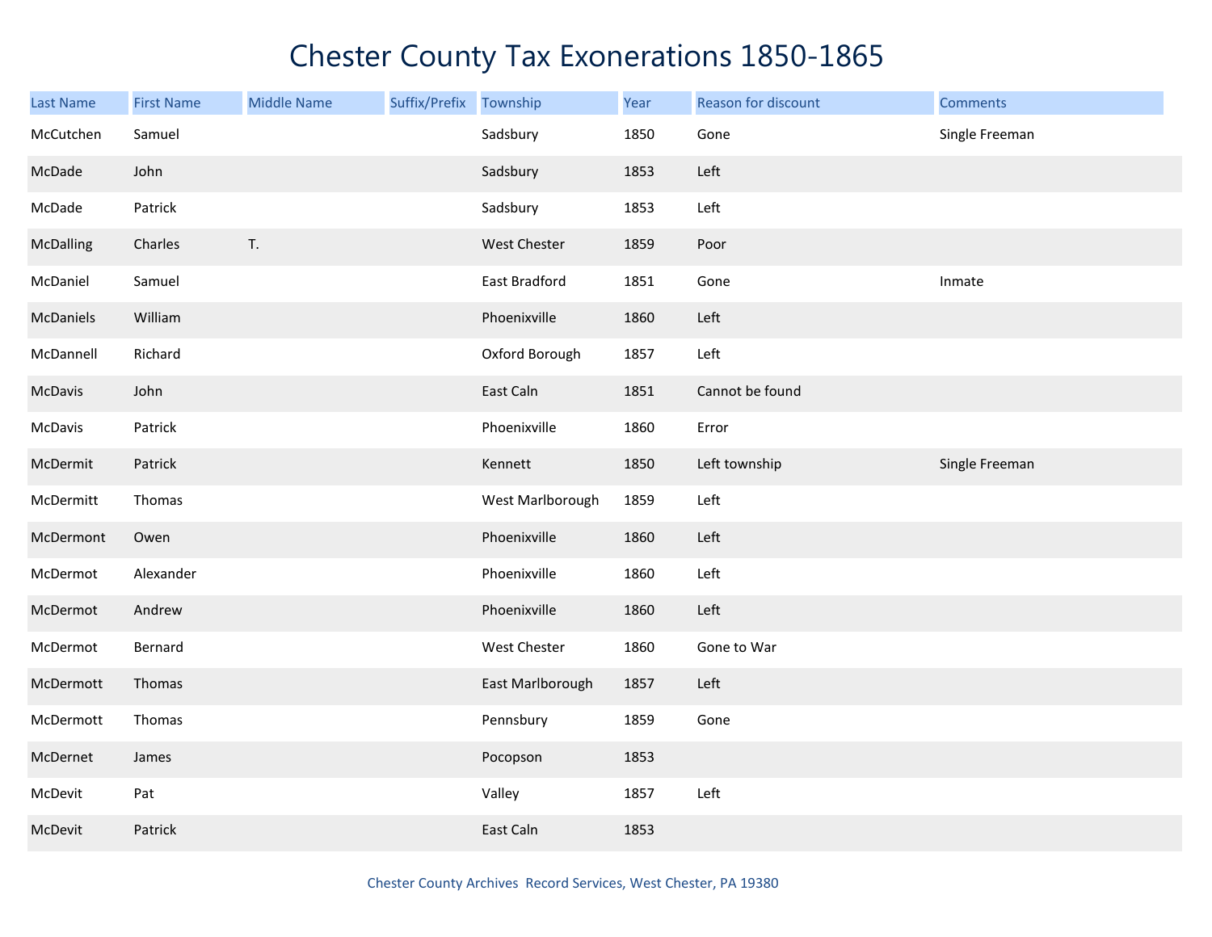# Chester County Tax Exonerations 1850-1865

| Last Name | First Name | Middle Name | Suffix/Prefix | Township | Year | Reason for discount | Comments |
|---|---|---|---|---|---|---|---|
| McCutchen | Samuel | | | Sadsbury | 1850 | Gone | Single Freeman |
| McDade | John | | | Sadsbury | 1853 | Left | |
| McDade | Patrick | | | Sadsbury | 1853 | Left | |
| McDalling | Charles | T. | | West Chester | 1859 | Poor | |
| McDaniel | Samuel | | | East Bradford | 1851 | Gone | Inmate |
| McDaniels | William | | | Phoenixville | 1860 | Left | |
| McDannell | Richard | | | Oxford Borough | 1857 | Left | |
| McDavis | John | | | East Caln | 1851 | Cannot be found | |
| McDavis | Patrick | | | Phoenixville | 1860 | Error | |
| McDermit | Patrick | | | Kennett | 1850 | Left township | Single Freeman |
| McDermitt | Thomas | | | West Marlborough | 1859 | Left | |
| McDermont | Owen | | | Phoenixville | 1860 | Left | |
| McDermot | Alexander | | | Phoenixville | 1860 | Left | |
| McDermot | Andrew | | | Phoenixville | 1860 | Left | |
| McDermot | Bernard | | | West Chester | 1860 | Gone to War | |
| McDermott | Thomas | | | East Marlborough | 1857 | Left | |
| McDermott | Thomas | | | Pennsbury | 1859 | Gone | |
| McDernet | James | | | Pocopson | 1853 | | |
| McDevit | Pat | | | Valley | 1857 | Left | |
| McDevit | Patrick | | | East Caln | 1853 | | |

Chester County Archives Record Services, West Chester, PA 19380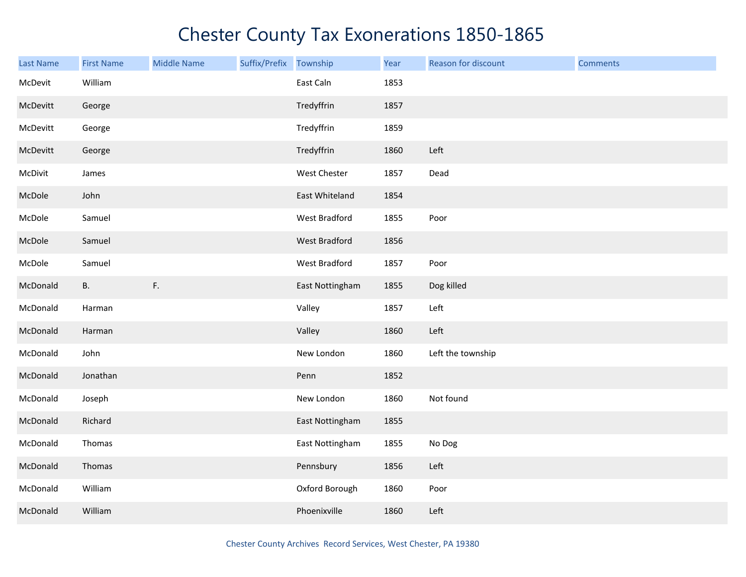# Chester County Tax Exonerations 1850-1865

| Last Name | First Name | Middle Name | Suffix/Prefix | Township | Year | Reason for discount | Comments |
|---|---|---|---|---|---|---|---|
| McDevit | William | | | East Caln | 1853 | | |
| McDevitt | George | | | Tredyffrin | 1857 | | |
| McDevitt | George | | | Tredyffrin | 1859 | | |
| McDevitt | George | | | Tredyffrin | 1860 | Left | |
| McDivit | James | | | West Chester | 1857 | Dead | |
| McDole | John | | | East Whiteland | 1854 | | |
| McDole | Samuel | | | West Bradford | 1855 | Poor | |
| McDole | Samuel | | | West Bradford | 1856 | | |
| McDole | Samuel | | | West Bradford | 1857 | Poor | |
| McDonald | B. | F. | | East Nottingham | 1855 | Dog killed | |
| McDonald | Harman | | | Valley | 1857 | Left | |
| McDonald | Harman | | | Valley | 1860 | Left | |
| McDonald | John | | | New London | 1860 | Left the township | |
| McDonald | Jonathan | | | Penn | 1852 | | |
| McDonald | Joseph | | | New London | 1860 | Not found | |
| McDonald | Richard | | | East Nottingham | 1855 | | |
| McDonald | Thomas | | | East Nottingham | 1855 | No Dog | |
| McDonald | Thomas | | | Pennsbury | 1856 | Left | |
| McDonald | William | | | Oxford Borough | 1860 | Poor | |
| McDonald | William | | | Phoenixville | 1860 | Left | |

Chester County Archives Record Services, West Chester, PA 19380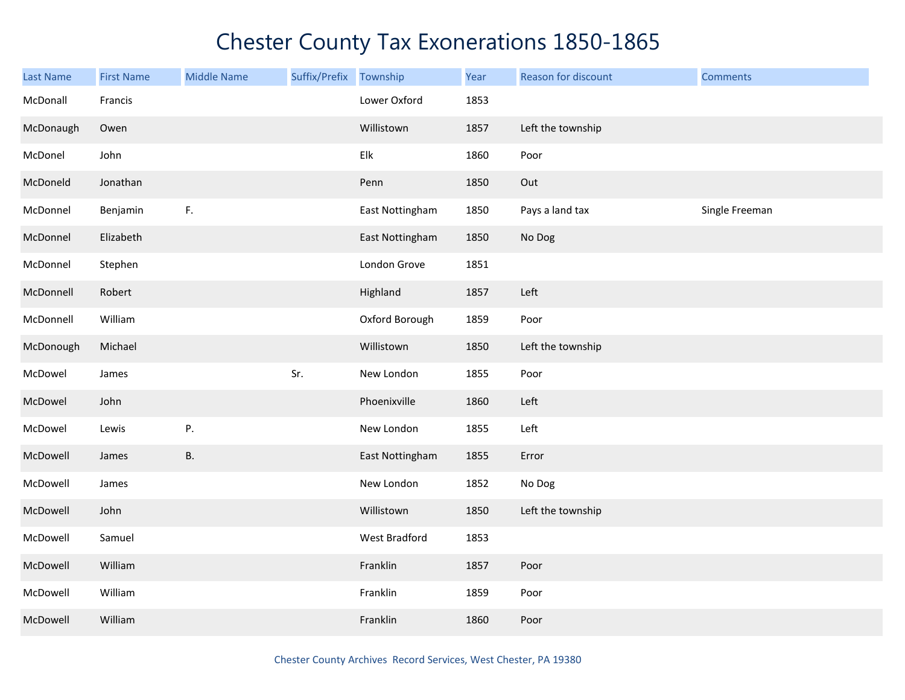# Chester County Tax Exonerations 1850-1865

| Last Name | First Name | Middle Name | Suffix/Prefix | Township | Year | Reason for discount | Comments |
|---|---|---|---|---|---|---|---|
| McDonall | Francis | | | Lower Oxford | 1853 | | |
| McDonaugh | Owen | | | Willistown | 1857 | Left the township | |
| McDonel | John | | | Elk | 1860 | Poor | |
| McDoneld | Jonathan | | | Penn | 1850 | Out | |
| McDonnel | Benjamin | F. | | East Nottingham | 1850 | Pays a land tax | Single Freeman |
| McDonnel | Elizabeth | | | East Nottingham | 1850 | No Dog | |
| McDonnel | Stephen | | | London Grove | 1851 | | |
| McDonnell | Robert | | | Highland | 1857 | Left | |
| McDonnell | William | | | Oxford Borough | 1859 | Poor | |
| McDonough | Michael | | | Willistown | 1850 | Left the township | |
| McDowel | James | | Sr. | New London | 1855 | Poor | |
| McDowel | John | | | Phoenixville | 1860 | Left | |
| McDowel | Lewis | P. | | New London | 1855 | Left | |
| McDowell | James | B. | | East Nottingham | 1855 | Error | |
| McDowell | James | | | New London | 1852 | No Dog | |
| McDowell | John | | | Willistown | 1850 | Left the township | |
| McDowell | Samuel | | | West Bradford | 1853 | | |
| McDowell | William | | | Franklin | 1857 | Poor | |
| McDowell | William | | | Franklin | 1859 | Poor | |
| McDowell | William | | | Franklin | 1860 | Poor | |

Chester County Archives Record Services, West Chester, PA 19380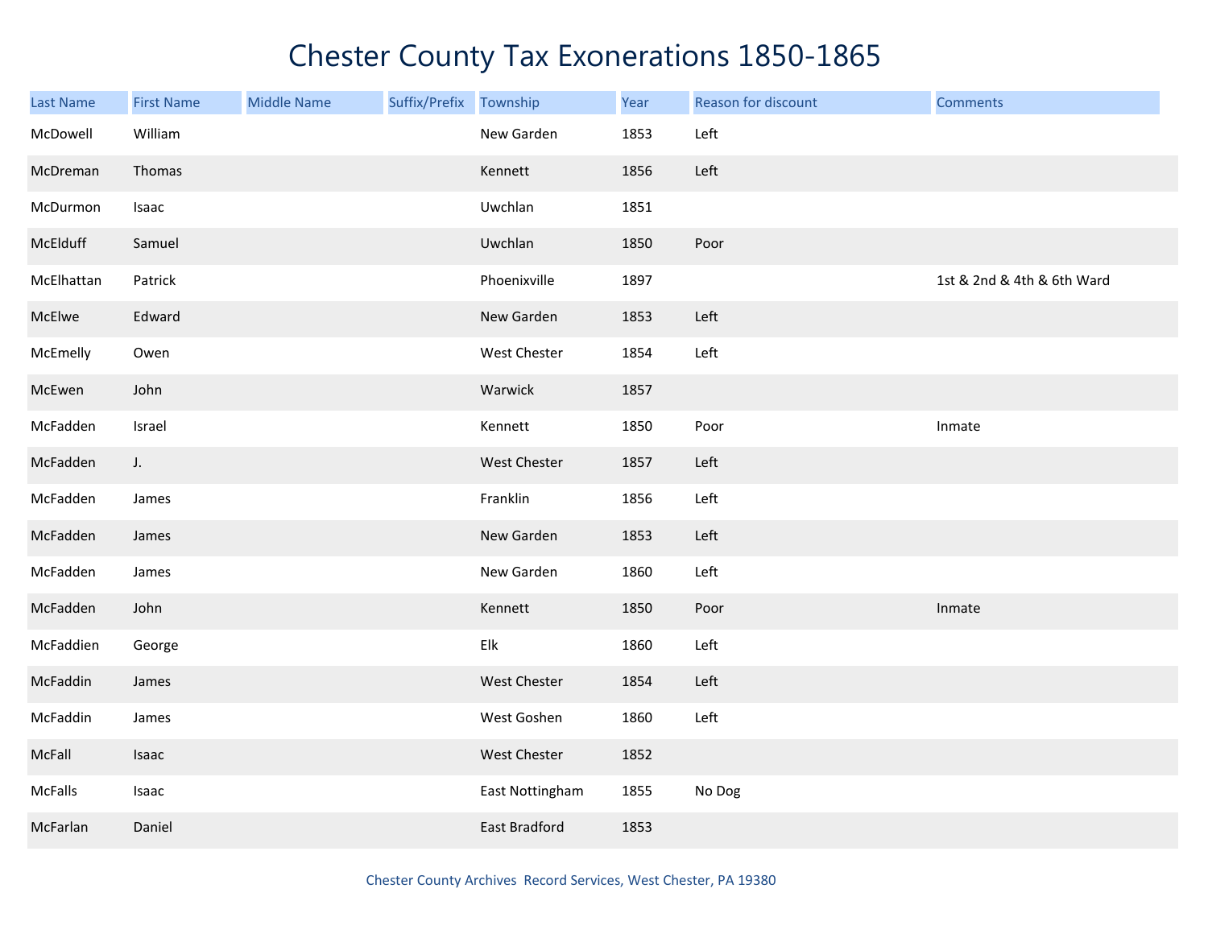# Chester County Tax Exonerations 1850-1865

| Last Name | First Name | Middle Name | Suffix/Prefix | Township | Year | Reason for discount | Comments |
|---|---|---|---|---|---|---|---|
| McDowell | William | | | New Garden | 1853 | Left | |
| McDreman | Thomas | | | Kennett | 1856 | Left | |
| McDurmon | Isaac | | | Uwchlan | 1851 | | |
| McElduff | Samuel | | | Uwchlan | 1850 | Poor | |
| McElhattan | Patrick | | | Phoenixville | 1897 | | 1st & 2nd & 4th & 6th Ward |
| McElwe | Edward | | | New Garden | 1853 | Left | |
| McEmelly | Owen | | | West Chester | 1854 | Left | |
| McEwen | John | | | Warwick | 1857 | | |
| McFadden | Israel | | | Kennett | 1850 | Poor | Inmate |
| McFadden | J. | | | West Chester | 1857 | Left | |
| McFadden | James | | | Franklin | 1856 | Left | |
| McFadden | James | | | New Garden | 1853 | Left | |
| McFadden | James | | | New Garden | 1860 | Left | |
| McFadden | John | | | Kennett | 1850 | Poor | Inmate |
| McFaddien | George | | | Elk | 1860 | Left | |
| McFaddin | James | | | West Chester | 1854 | Left | |
| McFaddin | James | | | West Goshen | 1860 | Left | |
| McFall | Isaac | | | West Chester | 1852 | | |
| McFalls | Isaac | | | East Nottingham | 1855 | No Dog | |
| McFarlan | Daniel | | | East Bradford | 1853 | | |

Chester County Archives Record Services, West Chester, PA 19380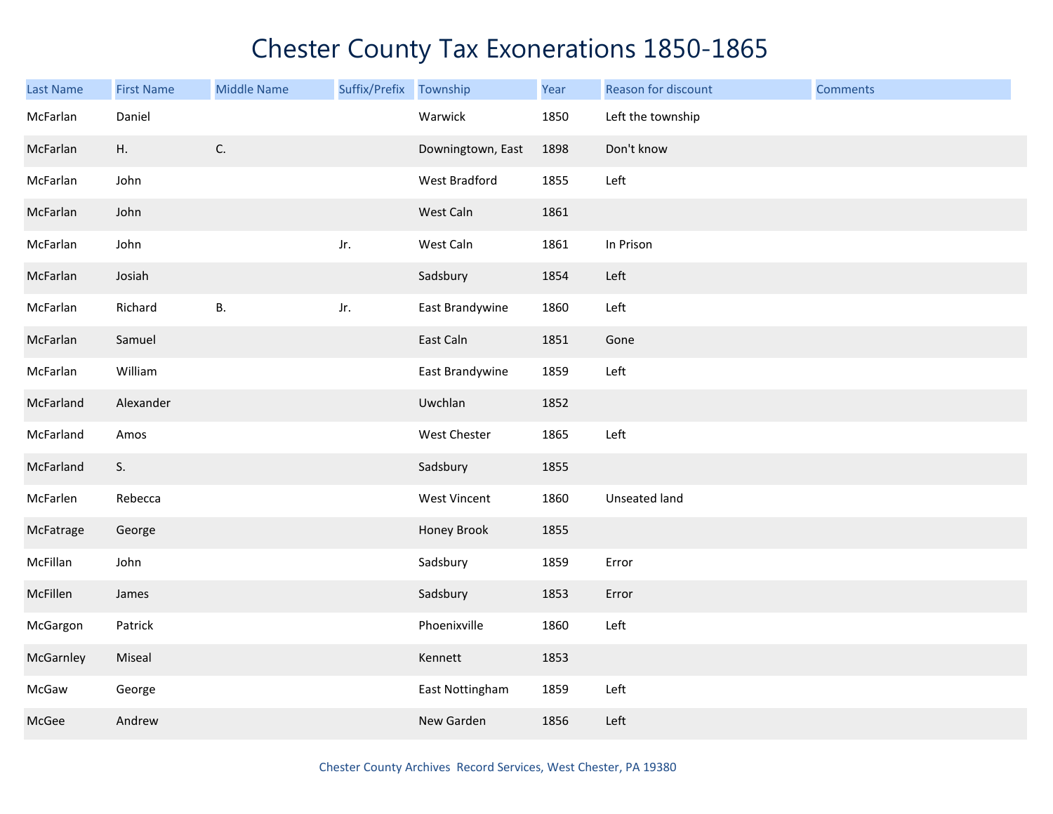# Chester County Tax Exonerations 1850-1865

| Last Name | First Name | Middle Name | Suffix/Prefix | Township | Year | Reason for discount | Comments |
|---|---|---|---|---|---|---|---|
| McFarlan | Daniel | | | Warwick | 1850 | Left the township | |
| McFarlan | H. | C. | | Downingtown, East | 1898 | Don't know | |
| McFarlan | John | | | West Bradford | 1855 | Left | |
| McFarlan | John | | | West Caln | 1861 | | |
| McFarlan | John | | Jr. | West Caln | 1861 | In Prison | |
| McFarlan | Josiah | | | Sadsbury | 1854 | Left | |
| McFarlan | Richard | B. | Jr. | East Brandywine | 1860 | Left | |
| McFarlan | Samuel | | | East Caln | 1851 | Gone | |
| McFarlan | William | | | East Brandywine | 1859 | Left | |
| McFarland | Alexander | | | Uwchlan | 1852 | | |
| McFarland | Amos | | | West Chester | 1865 | Left | |
| McFarland | S. | | | Sadsbury | 1855 | | |
| McFarlen | Rebecca | | | West Vincent | 1860 | Unseated land | |
| McFatrage | George | | | Honey Brook | 1855 | | |
| McFillan | John | | | Sadsbury | 1859 | Error | |
| McFillen | James | | | Sadsbury | 1853 | Error | |
| McGargon | Patrick | | | Phoenixville | 1860 | Left | |
| McGarnley | Miseal | | | Kennett | 1853 | | |
| McGaw | George | | | East Nottingham | 1859 | Left | |
| McGee | Andrew | | | New Garden | 1856 | Left | |

Chester County Archives Record Services, West Chester, PA 19380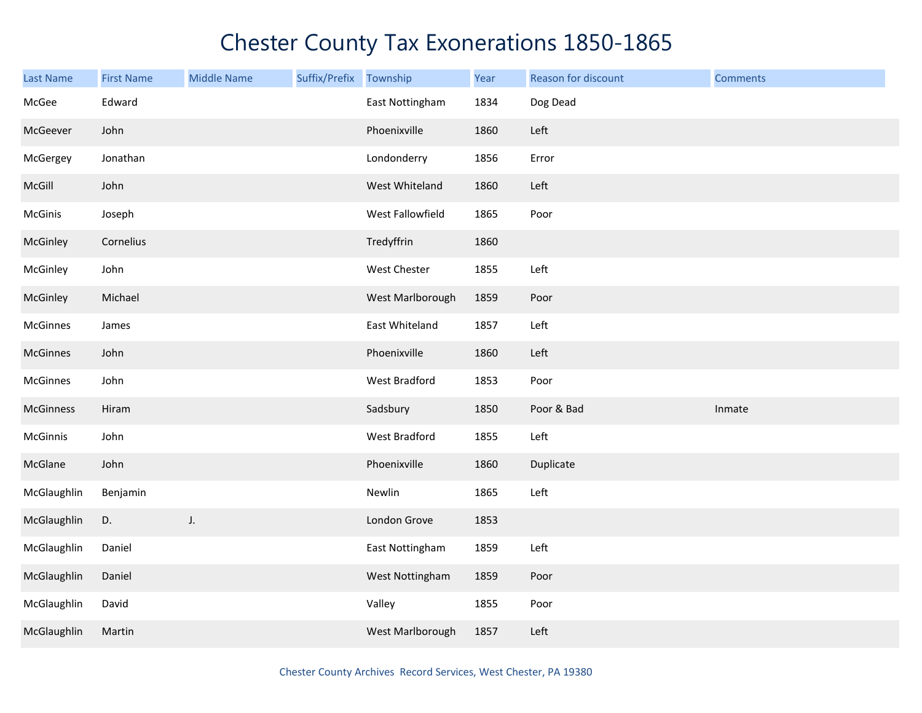# Chester County Tax Exonerations 1850-1865

| Last Name | First Name | Middle Name | Suffix/Prefix | Township | Year | Reason for discount | Comments |
| --- | --- | --- | --- | --- | --- | --- | --- |
| McGee | Edward | | | East Nottingham | 1834 | Dog Dead | |
| McGeever | John | | | Phoenixville | 1860 | Left | |
| McGergey | Jonathan | | | Londonderry | 1856 | Error | |
| McGill | John | | | West Whiteland | 1860 | Left | |
| McGinis | Joseph | | | West Fallowfield | 1865 | Poor | |
| McGinley | Cornelius | | | Tredyffrin | 1860 | | |
| McGinley | John | | | West Chester | 1855 | Left | |
| McGinley | Michael | | | West Marlborough | 1859 | Poor | |
| McGinnes | James | | | East Whiteland | 1857 | Left | |
| McGinnes | John | | | Phoenixville | 1860 | Left | |
| McGinnes | John | | | West Bradford | 1853 | Poor | |
| McGinness | Hiram | | | Sadsbury | 1850 | Poor & Bad | Inmate |
| McGinnis | John | | | West Bradford | 1855 | Left | |
| McGlane | John | | | Phoenixville | 1860 | Duplicate | |
| McGlaughlin | Benjamin | | | Newlin | 1865 | Left | |
| McGlaughlin | D. | J. | | London Grove | 1853 | | |
| McGlaughlin | Daniel | | | East Nottingham | 1859 | Left | |
| McGlaughlin | Daniel | | | West Nottingham | 1859 | Poor | |
| McGlaughlin | David | | | Valley | 1855 | Poor | |
| McGlaughlin | Martin | | | West Marlborough | 1857 | Left | |

Chester County Archives Record Services, West Chester, PA 19380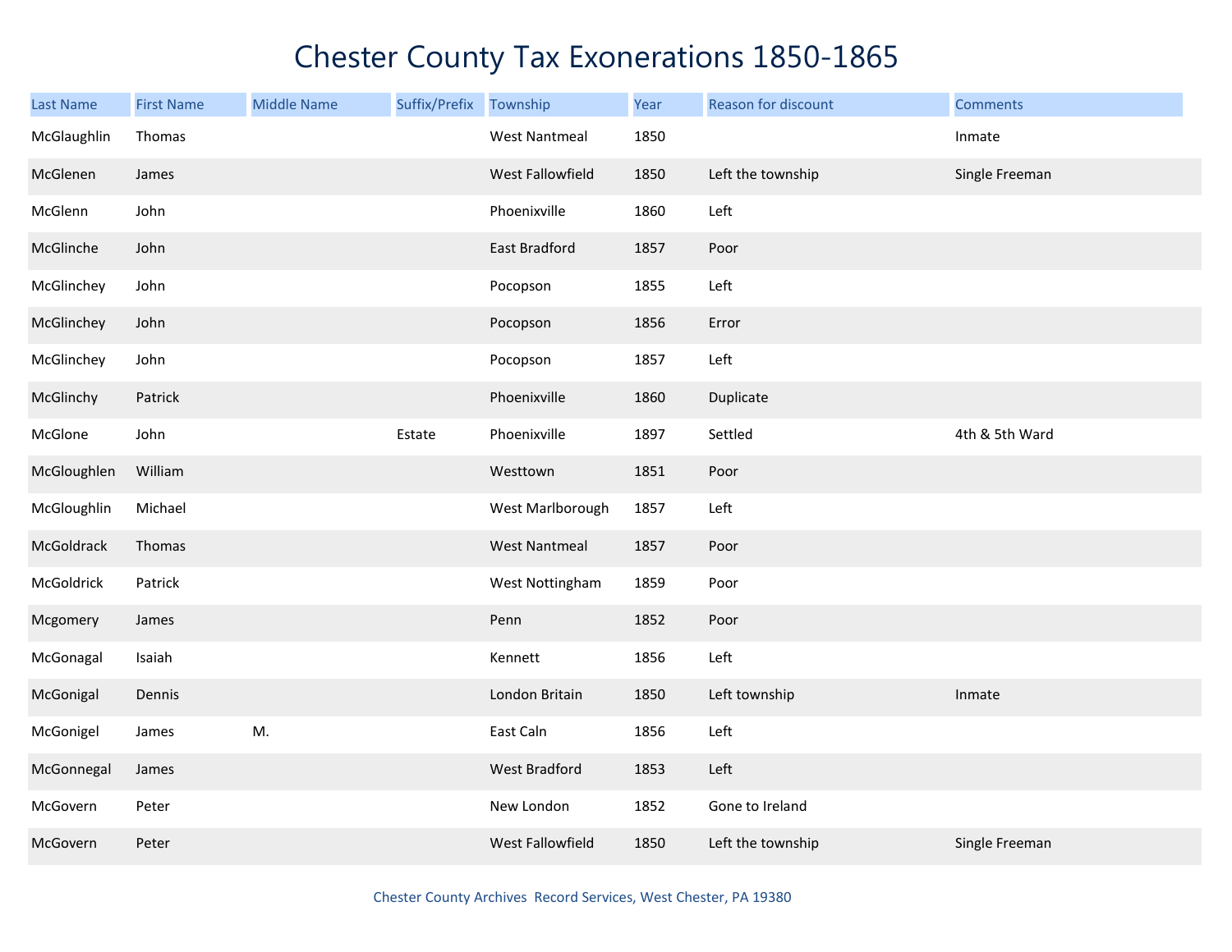# Chester County Tax Exonerations 1850-1865

| Last Name | First Name | Middle Name | Suffix/Prefix | Township | Year | Reason for discount | Comments |
|---|---|---|---|---|---|---|---|
| McGlaughlin | Thomas | | | West Nantmeal | 1850 | | Inmate |
| McGlenen | James | | | West Fallowfield | 1850 | Left the township | Single Freeman |
| McGlenn | John | | | Phoenixville | 1860 | Left | |
| McGlinche | John | | | East Bradford | 1857 | Poor | |
| McGlinchey | John | | | Pocopson | 1855 | Left | |
| McGlinchey | John | | | Pocopson | 1856 | Error | |
| McGlinchey | John | | | Pocopson | 1857 | Left | |
| McGlinchy | Patrick | | | Phoenixville | 1860 | Duplicate | |
| McGlone | John | | Estate | Phoenixville | 1897 | Settled | 4th & 5th Ward |
| McGloughlen | William | | | Westtown | 1851 | Poor | |
| McGloughlin | Michael | | | West Marlborough | 1857 | Left | |
| McGoldrack | Thomas | | | West Nantmeal | 1857 | Poor | |
| McGoldrick | Patrick | | | West Nottingham | 1859 | Poor | |
| Mcgomery | James | | | Penn | 1852 | Poor | |
| McGonagal | Isaiah | | | Kennett | 1856 | Left | |
| McGonigal | Dennis | | | London Britain | 1850 | Left township | Inmate |
| McGonigel | James | M. | | East Caln | 1856 | Left | |
| McGonnegal | James | | | West Bradford | 1853 | Left | |
| McGovern | Peter | | | New London | 1852 | Gone to Ireland | |
| McGovern | Peter | | | West Fallowfield | 1850 | Left the township | Single Freeman |

Chester County Archives Record Services, West Chester, PA 19380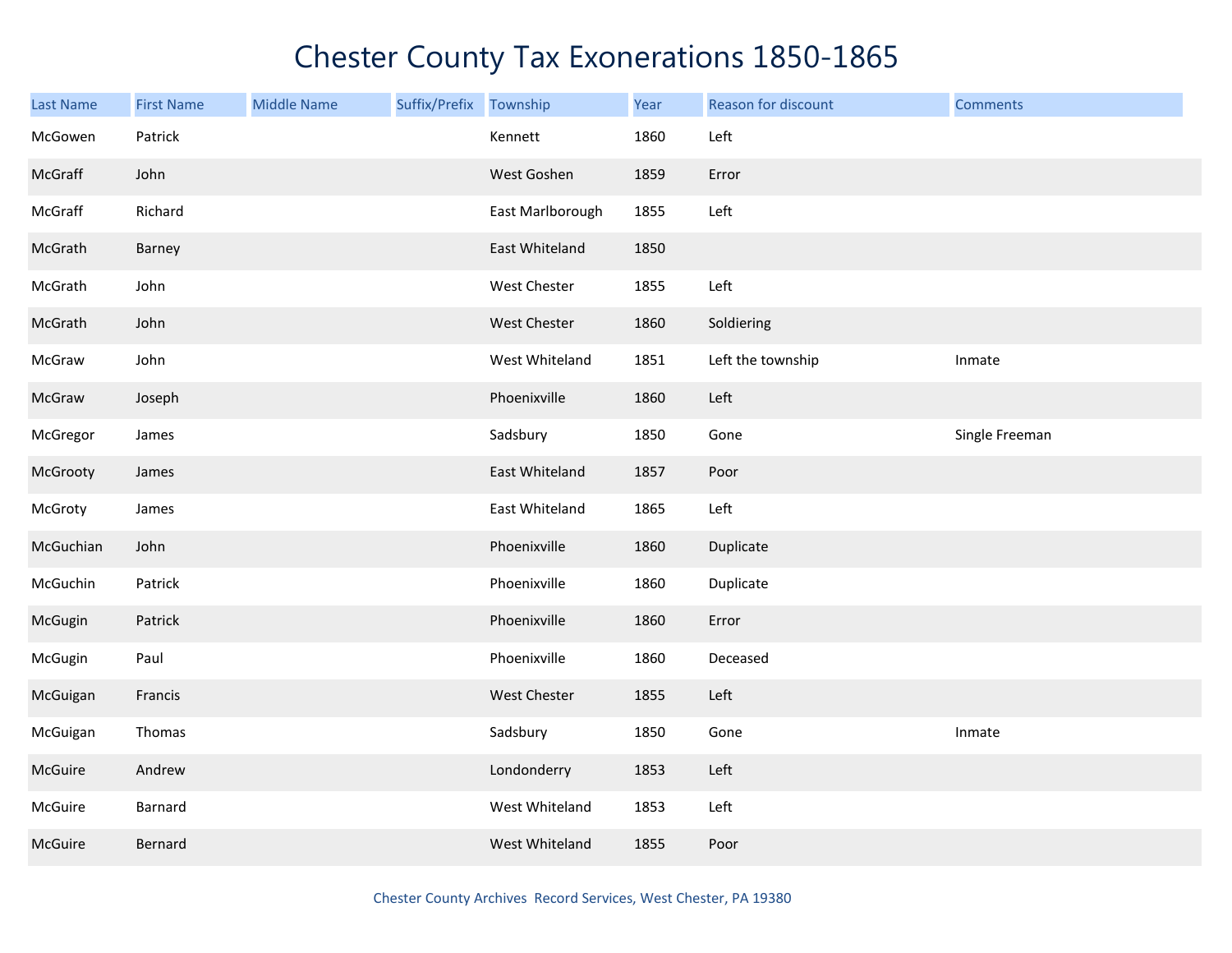# Chester County Tax Exonerations 1850-1865

| Last Name | First Name | Middle Name | Suffix/Prefix | Township | Year | Reason for discount | Comments |
|---|---|---|---|---|---|---|---|
| McGowen | Patrick | | | Kennett | 1860 | Left | |
| McGraff | John | | | West Goshen | 1859 | Error | |
| McGraff | Richard | | | East Marlborough | 1855 | Left | |
| McGrath | Barney | | | East Whiteland | 1850 | | |
| McGrath | John | | | West Chester | 1855 | Left | |
| McGrath | John | | | West Chester | 1860 | Soldiering | |
| McGraw | John | | | West Whiteland | 1851 | Left the township | Inmate |
| McGraw | Joseph | | | Phoenixville | 1860 | Left | |
| McGregor | James | | | Sadsbury | 1850 | Gone | Single Freeman |
| McGrooty | James | | | East Whiteland | 1857 | Poor | |
| McGroty | James | | | East Whiteland | 1865 | Left | |
| McGuchian | John | | | Phoenixville | 1860 | Duplicate | |
| McGuchin | Patrick | | | Phoenixville | 1860 | Duplicate | |
| McGugin | Patrick | | | Phoenixville | 1860 | Error | |
| McGugin | Paul | | | Phoenixville | 1860 | Deceased | |
| McGuigan | Francis | | | West Chester | 1855 | Left | |
| McGuigan | Thomas | | | Sadsbury | 1850 | Gone | Inmate |
| McGuire | Andrew | | | Londonderry | 1853 | Left | |
| McGuire | Barnard | | | West Whiteland | 1853 | Left | |
| McGuire | Bernard | | | West Whiteland | 1855 | Poor | |

Chester County Archives Record Services, West Chester, PA 19380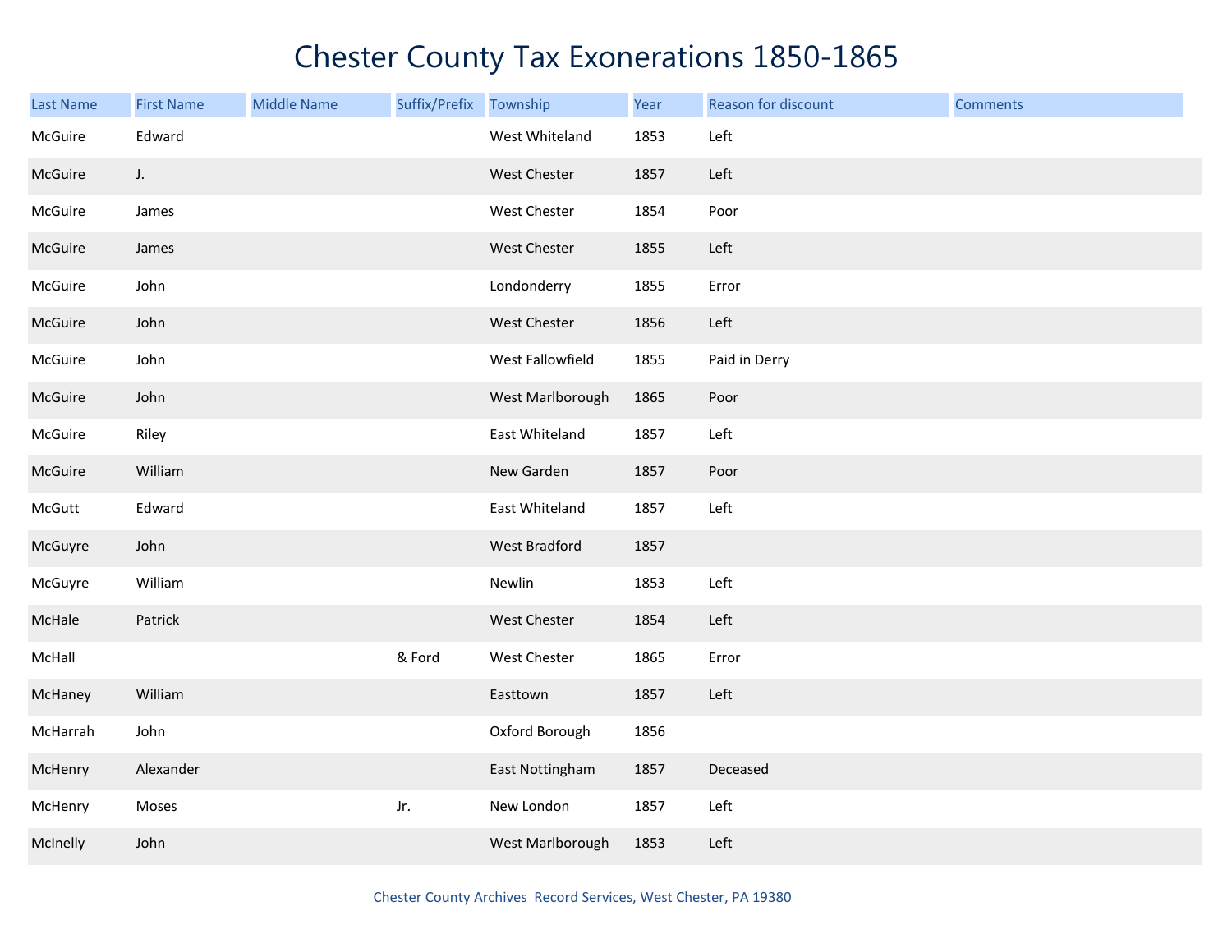# Chester County Tax Exonerations 1850-1865

| Last Name | First Name | Middle Name | Suffix/Prefix | Township | Year | Reason for discount | Comments |
|---|---|---|---|---|---|---|---|
| McGuire | Edward | | | West Whiteland | 1853 | Left | |
| McGuire | J. | | | West Chester | 1857 | Left | |
| McGuire | James | | | West Chester | 1854 | Poor | |
| McGuire | James | | | West Chester | 1855 | Left | |
| McGuire | John | | | Londonderry | 1855 | Error | |
| McGuire | John | | | West Chester | 1856 | Left | |
| McGuire | John | | | West Fallowfield | 1855 | Paid in Derry | |
| McGuire | John | | | West Marlborough | 1865 | Poor | |
| McGuire | Riley | | | East Whiteland | 1857 | Left | |
| McGuire | William | | | New Garden | 1857 | Poor | |
| McGutt | Edward | | | East Whiteland | 1857 | Left | |
| McGuyre | John | | | West Bradford | 1857 | | |
| McGuyre | William | | | Newlin | 1853 | Left | |
| McHale | Patrick | | | West Chester | 1854 | Left | |
| McHall | | | & Ford | West Chester | 1865 | Error | |
| McHaney | William | | | Easttown | 1857 | Left | |
| McHarrah | John | | | Oxford Borough | 1856 | | |
| McHenry | Alexander | | | East Nottingham | 1857 | Deceased | |
| McHenry | Moses | | Jr. | New London | 1857 | Left | |
| McInelly | John | | | West Marlborough | 1853 | Left | |

Chester County Archives Record Services, West Chester, PA 19380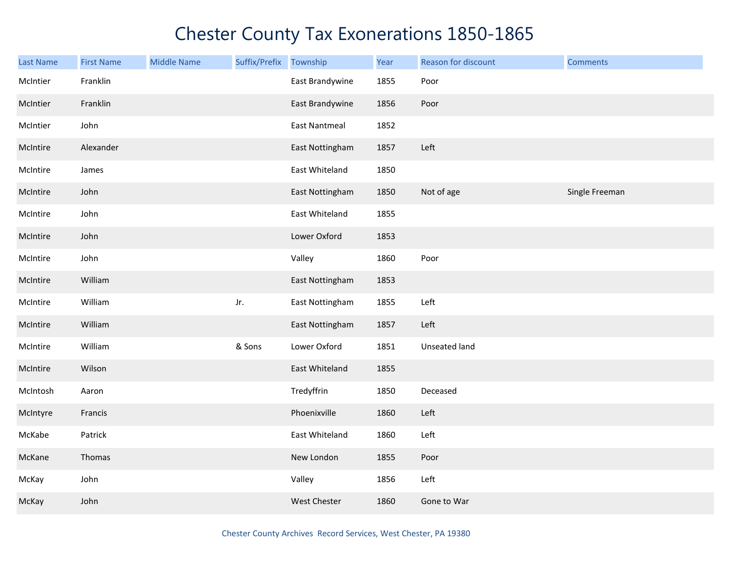# Chester County Tax Exonerations 1850-1865

| Last Name | First Name | Middle Name | Suffix/Prefix | Township | Year | Reason for discount | Comments |
|---|---|---|---|---|---|---|---|
| McIntier | Franklin | | | East Brandywine | 1855 | Poor | |
| McIntier | Franklin | | | East Brandywine | 1856 | Poor | |
| McIntier | John | | | East Nantmeal | 1852 | | |
| McIntire | Alexander | | | East Nottingham | 1857 | Left | |
| McIntire | James | | | East Whiteland | 1850 | | |
| McIntire | John | | | East Nottingham | 1850 | Not of age | Single Freeman |
| McIntire | John | | | East Whiteland | 1855 | | |
| McIntire | John | | | Lower Oxford | 1853 | | |
| McIntire | John | | | Valley | 1860 | Poor | |
| McIntire | William | | | East Nottingham | 1853 | | |
| McIntire | William | | Jr. | East Nottingham | 1855 | Left | |
| McIntire | William | | | East Nottingham | 1857 | Left | |
| McIntire | William | | & Sons | Lower Oxford | 1851 | Unseated land | |
| McIntire | Wilson | | | East Whiteland | 1855 | | |
| McIntosh | Aaron | | | Tredyffrin | 1850 | Deceased | |
| McIntyre | Francis | | | Phoenixville | 1860 | Left | |
| McKabe | Patrick | | | East Whiteland | 1860 | Left | |
| McKane | Thomas | | | New London | 1855 | Poor | |
| McKay | John | | | Valley | 1856 | Left | |
| McKay | John | | | West Chester | 1860 | Gone to War | |

Chester County Archives Record Services, West Chester, PA 19380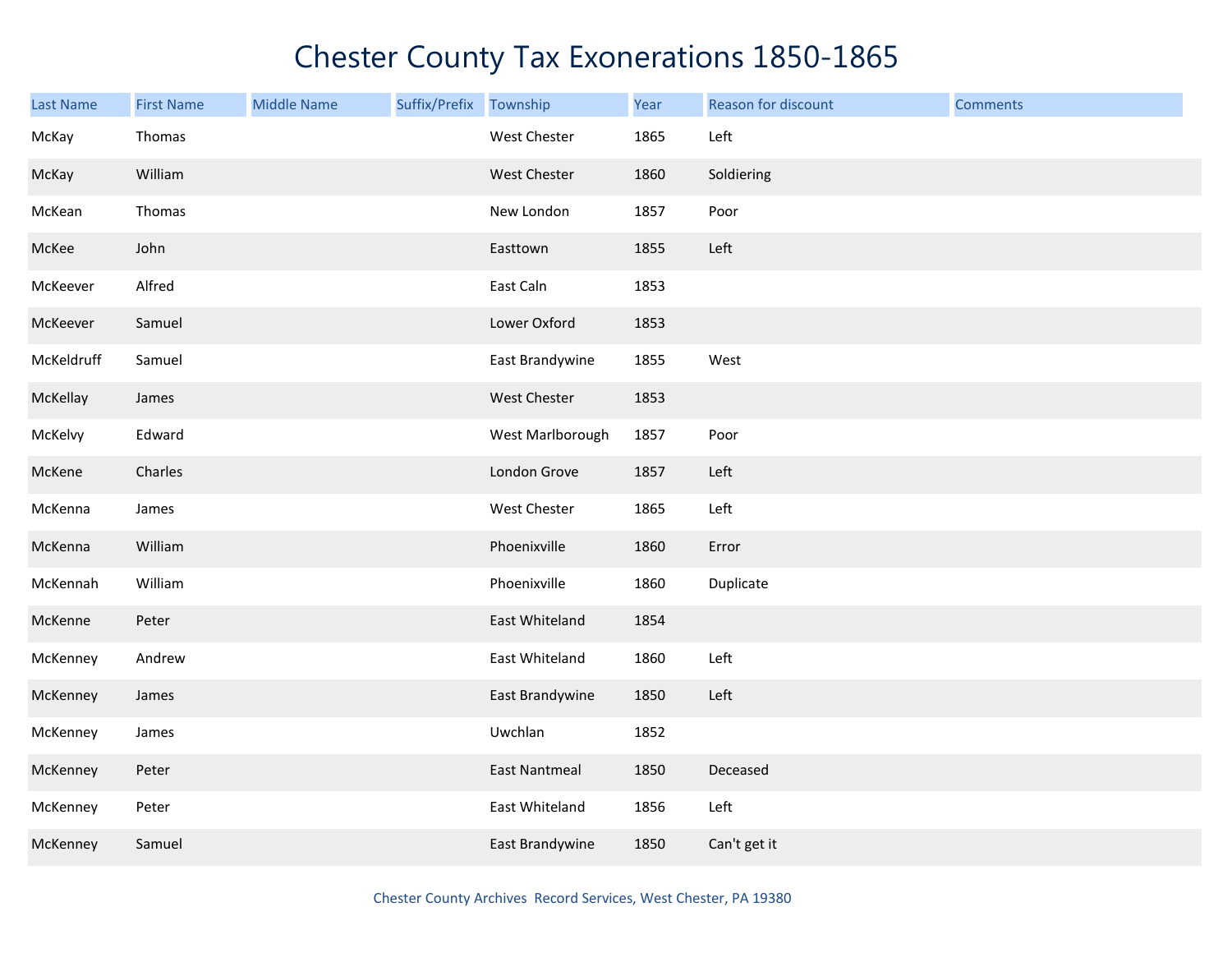# Chester County Tax Exonerations 1850-1865

| Last Name | First Name | Middle Name | Suffix/Prefix | Township | Year | Reason for discount | Comments |
| --- | --- | --- | --- | --- | --- | --- | --- |
| McKay | Thomas | | | West Chester | 1865 | Left | |
| McKay | William | | | West Chester | 1860 | Soldiering | |
| McKean | Thomas | | | New London | 1857 | Poor | |
| McKee | John | | | Easttown | 1855 | Left | |
| McKeever | Alfred | | | East Caln | 1853 | | |
| McKeever | Samuel | | | Lower Oxford | 1853 | | |
| McKeldruff | Samuel | | | East Brandywine | 1855 | West | |
| McKellay | James | | | West Chester | 1853 | | |
| McKelvy | Edward | | | West Marlborough | 1857 | Poor | |
| McKene | Charles | | | London Grove | 1857 | Left | |
| McKenna | James | | | West Chester | 1865 | Left | |
| McKenna | William | | | Phoenixville | 1860 | Error | |
| McKennah | William | | | Phoenixville | 1860 | Duplicate | |
| McKenne | Peter | | | East Whiteland | 1854 | | |
| McKenney | Andrew | | | East Whiteland | 1860 | Left | |
| McKenney | James | | | East Brandywine | 1850 | Left | |
| McKenney | James | | | Uwchlan | 1852 | | |
| McKenney | Peter | | | East Nantmeal | 1850 | Deceased | |
| McKenney | Peter | | | East Whiteland | 1856 | Left | |
| McKenney | Samuel | | | East Brandywine | 1850 | Can't get it | |

Chester County Archives Record Services, West Chester, PA 19380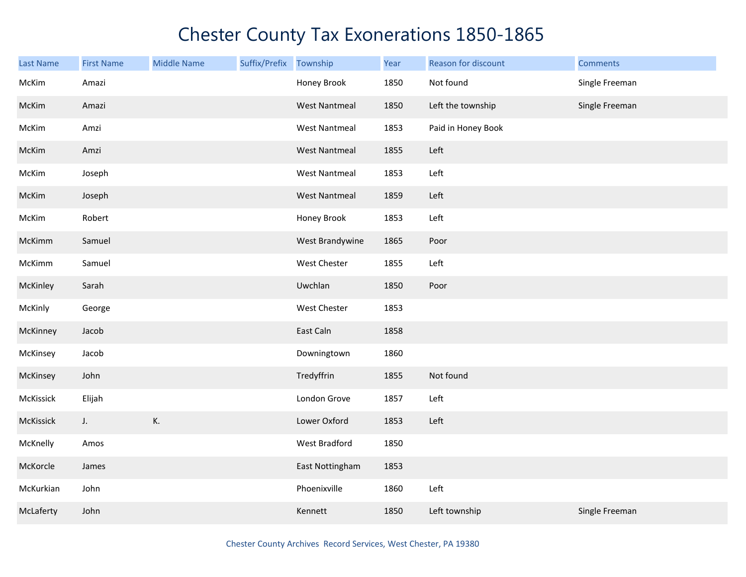# Chester County Tax Exonerations 1850-1865

| Last Name | First Name | Middle Name | Suffix/Prefix | Township | Year | Reason for discount | Comments |
|---|---|---|---|---|---|---|---|
| McKim | Amazi | | | Honey Brook | 1850 | Not found | Single Freeman |
| McKim | Amazi | | | West Nantmeal | 1850 | Left the township | Single Freeman |
| McKim | Amzi | | | West Nantmeal | 1853 | Paid in Honey Book | |
| McKim | Amzi | | | West Nantmeal | 1855 | Left | |
| McKim | Joseph | | | West Nantmeal | 1853 | Left | |
| McKim | Joseph | | | West Nantmeal | 1859 | Left | |
| McKim | Robert | | | Honey Brook | 1853 | Left | |
| McKimm | Samuel | | | West Brandywine | 1865 | Poor | |
| McKimm | Samuel | | | West Chester | 1855 | Left | |
| McKinley | Sarah | | | Uwchlan | 1850 | Poor | |
| McKinly | George | | | West Chester | 1853 | | |
| McKinney | Jacob | | | East Caln | 1858 | | |
| McKinsey | Jacob | | | Downingtown | 1860 | | |
| McKinsey | John | | | Tredyffrin | 1855 | Not found | |
| McKissick | Elijah | | | London Grove | 1857 | Left | |
| McKissick | J. | K. | | Lower Oxford | 1853 | Left | |
| McKnelly | Amos | | | West Bradford | 1850 | | |
| McKorcle | James | | | East Nottingham | 1853 | | |
| McKurkian | John | | | Phoenixville | 1860 | Left | |
| McLaferty | John | | | Kennett | 1850 | Left township | Single Freeman |

Chester County Archives Record Services, West Chester, PA 19380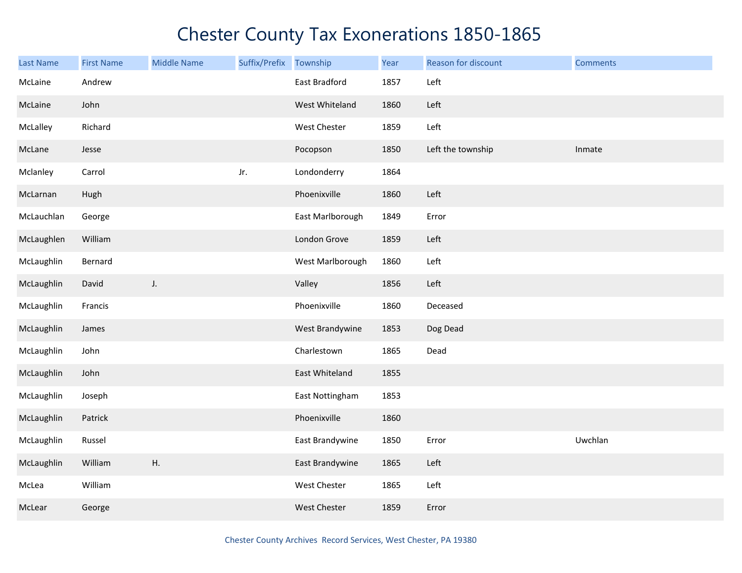# Chester County Tax Exonerations 1850-1865

| Last Name | First Name | Middle Name | Suffix/Prefix | Township | Year | Reason for discount | Comments |
|---|---|---|---|---|---|---|---|
| McLaine | Andrew | | | East Bradford | 1857 | Left | |
| McLaine | John | | | West Whiteland | 1860 | Left | |
| McLalley | Richard | | | West Chester | 1859 | Left | |
| McLane | Jesse | | | Pocopson | 1850 | Left the township | Inmate |
| Mclanley | Carrol | | Jr. | Londonderry | 1864 | | |
| McLarnan | Hugh | | | Phoenixville | 1860 | Left | |
| McLauchlan | George | | | East Marlborough | 1849 | Error | |
| McLaughlen | William | | | London Grove | 1859 | Left | |
| McLaughlin | Bernard | | | West Marlborough | 1860 | Left | |
| McLaughlin | David | J. | | Valley | 1856 | Left | |
| McLaughlin | Francis | | | Phoenixville | 1860 | Deceased | |
| McLaughlin | James | | | West Brandywine | 1853 | Dog Dead | |
| McLaughlin | John | | | Charlestown | 1865 | Dead | |
| McLaughlin | John | | | East Whiteland | 1855 | | |
| McLaughlin | Joseph | | | East Nottingham | 1853 | | |
| McLaughlin | Patrick | | | Phoenixville | 1860 | | |
| McLaughlin | Russel | | | East Brandywine | 1850 | Error | Uwchlan |
| McLaughlin | William | H. | | East Brandywine | 1865 | Left | |
| McLea | William | | | West Chester | 1865 | Left | |
| McLear | George | | | West Chester | 1859 | Error | |

Chester County Archives Record Services, West Chester, PA 19380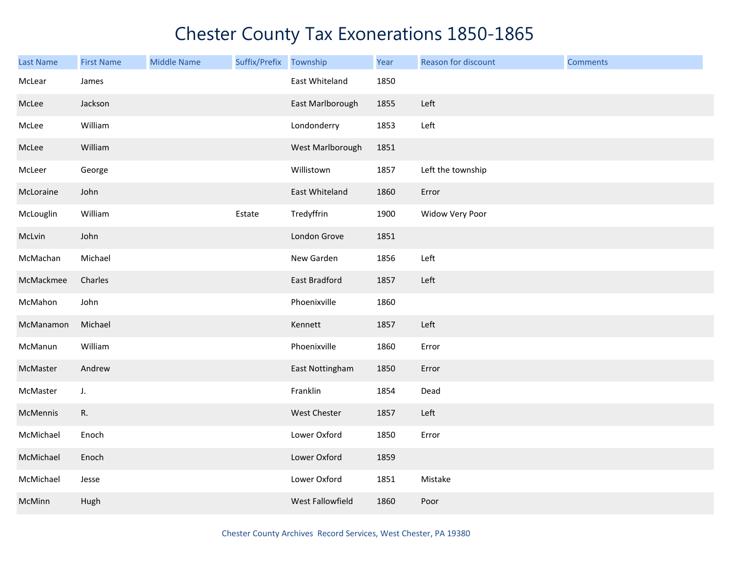# Chester County Tax Exonerations 1850-1865

| Last Name | First Name | Middle Name | Suffix/Prefix | Township | Year | Reason for discount | Comments |
|---|---|---|---|---|---|---|---|
| McLear | James | | | East Whiteland | 1850 | | |
| McLee | Jackson | | | East Marlborough | 1855 | Left | |
| McLee | William | | | Londonderry | 1853 | Left | |
| McLee | William | | | West Marlborough | 1851 | | |
| McLeer | George | | | Willistown | 1857 | Left the township | |
| McLoraine | John | | | East Whiteland | 1860 | Error | |
| McLouglin | William | | Estate | Tredyffrin | 1900 | Widow Very Poor | |
| McLvin | John | | | London Grove | 1851 | | |
| McMachan | Michael | | | New Garden | 1856 | Left | |
| McMackmee | Charles | | | East Bradford | 1857 | Left | |
| McMahon | John | | | Phoenixville | 1860 | | |
| McManamon | Michael | | | Kennett | 1857 | Left | |
| McManun | William | | | Phoenixville | 1860 | Error | |
| McMaster | Andrew | | | East Nottingham | 1850 | Error | |
| McMaster | J. | | | Franklin | 1854 | Dead | |
| McMennis | R. | | | West Chester | 1857 | Left | |
| McMichael | Enoch | | | Lower Oxford | 1850 | Error | |
| McMichael | Enoch | | | Lower Oxford | 1859 | | |
| McMichael | Jesse | | | Lower Oxford | 1851 | Mistake | |
| McMinn | Hugh | | | West Fallowfield | 1860 | Poor | |

Chester County Archives Record Services, West Chester, PA 19380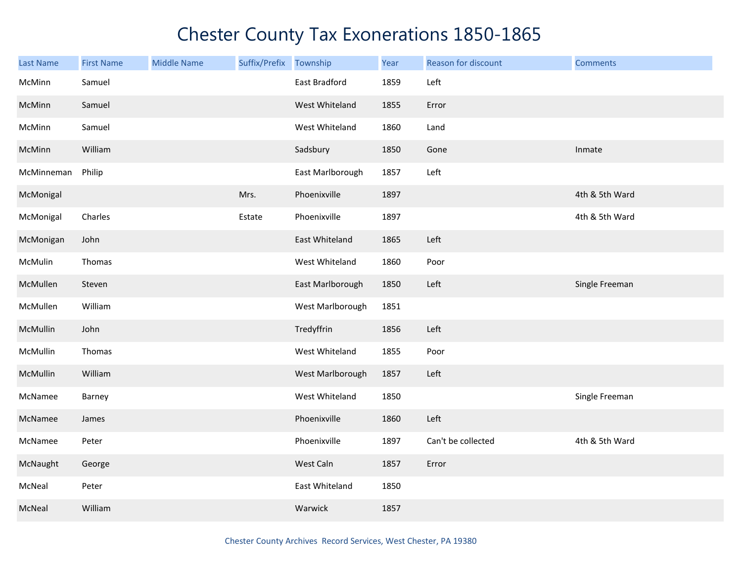# Chester County Tax Exonerations 1850-1865

| Last Name | First Name | Middle Name | Suffix/Prefix | Township | Year | Reason for discount | Comments |
|---|---|---|---|---|---|---|---|
| McMinn | Samuel | | | East Bradford | 1859 | Left | |
| McMinn | Samuel | | | West Whiteland | 1855 | Error | |
| McMinn | Samuel | | | West Whiteland | 1860 | Land | |
| McMinn | William | | | Sadsbury | 1850 | Gone | Inmate |
| McMinneman | Philip | | | East Marlborough | 1857 | Left | |
| McMonigal | | | Mrs. | Phoenixville | 1897 | | 4th & 5th Ward |
| McMonigal | Charles | | Estate | Phoenixville | 1897 | | 4th & 5th Ward |
| McMonigan | John | | | East Whiteland | 1865 | Left | |
| McMulin | Thomas | | | West Whiteland | 1860 | Poor | |
| McMullen | Steven | | | East Marlborough | 1850 | Left | Single Freeman |
| McMullen | William | | | West Marlborough | 1851 | | |
| McMullin | John | | | Tredyffrin | 1856 | Left | |
| McMullin | Thomas | | | West Whiteland | 1855 | Poor | |
| McMullin | William | | | West Marlborough | 1857 | Left | |
| McNamee | Barney | | | West Whiteland | 1850 | | Single Freeman |
| McNamee | James | | | Phoenixville | 1860 | Left | |
| McNamee | Peter | | | Phoenixville | 1897 | Can't be collected | 4th & 5th Ward |
| McNaught | George | | | West Caln | 1857 | Error | |
| McNeal | Peter | | | East Whiteland | 1850 | | |
| McNeal | William | | | Warwick | 1857 | | |

Chester County Archives Record Services, West Chester, PA 19380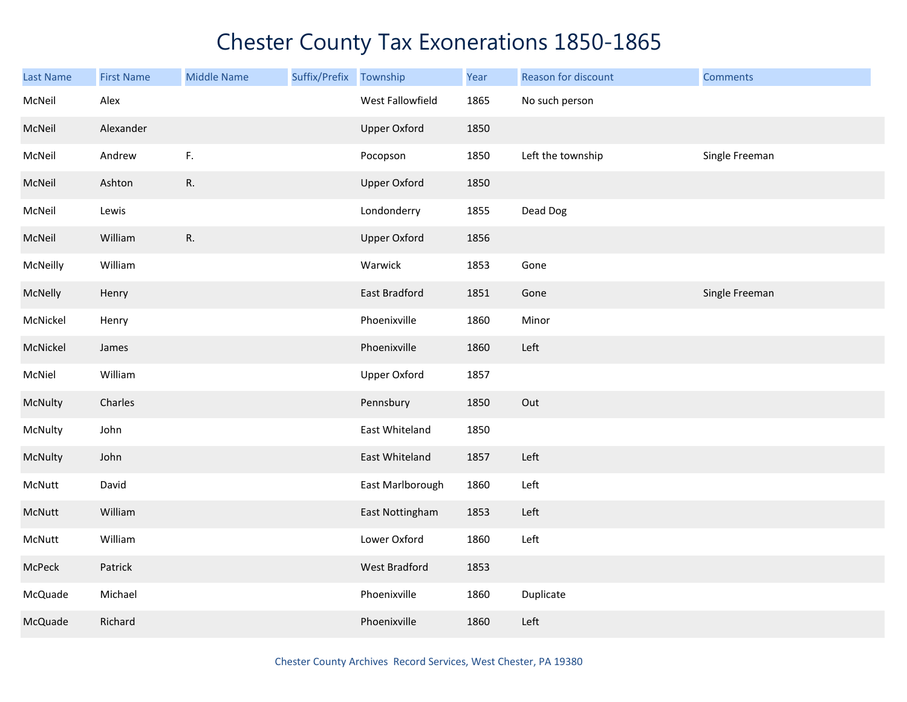# Chester County Tax Exonerations 1850-1865

| Last Name | First Name | Middle Name | Suffix/Prefix | Township | Year | Reason for discount | Comments |
|---|---|---|---|---|---|---|---|
| McNeil | Alex | | | West Fallowfield | 1865 | No such person | |
| McNeil | Alexander | | | Upper Oxford | 1850 | | |
| McNeil | Andrew | F. | | Pocopson | 1850 | Left the township | Single Freeman |
| McNeil | Ashton | R. | | Upper Oxford | 1850 | | |
| McNeil | Lewis | | | Londonderry | 1855 | Dead Dog | |
| McNeil | William | R. | | Upper Oxford | 1856 | | |
| McNeilly | William | | | Warwick | 1853 | Gone | |
| McNelly | Henry | | | East Bradford | 1851 | Gone | Single Freeman |
| McNickel | Henry | | | Phoenixville | 1860 | Minor | |
| McNickel | James | | | Phoenixville | 1860 | Left | |
| McNiel | William | | | Upper Oxford | 1857 | | |
| McNulty | Charles | | | Pennsbury | 1850 | Out | |
| McNulty | John | | | East Whiteland | 1850 | | |
| McNulty | John | | | East Whiteland | 1857 | Left | |
| McNutt | David | | | East Marlborough | 1860 | Left | |
| McNutt | William | | | East Nottingham | 1853 | Left | |
| McNutt | William | | | Lower Oxford | 1860 | Left | |
| McPeck | Patrick | | | West Bradford | 1853 | | |
| McQuade | Michael | | | Phoenixville | 1860 | Duplicate | |
| McQuade | Richard | | | Phoenixville | 1860 | Left | |

Chester County Archives Record Services, West Chester, PA 19380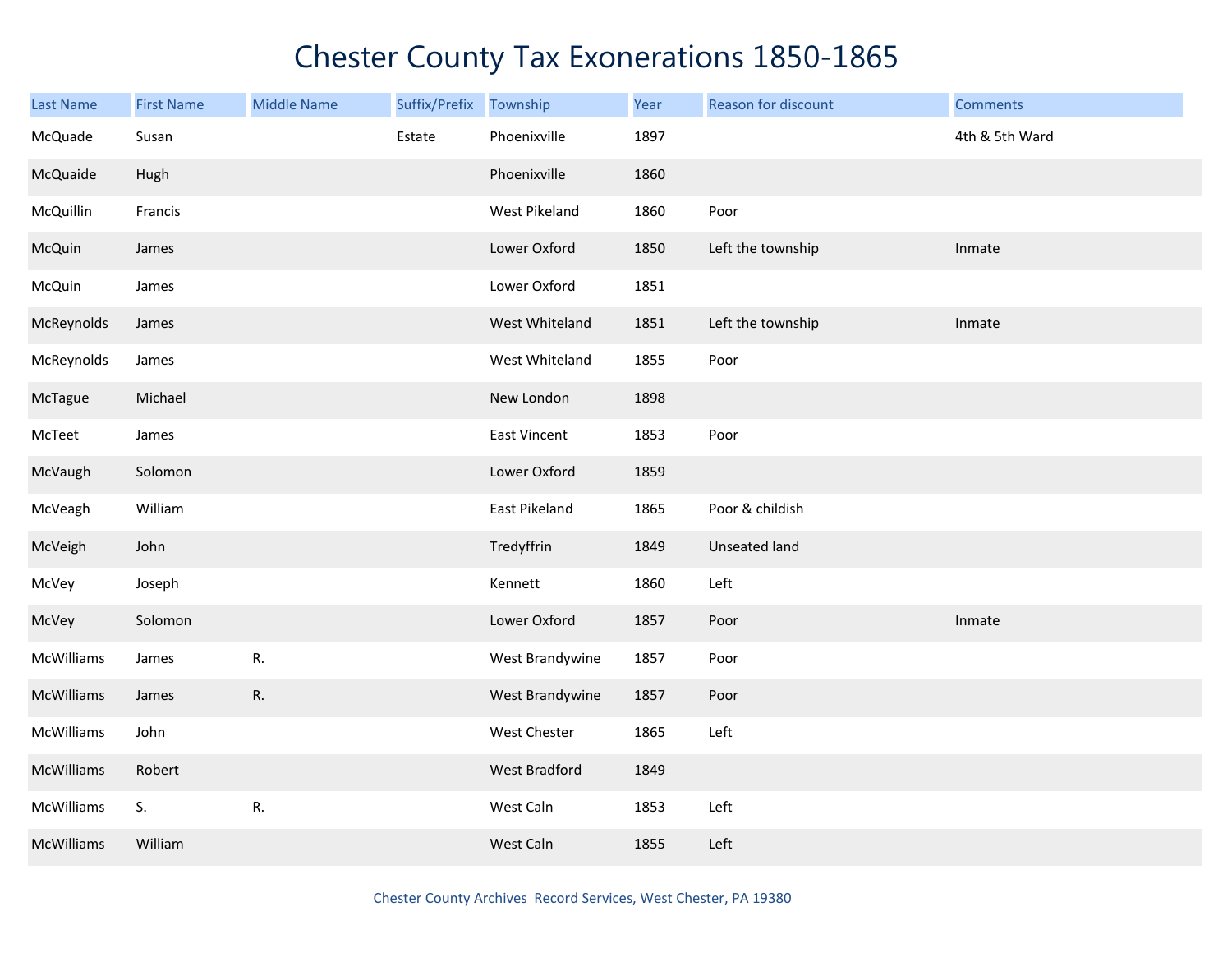# Chester County Tax Exonerations 1850-1865

| Last Name | First Name | Middle Name | Suffix/Prefix | Township | Year | Reason for discount | Comments |
|---|---|---|---|---|---|---|---|
| McQuade | Susan | | Estate | Phoenixville | 1897 | | 4th & 5th Ward |
| McQuaide | Hugh | | | Phoenixville | 1860 | | |
| McQuillin | Francis | | | West Pikeland | 1860 | Poor | |
| McQuin | James | | | Lower Oxford | 1850 | Left the township | Inmate |
| McQuin | James | | | Lower Oxford | 1851 | | |
| McReynolds | James | | | West Whiteland | 1851 | Left the township | Inmate |
| McReynolds | James | | | West Whiteland | 1855 | Poor | |
| McTague | Michael | | | New London | 1898 | | |
| McTeet | James | | | East Vincent | 1853 | Poor | |
| McVaugh | Solomon | | | Lower Oxford | 1859 | | |
| McVeagh | William | | | East Pikeland | 1865 | Poor & childish | |
| McVeigh | John | | | Tredyffrin | 1849 | Unseated land | |
| McVey | Joseph | | | Kennett | 1860 | Left | |
| McVey | Solomon | | | Lower Oxford | 1857 | Poor | Inmate |
| McWilliams | James | R. | | West Brandywine | 1857 | Poor | |
| McWilliams | James | R. | | West Brandywine | 1857 | Poor | |
| McWilliams | John | | | West Chester | 1865 | Left | |
| McWilliams | Robert | | | West Bradford | 1849 | | |
| McWilliams | S. | R. | | West Caln | 1853 | Left | |
| McWilliams | William | | | West Caln | 1855 | Left | |

Chester County Archives Record Services, West Chester, PA 19380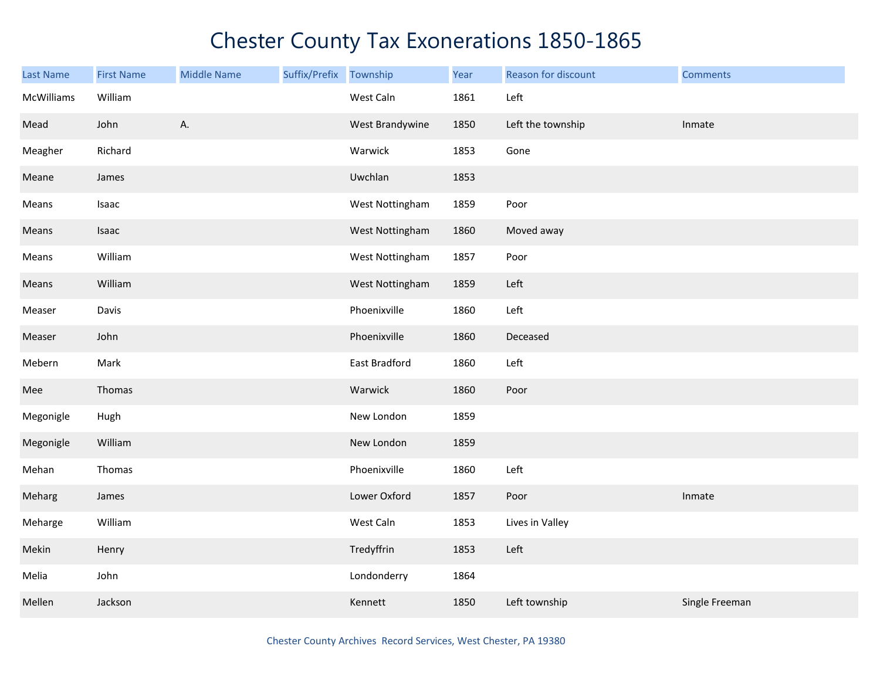# Chester County Tax Exonerations 1850-1865

| Last Name | First Name | Middle Name | Suffix/Prefix | Township | Year | Reason for discount | Comments |
|---|---|---|---|---|---|---|---|
| McWilliams | William | | | West Caln | 1861 | Left | |
| Mead | John | A. | | West Brandywine | 1850 | Left the township | Inmate |
| Meagher | Richard | | | Warwick | 1853 | Gone | |
| Meane | James | | | Uwchlan | 1853 | | |
| Means | Isaac | | | West Nottingham | 1859 | Poor | |
| Means | Isaac | | | West Nottingham | 1860 | Moved away | |
| Means | William | | | West Nottingham | 1857 | Poor | |
| Means | William | | | West Nottingham | 1859 | Left | |
| Measer | Davis | | | Phoenixville | 1860 | Left | |
| Measer | John | | | Phoenixville | 1860 | Deceased | |
| Mebern | Mark | | | East Bradford | 1860 | Left | |
| Mee | Thomas | | | Warwick | 1860 | Poor | |
| Megonigle | Hugh | | | New London | 1859 | | |
| Megonigle | William | | | New London | 1859 | | |
| Mehan | Thomas | | | Phoenixville | 1860 | Left | |
| Meharg | James | | | Lower Oxford | 1857 | Poor | Inmate |
| Meharge | William | | | West Caln | 1853 | Lives in Valley | |
| Mekin | Henry | | | Tredyffrin | 1853 | Left | |
| Melia | John | | | Londonderry | 1864 | | |
| Mellen | Jackson | | | Kennett | 1850 | Left township | Single Freeman |

Chester County Archives Record Services, West Chester, PA 19380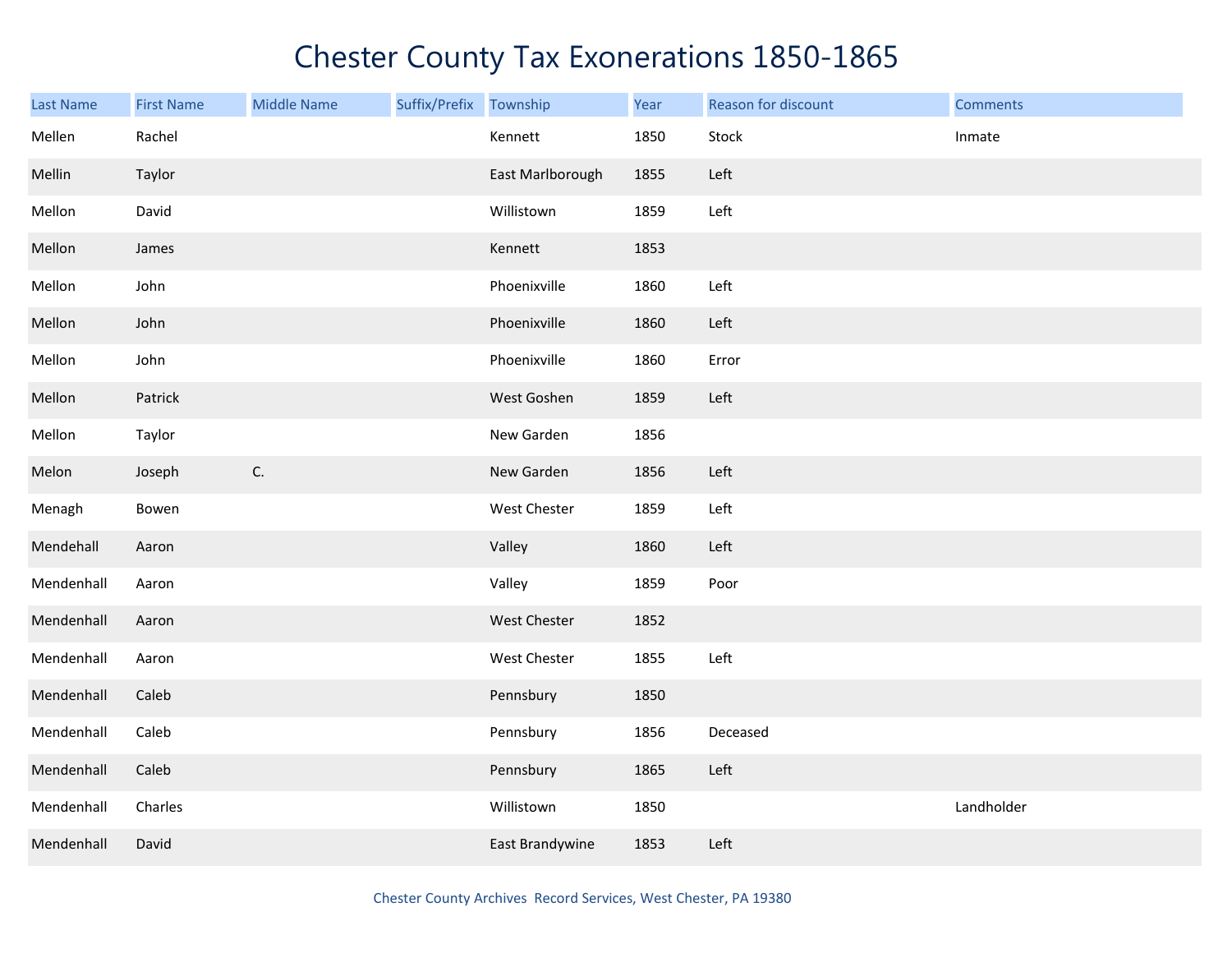# Chester County Tax Exonerations 1850-1865

| Last Name | First Name | Middle Name | Suffix/Prefix | Township | Year | Reason for discount | Comments |
|---|---|---|---|---|---|---|---|
| Mellen | Rachel | | | Kennett | 1850 | Stock | Inmate |
| Mellin | Taylor | | | East Marlborough | 1855 | Left | |
| Mellon | David | | | Willistown | 1859 | Left | |
| Mellon | James | | | Kennett | 1853 | | |
| Mellon | John | | | Phoenixville | 1860 | Left | |
| Mellon | John | | | Phoenixville | 1860 | Left | |
| Mellon | John | | | Phoenixville | 1860 | Error | |
| Mellon | Patrick | | | West Goshen | 1859 | Left | |
| Mellon | Taylor | | | New Garden | 1856 | | |
| Melon | Joseph | C. | | New Garden | 1856 | Left | |
| Menagh | Bowen | | | West Chester | 1859 | Left | |
| Mendehall | Aaron | | | Valley | 1860 | Left | |
| Mendenhall | Aaron | | | Valley | 1859 | Poor | |
| Mendenhall | Aaron | | | West Chester | 1852 | | |
| Mendenhall | Aaron | | | West Chester | 1855 | Left | |
| Mendenhall | Caleb | | | Pennsbury | 1850 | | |
| Mendenhall | Caleb | | | Pennsbury | 1856 | Deceased | |
| Mendenhall | Caleb | | | Pennsbury | 1865 | Left | |
| Mendenhall | Charles | | | Willistown | 1850 | | Landholder |
| Mendenhall | David | | | East Brandywine | 1853 | Left | |

Chester County Archives Record Services, West Chester, PA 19380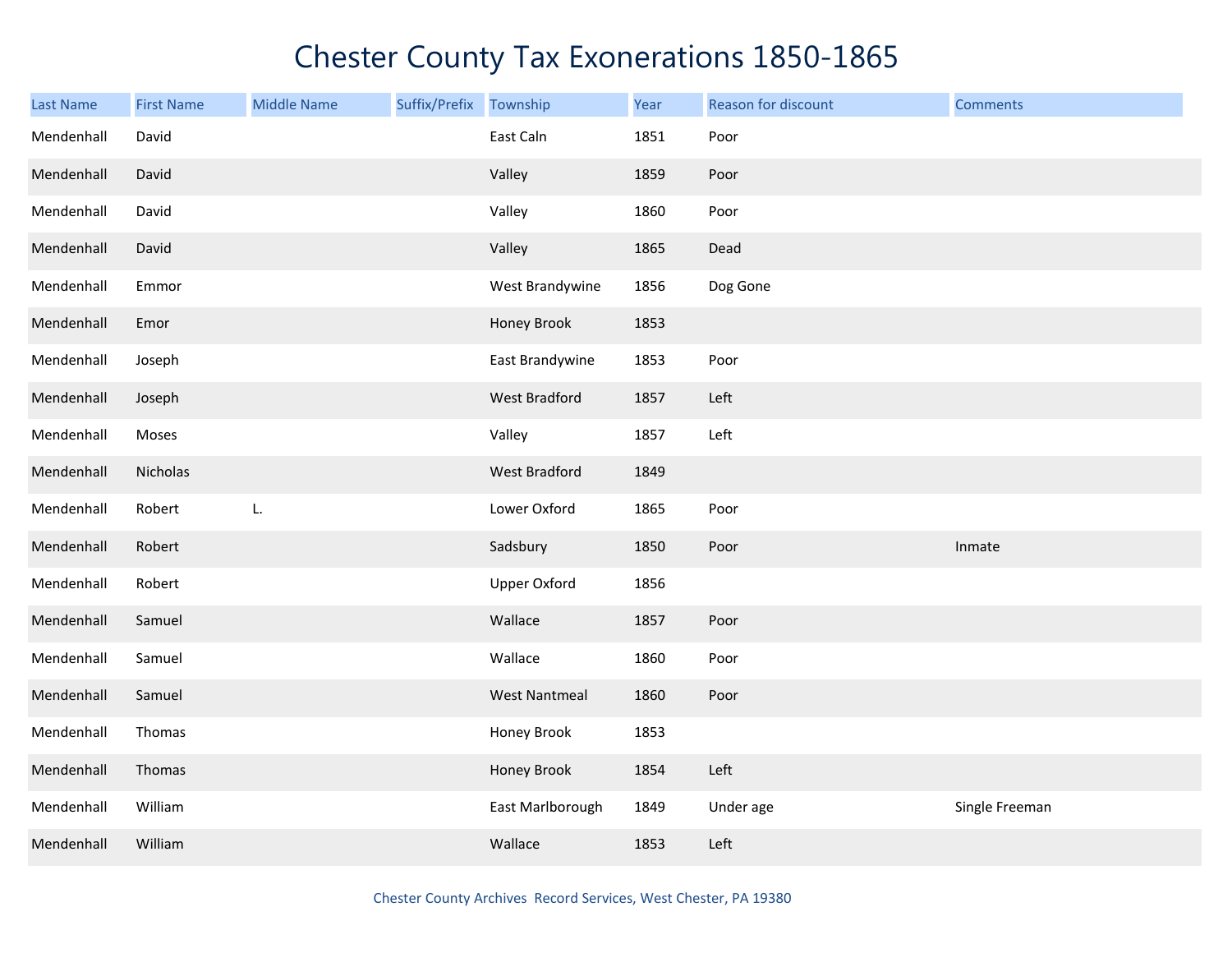# Chester County Tax Exonerations 1850-1865

| Last Name | First Name | Middle Name | Suffix/Prefix | Township | Year | Reason for discount | Comments |
|---|---|---|---|---|---|---|---|
| Mendenhall | David | | | East Caln | 1851 | Poor | |
| Mendenhall | David | | | Valley | 1859 | Poor | |
| Mendenhall | David | | | Valley | 1860 | Poor | |
| Mendenhall | David | | | Valley | 1865 | Dead | |
| Mendenhall | Emmor | | | West Brandywine | 1856 | Dog Gone | |
| Mendenhall | Emor | | | Honey Brook | 1853 | | |
| Mendenhall | Joseph | | | East Brandywine | 1853 | Poor | |
| Mendenhall | Joseph | | | West Bradford | 1857 | Left | |
| Mendenhall | Moses | | | Valley | 1857 | Left | |
| Mendenhall | Nicholas | | | West Bradford | 1849 | | |
| Mendenhall | Robert | L. | | Lower Oxford | 1865 | Poor | |
| Mendenhall | Robert | | | Sadsbury | 1850 | Poor | Inmate |
| Mendenhall | Robert | | | Upper Oxford | 1856 | | |
| Mendenhall | Samuel | | | Wallace | 1857 | Poor | |
| Mendenhall | Samuel | | | Wallace | 1860 | Poor | |
| Mendenhall | Samuel | | | West Nantmeal | 1860 | Poor | |
| Mendenhall | Thomas | | | Honey Brook | 1853 | | |
| Mendenhall | Thomas | | | Honey Brook | 1854 | Left | |
| Mendenhall | William | | | East Marlborough | 1849 | Under age | Single Freeman |
| Mendenhall | William | | | Wallace | 1853 | Left | |

Chester County Archives Record Services, West Chester, PA 19380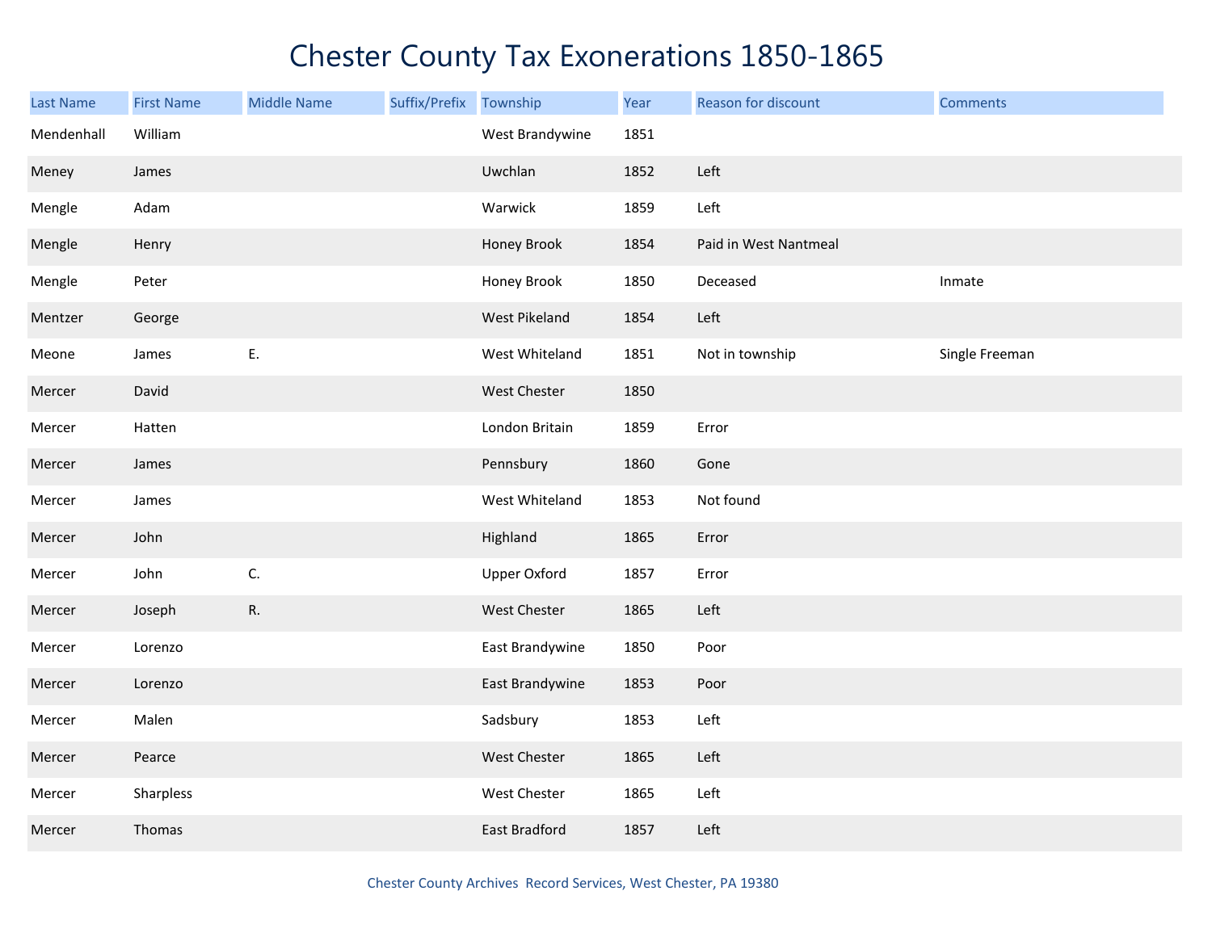# Chester County Tax Exonerations 1850-1865

| Last Name | First Name | Middle Name | Suffix/Prefix | Township | Year | Reason for discount | Comments |
|---|---|---|---|---|---|---|---|
| Mendenhall | William | | | West Brandywine | 1851 | | |
| Meney | James | | | Uwchlan | 1852 | Left | |
| Mengle | Adam | | | Warwick | 1859 | Left | |
| Mengle | Henry | | | Honey Brook | 1854 | Paid in West Nantmeal | |
| Mengle | Peter | | | Honey Brook | 1850 | Deceased | Inmate |
| Mentzer | George | | | West Pikeland | 1854 | Left | |
| Meone | James | E. | | West Whiteland | 1851 | Not in township | Single Freeman |
| Mercer | David | | | West Chester | 1850 | | |
| Mercer | Hatten | | | London Britain | 1859 | Error | |
| Mercer | James | | | Pennsbury | 1860 | Gone | |
| Mercer | James | | | West Whiteland | 1853 | Not found | |
| Mercer | John | | | Highland | 1865 | Error | |
| Mercer | John | C. | | Upper Oxford | 1857 | Error | |
| Mercer | Joseph | R. | | West Chester | 1865 | Left | |
| Mercer | Lorenzo | | | East Brandywine | 1850 | Poor | |
| Mercer | Lorenzo | | | East Brandywine | 1853 | Poor | |
| Mercer | Malen | | | Sadsbury | 1853 | Left | |
| Mercer | Pearce | | | West Chester | 1865 | Left | |
| Mercer | Sharpless | | | West Chester | 1865 | Left | |
| Mercer | Thomas | | | East Bradford | 1857 | Left | |

Chester County Archives Record Services, West Chester, PA 19380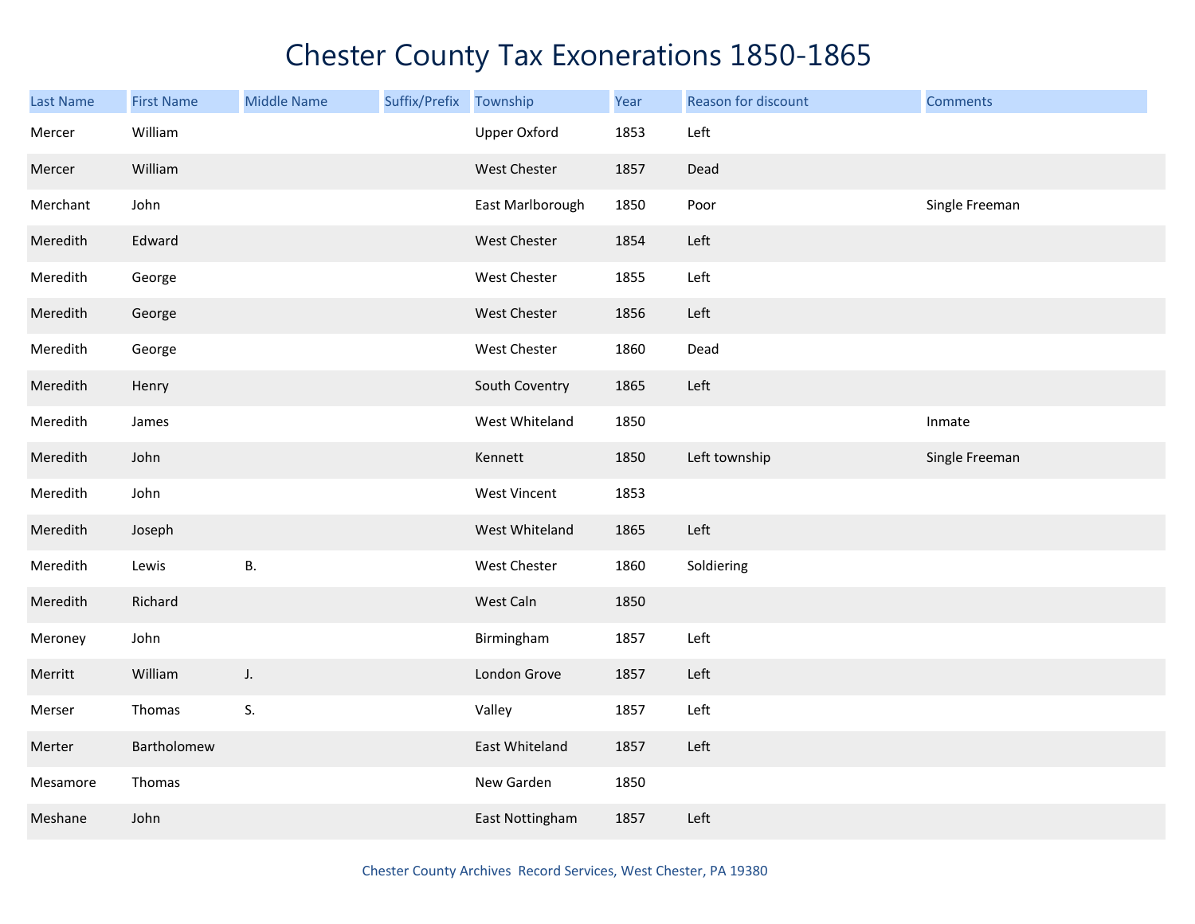# Chester County Tax Exonerations 1850-1865

| Last Name | First Name | Middle Name | Suffix/Prefix | Township | Year | Reason for discount | Comments |
|---|---|---|---|---|---|---|---|
| Mercer | William | | | Upper Oxford | 1853 | Left | |
| Mercer | William | | | West Chester | 1857 | Dead | |
| Merchant | John | | | East Marlborough | 1850 | Poor | Single Freeman |
| Meredith | Edward | | | West Chester | 1854 | Left | |
| Meredith | George | | | West Chester | 1855 | Left | |
| Meredith | George | | | West Chester | 1856 | Left | |
| Meredith | George | | | West Chester | 1860 | Dead | |
| Meredith | Henry | | | South Coventry | 1865 | Left | |
| Meredith | James | | | West Whiteland | 1850 | | Inmate |
| Meredith | John | | | Kennett | 1850 | Left township | Single Freeman |
| Meredith | John | | | West Vincent | 1853 | | |
| Meredith | Joseph | | | West Whiteland | 1865 | Left | |
| Meredith | Lewis | B. | | West Chester | 1860 | Soldiering | |
| Meredith | Richard | | | West Caln | 1850 | | |
| Meroney | John | | | Birmingham | 1857 | Left | |
| Merritt | William | J. | | London Grove | 1857 | Left | |
| Merser | Thomas | S. | | Valley | 1857 | Left | |
| Merter | Bartholomew | | | East Whiteland | 1857 | Left | |
| Mesamore | Thomas | | | New Garden | 1850 | | |
| Meshane | John | | | East Nottingham | 1857 | Left | |

Chester County Archives Record Services, West Chester, PA 19380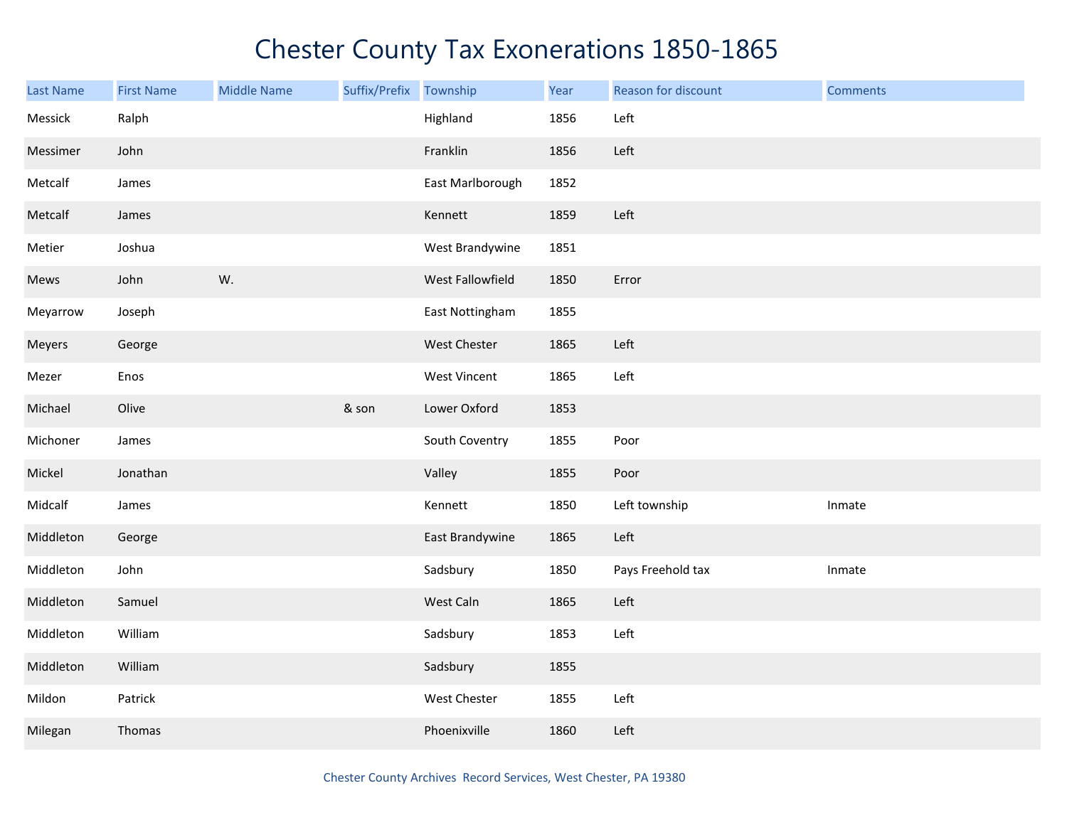# Chester County Tax Exonerations 1850-1865

| Last Name | First Name | Middle Name | Suffix/Prefix | Township | Year | Reason for discount | Comments |
|---|---|---|---|---|---|---|---|
| Messick | Ralph | | | Highland | 1856 | Left | |
| Messimer | John | | | Franklin | 1856 | Left | |
| Metcalf | James | | | East Marlborough | 1852 | | |
| Metcalf | James | | | Kennett | 1859 | Left | |
| Metier | Joshua | | | West Brandywine | 1851 | | |
| Mews | John | W. | | West Fallowfield | 1850 | Error | |
| Meyarrow | Joseph | | | East Nottingham | 1855 | | |
| Meyers | George | | | West Chester | 1865 | Left | |
| Mezer | Enos | | | West Vincent | 1865 | Left | |
| Michael | Olive | | & son | Lower Oxford | 1853 | | |
| Michoner | James | | | South Coventry | 1855 | Poor | |
| Mickel | Jonathan | | | Valley | 1855 | Poor | |
| Midcalf | James | | | Kennett | 1850 | Left township | Inmate |
| Middleton | George | | | East Brandywine | 1865 | Left | |
| Middleton | John | | | Sadsbury | 1850 | Pays Freehold tax | Inmate |
| Middleton | Samuel | | | West Caln | 1865 | Left | |
| Middleton | William | | | Sadsbury | 1853 | Left | |
| Middleton | William | | | Sadsbury | 1855 | | |
| Mildon | Patrick | | | West Chester | 1855 | Left | |
| Milegan | Thomas | | | Phoenixville | 1860 | Left | |

Chester County Archives Record Services, West Chester, PA 19380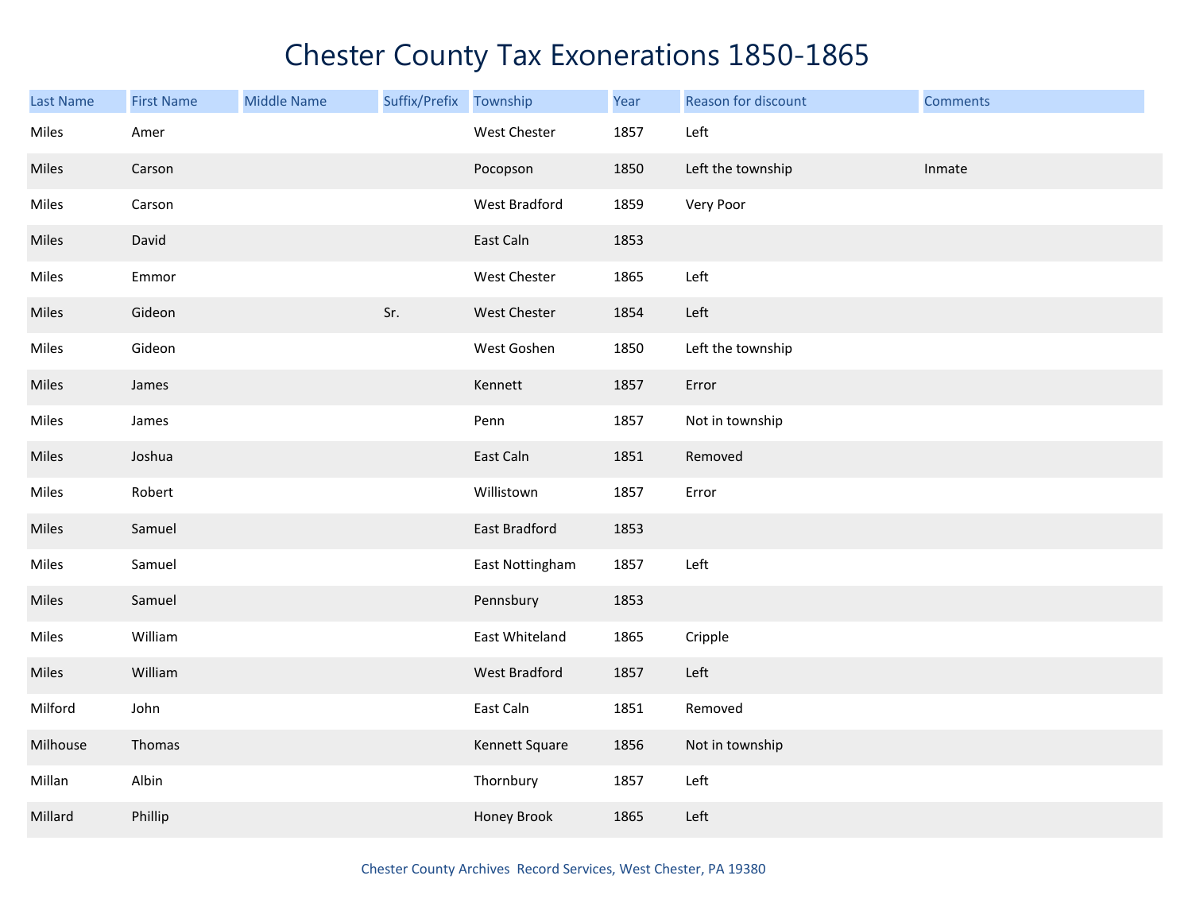# Chester County Tax Exonerations 1850-1865

| Last Name | First Name | Middle Name | Suffix/Prefix | Township | Year | Reason for discount | Comments |
|---|---|---|---|---|---|---|---|
| Miles | Amer | | | West Chester | 1857 | Left | |
| Miles | Carson | | | Pocopson | 1850 | Left the township | Inmate |
| Miles | Carson | | | West Bradford | 1859 | Very Poor | |
| Miles | David | | | East Caln | 1853 | | |
| Miles | Emmor | | | West Chester | 1865 | Left | |
| Miles | Gideon | | Sr. | West Chester | 1854 | Left | |
| Miles | Gideon | | | West Goshen | 1850 | Left the township | |
| Miles | James | | | Kennett | 1857 | Error | |
| Miles | James | | | Penn | 1857 | Not in township | |
| Miles | Joshua | | | East Caln | 1851 | Removed | |
| Miles | Robert | | | Willistown | 1857 | Error | |
| Miles | Samuel | | | East Bradford | 1853 | | |
| Miles | Samuel | | | East Nottingham | 1857 | Left | |
| Miles | Samuel | | | Pennsbury | 1853 | | |
| Miles | William | | | East Whiteland | 1865 | Cripple | |
| Miles | William | | | West Bradford | 1857 | Left | |
| Milford | John | | | East Caln | 1851 | Removed | |
| Milhouse | Thomas | | | Kennett Square | 1856 | Not in township | |
| Millan | Albin | | | Thornbury | 1857 | Left | |
| Millard | Phillip | | | Honey Brook | 1865 | Left | |

Chester County Archives Record Services, West Chester, PA 19380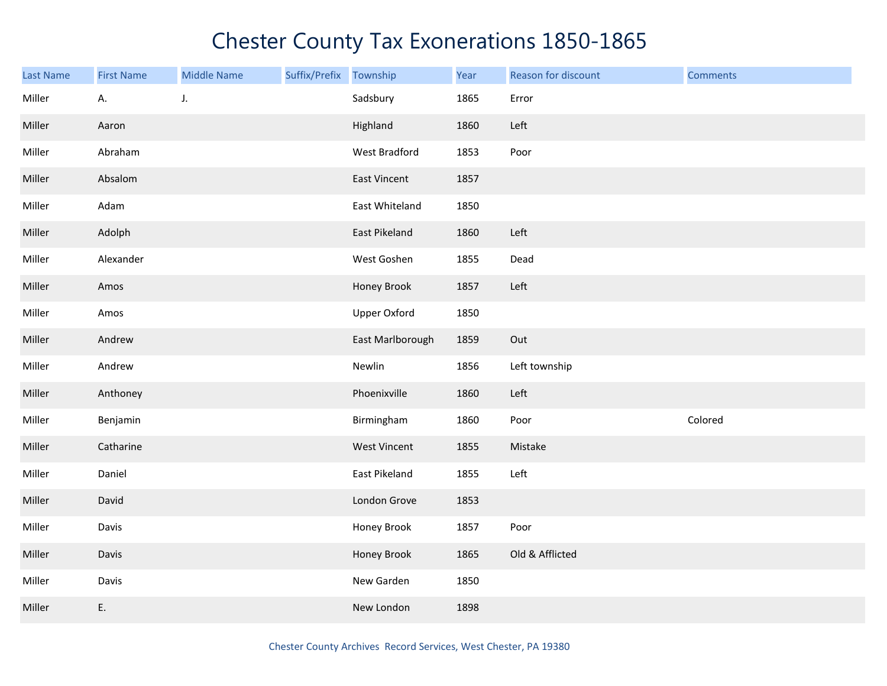# Chester County Tax Exonerations 1850-1865

| Last Name | First Name | Middle Name | Suffix/Prefix | Township | Year | Reason for discount | Comments |
|---|---|---|---|---|---|---|---|
| Miller | A. | J. | | Sadsbury | 1865 | Error | |
| Miller | Aaron | | | Highland | 1860 | Left | |
| Miller | Abraham | | | West Bradford | 1853 | Poor | |
| Miller | Absalom | | | East Vincent | 1857 | | |
| Miller | Adam | | | East Whiteland | 1850 | | |
| Miller | Adolph | | | East Pikeland | 1860 | Left | |
| Miller | Alexander | | | West Goshen | 1855 | Dead | |
| Miller | Amos | | | Honey Brook | 1857 | Left | |
| Miller | Amos | | | Upper Oxford | 1850 | | |
| Miller | Andrew | | | East Marlborough | 1859 | Out | |
| Miller | Andrew | | | Newlin | 1856 | Left township | |
| Miller | Anthoney | | | Phoenixville | 1860 | Left | |
| Miller | Benjamin | | | Birmingham | 1860 | Poor | Colored |
| Miller | Catharine | | | West Vincent | 1855 | Mistake | |
| Miller | Daniel | | | East Pikeland | 1855 | Left | |
| Miller | David | | | London Grove | 1853 | | |
| Miller | Davis | | | Honey Brook | 1857 | Poor | |
| Miller | Davis | | | Honey Brook | 1865 | Old & Afflicted | |
| Miller | Davis | | | New Garden | 1850 | | |
| Miller | E. | | | New London | 1898 | | |

Chester County Archives Record Services, West Chester, PA 19380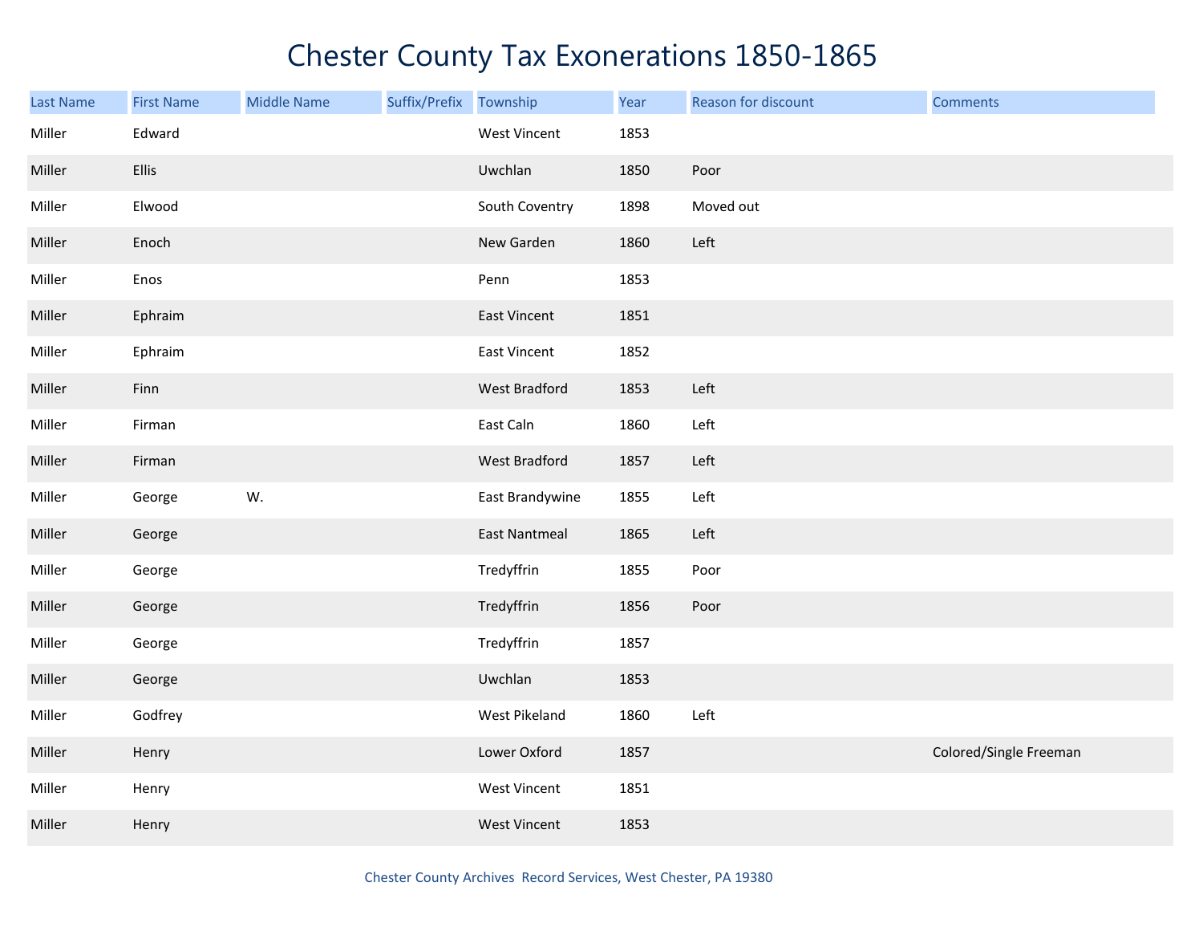# Chester County Tax Exonerations 1850-1865

| Last Name | First Name | Middle Name | Suffix/Prefix | Township | Year | Reason for discount | Comments |
|---|---|---|---|---|---|---|---|
| Miller | Edward | | | West Vincent | 1853 | | |
| Miller | Ellis | | | Uwchlan | 1850 | Poor | |
| Miller | Elwood | | | South Coventry | 1898 | Moved out | |
| Miller | Enoch | | | New Garden | 1860 | Left | |
| Miller | Enos | | | Penn | 1853 | | |
| Miller | Ephraim | | | East Vincent | 1851 | | |
| Miller | Ephraim | | | East Vincent | 1852 | | |
| Miller | Finn | | | West Bradford | 1853 | Left | |
| Miller | Firman | | | East Caln | 1860 | Left | |
| Miller | Firman | | | West Bradford | 1857 | Left | |
| Miller | George | W. | | East Brandywine | 1855 | Left | |
| Miller | George | | | East Nantmeal | 1865 | Left | |
| Miller | George | | | Tredyffrin | 1855 | Poor | |
| Miller | George | | | Tredyffrin | 1856 | Poor | |
| Miller | George | | | Tredyffrin | 1857 | | |
| Miller | George | | | Uwchlan | 1853 | | |
| Miller | Godfrey | | | West Pikeland | 1860 | Left | |
| Miller | Henry | | | Lower Oxford | 1857 | | Colored/Single Freeman |
| Miller | Henry | | | West Vincent | 1851 | | |
| Miller | Henry | | | West Vincent | 1853 | | |

Chester County Archives Record Services, West Chester, PA 19380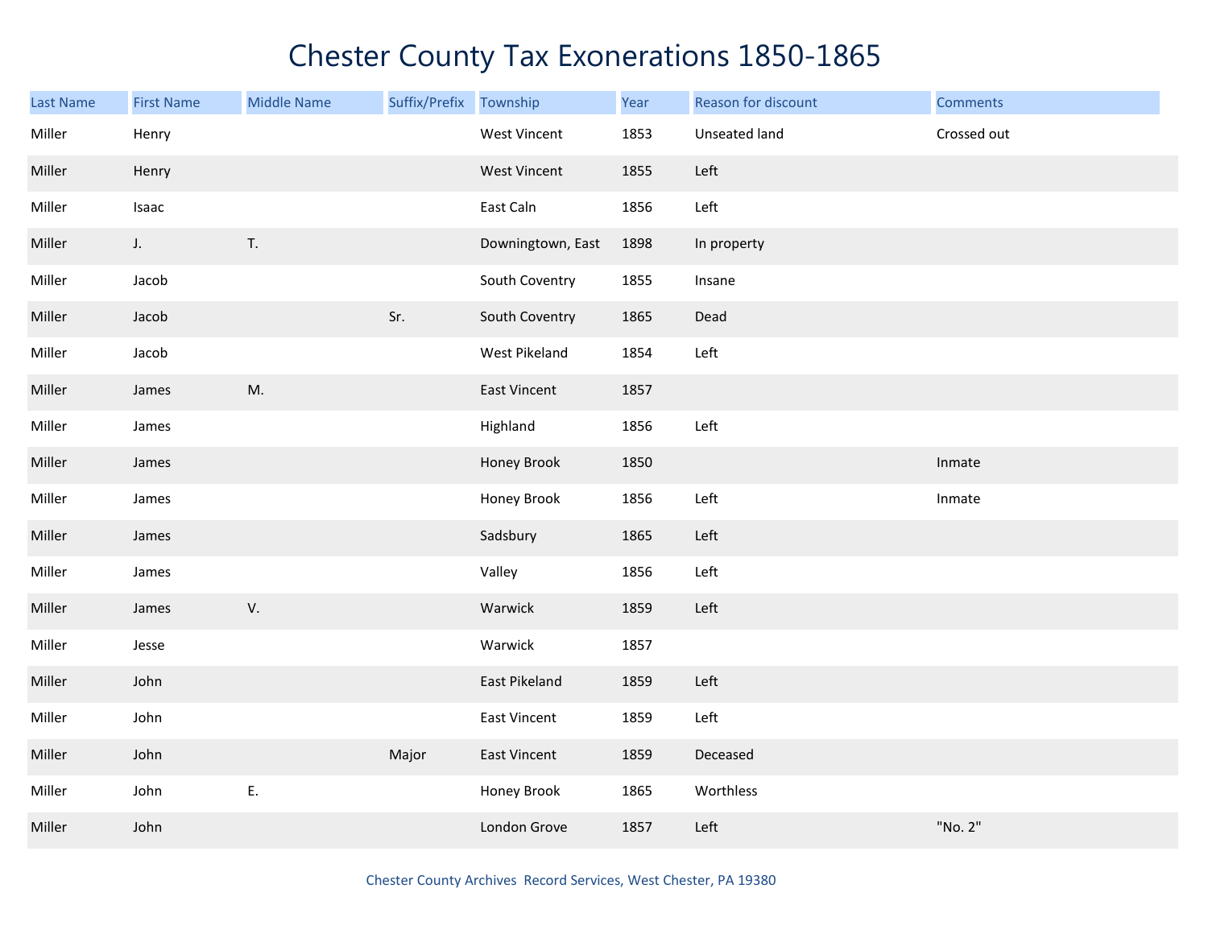# Chester County Tax Exonerations 1850-1865

| Last Name | First Name | Middle Name | Suffix/Prefix | Township | Year | Reason for discount | Comments |
|---|---|---|---|---|---|---|---|
| Miller | Henry | | | West Vincent | 1853 | Unseated land | Crossed out |
| Miller | Henry | | | West Vincent | 1855 | Left | |
| Miller | Isaac | | | East Caln | 1856 | Left | |
| Miller | J. | T. | | Downingtown, East | 1898 | In property | |
| Miller | Jacob | | | South Coventry | 1855 | Insane | |
| Miller | Jacob | | Sr. | South Coventry | 1865 | Dead | |
| Miller | Jacob | | | West Pikeland | 1854 | Left | |
| Miller | James | M. | | East Vincent | 1857 | | |
| Miller | James | | | Highland | 1856 | Left | |
| Miller | James | | | Honey Brook | 1850 | | Inmate |
| Miller | James | | | Honey Brook | 1856 | Left | Inmate |
| Miller | James | | | Sadsbury | 1865 | Left | |
| Miller | James | | | Valley | 1856 | Left | |
| Miller | James | V. | | Warwick | 1859 | Left | |
| Miller | Jesse | | | Warwick | 1857 | | |
| Miller | John | | | East Pikeland | 1859 | Left | |
| Miller | John | | | East Vincent | 1859 | Left | |
| Miller | John | | Major | East Vincent | 1859 | Deceased | |
| Miller | John | E. | | Honey Brook | 1865 | Worthless | |
| Miller | John | | | London Grove | 1857 | Left | "No. 2" |

Chester County Archives Record Services, West Chester, PA 19380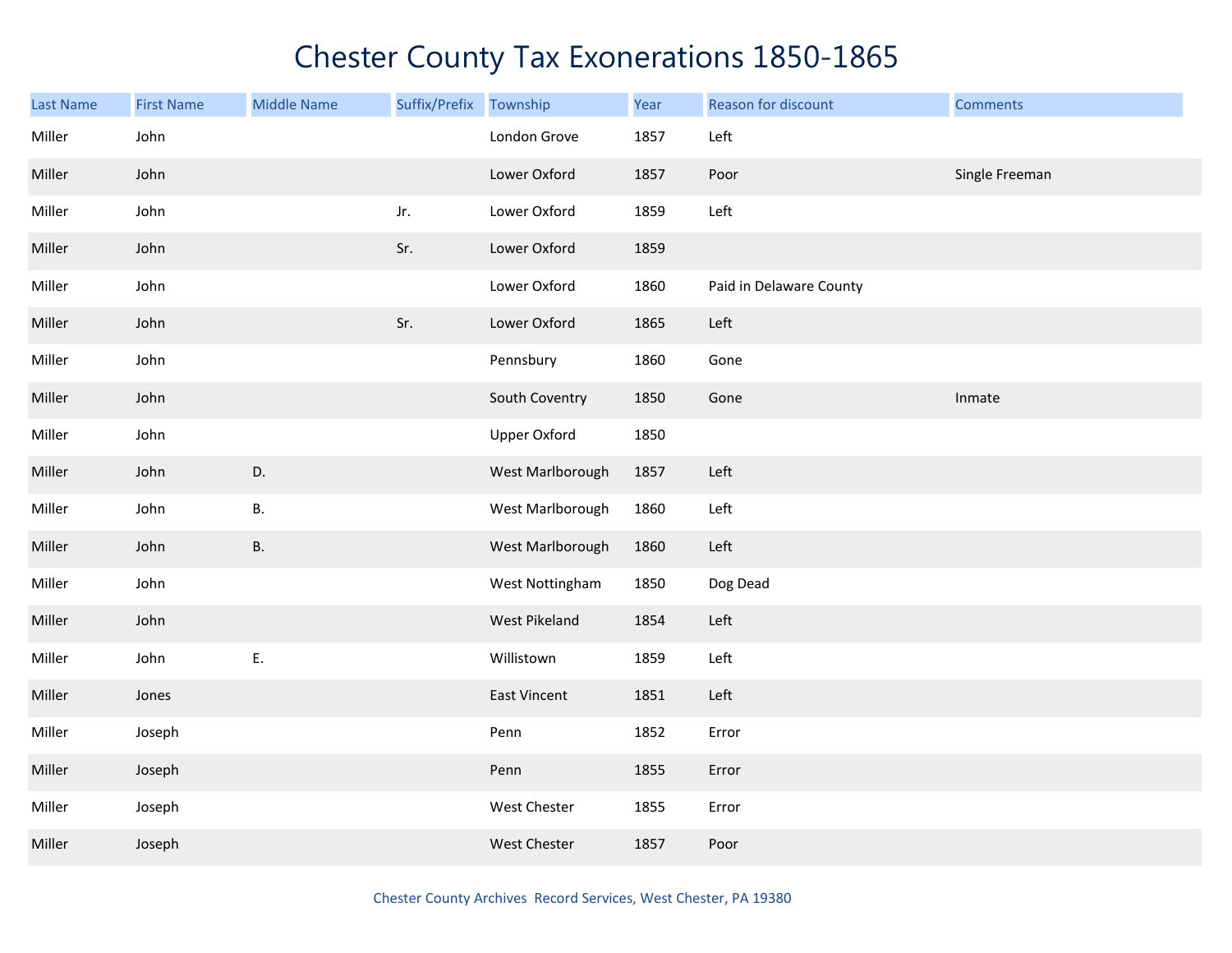# Chester County Tax Exonerations 1850-1865

| Last Name | First Name | Middle Name | Suffix/Prefix | Township | Year | Reason for discount | Comments |
|---|---|---|---|---|---|---|---|
| Miller | John | | | London Grove | 1857 | Left | |
| Miller | John | | | Lower Oxford | 1857 | Poor | Single Freeman |
| Miller | John | | Jr. | Lower Oxford | 1859 | Left | |
| Miller | John | | Sr. | Lower Oxford | 1859 | | |
| Miller | John | | | Lower Oxford | 1860 | Paid in Delaware County | |
| Miller | John | | Sr. | Lower Oxford | 1865 | Left | |
| Miller | John | | | Pennsbury | 1860 | Gone | |
| Miller | John | | | South Coventry | 1850 | Gone | Inmate |
| Miller | John | | | Upper Oxford | 1850 | | |
| Miller | John | D. | | West Marlborough | 1857 | Left | |
| Miller | John | B. | | West Marlborough | 1860 | Left | |
| Miller | John | B. | | West Marlborough | 1860 | Left | |
| Miller | John | | | West Nottingham | 1850 | Dog Dead | |
| Miller | John | | | West Pikeland | 1854 | Left | |
| Miller | John | E. | | Willistown | 1859 | Left | |
| Miller | Jones | | | East Vincent | 1851 | Left | |
| Miller | Joseph | | | Penn | 1852 | Error | |
| Miller | Joseph | | | Penn | 1855 | Error | |
| Miller | Joseph | | | West Chester | 1855 | Error | |
| Miller | Joseph | | | West Chester | 1857 | Poor | |

Chester County Archives Record Services, West Chester, PA 19380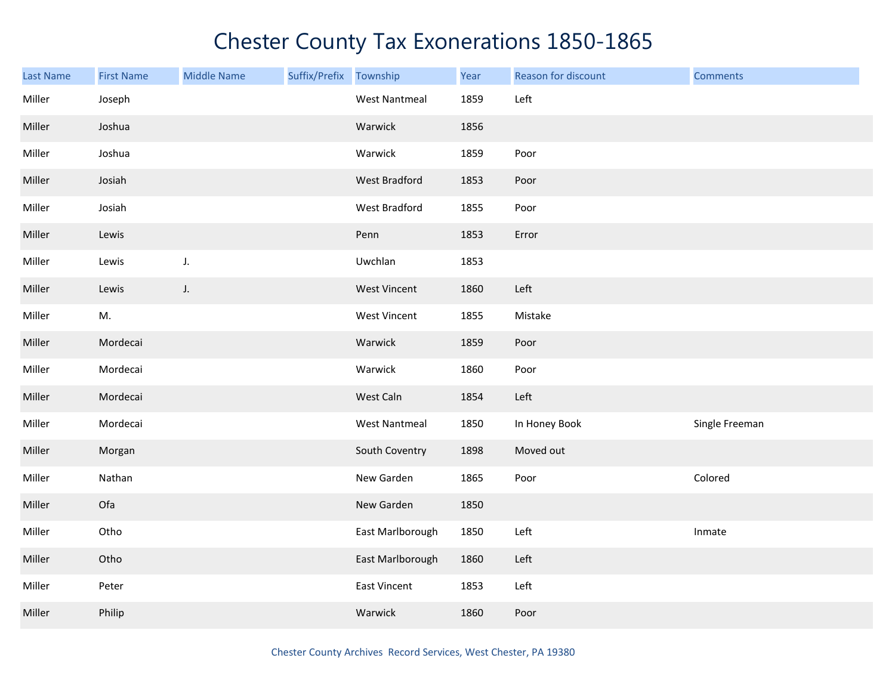# Chester County Tax Exonerations 1850-1865

| Last Name | First Name | Middle Name | Suffix/Prefix | Township | Year | Reason for discount | Comments |
|---|---|---|---|---|---|---|---|
| Miller | Joseph | | | West Nantmeal | 1859 | Left | |
| Miller | Joshua | | | Warwick | 1856 | | |
| Miller | Joshua | | | Warwick | 1859 | Poor | |
| Miller | Josiah | | | West Bradford | 1853 | Poor | |
| Miller | Josiah | | | West Bradford | 1855 | Poor | |
| Miller | Lewis | | | Penn | 1853 | Error | |
| Miller | Lewis | J. | | Uwchlan | 1853 | | |
| Miller | Lewis | J. | | West Vincent | 1860 | Left | |
| Miller | M. | | | West Vincent | 1855 | Mistake | |
| Miller | Mordecai | | | Warwick | 1859 | Poor | |
| Miller | Mordecai | | | Warwick | 1860 | Poor | |
| Miller | Mordecai | | | West Caln | 1854 | Left | |
| Miller | Mordecai | | | West Nantmeal | 1850 | In Honey Book | Single Freeman |
| Miller | Morgan | | | South Coventry | 1898 | Moved out | |
| Miller | Nathan | | | New Garden | 1865 | Poor | Colored |
| Miller | Ofa | | | New Garden | 1850 | | |
| Miller | Otho | | | East Marlborough | 1850 | Left | Inmate |
| Miller | Otho | | | East Marlborough | 1860 | Left | |
| Miller | Peter | | | East Vincent | 1853 | Left | |
| Miller | Philip | | | Warwick | 1860 | Poor | |

Chester County Archives Record Services, West Chester, PA 19380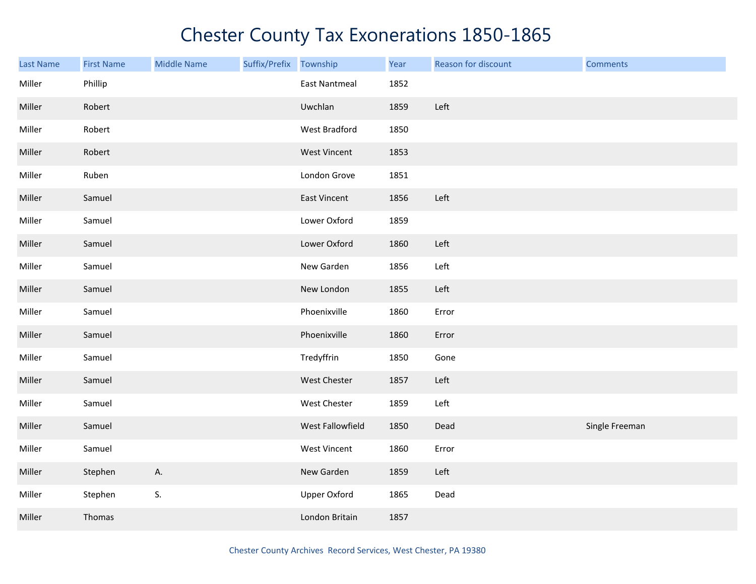# Chester County Tax Exonerations 1850-1865

| Last Name | First Name | Middle Name | Suffix/Prefix | Township | Year | Reason for discount | Comments |
|---|---|---|---|---|---|---|---|
| Miller | Phillip | | | East Nantmeal | 1852 | | |
| Miller | Robert | | | Uwchlan | 1859 | Left | |
| Miller | Robert | | | West Bradford | 1850 | | |
| Miller | Robert | | | West Vincent | 1853 | | |
| Miller | Ruben | | | London Grove | 1851 | | |
| Miller | Samuel | | | East Vincent | 1856 | Left | |
| Miller | Samuel | | | Lower Oxford | 1859 | | |
| Miller | Samuel | | | Lower Oxford | 1860 | Left | |
| Miller | Samuel | | | New Garden | 1856 | Left | |
| Miller | Samuel | | | New London | 1855 | Left | |
| Miller | Samuel | | | Phoenixville | 1860 | Error | |
| Miller | Samuel | | | Phoenixville | 1860 | Error | |
| Miller | Samuel | | | Tredyffrin | 1850 | Gone | |
| Miller | Samuel | | | West Chester | 1857 | Left | |
| Miller | Samuel | | | West Chester | 1859 | Left | |
| Miller | Samuel | | | West Fallowfield | 1850 | Dead | Single Freeman |
| Miller | Samuel | | | West Vincent | 1860 | Error | |
| Miller | Stephen | A. | | New Garden | 1859 | Left | |
| Miller | Stephen | S. | | Upper Oxford | 1865 | Dead | |
| Miller | Thomas | | | London Britain | 1857 | | |

Chester County Archives Record Services, West Chester, PA 19380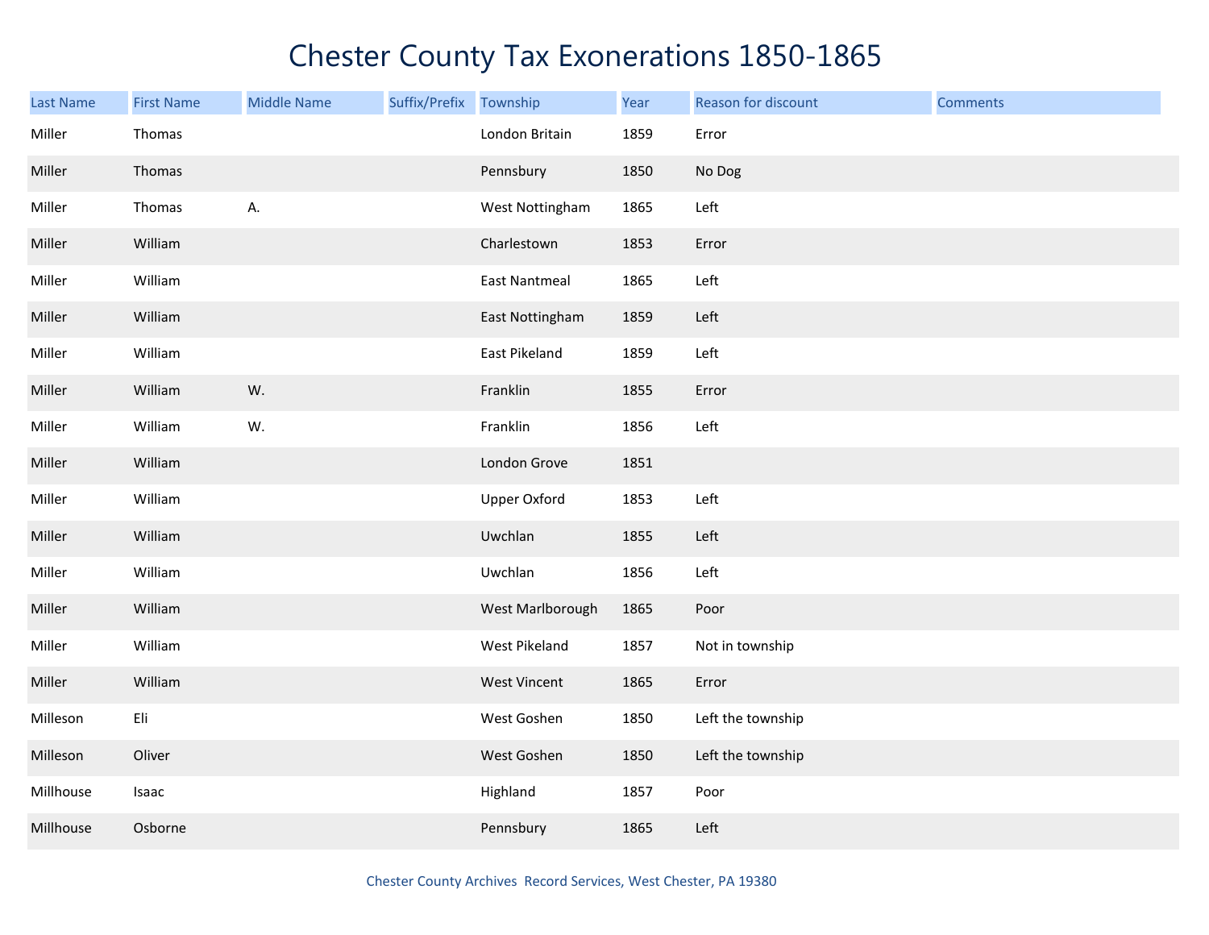# Chester County Tax Exonerations 1850-1865

| Last Name | First Name | Middle Name | Suffix/Prefix | Township | Year | Reason for discount | Comments |
|---|---|---|---|---|---|---|---|
| Miller | Thomas | | | London Britain | 1859 | Error | |
| Miller | Thomas | | | Pennsbury | 1850 | No Dog | |
| Miller | Thomas | A. | | West Nottingham | 1865 | Left | |
| Miller | William | | | Charlestown | 1853 | Error | |
| Miller | William | | | East Nantmeal | 1865 | Left | |
| Miller | William | | | East Nottingham | 1859 | Left | |
| Miller | William | | | East Pikeland | 1859 | Left | |
| Miller | William | W. | | Franklin | 1855 | Error | |
| Miller | William | W. | | Franklin | 1856 | Left | |
| Miller | William | | | London Grove | 1851 | | |
| Miller | William | | | Upper Oxford | 1853 | Left | |
| Miller | William | | | Uwchlan | 1855 | Left | |
| Miller | William | | | Uwchlan | 1856 | Left | |
| Miller | William | | | West Marlborough | 1865 | Poor | |
| Miller | William | | | West Pikeland | 1857 | Not in township | |
| Miller | William | | | West Vincent | 1865 | Error | |
| Milleson | Eli | | | West Goshen | 1850 | Left the township | |
| Milleson | Oliver | | | West Goshen | 1850 | Left the township | |
| Millhouse | Isaac | | | Highland | 1857 | Poor | |
| Millhouse | Osborne | | | Pennsbury | 1865 | Left | |

Chester County Archives Record Services, West Chester, PA 19380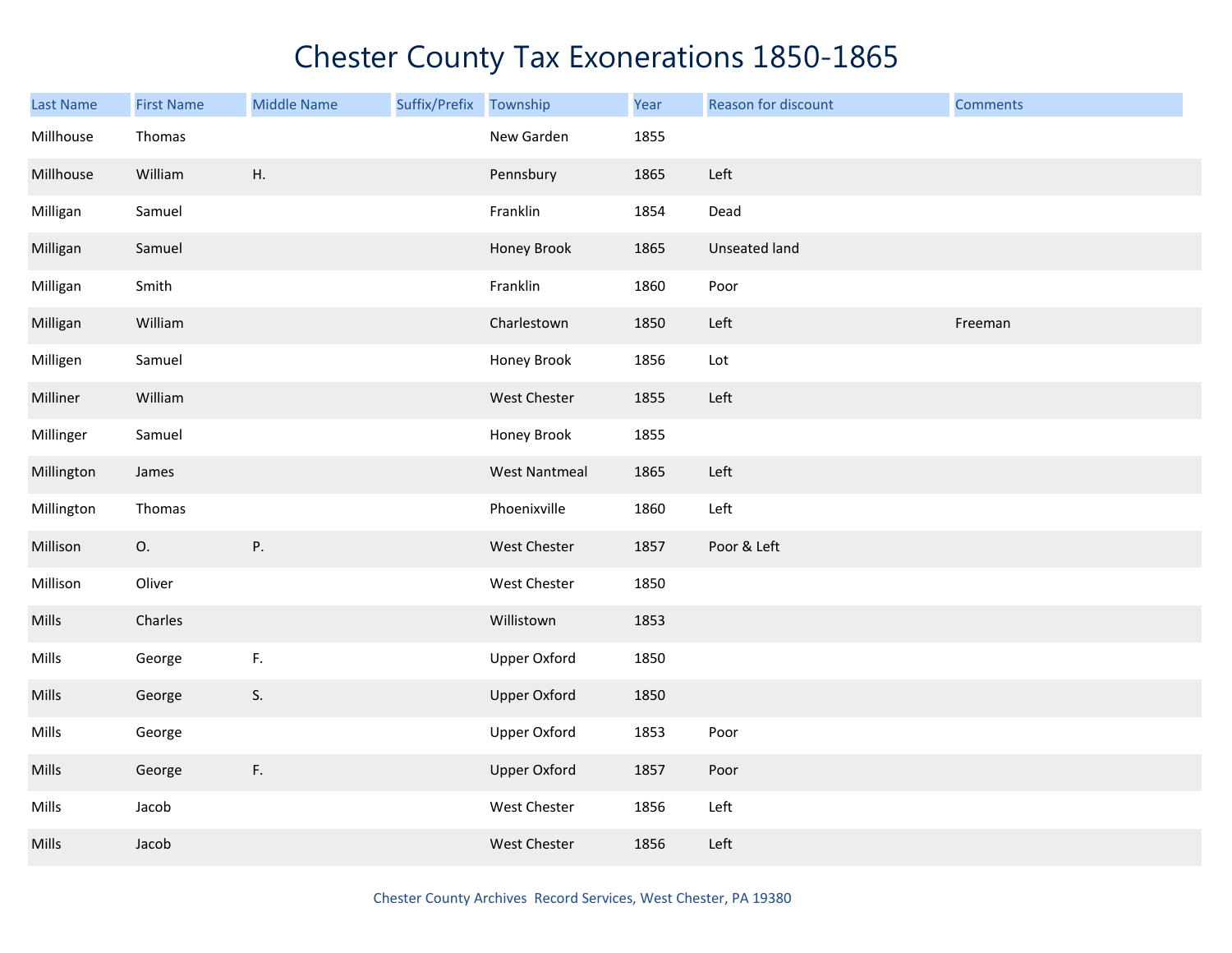# Chester County Tax Exonerations 1850-1865

| Last Name | First Name | Middle Name | Suffix/Prefix | Township | Year | Reason for discount | Comments |
|---|---|---|---|---|---|---|---|
| Millhouse | Thomas | | | New Garden | 1855 | | |
| Millhouse | William | H. | | Pennsbury | 1865 | Left | |
| Milligan | Samuel | | | Franklin | 1854 | Dead | |
| Milligan | Samuel | | | Honey Brook | 1865 | Unseated land | |
| Milligan | Smith | | | Franklin | 1860 | Poor | |
| Milligan | William | | | Charlestown | 1850 | Left | Freeman |
| Milligen | Samuel | | | Honey Brook | 1856 | Lot | |
| Milliner | William | | | West Chester | 1855 | Left | |
| Millinger | Samuel | | | Honey Brook | 1855 | | |
| Millington | James | | | West Nantmeal | 1865 | Left | |
| Millington | Thomas | | | Phoenixville | 1860 | Left | |
| Millison | O. | P. | | West Chester | 1857 | Poor & Left | |
| Millison | Oliver | | | West Chester | 1850 | | |
| Mills | Charles | | | Willistown | 1853 | | |
| Mills | George | F. | | Upper Oxford | 1850 | | |
| Mills | George | S. | | Upper Oxford | 1850 | | |
| Mills | George | | | Upper Oxford | 1853 | Poor | |
| Mills | George | F. | | Upper Oxford | 1857 | Poor | |
| Mills | Jacob | | | West Chester | 1856 | Left | |
| Mills | Jacob | | | West Chester | 1856 | Left | |

Chester County Archives Record Services, West Chester, PA 19380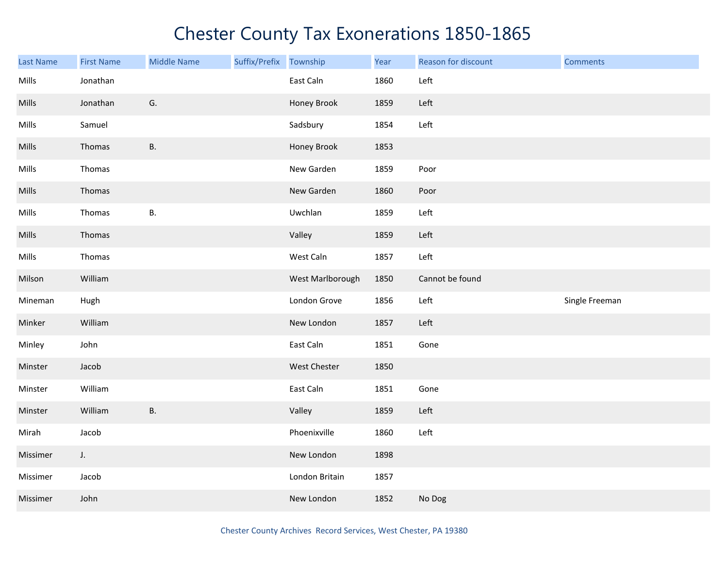# Chester County Tax Exonerations 1850-1865

| Last Name | First Name | Middle Name | Suffix/Prefix | Township | Year | Reason for discount | Comments |
|---|---|---|---|---|---|---|---|
| Mills | Jonathan | | | East Caln | 1860 | Left | |
| Mills | Jonathan | G. | | Honey Brook | 1859 | Left | |
| Mills | Samuel | | | Sadsbury | 1854 | Left | |
| Mills | Thomas | B. | | Honey Brook | 1853 | | |
| Mills | Thomas | | | New Garden | 1859 | Poor | |
| Mills | Thomas | | | New Garden | 1860 | Poor | |
| Mills | Thomas | B. | | Uwchlan | 1859 | Left | |
| Mills | Thomas | | | Valley | 1859 | Left | |
| Mills | Thomas | | | West Caln | 1857 | Left | |
| Milson | William | | | West Marlborough | 1850 | Cannot be found | |
| Mineman | Hugh | | | London Grove | 1856 | Left | Single Freeman |
| Minker | William | | | New London | 1857 | Left | |
| Minley | John | | | East Caln | 1851 | Gone | |
| Minster | Jacob | | | West Chester | 1850 | | |
| Minster | William | | | East Caln | 1851 | Gone | |
| Minster | William | B. | | Valley | 1859 | Left | |
| Mirah | Jacob | | | Phoenixville | 1860 | Left | |
| Missimer | J. | | | New London | 1898 | | |
| Missimer | Jacob | | | London Britain | 1857 | | |
| Missimer | John | | | New London | 1852 | No Dog | |

Chester County Archives Record Services, West Chester, PA 19380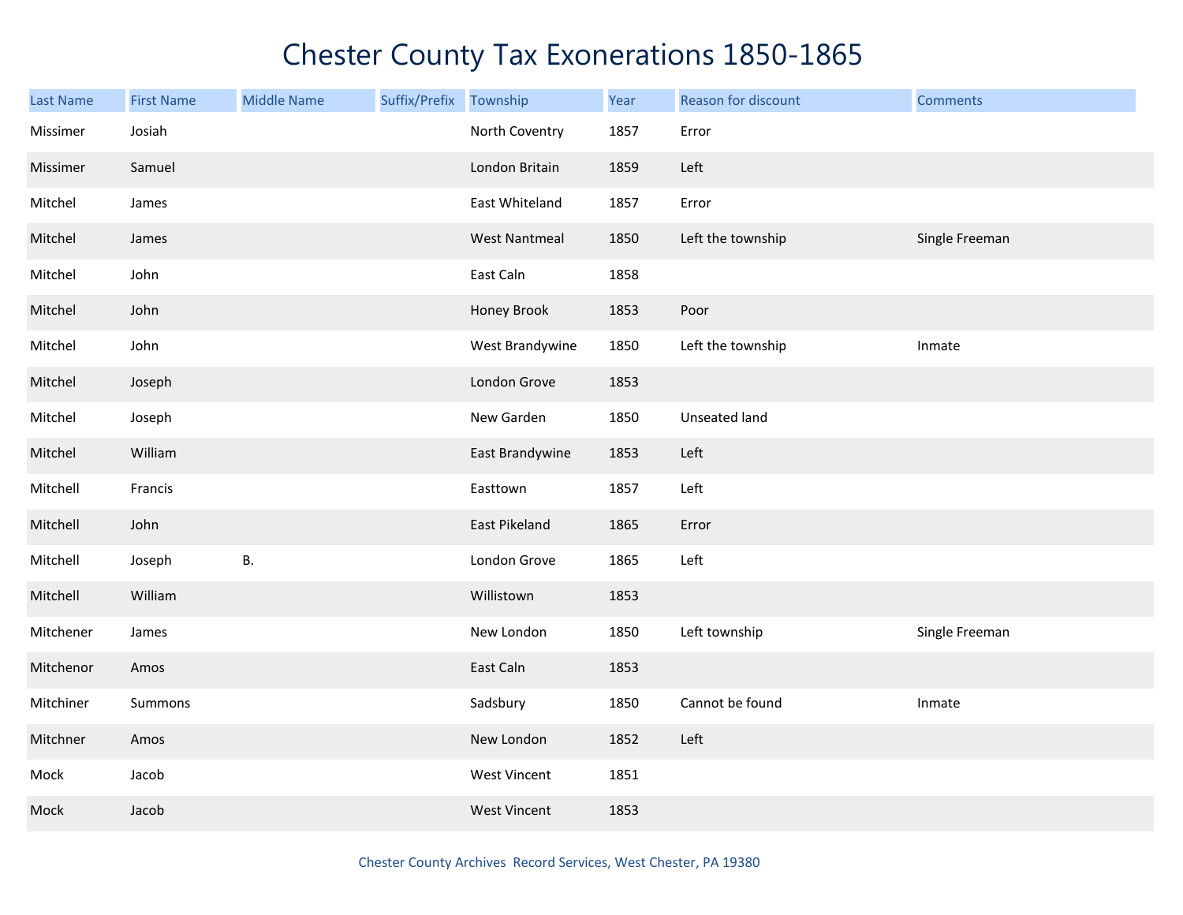# Chester County Tax Exonerations 1850-1865

| Last Name | First Name | Middle Name | Suffix/Prefix | Township | Year | Reason for discount | Comments |
|---|---|---|---|---|---|---|---|
| Missimer | Josiah | | | North Coventry | 1857 | Error | |
| Missimer | Samuel | | | London Britain | 1859 | Left | |
| Mitchel | James | | | East Whiteland | 1857 | Error | |
| Mitchel | James | | | West Nantmeal | 1850 | Left the township | Single Freeman |
| Mitchel | John | | | East Caln | 1858 | | |
| Mitchel | John | | | Honey Brook | 1853 | Poor | |
| Mitchel | John | | | West Brandywine | 1850 | Left the township | Inmate |
| Mitchel | Joseph | | | London Grove | 1853 | | |
| Mitchel | Joseph | | | New Garden | 1850 | Unseated land | |
| Mitchel | William | | | East Brandywine | 1853 | Left | |
| Mitchell | Francis | | | Easttown | 1857 | Left | |
| Mitchell | John | | | East Pikeland | 1865 | Error | |
| Mitchell | Joseph | B. | | London Grove | 1865 | Left | |
| Mitchell | William | | | Willistown | 1853 | | |
| Mitchener | James | | | New London | 1850 | Left township | Single Freeman |
| Mitchenor | Amos | | | East Caln | 1853 | | |
| Mitchiner | Summons | | | Sadsbury | 1850 | Cannot be found | Inmate |
| Mitchner | Amos | | | New London | 1852 | Left | |
| Mock | Jacob | | | West Vincent | 1851 | | |
| Mock | Jacob | | | West Vincent | 1853 | | |

Chester County Archives Record Services, West Chester, PA 19380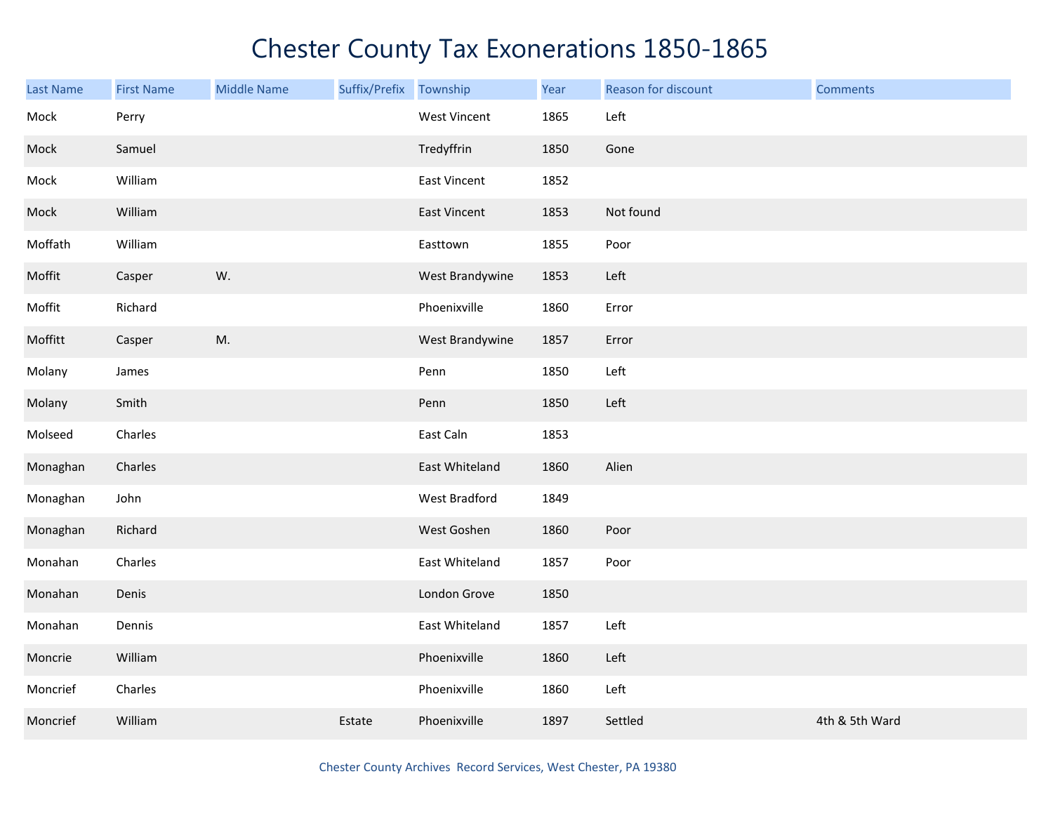# Chester County Tax Exonerations 1850-1865

| Last Name | First Name | Middle Name | Suffix/Prefix | Township | Year | Reason for discount | Comments |
|---|---|---|---|---|---|---|---|
| Mock | Perry | | | West Vincent | 1865 | Left | |
| Mock | Samuel | | | Tredyffrin | 1850 | Gone | |
| Mock | William | | | East Vincent | 1852 | | |
| Mock | William | | | East Vincent | 1853 | Not found | |
| Moffath | William | | | Easttown | 1855 | Poor | |
| Moffit | Casper | W. | | West Brandywine | 1853 | Left | |
| Moffit | Richard | | | Phoenixville | 1860 | Error | |
| Moffitt | Casper | M. | | West Brandywine | 1857 | Error | |
| Molany | James | | | Penn | 1850 | Left | |
| Molany | Smith | | | Penn | 1850 | Left | |
| Molseed | Charles | | | East Caln | 1853 | | |
| Monaghan | Charles | | | East Whiteland | 1860 | Alien | |
| Monaghan | John | | | West Bradford | 1849 | | |
| Monaghan | Richard | | | West Goshen | 1860 | Poor | |
| Monahan | Charles | | | East Whiteland | 1857 | Poor | |
| Monahan | Denis | | | London Grove | 1850 | | |
| Monahan | Dennis | | | East Whiteland | 1857 | Left | |
| Moncrie | William | | | Phoenixville | 1860 | Left | |
| Moncrief | Charles | | | Phoenixville | 1860 | Left | |
| Moncrief | William | | Estate | Phoenixville | 1897 | Settled | 4th & 5th Ward |

Chester County Archives Record Services, West Chester, PA 19380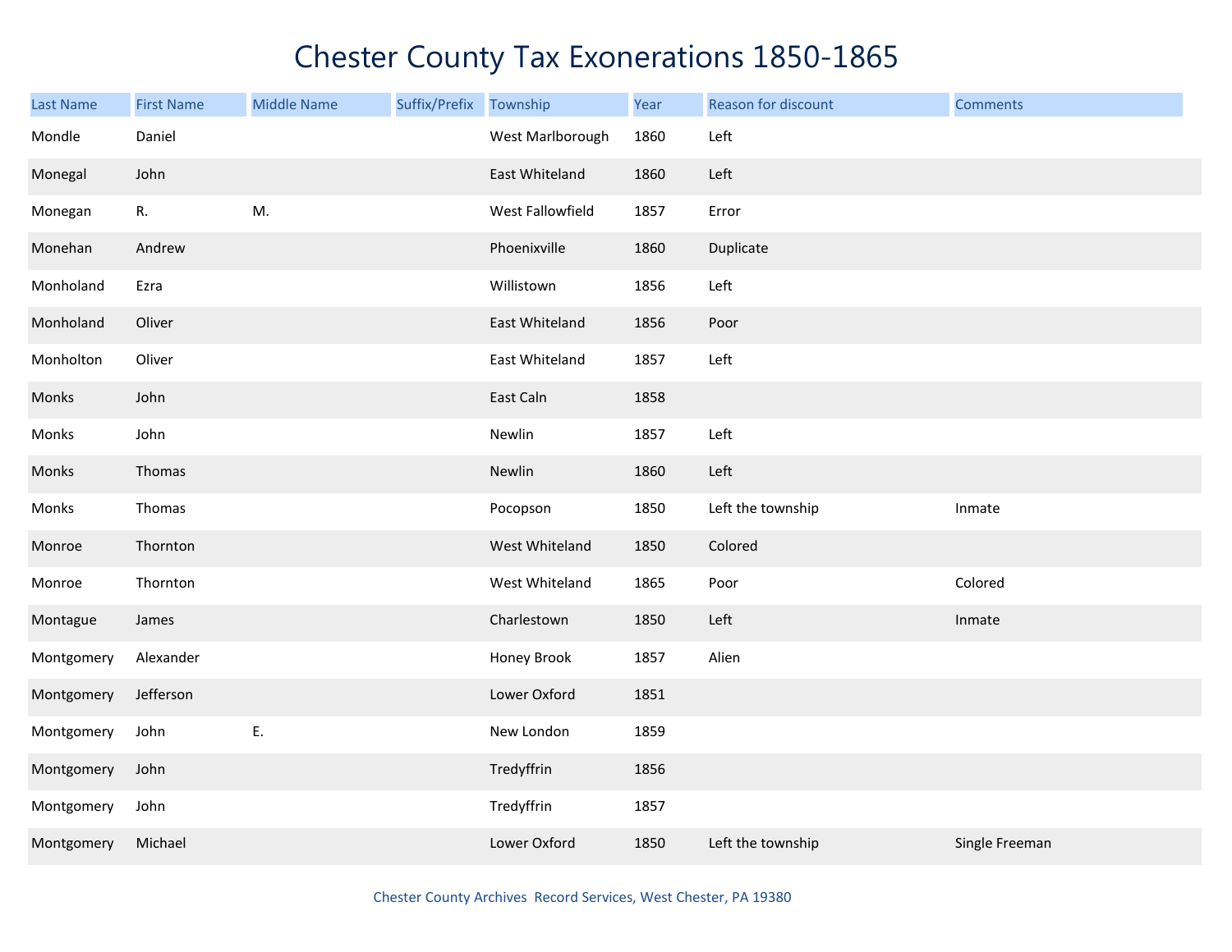# Chester County Tax Exonerations 1850-1865

| Last Name | First Name | Middle Name | Suffix/Prefix | Township | Year | Reason for discount | Comments |
|---|---|---|---|---|---|---|---|
| Mondle | Daniel | | | West Marlborough | 1860 | Left | |
| Monegal | John | | | East Whiteland | 1860 | Left | |
| Monegan | R. | M. | | West Fallowfield | 1857 | Error | |
| Monehan | Andrew | | | Phoenixville | 1860 | Duplicate | |
| Monholand | Ezra | | | Willistown | 1856 | Left | |
| Monholand | Oliver | | | East Whiteland | 1856 | Poor | |
| Monholton | Oliver | | | East Whiteland | 1857 | Left | |
| Monks | John | | | East Caln | 1858 | | |
| Monks | John | | | Newlin | 1857 | Left | |
| Monks | Thomas | | | Newlin | 1860 | Left | |
| Monks | Thomas | | | Pocopson | 1850 | Left the township | Inmate |
| Monroe | Thornton | | | West Whiteland | 1850 | Colored | |
| Monroe | Thornton | | | West Whiteland | 1865 | Poor | Colored |
| Montague | James | | | Charlestown | 1850 | Left | Inmate |
| Montgomery | Alexander | | | Honey Brook | 1857 | Alien | |
| Montgomery | Jefferson | | | Lower Oxford | 1851 | | |
| Montgomery | John | E. | | New London | 1859 | | |
| Montgomery | John | | | Tredyffrin | 1856 | | |
| Montgomery | John | | | Tredyffrin | 1857 | | |
| Montgomery | Michael | | | Lower Oxford | 1850 | Left the township | Single Freeman |

Chester County Archives Record Services, West Chester, PA 19380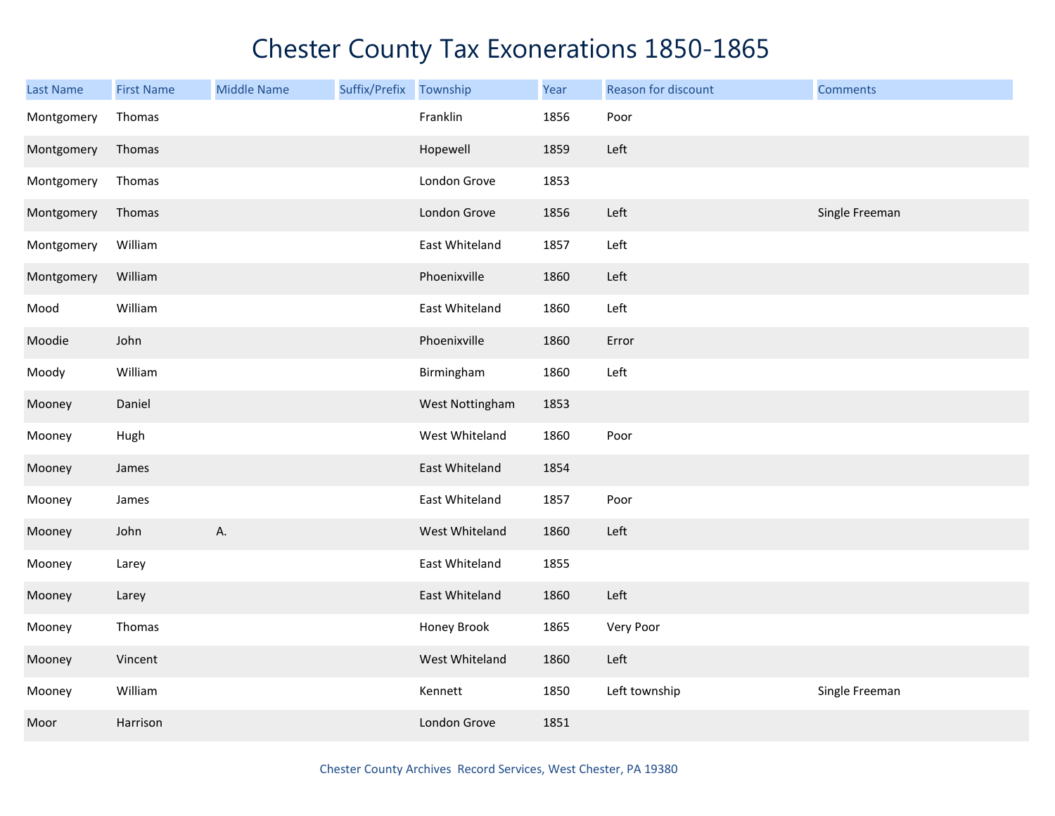# Chester County Tax Exonerations 1850-1865

| Last Name | First Name | Middle Name | Suffix/Prefix | Township | Year | Reason for discount | Comments |
|---|---|---|---|---|---|---|---|
| Montgomery | Thomas | | | Franklin | 1856 | Poor | |
| Montgomery | Thomas | | | Hopewell | 1859 | Left | |
| Montgomery | Thomas | | | London Grove | 1853 | | |
| Montgomery | Thomas | | | London Grove | 1856 | Left | Single Freeman |
| Montgomery | William | | | East Whiteland | 1857 | Left | |
| Montgomery | William | | | Phoenixville | 1860 | Left | |
| Mood | William | | | East Whiteland | 1860 | Left | |
| Moodie | John | | | Phoenixville | 1860 | Error | |
| Moody | William | | | Birmingham | 1860 | Left | |
| Mooney | Daniel | | | West Nottingham | 1853 | | |
| Mooney | Hugh | | | West Whiteland | 1860 | Poor | |
| Mooney | James | | | East Whiteland | 1854 | | |
| Mooney | James | | | East Whiteland | 1857 | Poor | |
| Mooney | John | A. | | West Whiteland | 1860 | Left | |
| Mooney | Larey | | | East Whiteland | 1855 | | |
| Mooney | Larey | | | East Whiteland | 1860 | Left | |
| Mooney | Thomas | | | Honey Brook | 1865 | Very Poor | |
| Mooney | Vincent | | | West Whiteland | 1860 | Left | |
| Mooney | William | | | Kennett | 1850 | Left township | Single Freeman |
| Moor | Harrison | | | London Grove | 1851 | | |

Chester County Archives Record Services, West Chester, PA 19380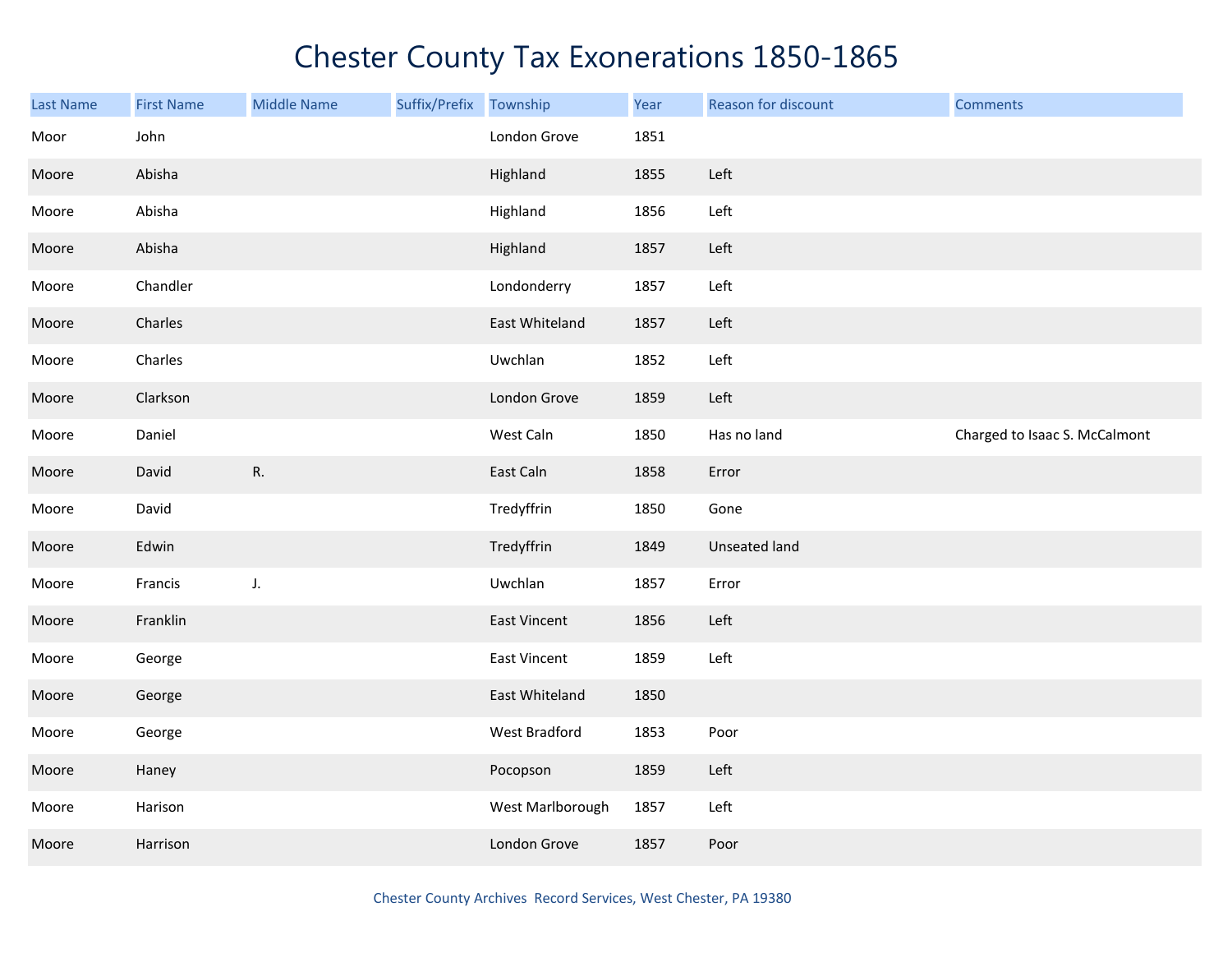# Chester County Tax Exonerations 1850-1865

| Last Name | First Name | Middle Name | Suffix/Prefix | Township | Year | Reason for discount | Comments |
|---|---|---|---|---|---|---|---|
| Moor | John | | | London Grove | 1851 | | |
| Moore | Abisha | | | Highland | 1855 | Left | |
| Moore | Abisha | | | Highland | 1856 | Left | |
| Moore | Abisha | | | Highland | 1857 | Left | |
| Moore | Chandler | | | Londonderry | 1857 | Left | |
| Moore | Charles | | | East Whiteland | 1857 | Left | |
| Moore | Charles | | | Uwchlan | 1852 | Left | |
| Moore | Clarkson | | | London Grove | 1859 | Left | |
| Moore | Daniel | | | West Caln | 1850 | Has no land | Charged to Isaac S. McCalmont |
| Moore | David | R. | | East Caln | 1858 | Error | |
| Moore | David | | | Tredyffrin | 1850 | Gone | |
| Moore | Edwin | | | Tredyffrin | 1849 | Unseated land | |
| Moore | Francis | J. | | Uwchlan | 1857 | Error | |
| Moore | Franklin | | | East Vincent | 1856 | Left | |
| Moore | George | | | East Vincent | 1859 | Left | |
| Moore | George | | | East Whiteland | 1850 | | |
| Moore | George | | | West Bradford | 1853 | Poor | |
| Moore | Haney | | | Pocopson | 1859 | Left | |
| Moore | Harison | | | West Marlborough | 1857 | Left | |
| Moore | Harrison | | | London Grove | 1857 | Poor | |

Chester County Archives Record Services, West Chester, PA 19380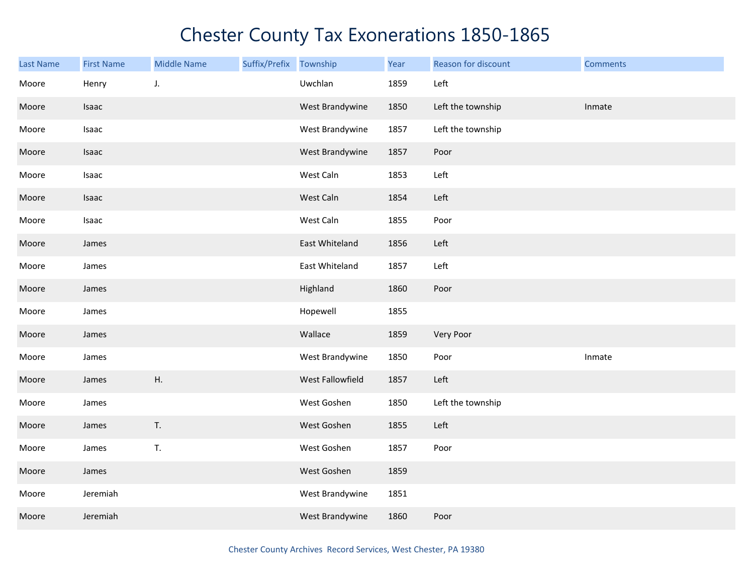# Chester County Tax Exonerations 1850-1865

| Last Name | First Name | Middle Name | Suffix/Prefix | Township | Year | Reason for discount | Comments |
|---|---|---|---|---|---|---|---|
| Moore | Henry | J. | | Uwchlan | 1859 | Left | |
| Moore | Isaac | | | West Brandywine | 1850 | Left the township | Inmate |
| Moore | Isaac | | | West Brandywine | 1857 | Left the township | |
| Moore | Isaac | | | West Brandywine | 1857 | Poor | |
| Moore | Isaac | | | West Caln | 1853 | Left | |
| Moore | Isaac | | | West Caln | 1854 | Left | |
| Moore | Isaac | | | West Caln | 1855 | Poor | |
| Moore | James | | | East Whiteland | 1856 | Left | |
| Moore | James | | | East Whiteland | 1857 | Left | |
| Moore | James | | | Highland | 1860 | Poor | |
| Moore | James | | | Hopewell | 1855 | | |
| Moore | James | | | Wallace | 1859 | Very Poor | |
| Moore | James | | | West Brandywine | 1850 | Poor | Inmate |
| Moore | James | H. | | West Fallowfield | 1857 | Left | |
| Moore | James | | | West Goshen | 1850 | Left the township | |
| Moore | James | T. | | West Goshen | 1855 | Left | |
| Moore | James | T. | | West Goshen | 1857 | Poor | |
| Moore | James | | | West Goshen | 1859 | | |
| Moore | Jeremiah | | | West Brandywine | 1851 | | |
| Moore | Jeremiah | | | West Brandywine | 1860 | Poor | |

Chester County Archives Record Services, West Chester, PA 19380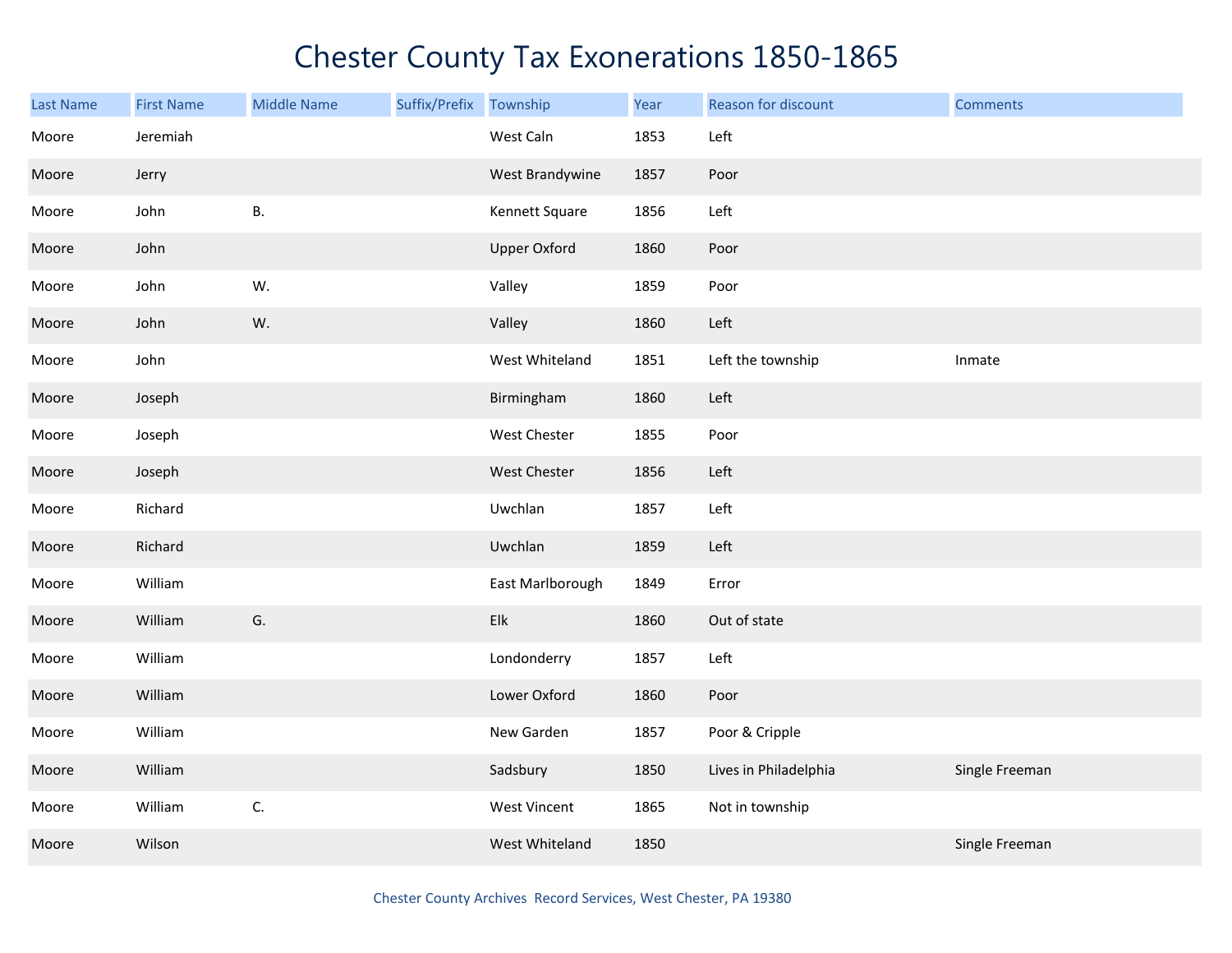# Chester County Tax Exonerations 1850-1865

| Last Name | First Name | Middle Name | Suffix/Prefix | Township | Year | Reason for discount | Comments |
|---|---|---|---|---|---|---|---|
| Moore | Jeremiah | | | West Caln | 1853 | Left | |
| Moore | Jerry | | | West Brandywine | 1857 | Poor | |
| Moore | John | B. | | Kennett Square | 1856 | Left | |
| Moore | John | | | Upper Oxford | 1860 | Poor | |
| Moore | John | W. | | Valley | 1859 | Poor | |
| Moore | John | W. | | Valley | 1860 | Left | |
| Moore | John | | | West Whiteland | 1851 | Left the township | Inmate |
| Moore | Joseph | | | Birmingham | 1860 | Left | |
| Moore | Joseph | | | West Chester | 1855 | Poor | |
| Moore | Joseph | | | West Chester | 1856 | Left | |
| Moore | Richard | | | Uwchlan | 1857 | Left | |
| Moore | Richard | | | Uwchlan | 1859 | Left | |
| Moore | William | | | East Marlborough | 1849 | Error | |
| Moore | William | G. | | Elk | 1860 | Out of state | |
| Moore | William | | | Londonderry | 1857 | Left | |
| Moore | William | | | Lower Oxford | 1860 | Poor | |
| Moore | William | | | New Garden | 1857 | Poor & Cripple | |
| Moore | William | | | Sadsbury | 1850 | Lives in Philadelphia | Single Freeman |
| Moore | William | C. | | West Vincent | 1865 | Not in township | |
| Moore | Wilson | | | West Whiteland | 1850 | | Single Freeman |

Chester County Archives Record Services, West Chester, PA 19380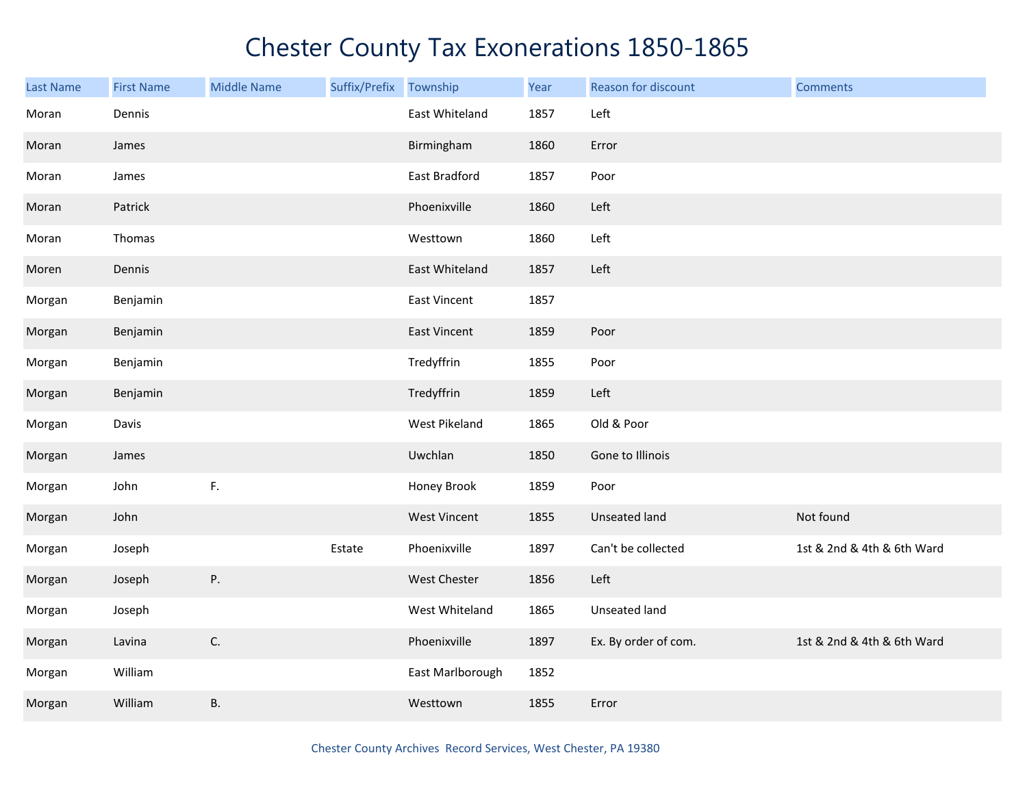# Chester County Tax Exonerations 1850-1865

| Last Name | First Name | Middle Name | Suffix/Prefix | Township | Year | Reason for discount | Comments |
|---|---|---|---|---|---|---|---|
| Moran | Dennis | | | East Whiteland | 1857 | Left | |
| Moran | James | | | Birmingham | 1860 | Error | |
| Moran | James | | | East Bradford | 1857 | Poor | |
| Moran | Patrick | | | Phoenixville | 1860 | Left | |
| Moran | Thomas | | | Westtown | 1860 | Left | |
| Moren | Dennis | | | East Whiteland | 1857 | Left | |
| Morgan | Benjamin | | | East Vincent | 1857 | | |
| Morgan | Benjamin | | | East Vincent | 1859 | Poor | |
| Morgan | Benjamin | | | Tredyffrin | 1855 | Poor | |
| Morgan | Benjamin | | | Tredyffrin | 1859 | Left | |
| Morgan | Davis | | | West Pikeland | 1865 | Old & Poor | |
| Morgan | James | | | Uwchlan | 1850 | Gone to Illinois | |
| Morgan | John | F. | | Honey Brook | 1859 | Poor | |
| Morgan | John | | | West Vincent | 1855 | Unseated land | Not found |
| Morgan | Joseph | | Estate | Phoenixville | 1897 | Can't be collected | 1st & 2nd & 4th & 6th Ward |
| Morgan | Joseph | P. | | West Chester | 1856 | Left | |
| Morgan | Joseph | | | West Whiteland | 1865 | Unseated land | |
| Morgan | Lavina | C. | | Phoenixville | 1897 | Ex. By order of com. | 1st & 2nd & 4th & 6th Ward |
| Morgan | William | | | East Marlborough | 1852 | | |
| Morgan | William | B. | | Westtown | 1855 | Error | |

Chester County Archives Record Services, West Chester, PA 19380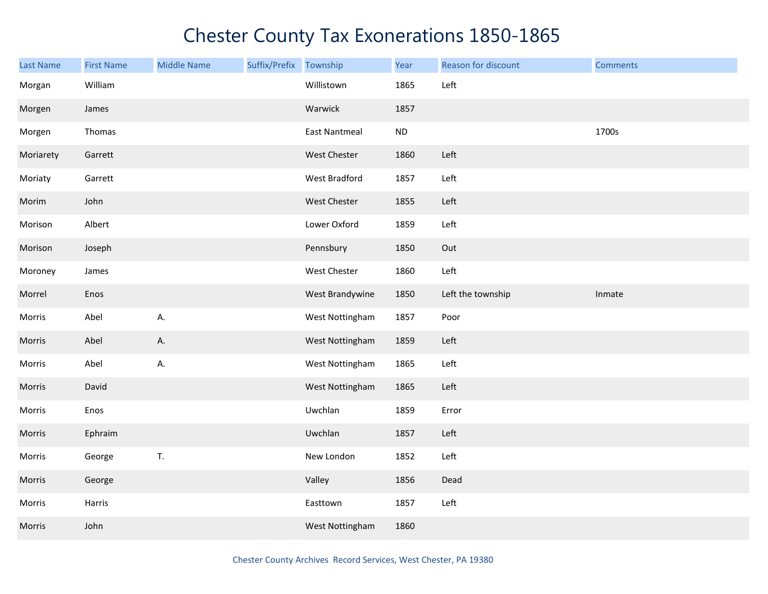# Chester County Tax Exonerations 1850-1865

| Last Name | First Name | Middle Name | Suffix/Prefix | Township | Year | Reason for discount | Comments |
|---|---|---|---|---|---|---|---|
| Morgan | William | | | Willistown | 1865 | Left | |
| Morgen | James | | | Warwick | 1857 | | |
| Morgen | Thomas | | | East Nantmeal | ND | | 1700s |
| Moriarety | Garrett | | | West Chester | 1860 | Left | |
| Moriaty | Garrett | | | West Bradford | 1857 | Left | |
| Morim | John | | | West Chester | 1855 | Left | |
| Morison | Albert | | | Lower Oxford | 1859 | Left | |
| Morison | Joseph | | | Pennsbury | 1850 | Out | |
| Moroney | James | | | West Chester | 1860 | Left | |
| Morrel | Enos | | | West Brandywine | 1850 | Left the township | Inmate |
| Morris | Abel | A. | | West Nottingham | 1857 | Poor | |
| Morris | Abel | A. | | West Nottingham | 1859 | Left | |
| Morris | Abel | A. | | West Nottingham | 1865 | Left | |
| Morris | David | | | West Nottingham | 1865 | Left | |
| Morris | Enos | | | Uwchlan | 1859 | Error | |
| Morris | Ephraim | | | Uwchlan | 1857 | Left | |
| Morris | George | T. | | New London | 1852 | Left | |
| Morris | George | | | Valley | 1856 | Dead | |
| Morris | Harris | | | Easttown | 1857 | Left | |
| Morris | John | | | West Nottingham | 1860 | | |

Chester County Archives Record Services, West Chester, PA 19380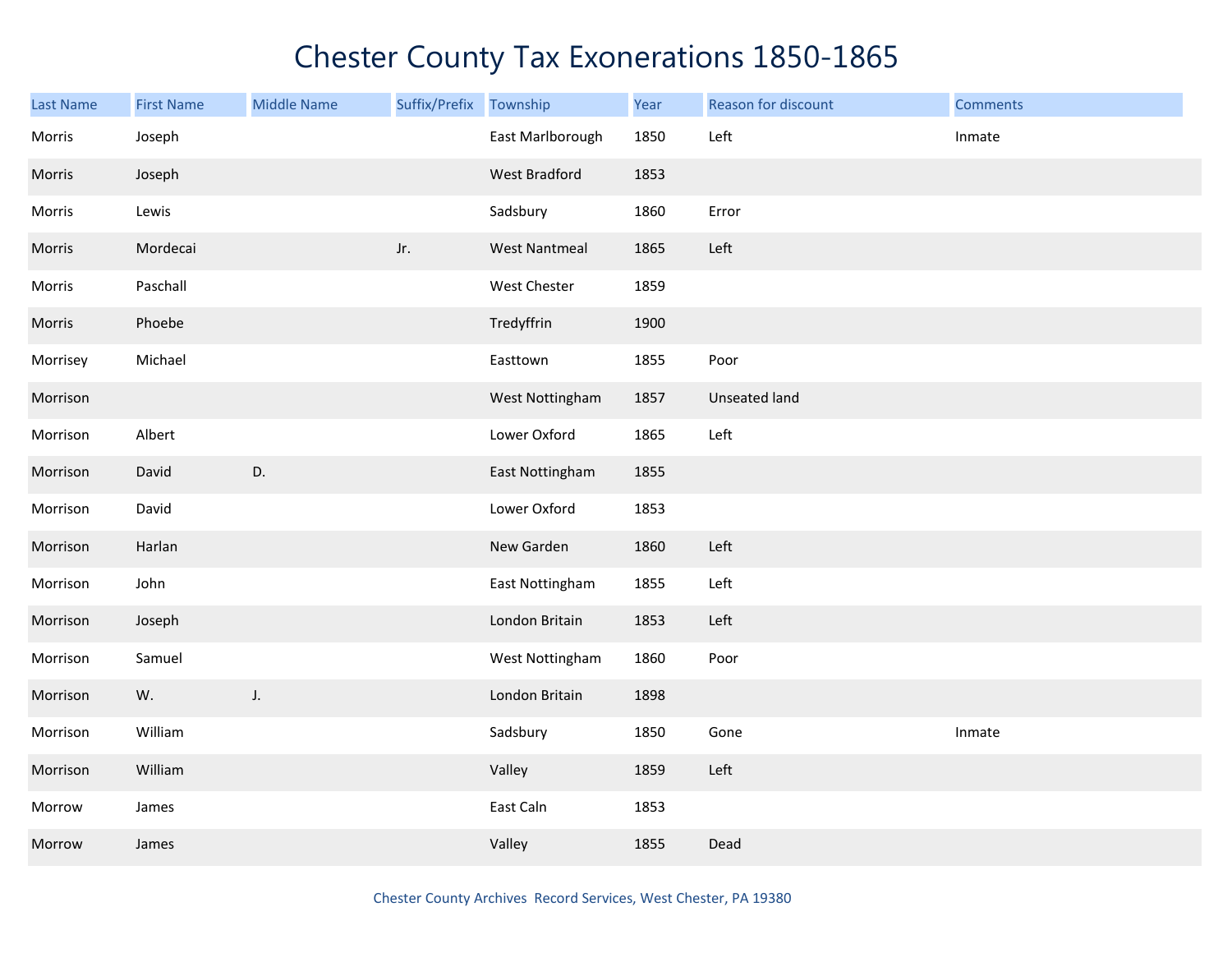# Chester County Tax Exonerations 1850-1865

| Last Name | First Name | Middle Name | Suffix/Prefix | Township | Year | Reason for discount | Comments |
|---|---|---|---|---|---|---|---|
| Morris | Joseph | | | East Marlborough | 1850 | Left | Inmate |
| Morris | Joseph | | | West Bradford | 1853 | | |
| Morris | Lewis | | | Sadsbury | 1860 | Error | |
| Morris | Mordecai | | Jr. | West Nantmeal | 1865 | Left | |
| Morris | Paschall | | | West Chester | 1859 | | |
| Morris | Phoebe | | | Tredyffrin | 1900 | | |
| Morrisey | Michael | | | Easttown | 1855 | Poor | |
| Morrison | | | | West Nottingham | 1857 | Unseated land | |
| Morrison | Albert | | | Lower Oxford | 1865 | Left | |
| Morrison | David | D. | | East Nottingham | 1855 | | |
| Morrison | David | | | Lower Oxford | 1853 | | |
| Morrison | Harlan | | | New Garden | 1860 | Left | |
| Morrison | John | | | East Nottingham | 1855 | Left | |
| Morrison | Joseph | | | London Britain | 1853 | Left | |
| Morrison | Samuel | | | West Nottingham | 1860 | Poor | |
| Morrison | W. | J. | | London Britain | 1898 | | |
| Morrison | William | | | Sadsbury | 1850 | Gone | Inmate |
| Morrison | William | | | Valley | 1859 | Left | |
| Morrow | James | | | East Caln | 1853 | | |
| Morrow | James | | | Valley | 1855 | Dead | |

Chester County Archives Record Services, West Chester, PA 19380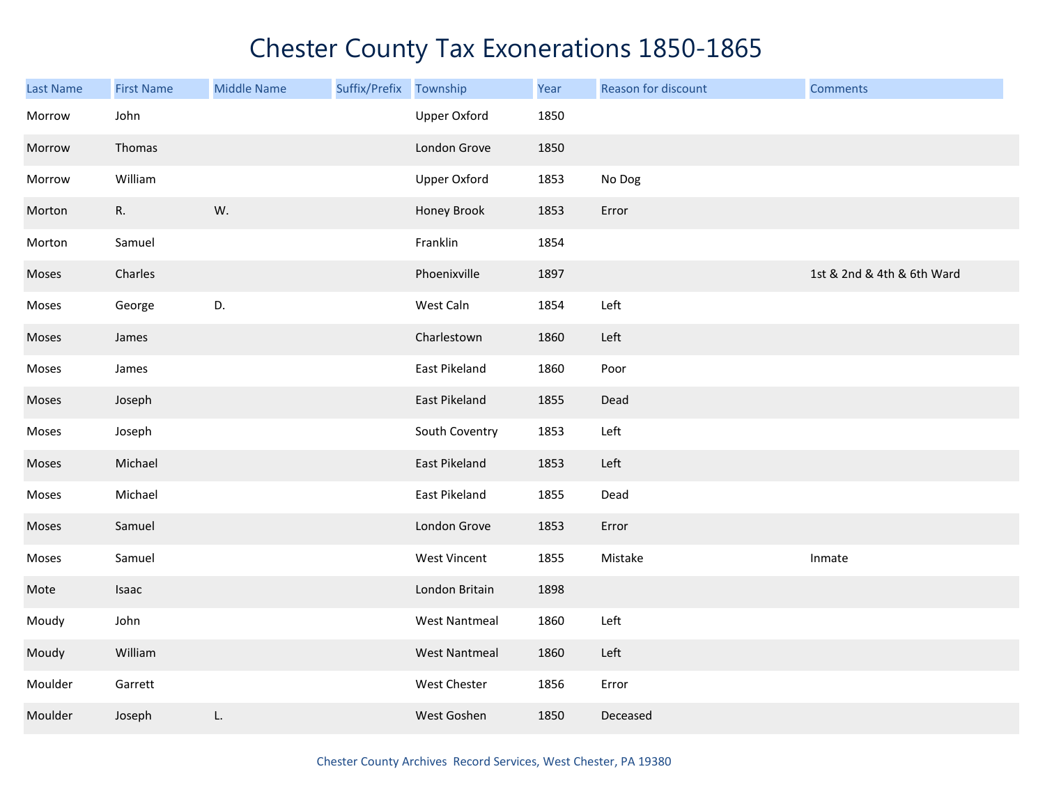# Chester County Tax Exonerations 1850-1865

| Last Name | First Name | Middle Name | Suffix/Prefix | Township | Year | Reason for discount | Comments |
|---|---|---|---|---|---|---|---|
| Morrow | John | | | Upper Oxford | 1850 | | |
| Morrow | Thomas | | | London Grove | 1850 | | |
| Morrow | William | | | Upper Oxford | 1853 | No Dog | |
| Morton | R. | W. | | Honey Brook | 1853 | Error | |
| Morton | Samuel | | | Franklin | 1854 | | |
| Moses | Charles | | | Phoenixville | 1897 | | 1st & 2nd & 4th & 6th Ward |
| Moses | George | D. | | West Caln | 1854 | Left | |
| Moses | James | | | Charlestown | 1860 | Left | |
| Moses | James | | | East Pikeland | 1860 | Poor | |
| Moses | Joseph | | | East Pikeland | 1855 | Dead | |
| Moses | Joseph | | | South Coventry | 1853 | Left | |
| Moses | Michael | | | East Pikeland | 1853 | Left | |
| Moses | Michael | | | East Pikeland | 1855 | Dead | |
| Moses | Samuel | | | London Grove | 1853 | Error | |
| Moses | Samuel | | | West Vincent | 1855 | Mistake | Inmate |
| Mote | Isaac | | | London Britain | 1898 | | |
| Moudy | John | | | West Nantmeal | 1860 | Left | |
| Moudy | William | | | West Nantmeal | 1860 | Left | |
| Moulder | Garrett | | | West Chester | 1856 | Error | |
| Moulder | Joseph | L. | | West Goshen | 1850 | Deceased | |

Chester County Archives Record Services, West Chester, PA 19380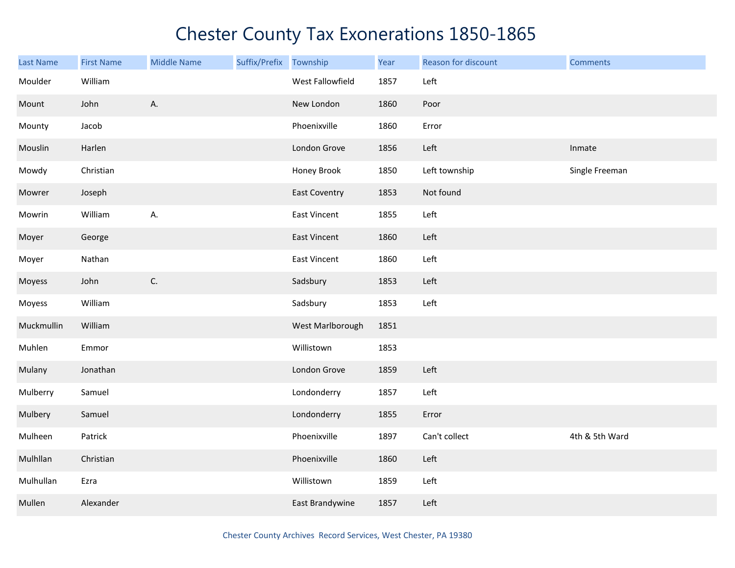# Chester County Tax Exonerations 1850-1865

| Last Name | First Name | Middle Name | Suffix/Prefix | Township | Year | Reason for discount | Comments |
|---|---|---|---|---|---|---|---|
| Moulder | William | | | West Fallowfield | 1857 | Left | |
| Mount | John | A. | | New London | 1860 | Poor | |
| Mounty | Jacob | | | Phoenixville | 1860 | Error | |
| Mouslin | Harlen | | | London Grove | 1856 | Left | Inmate |
| Mowdy | Christian | | | Honey Brook | 1850 | Left township | Single Freeman |
| Mowrer | Joseph | | | East Coventry | 1853 | Not found | |
| Mowrin | William | A. | | East Vincent | 1855 | Left | |
| Moyer | George | | | East Vincent | 1860 | Left | |
| Moyer | Nathan | | | East Vincent | 1860 | Left | |
| Moyess | John | C. | | Sadsbury | 1853 | Left | |
| Moyess | William | | | Sadsbury | 1853 | Left | |
| Muckmullin | William | | | West Marlborough | 1851 | | |
| Muhlen | Emmor | | | Willistown | 1853 | | |
| Mulany | Jonathan | | | London Grove | 1859 | Left | |
| Mulberry | Samuel | | | Londonderry | 1857 | Left | |
| Mulbery | Samuel | | | Londonderry | 1855 | Error | |
| Mulheen | Patrick | | | Phoenixville | 1897 | Can't collect | 4th & 5th Ward |
| Mulhllan | Christian | | | Phoenixville | 1860 | Left | |
| Mulhullan | Ezra | | | Willistown | 1859 | Left | |
| Mullen | Alexander | | | East Brandywine | 1857 | Left | |

Chester County Archives Record Services, West Chester, PA 19380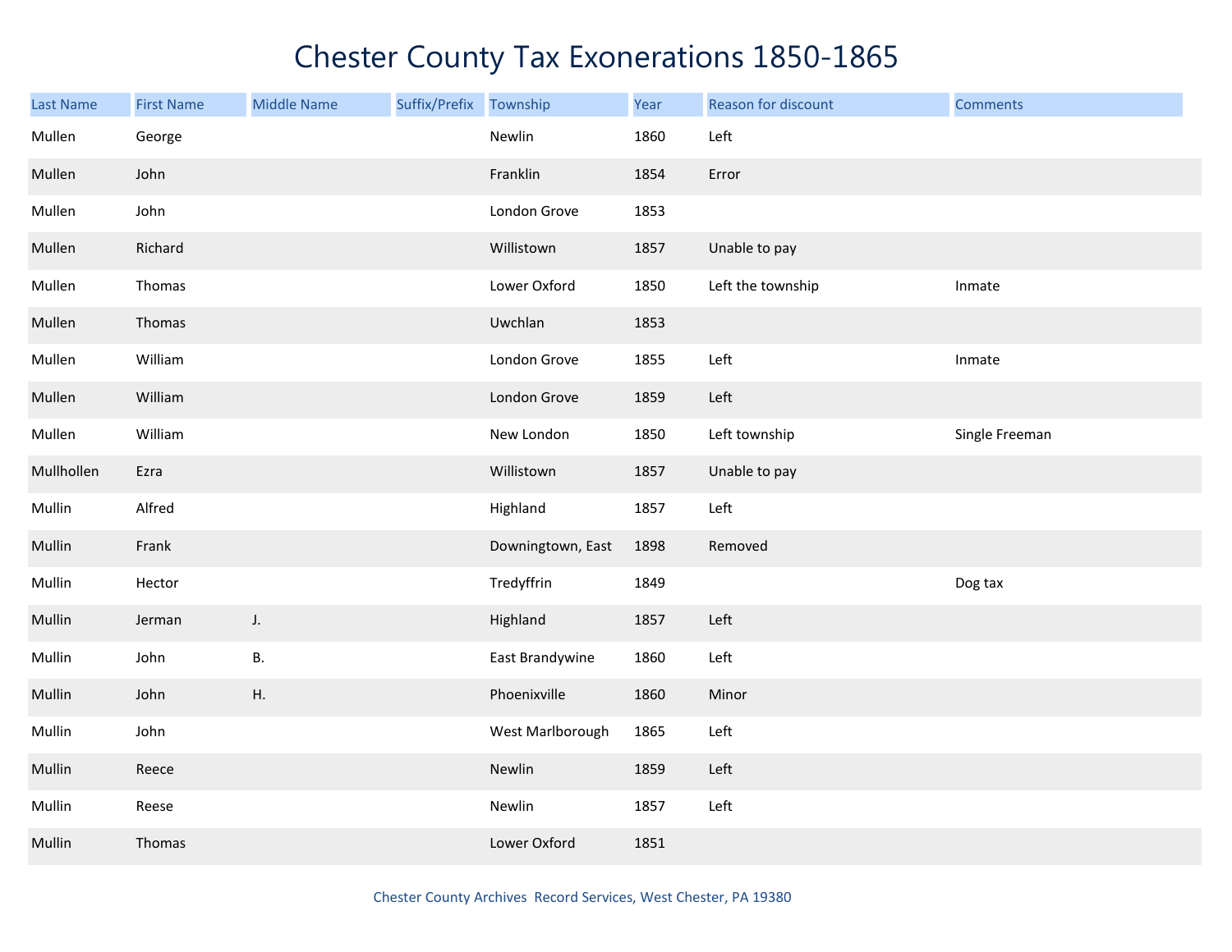# Chester County Tax Exonerations 1850-1865

| Last Name | First Name | Middle Name | Suffix/Prefix | Township | Year | Reason for discount | Comments |
|---|---|---|---|---|---|---|---|
| Mullen | George | | | Newlin | 1860 | Left | |
| Mullen | John | | | Franklin | 1854 | Error | |
| Mullen | John | | | London Grove | 1853 | | |
| Mullen | Richard | | | Willistown | 1857 | Unable to pay | |
| Mullen | Thomas | | | Lower Oxford | 1850 | Left the township | Inmate |
| Mullen | Thomas | | | Uwchlan | 1853 | | |
| Mullen | William | | | London Grove | 1855 | Left | Inmate |
| Mullen | William | | | London Grove | 1859 | Left | |
| Mullen | William | | | New London | 1850 | Left township | Single Freeman |
| Mullhollen | Ezra | | | Willistown | 1857 | Unable to pay | |
| Mullin | Alfred | | | Highland | 1857 | Left | |
| Mullin | Frank | | | Downingtown, East | 1898 | Removed | |
| Mullin | Hector | | | Tredyffrin | 1849 | | Dog tax |
| Mullin | Jerman | J. | | Highland | 1857 | Left | |
| Mullin | John | B. | | East Brandywine | 1860 | Left | |
| Mullin | John | H. | | Phoenixville | 1860 | Minor | |
| Mullin | John | | | West Marlborough | 1865 | Left | |
| Mullin | Reece | | | Newlin | 1859 | Left | |
| Mullin | Reese | | | Newlin | 1857 | Left | |
| Mullin | Thomas | | | Lower Oxford | 1851 | | |

Chester County Archives Record Services, West Chester, PA 19380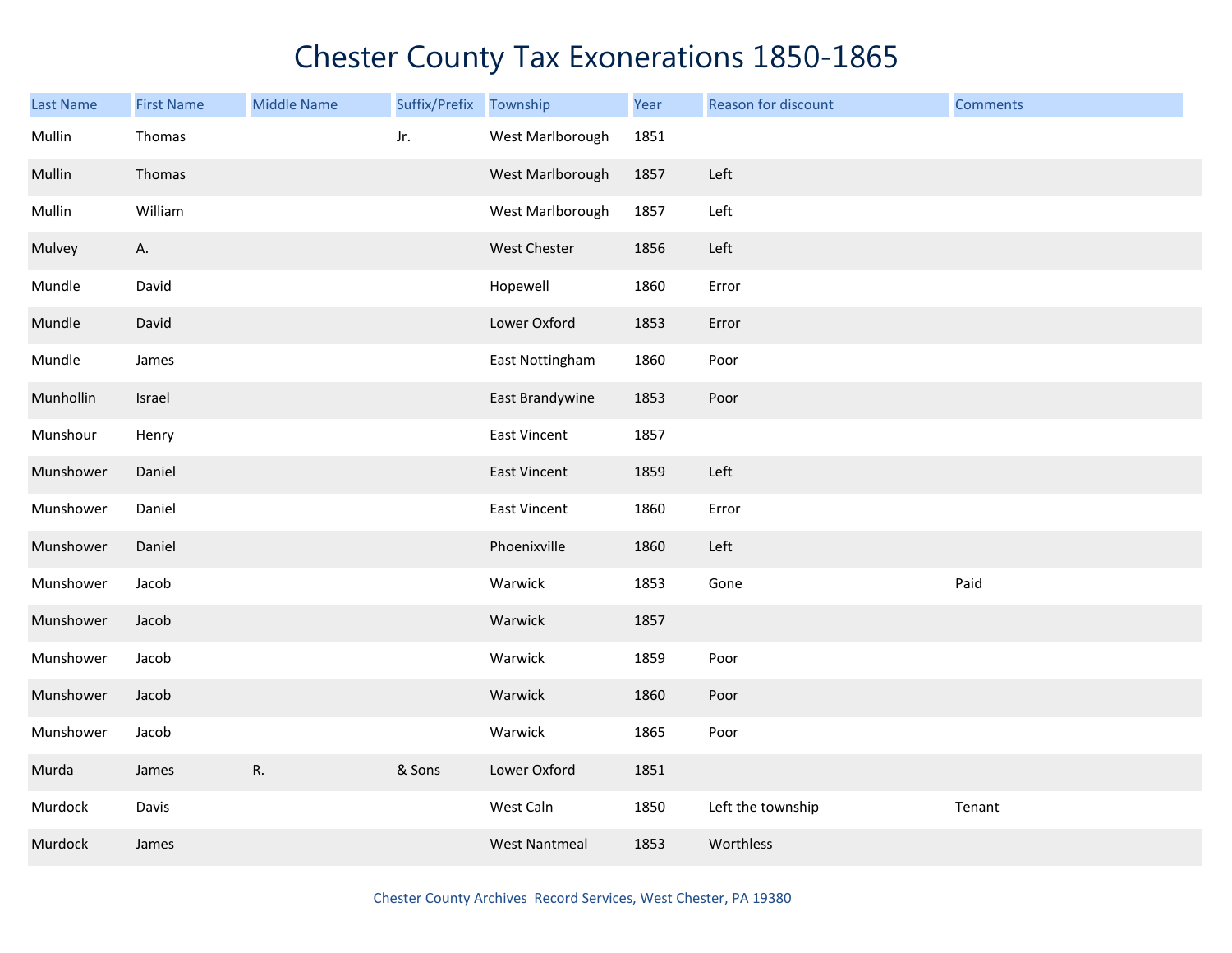# Chester County Tax Exonerations 1850-1865

| Last Name | First Name | Middle Name | Suffix/Prefix | Township | Year | Reason for discount | Comments |
|---|---|---|---|---|---|---|---|
| Mullin | Thomas | | Jr. | West Marlborough | 1851 | | |
| Mullin | Thomas | | | West Marlborough | 1857 | Left | |
| Mullin | William | | | West Marlborough | 1857 | Left | |
| Mulvey | A. | | | West Chester | 1856 | Left | |
| Mundle | David | | | Hopewell | 1860 | Error | |
| Mundle | David | | | Lower Oxford | 1853 | Error | |
| Mundle | James | | | East Nottingham | 1860 | Poor | |
| Munhollin | Israel | | | East Brandywine | 1853 | Poor | |
| Munshour | Henry | | | East Vincent | 1857 | | |
| Munshower | Daniel | | | East Vincent | 1859 | Left | |
| Munshower | Daniel | | | East Vincent | 1860 | Error | |
| Munshower | Daniel | | | Phoenixville | 1860 | Left | |
| Munshower | Jacob | | | Warwick | 1853 | Gone | Paid |
| Munshower | Jacob | | | Warwick | 1857 | | |
| Munshower | Jacob | | | Warwick | 1859 | Poor | |
| Munshower | Jacob | | | Warwick | 1860 | Poor | |
| Munshower | Jacob | | | Warwick | 1865 | Poor | |
| Murda | James | R. | & Sons | Lower Oxford | 1851 | | |
| Murdock | Davis | | | West Caln | 1850 | Left the township | Tenant |
| Murdock | James | | | West Nantmeal | 1853 | Worthless | |

Chester County Archives Record Services, West Chester, PA 19380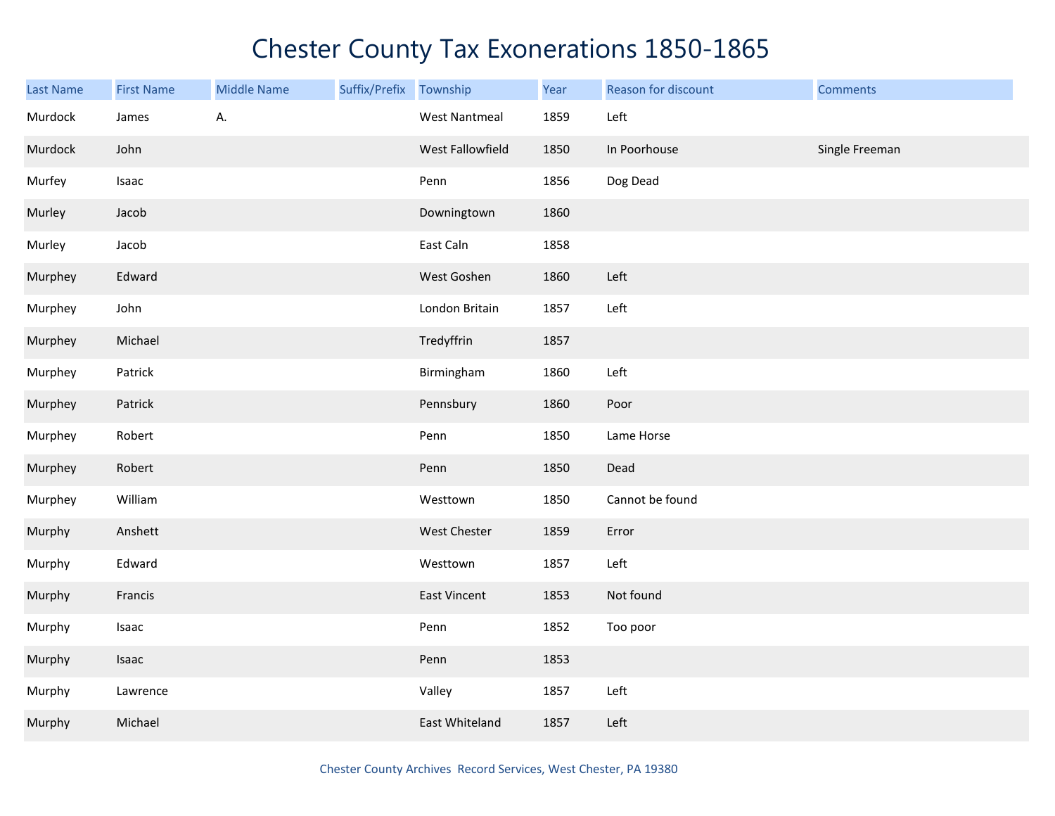# Chester County Tax Exonerations 1850-1865

| Last Name | First Name | Middle Name | Suffix/Prefix | Township | Year | Reason for discount | Comments |
|---|---|---|---|---|---|---|---|
| Murdock | James | A. | | West Nantmeal | 1859 | Left | |
| Murdock | John | | | West Fallowfield | 1850 | In Poorhouse | Single Freeman |
| Murfey | Isaac | | | Penn | 1856 | Dog Dead | |
| Murley | Jacob | | | Downingtown | 1860 | | |
| Murley | Jacob | | | East Caln | 1858 | | |
| Murphey | Edward | | | West Goshen | 1860 | Left | |
| Murphey | John | | | London Britain | 1857 | Left | |
| Murphey | Michael | | | Tredyffrin | 1857 | | |
| Murphey | Patrick | | | Birmingham | 1860 | Left | |
| Murphey | Patrick | | | Pennsbury | 1860 | Poor | |
| Murphey | Robert | | | Penn | 1850 | Lame Horse | |
| Murphey | Robert | | | Penn | 1850 | Dead | |
| Murphey | William | | | Westtown | 1850 | Cannot be found | |
| Murphy | Anshett | | | West Chester | 1859 | Error | |
| Murphy | Edward | | | Westtown | 1857 | Left | |
| Murphy | Francis | | | East Vincent | 1853 | Not found | |
| Murphy | Isaac | | | Penn | 1852 | Too poor | |
| Murphy | Isaac | | | Penn | 1853 | | |
| Murphy | Lawrence | | | Valley | 1857 | Left | |
| Murphy | Michael | | | East Whiteland | 1857 | Left | |

Chester County Archives Record Services, West Chester, PA 19380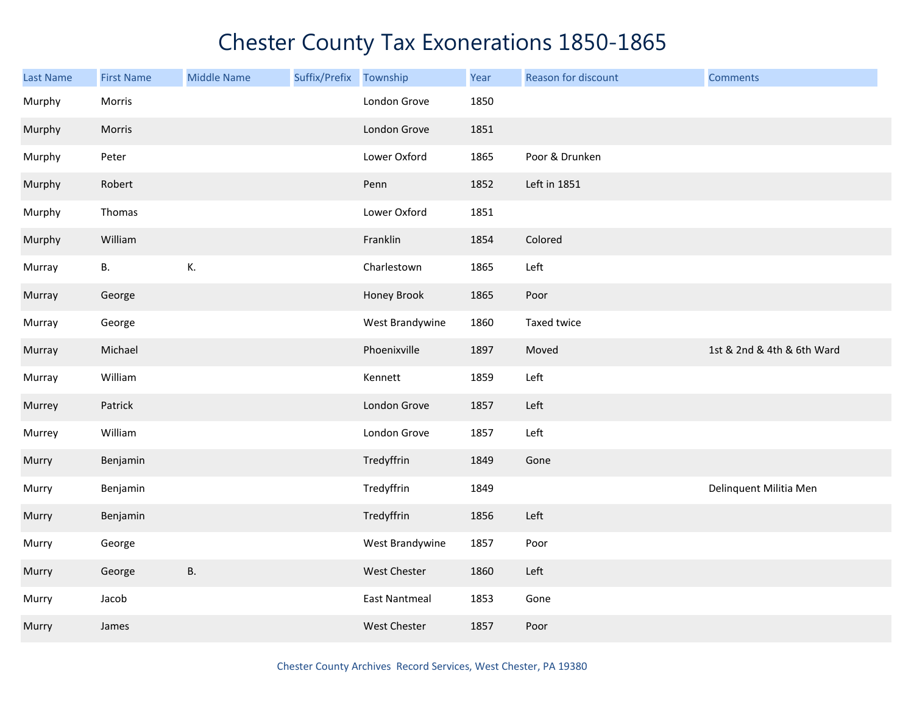# Chester County Tax Exonerations 1850-1865

| Last Name | First Name | Middle Name | Suffix/Prefix | Township | Year | Reason for discount | Comments |
|---|---|---|---|---|---|---|---|
| Murphy | Morris | | | London Grove | 1850 | | |
| Murphy | Morris | | | London Grove | 1851 | | |
| Murphy | Peter | | | Lower Oxford | 1865 | Poor & Drunken | |
| Murphy | Robert | | | Penn | 1852 | Left in 1851 | |
| Murphy | Thomas | | | Lower Oxford | 1851 | | |
| Murphy | William | | | Franklin | 1854 | Colored | |
| Murray | B. | K. | | Charlestown | 1865 | Left | |
| Murray | George | | | Honey Brook | 1865 | Poor | |
| Murray | George | | | West Brandywine | 1860 | Taxed twice | |
| Murray | Michael | | | Phoenixville | 1897 | Moved | 1st & 2nd & 4th & 6th Ward |
| Murray | William | | | Kennett | 1859 | Left | |
| Murrey | Patrick | | | London Grove | 1857 | Left | |
| Murrey | William | | | London Grove | 1857 | Left | |
| Murry | Benjamin | | | Tredyffrin | 1849 | Gone | |
| Murry | Benjamin | | | Tredyffrin | 1849 | | Delinquent Militia Men |
| Murry | Benjamin | | | Tredyffrin | 1856 | Left | |
| Murry | George | | | West Brandywine | 1857 | Poor | |
| Murry | George | B. | | West Chester | 1860 | Left | |
| Murry | Jacob | | | East Nantmeal | 1853 | Gone | |
| Murry | James | | | West Chester | 1857 | Poor | |

Chester County Archives Record Services, West Chester, PA 19380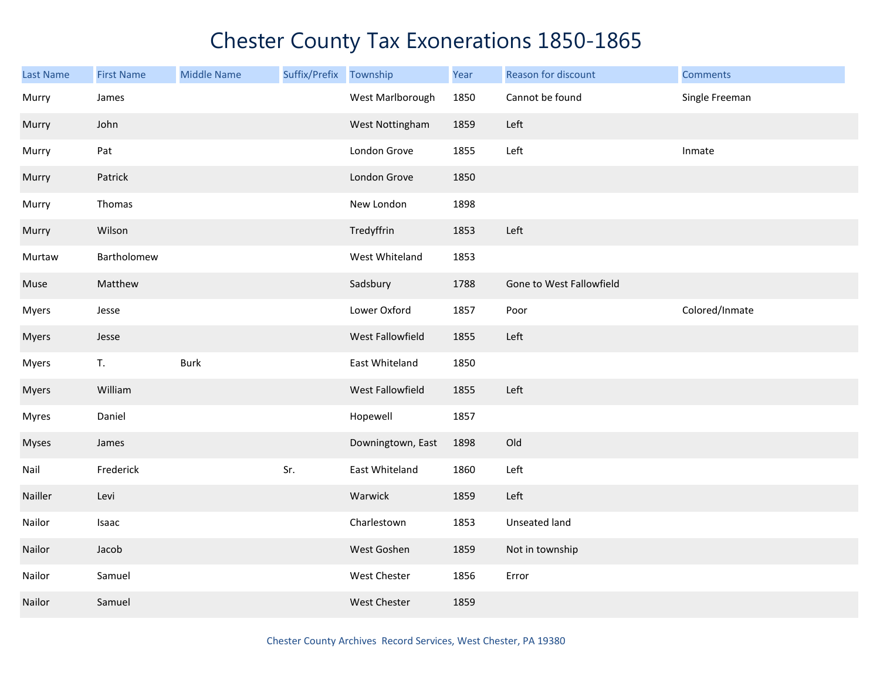# Chester County Tax Exonerations 1850-1865

| Last Name | First Name | Middle Name | Suffix/Prefix | Township | Year | Reason for discount | Comments |
|---|---|---|---|---|---|---|---|
| Murry | James | | | West Marlborough | 1850 | Cannot be found | Single Freeman |
| Murry | John | | | West Nottingham | 1859 | Left | |
| Murry | Pat | | | London Grove | 1855 | Left | Inmate |
| Murry | Patrick | | | London Grove | 1850 | | |
| Murry | Thomas | | | New London | 1898 | | |
| Murry | Wilson | | | Tredyffrin | 1853 | Left | |
| Murtaw | Bartholomew | | | West Whiteland | 1853 | | |
| Muse | Matthew | | | Sadsbury | 1788 | Gone to West Fallowfield | |
| Myers | Jesse | | | Lower Oxford | 1857 | Poor | Colored/Inmate |
| Myers | Jesse | | | West Fallowfield | 1855 | Left | |
| Myers | T. | Burk | | East Whiteland | 1850 | | |
| Myers | William | | | West Fallowfield | 1855 | Left | |
| Myres | Daniel | | | Hopewell | 1857 | | |
| Myses | James | | | Downingtown, East | 1898 | Old | |
| Nail | Frederick | | Sr. | East Whiteland | 1860 | Left | |
| Nailler | Levi | | | Warwick | 1859 | Left | |
| Nailor | Isaac | | | Charlestown | 1853 | Unseated land | |
| Nailor | Jacob | | | West Goshen | 1859 | Not in township | |
| Nailor | Samuel | | | West Chester | 1856 | Error | |
| Nailor | Samuel | | | West Chester | 1859 | | |

Chester County Archives Record Services, West Chester, PA 19380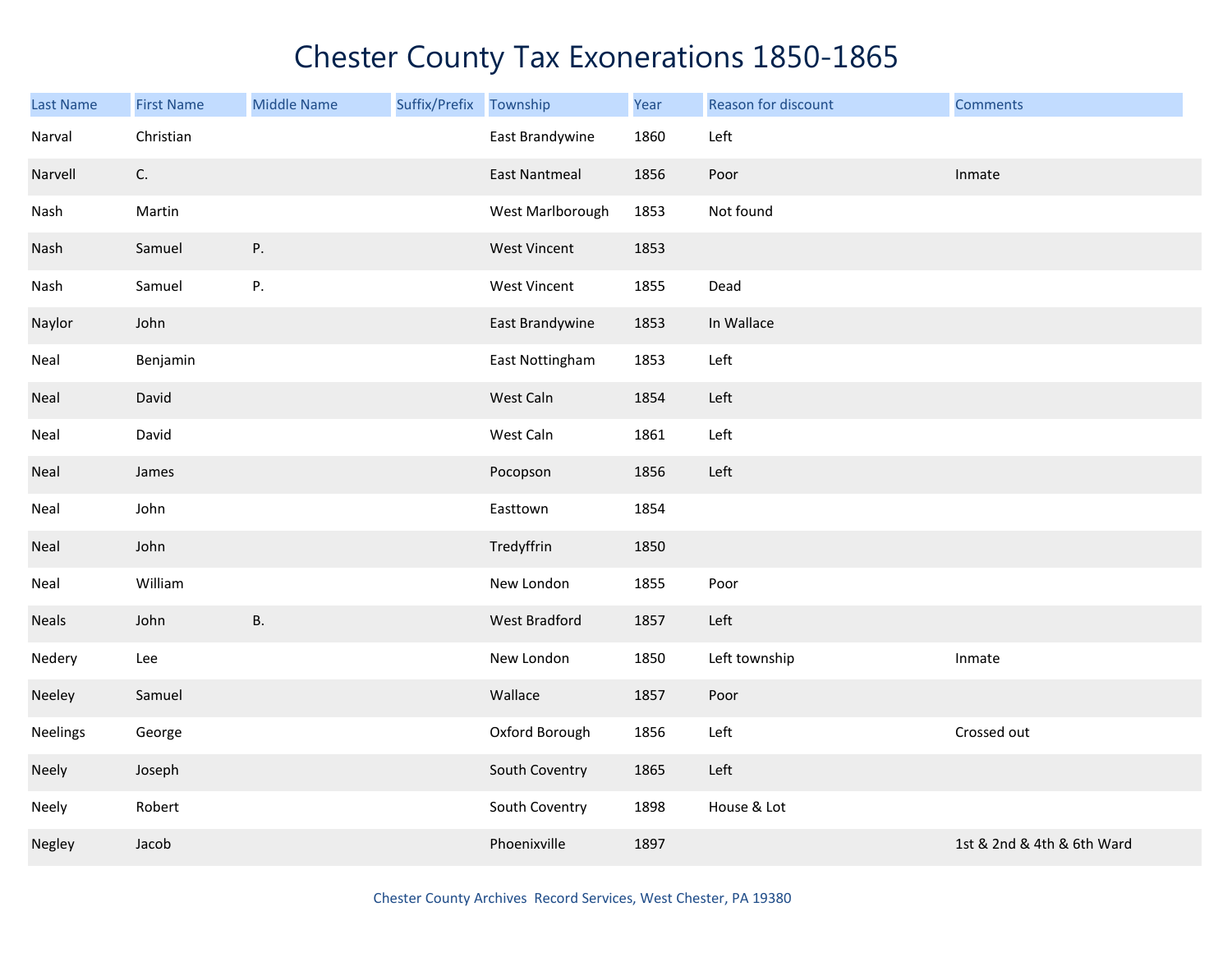# Chester County Tax Exonerations 1850-1865

| Last Name | First Name | Middle Name | Suffix/Prefix | Township | Year | Reason for discount | Comments |
|---|---|---|---|---|---|---|---|
| Narval | Christian | | | East Brandywine | 1860 | Left | |
| Narvell | C. | | | East Nantmeal | 1856 | Poor | Inmate |
| Nash | Martin | | | West Marlborough | 1853 | Not found | |
| Nash | Samuel | P. | | West Vincent | 1853 | | |
| Nash | Samuel | P. | | West Vincent | 1855 | Dead | |
| Naylor | John | | | East Brandywine | 1853 | In Wallace | |
| Neal | Benjamin | | | East Nottingham | 1853 | Left | |
| Neal | David | | | West Caln | 1854 | Left | |
| Neal | David | | | West Caln | 1861 | Left | |
| Neal | James | | | Pocopson | 1856 | Left | |
| Neal | John | | | Easttown | 1854 | | |
| Neal | John | | | Tredyffrin | 1850 | | |
| Neal | William | | | New London | 1855 | Poor | |
| Neals | John | B. | | West Bradford | 1857 | Left | |
| Nedery | Lee | | | New London | 1850 | Left township | Inmate |
| Neeley | Samuel | | | Wallace | 1857 | Poor | |
| Neelings | George | | | Oxford Borough | 1856 | Left | Crossed out |
| Neely | Joseph | | | South Coventry | 1865 | Left | |
| Neely | Robert | | | South Coventry | 1898 | House & Lot | |
| Negley | Jacob | | | Phoenixville | 1897 | | 1st & 2nd & 4th & 6th Ward |

Chester County Archives Record Services, West Chester, PA 19380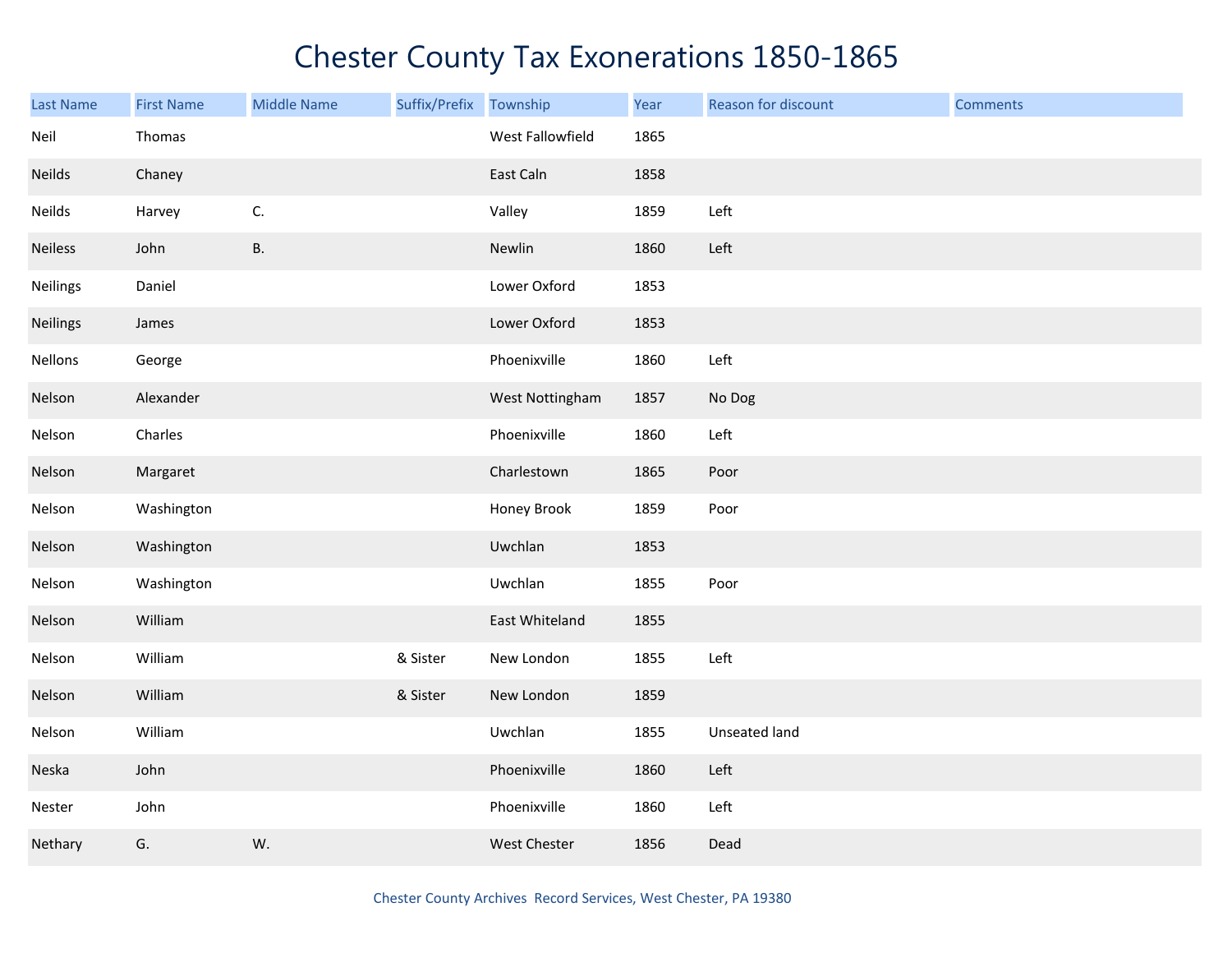# Chester County Tax Exonerations 1850-1865

| Last Name | First Name | Middle Name | Suffix/Prefix | Township | Year | Reason for discount | Comments |
|---|---|---|---|---|---|---|---|
| Neil | Thomas | | | West Fallowfield | 1865 | | |
| Neilds | Chaney | | | East Caln | 1858 | | |
| Neilds | Harvey | C. | | Valley | 1859 | Left | |
| Neiless | John | B. | | Newlin | 1860 | Left | |
| Neilings | Daniel | | | Lower Oxford | 1853 | | |
| Neilings | James | | | Lower Oxford | 1853 | | |
| Nellons | George | | | Phoenixville | 1860 | Left | |
| Nelson | Alexander | | | West Nottingham | 1857 | No Dog | |
| Nelson | Charles | | | Phoenixville | 1860 | Left | |
| Nelson | Margaret | | | Charlestown | 1865 | Poor | |
| Nelson | Washington | | | Honey Brook | 1859 | Poor | |
| Nelson | Washington | | | Uwchlan | 1853 | | |
| Nelson | Washington | | | Uwchlan | 1855 | Poor | |
| Nelson | William | | | East Whiteland | 1855 | | |
| Nelson | William | | & Sister | New London | 1855 | Left | |
| Nelson | William | | & Sister | New London | 1859 | | |
| Nelson | William | | | Uwchlan | 1855 | Unseated land | |
| Neska | John | | | Phoenixville | 1860 | Left | |
| Nester | John | | | Phoenixville | 1860 | Left | |
| Nethary | G. | W. | | West Chester | 1856 | Dead | |

Chester County Archives Record Services, West Chester, PA 19380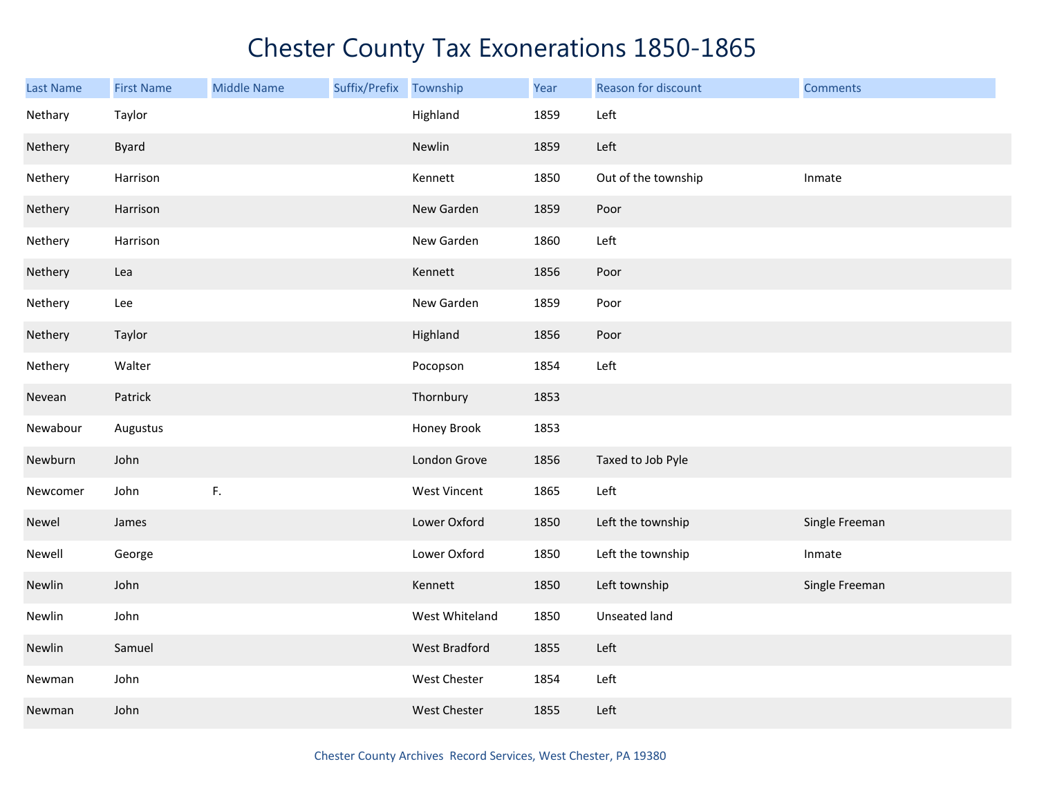# Chester County Tax Exonerations 1850-1865

| Last Name | First Name | Middle Name | Suffix/Prefix | Township | Year | Reason for discount | Comments |
|---|---|---|---|---|---|---|---|
| Nethary | Taylor | | | Highland | 1859 | Left | |
| Nethery | Byard | | | Newlin | 1859 | Left | |
| Nethery | Harrison | | | Kennett | 1850 | Out of the township | Inmate |
| Nethery | Harrison | | | New Garden | 1859 | Poor | |
| Nethery | Harrison | | | New Garden | 1860 | Left | |
| Nethery | Lea | | | Kennett | 1856 | Poor | |
| Nethery | Lee | | | New Garden | 1859 | Poor | |
| Nethery | Taylor | | | Highland | 1856 | Poor | |
| Nethery | Walter | | | Pocopson | 1854 | Left | |
| Nevean | Patrick | | | Thornbury | 1853 | | |
| Newabour | Augustus | | | Honey Brook | 1853 | | |
| Newburn | John | | | London Grove | 1856 | Taxed to Job Pyle | |
| Newcomer | John | F. | | West Vincent | 1865 | Left | |
| Newel | James | | | Lower Oxford | 1850 | Left the township | Single Freeman |
| Newell | George | | | Lower Oxford | 1850 | Left the township | Inmate |
| Newlin | John | | | Kennett | 1850 | Left township | Single Freeman |
| Newlin | John | | | West Whiteland | 1850 | Unseated land | |
| Newlin | Samuel | | | West Bradford | 1855 | Left | |
| Newman | John | | | West Chester | 1854 | Left | |
| Newman | John | | | West Chester | 1855 | Left | |

Chester County Archives Record Services, West Chester, PA 19380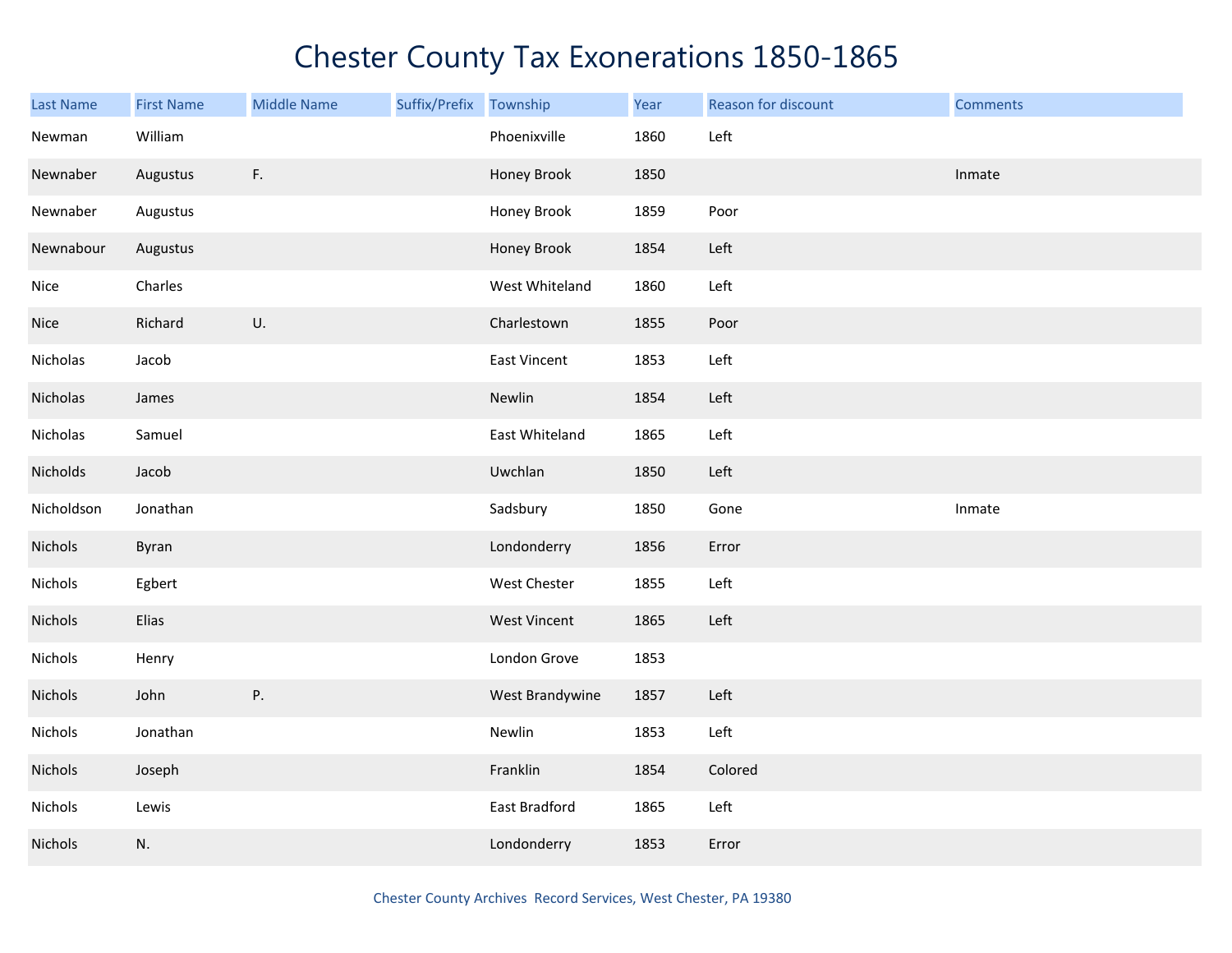# Chester County Tax Exonerations 1850-1865

| Last Name | First Name | Middle Name | Suffix/Prefix | Township | Year | Reason for discount | Comments |
|---|---|---|---|---|---|---|---|
| Newman | William | | | Phoenixville | 1860 | Left | |
| Newnaber | Augustus | F. | | Honey Brook | 1850 | | Inmate |
| Newnaber | Augustus | | | Honey Brook | 1859 | Poor | |
| Newnabour | Augustus | | | Honey Brook | 1854 | Left | |
| Nice | Charles | | | West Whiteland | 1860 | Left | |
| Nice | Richard | U. | | Charlestown | 1855 | Poor | |
| Nicholas | Jacob | | | East Vincent | 1853 | Left | |
| Nicholas | James | | | Newlin | 1854 | Left | |
| Nicholas | Samuel | | | East Whiteland | 1865 | Left | |
| Nicholds | Jacob | | | Uwchlan | 1850 | Left | |
| Nicholdson | Jonathan | | | Sadsbury | 1850 | Gone | Inmate |
| Nichols | Byran | | | Londonderry | 1856 | Error | |
| Nichols | Egbert | | | West Chester | 1855 | Left | |
| Nichols | Elias | | | West Vincent | 1865 | Left | |
| Nichols | Henry | | | London Grove | 1853 | | |
| Nichols | John | P. | | West Brandywine | 1857 | Left | |
| Nichols | Jonathan | | | Newlin | 1853 | Left | |
| Nichols | Joseph | | | Franklin | 1854 | Colored | |
| Nichols | Lewis | | | East Bradford | 1865 | Left | |
| Nichols | N. | | | Londonderry | 1853 | Error | |

Chester County Archives Record Services, West Chester, PA 19380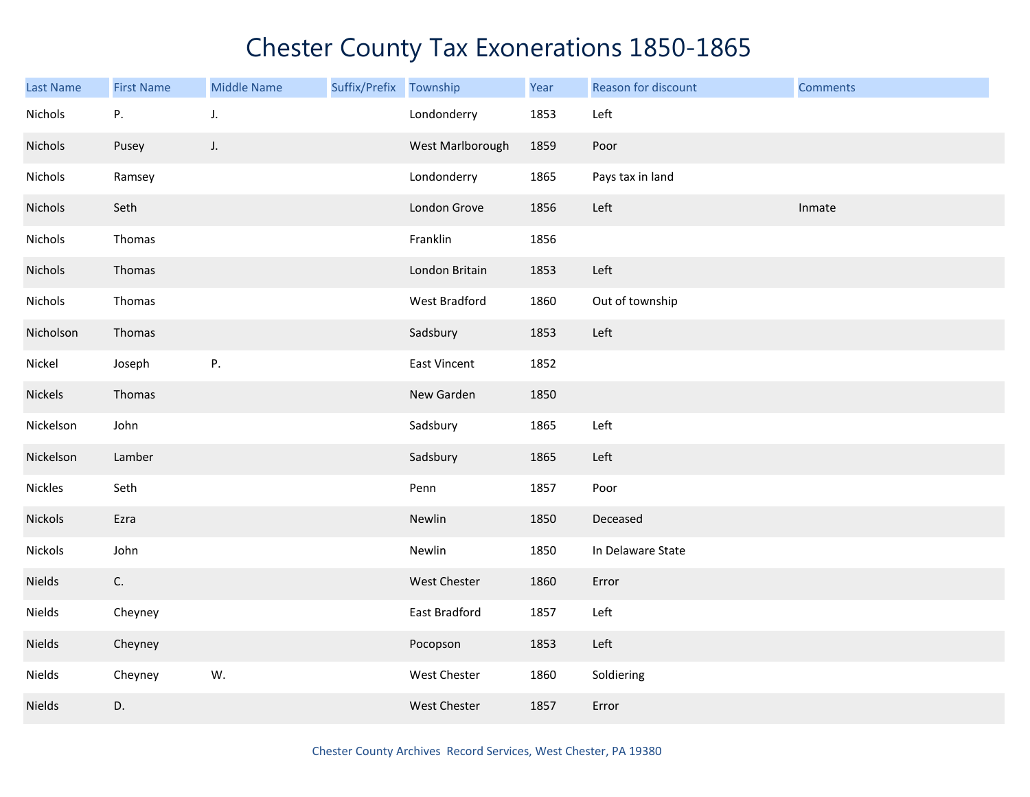# Chester County Tax Exonerations 1850-1865

| Last Name | First Name | Middle Name | Suffix/Prefix | Township | Year | Reason for discount | Comments |
|---|---|---|---|---|---|---|---|
| Nichols | P. | J. | | Londonderry | 1853 | Left | |
| Nichols | Pusey | J. | | West Marlborough | 1859 | Poor | |
| Nichols | Ramsey | | | Londonderry | 1865 | Pays tax in land | |
| Nichols | Seth | | | London Grove | 1856 | Left | Inmate |
| Nichols | Thomas | | | Franklin | 1856 | | |
| Nichols | Thomas | | | London Britain | 1853 | Left | |
| Nichols | Thomas | | | West Bradford | 1860 | Out of township | |
| Nicholson | Thomas | | | Sadsbury | 1853 | Left | |
| Nickel | Joseph | P. | | East Vincent | 1852 | | |
| Nickels | Thomas | | | New Garden | 1850 | | |
| Nickelson | John | | | Sadsbury | 1865 | Left | |
| Nickelson | Lamber | | | Sadsbury | 1865 | Left | |
| Nickles | Seth | | | Penn | 1857 | Poor | |
| Nickols | Ezra | | | Newlin | 1850 | Deceased | |
| Nickols | John | | | Newlin | 1850 | In Delaware State | |
| Nields | C. | | | West Chester | 1860 | Error | |
| Nields | Cheyney | | | East Bradford | 1857 | Left | |
| Nields | Cheyney | | | Pocopson | 1853 | Left | |
| Nields | Cheyney | W. | | West Chester | 1860 | Soldiering | |
| Nields | D. | | | West Chester | 1857 | Error | |

Chester County Archives Record Services, West Chester, PA 19380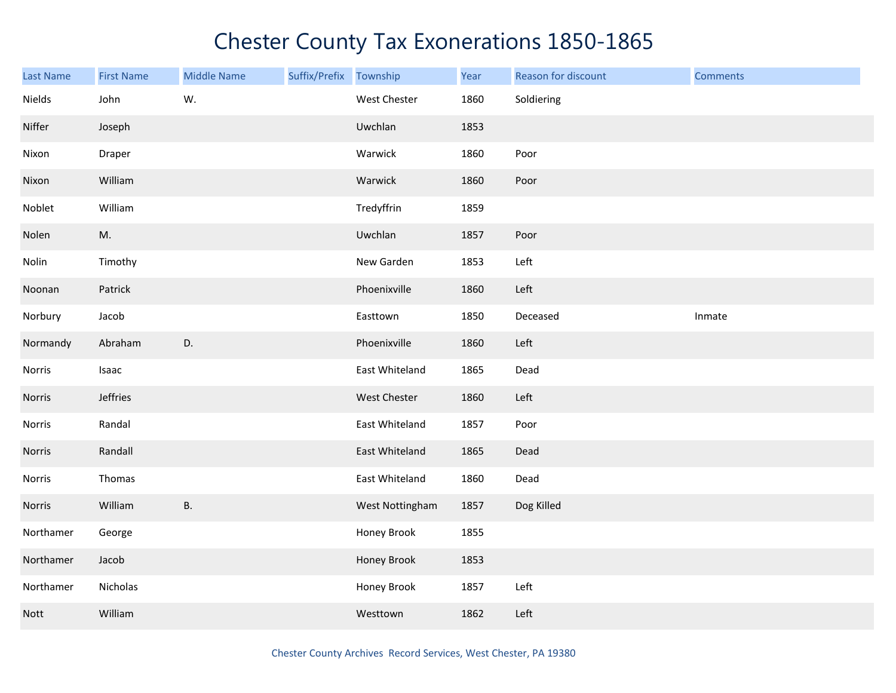# Chester County Tax Exonerations 1850-1865

| Last Name | First Name | Middle Name | Suffix/Prefix | Township | Year | Reason for discount | Comments |
|---|---|---|---|---|---|---|---|
| Nields | John | W. | | West Chester | 1860 | Soldiering | |
| Niffer | Joseph | | | Uwchlan | 1853 | | |
| Nixon | Draper | | | Warwick | 1860 | Poor | |
| Nixon | William | | | Warwick | 1860 | Poor | |
| Noblet | William | | | Tredyffrin | 1859 | | |
| Nolen | M. | | | Uwchlan | 1857 | Poor | |
| Nolin | Timothy | | | New Garden | 1853 | Left | |
| Noonan | Patrick | | | Phoenixville | 1860 | Left | |
| Norbury | Jacob | | | Easttown | 1850 | Deceased | Inmate |
| Normandy | Abraham | D. | | Phoenixville | 1860 | Left | |
| Norris | Isaac | | | East Whiteland | 1865 | Dead | |
| Norris | Jeffries | | | West Chester | 1860 | Left | |
| Norris | Randal | | | East Whiteland | 1857 | Poor | |
| Norris | Randall | | | East Whiteland | 1865 | Dead | |
| Norris | Thomas | | | East Whiteland | 1860 | Dead | |
| Norris | William | B. | | West Nottingham | 1857 | Dog Killed | |
| Northamer | George | | | Honey Brook | 1855 | | |
| Northamer | Jacob | | | Honey Brook | 1853 | | |
| Northamer | Nicholas | | | Honey Brook | 1857 | Left | |
| Nott | William | | | Westtown | 1862 | Left | |

Chester County Archives Record Services, West Chester, PA 19380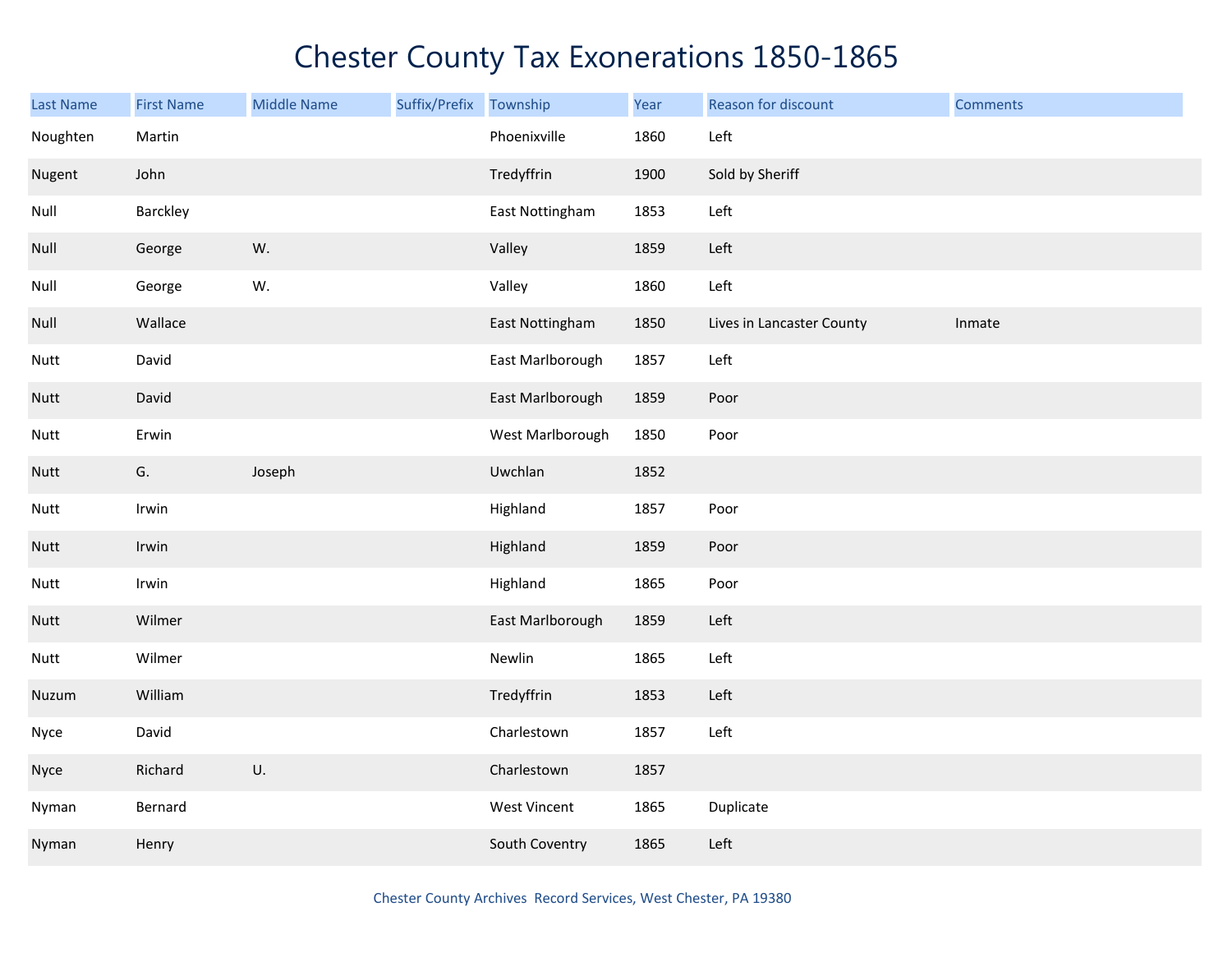# Chester County Tax Exonerations 1850-1865

| Last Name | First Name | Middle Name | Suffix/Prefix | Township | Year | Reason for discount | Comments |
|---|---|---|---|---|---|---|---|
| Noughten | Martin | | | Phoenixville | 1860 | Left | |
| Nugent | John | | | Tredyffrin | 1900 | Sold by Sheriff | |
| Null | Barckley | | | East Nottingham | 1853 | Left | |
| Null | George | W. | | Valley | 1859 | Left | |
| Null | George | W. | | Valley | 1860 | Left | |
| Null | Wallace | | | East Nottingham | 1850 | Lives in Lancaster County | Inmate |
| Nutt | David | | | East Marlborough | 1857 | Left | |
| Nutt | David | | | East Marlborough | 1859 | Poor | |
| Nutt | Erwin | | | West Marlborough | 1850 | Poor | |
| Nutt | G. | Joseph | | Uwchlan | 1852 | | |
| Nutt | Irwin | | | Highland | 1857 | Poor | |
| Nutt | Irwin | | | Highland | 1859 | Poor | |
| Nutt | Irwin | | | Highland | 1865 | Poor | |
| Nutt | Wilmer | | | East Marlborough | 1859 | Left | |
| Nutt | Wilmer | | | Newlin | 1865 | Left | |
| Nuzum | William | | | Tredyffrin | 1853 | Left | |
| Nyce | David | | | Charlestown | 1857 | Left | |
| Nyce | Richard | U. | | Charlestown | 1857 | | |
| Nyman | Bernard | | | West Vincent | 1865 | Duplicate | |
| Nyman | Henry | | | South Coventry | 1865 | Left | |

Chester County Archives Record Services, West Chester, PA 19380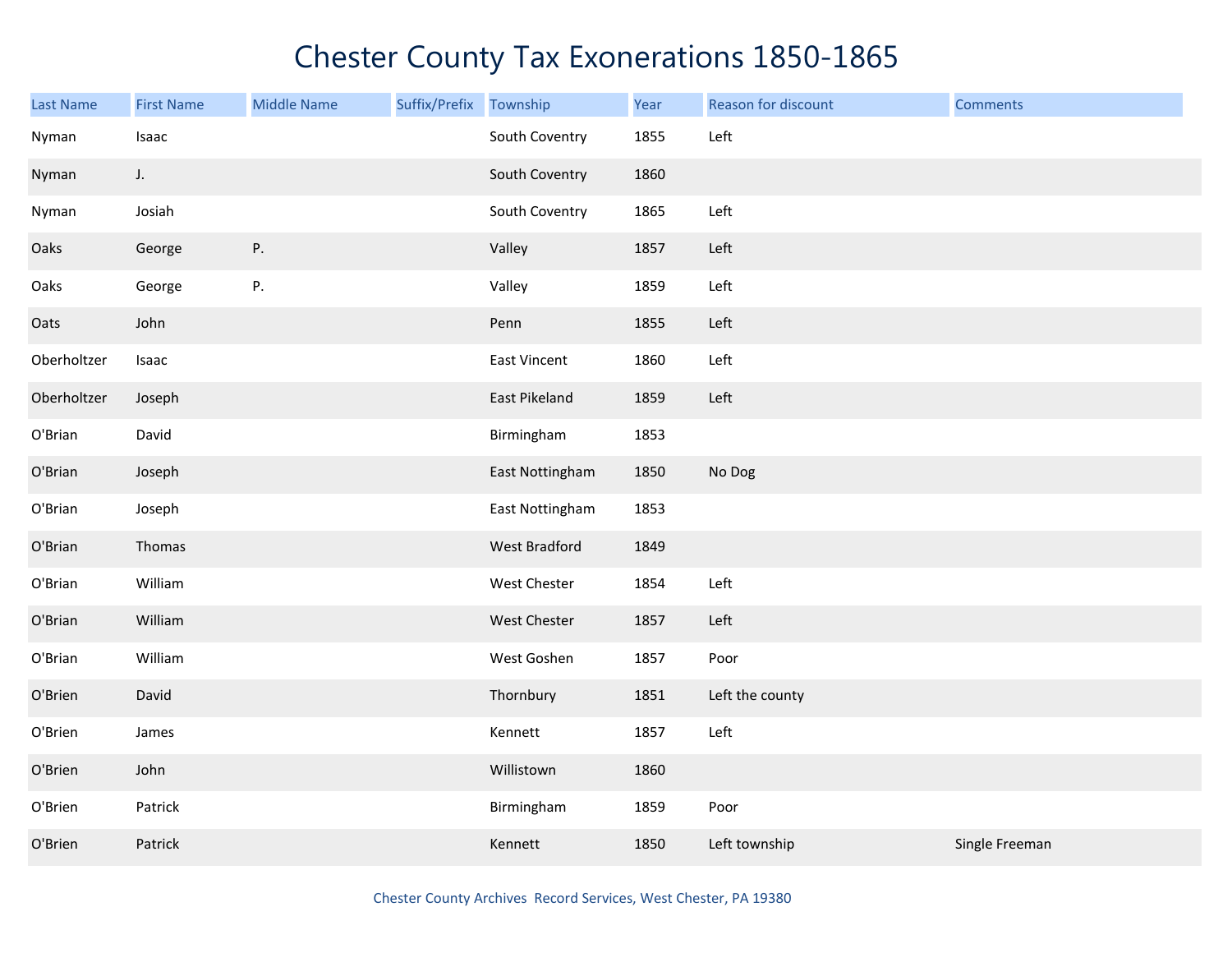# Chester County Tax Exonerations 1850-1865

| Last Name | First Name | Middle Name | Suffix/Prefix | Township | Year | Reason for discount | Comments |
|---|---|---|---|---|---|---|---|
| Nyman | Isaac | | | South Coventry | 1855 | Left | |
| Nyman | J. | | | South Coventry | 1860 | | |
| Nyman | Josiah | | | South Coventry | 1865 | Left | |
| Oaks | George | P. | | Valley | 1857 | Left | |
| Oaks | George | P. | | Valley | 1859 | Left | |
| Oats | John | | | Penn | 1855 | Left | |
| Oberholtzer | Isaac | | | East Vincent | 1860 | Left | |
| Oberholtzer | Joseph | | | East Pikeland | 1859 | Left | |
| O'Brian | David | | | Birmingham | 1853 | | |
| O'Brian | Joseph | | | East Nottingham | 1850 | No Dog | |
| O'Brian | Joseph | | | East Nottingham | 1853 | | |
| O'Brian | Thomas | | | West Bradford | 1849 | | |
| O'Brian | William | | | West Chester | 1854 | Left | |
| O'Brian | William | | | West Chester | 1857 | Left | |
| O'Brian | William | | | West Goshen | 1857 | Poor | |
| O'Brien | David | | | Thornbury | 1851 | Left the county | |
| O'Brien | James | | | Kennett | 1857 | Left | |
| O'Brien | John | | | Willistown | 1860 | | |
| O'Brien | Patrick | | | Birmingham | 1859 | Poor | |
| O'Brien | Patrick | | | Kennett | 1850 | Left township | Single Freeman |

Chester County Archives Record Services, West Chester, PA 19380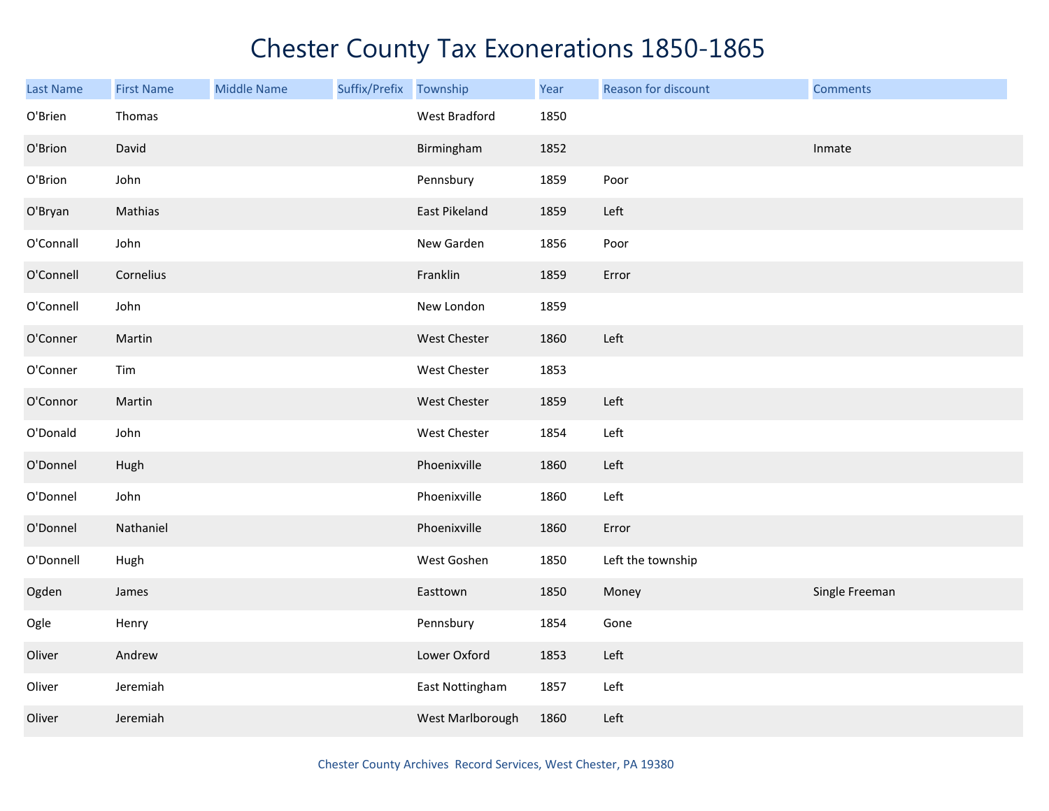# Chester County Tax Exonerations 1850-1865

| Last Name | First Name | Middle Name | Suffix/Prefix | Township | Year | Reason for discount | Comments |
|---|---|---|---|---|---|---|---|
| O'Brien | Thomas | | | West Bradford | 1850 | | |
| O'Brion | David | | | Birmingham | 1852 | | Inmate |
| O'Brion | John | | | Pennsbury | 1859 | Poor | |
| O'Bryan | Mathias | | | East Pikeland | 1859 | Left | |
| O'Connall | John | | | New Garden | 1856 | Poor | |
| O'Connell | Cornelius | | | Franklin | 1859 | Error | |
| O'Connell | John | | | New London | 1859 | | |
| O'Conner | Martin | | | West Chester | 1860 | Left | |
| O'Conner | Tim | | | West Chester | 1853 | | |
| O'Connor | Martin | | | West Chester | 1859 | Left | |
| O'Donald | John | | | West Chester | 1854 | Left | |
| O'Donnel | Hugh | | | Phoenixville | 1860 | Left | |
| O'Donnel | John | | | Phoenixville | 1860 | Left | |
| O'Donnel | Nathaniel | | | Phoenixville | 1860 | Error | |
| O'Donnell | Hugh | | | West Goshen | 1850 | Left the township | |
| Ogden | James | | | Easttown | 1850 | Money | Single Freeman |
| Ogle | Henry | | | Pennsbury | 1854 | Gone | |
| Oliver | Andrew | | | Lower Oxford | 1853 | Left | |
| Oliver | Jeremiah | | | East Nottingham | 1857 | Left | |
| Oliver | Jeremiah | | | West Marlborough | 1860 | Left | |

Chester County Archives Record Services, West Chester, PA 19380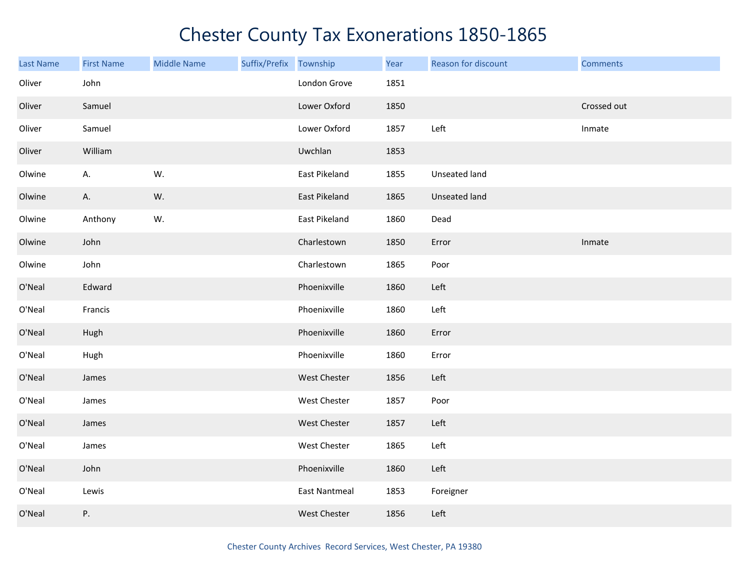# Chester County Tax Exonerations 1850-1865

| Last Name | First Name | Middle Name | Suffix/Prefix | Township | Year | Reason for discount | Comments |
|---|---|---|---|---|---|---|---|
| Oliver | John | | | London Grove | 1851 | | |
| Oliver | Samuel | | | Lower Oxford | 1850 | | Crossed out |
| Oliver | Samuel | | | Lower Oxford | 1857 | Left | Inmate |
| Oliver | William | | | Uwchlan | 1853 | | |
| Olwine | A. | W. | | East Pikeland | 1855 | Unseated land | |
| Olwine | A. | W. | | East Pikeland | 1865 | Unseated land | |
| Olwine | Anthony | W. | | East Pikeland | 1860 | Dead | |
| Olwine | John | | | Charlestown | 1850 | Error | Inmate |
| Olwine | John | | | Charlestown | 1865 | Poor | |
| O'Neal | Edward | | | Phoenixville | 1860 | Left | |
| O'Neal | Francis | | | Phoenixville | 1860 | Left | |
| O'Neal | Hugh | | | Phoenixville | 1860 | Error | |
| O'Neal | Hugh | | | Phoenixville | 1860 | Error | |
| O'Neal | James | | | West Chester | 1856 | Left | |
| O'Neal | James | | | West Chester | 1857 | Poor | |
| O'Neal | James | | | West Chester | 1857 | Left | |
| O'Neal | James | | | West Chester | 1865 | Left | |
| O'Neal | John | | | Phoenixville | 1860 | Left | |
| O'Neal | Lewis | | | East Nantmeal | 1853 | Foreigner | |
| O'Neal | P. | | | West Chester | 1856 | Left | |

Chester County Archives Record Services, West Chester, PA 19380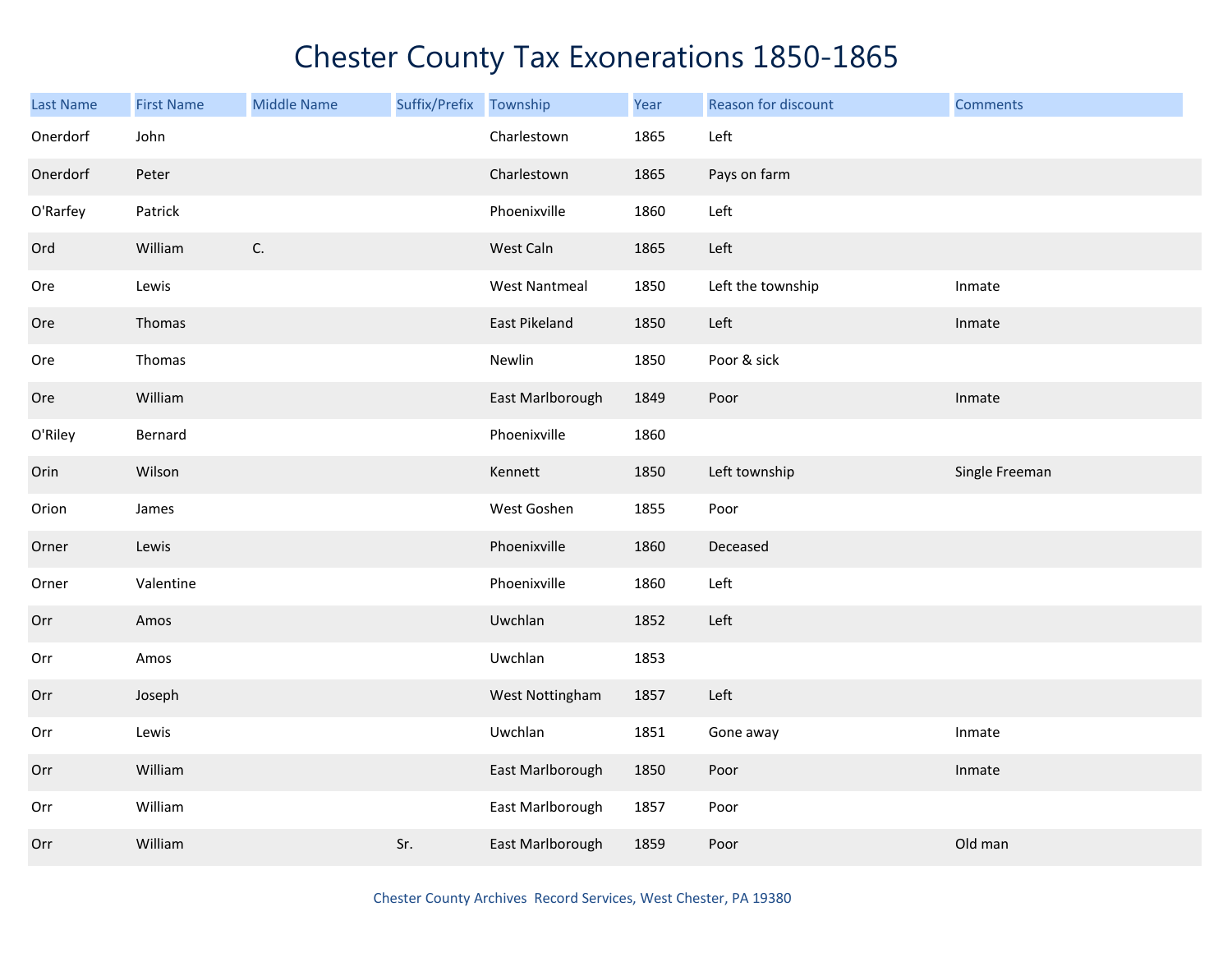# Chester County Tax Exonerations 1850-1865

| Last Name | First Name | Middle Name | Suffix/Prefix | Township | Year | Reason for discount | Comments |
|---|---|---|---|---|---|---|---|
| Onerdorf | John | | | Charlestown | 1865 | Left | |
| Onerdorf | Peter | | | Charlestown | 1865 | Pays on farm | |
| O'Rarfey | Patrick | | | Phoenixville | 1860 | Left | |
| Ord | William | C. | | West Caln | 1865 | Left | |
| Ore | Lewis | | | West Nantmeal | 1850 | Left the township | Inmate |
| Ore | Thomas | | | East Pikeland | 1850 | Left | Inmate |
| Ore | Thomas | | | Newlin | 1850 | Poor & sick | |
| Ore | William | | | East Marlborough | 1849 | Poor | Inmate |
| O'Riley | Bernard | | | Phoenixville | 1860 | | |
| Orin | Wilson | | | Kennett | 1850 | Left township | Single Freeman |
| Orion | James | | | West Goshen | 1855 | Poor | |
| Orner | Lewis | | | Phoenixville | 1860 | Deceased | |
| Orner | Valentine | | | Phoenixville | 1860 | Left | |
| Orr | Amos | | | Uwchlan | 1852 | Left | |
| Orr | Amos | | | Uwchlan | 1853 | | |
| Orr | Joseph | | | West Nottingham | 1857 | Left | |
| Orr | Lewis | | | Uwchlan | 1851 | Gone away | Inmate |
| Orr | William | | | East Marlborough | 1850 | Poor | Inmate |
| Orr | William | | | East Marlborough | 1857 | Poor | |
| Orr | William | | Sr. | East Marlborough | 1859 | Poor | Old man |

Chester County Archives Record Services, West Chester, PA 19380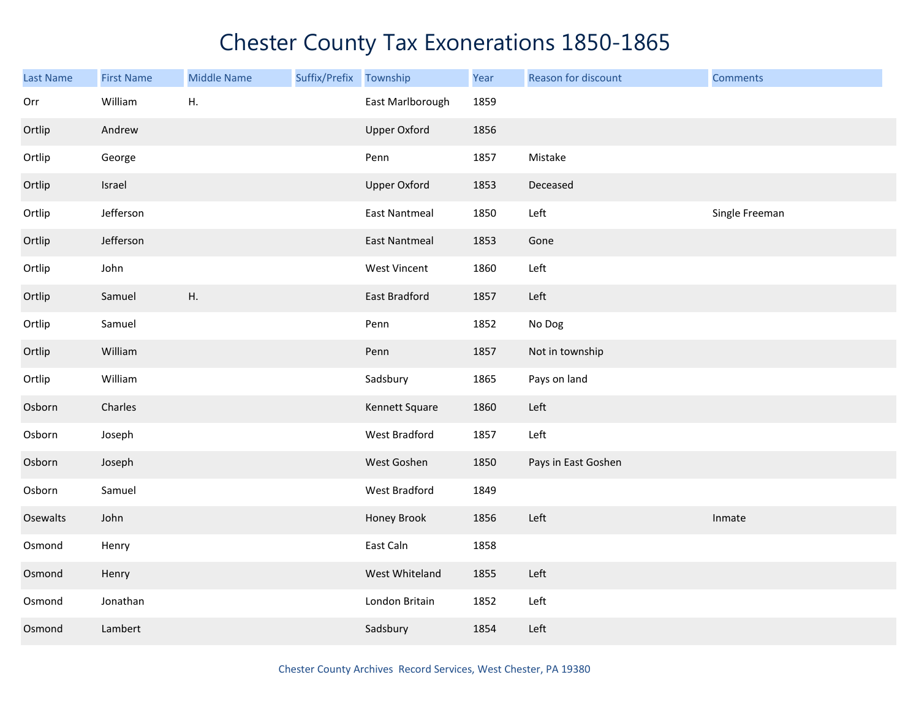# Chester County Tax Exonerations 1850-1865

| Last Name | First Name | Middle Name | Suffix/Prefix | Township | Year | Reason for discount | Comments |
|---|---|---|---|---|---|---|---|
| Orr | William | H. | | East Marlborough | 1859 | | |
| Ortlip | Andrew | | | Upper Oxford | 1856 | | |
| Ortlip | George | | | Penn | 1857 | Mistake | |
| Ortlip | Israel | | | Upper Oxford | 1853 | Deceased | |
| Ortlip | Jefferson | | | East Nantmeal | 1850 | Left | Single Freeman |
| Ortlip | Jefferson | | | East Nantmeal | 1853 | Gone | |
| Ortlip | John | | | West Vincent | 1860 | Left | |
| Ortlip | Samuel | H. | | East Bradford | 1857 | Left | |
| Ortlip | Samuel | | | Penn | 1852 | No Dog | |
| Ortlip | William | | | Penn | 1857 | Not in township | |
| Ortlip | William | | | Sadsbury | 1865 | Pays on land | |
| Osborn | Charles | | | Kennett Square | 1860 | Left | |
| Osborn | Joseph | | | West Bradford | 1857 | Left | |
| Osborn | Joseph | | | West Goshen | 1850 | Pays in East Goshen | |
| Osborn | Samuel | | | West Bradford | 1849 | | |
| Osewalts | John | | | Honey Brook | 1856 | Left | Inmate |
| Osmond | Henry | | | East Caln | 1858 | | |
| Osmond | Henry | | | West Whiteland | 1855 | Left | |
| Osmond | Jonathan | | | London Britain | 1852 | Left | |
| Osmond | Lambert | | | Sadsbury | 1854 | Left | |

Chester County Archives Record Services, West Chester, PA 19380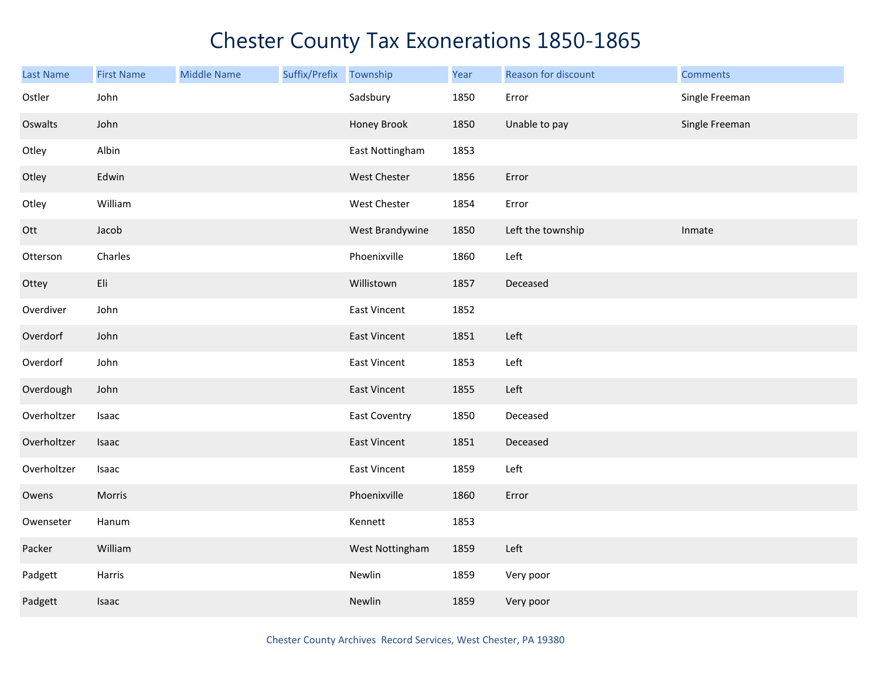# Chester County Tax Exonerations 1850-1865

| Last Name | First Name | Middle Name | Suffix/Prefix | Township | Year | Reason for discount | Comments |
| --- | --- | --- | --- | --- | --- | --- | --- |
| Ostler | John | | | Sadsbury | 1850 | Error | Single Freeman |
| Oswalts | John | | | Honey Brook | 1850 | Unable to pay | Single Freeman |
| Otley | Albin | | | East Nottingham | 1853 | | |
| Otley | Edwin | | | West Chester | 1856 | Error | |
| Otley | William | | | West Chester | 1854 | Error | |
| Ott | Jacob | | | West Brandywine | 1850 | Left the township | Inmate |
| Otterson | Charles | | | Phoenixville | 1860 | Left | |
| Ottey | Eli | | | Willistown | 1857 | Deceased | |
| Overdiver | John | | | East Vincent | 1852 | | |
| Overdorf | John | | | East Vincent | 1851 | Left | |
| Overdorf | John | | | East Vincent | 1853 | Left | |
| Overdough | John | | | East Vincent | 1855 | Left | |
| Overholtzer | Isaac | | | East Coventry | 1850 | Deceased | |
| Overholtzer | Isaac | | | East Vincent | 1851 | Deceased | |
| Overholtzer | Isaac | | | East Vincent | 1859 | Left | |
| Owens | Morris | | | Phoenixville | 1860 | Error | |
| Owenseter | Hanum | | | Kennett | 1853 | | |
| Packer | William | | | West Nottingham | 1859 | Left | |
| Padgett | Harris | | | Newlin | 1859 | Very poor | |
| Padgett | Isaac | | | Newlin | 1859 | Very poor | |

Chester County Archives Record Services, West Chester, PA 19380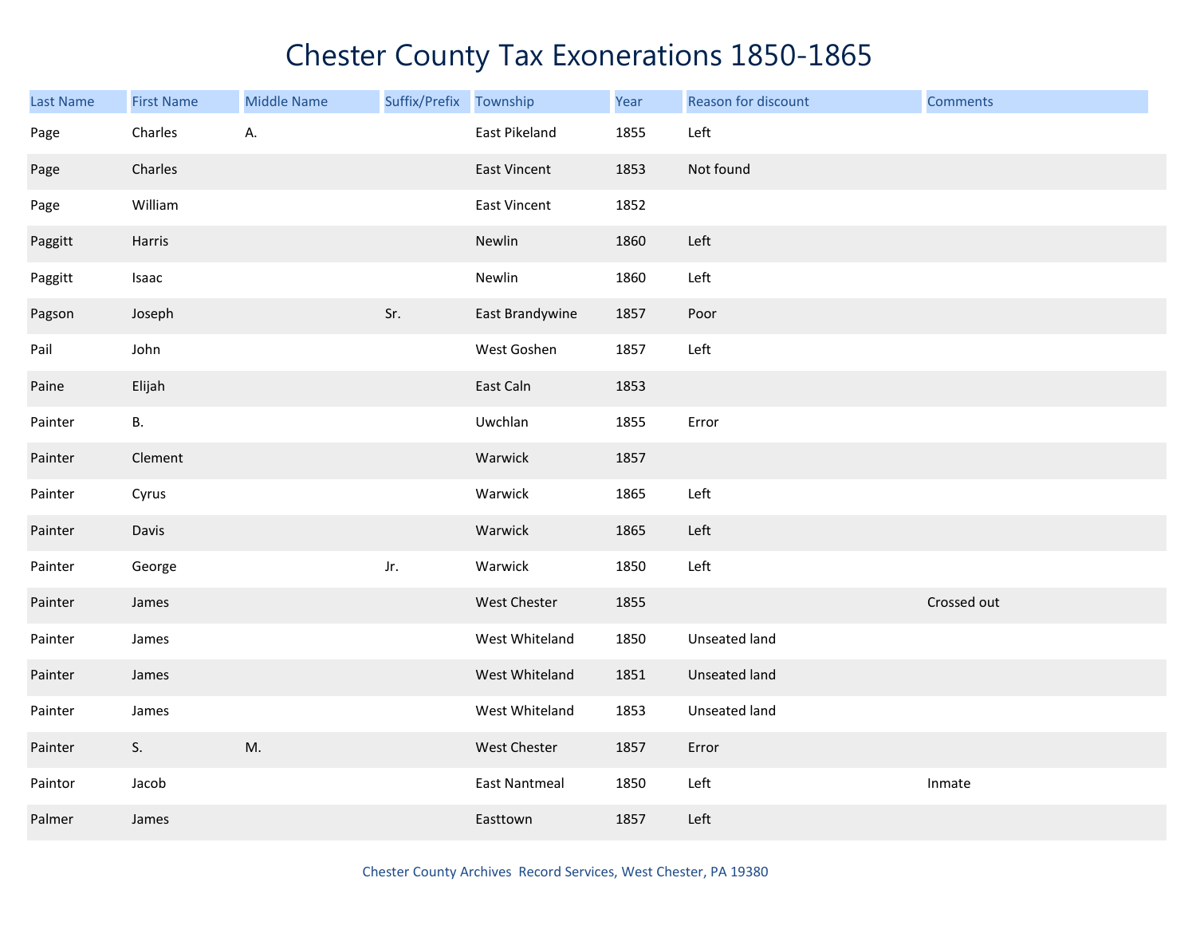# Chester County Tax Exonerations 1850-1865

| Last Name | First Name | Middle Name | Suffix/Prefix | Township | Year | Reason for discount | Comments |
|---|---|---|---|---|---|---|---|
| Page | Charles | A. | | East Pikeland | 1855 | Left | |
| Page | Charles | | | East Vincent | 1853 | Not found | |
| Page | William | | | East Vincent | 1852 | | |
| Paggitt | Harris | | | Newlin | 1860 | Left | |
| Paggitt | Isaac | | | Newlin | 1860 | Left | |
| Pagson | Joseph | | Sr. | East Brandywine | 1857 | Poor | |
| Pail | John | | | West Goshen | 1857 | Left | |
| Paine | Elijah | | | East Caln | 1853 | | |
| Painter | B. | | | Uwchlan | 1855 | Error | |
| Painter | Clement | | | Warwick | 1857 | | |
| Painter | Cyrus | | | Warwick | 1865 | Left | |
| Painter | Davis | | | Warwick | 1865 | Left | |
| Painter | George | | Jr. | Warwick | 1850 | Left | |
| Painter | James | | | West Chester | 1855 | | Crossed out |
| Painter | James | | | West Whiteland | 1850 | Unseated land | |
| Painter | James | | | West Whiteland | 1851 | Unseated land | |
| Painter | James | | | West Whiteland | 1853 | Unseated land | |
| Painter | S. | M. | | West Chester | 1857 | Error | |
| Paintor | Jacob | | | East Nantmeal | 1850 | Left | Inmate |
| Palmer | James | | | Easttown | 1857 | Left | |

Chester County Archives Record Services, West Chester, PA 19380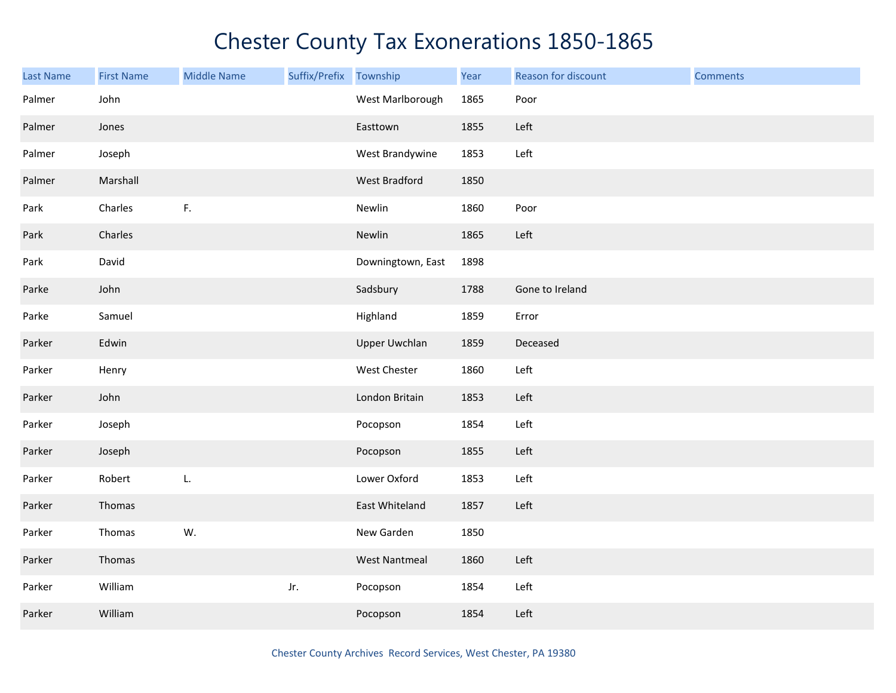# Chester County Tax Exonerations 1850-1865

| Last Name | First Name | Middle Name | Suffix/Prefix | Township | Year | Reason for discount | Comments |
|---|---|---|---|---|---|---|---|
| Palmer | John | | | West Marlborough | 1865 | Poor | |
| Palmer | Jones | | | Easttown | 1855 | Left | |
| Palmer | Joseph | | | West Brandywine | 1853 | Left | |
| Palmer | Marshall | | | West Bradford | 1850 | | |
| Park | Charles | F. | | Newlin | 1860 | Poor | |
| Park | Charles | | | Newlin | 1865 | Left | |
| Park | David | | | Downingtown, East | 1898 | | |
| Parke | John | | | Sadsbury | 1788 | Gone to Ireland | |
| Parke | Samuel | | | Highland | 1859 | Error | |
| Parker | Edwin | | | Upper Uwchlan | 1859 | Deceased | |
| Parker | Henry | | | West Chester | 1860 | Left | |
| Parker | John | | | London Britain | 1853 | Left | |
| Parker | Joseph | | | Pocopson | 1854 | Left | |
| Parker | Joseph | | | Pocopson | 1855 | Left | |
| Parker | Robert | L. | | Lower Oxford | 1853 | Left | |
| Parker | Thomas | | | East Whiteland | 1857 | Left | |
| Parker | Thomas | W. | | New Garden | 1850 | | |
| Parker | Thomas | | | West Nantmeal | 1860 | Left | |
| Parker | William | | Jr. | Pocopson | 1854 | Left | |
| Parker | William | | | Pocopson | 1854 | Left | |

Chester County Archives Record Services, West Chester, PA 19380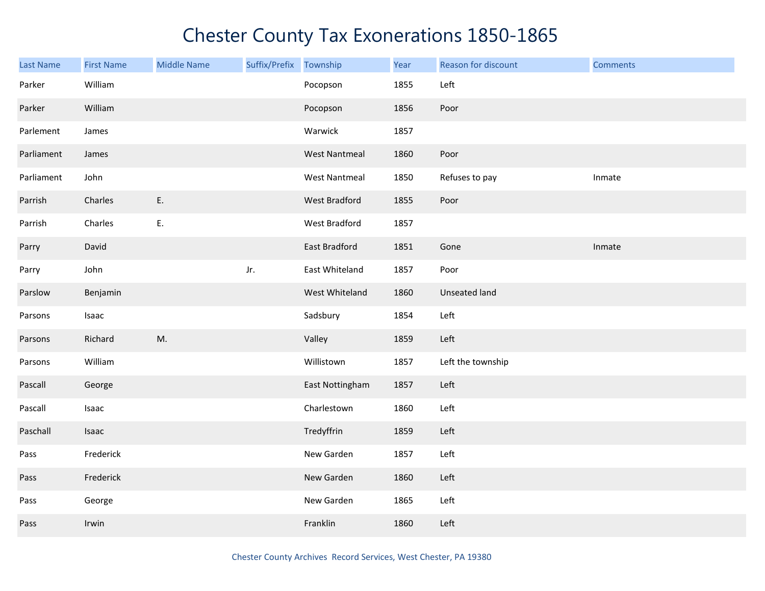# Chester County Tax Exonerations 1850-1865

| Last Name | First Name | Middle Name | Suffix/Prefix | Township | Year | Reason for discount | Comments |
|---|---|---|---|---|---|---|---|
| Parker | William | | | Pocopson | 1855 | Left | |
| Parker | William | | | Pocopson | 1856 | Poor | |
| Parlement | James | | | Warwick | 1857 | | |
| Parliament | James | | | West Nantmeal | 1860 | Poor | |
| Parliament | John | | | West Nantmeal | 1850 | Refuses to pay | Inmate |
| Parrish | Charles | E. | | West Bradford | 1855 | Poor | |
| Parrish | Charles | E. | | West Bradford | 1857 | | |
| Parry | David | | | East Bradford | 1851 | Gone | Inmate |
| Parry | John | | Jr. | East Whiteland | 1857 | Poor | |
| Parslow | Benjamin | | | West Whiteland | 1860 | Unseated land | |
| Parsons | Isaac | | | Sadsbury | 1854 | Left | |
| Parsons | Richard | M. | | Valley | 1859 | Left | |
| Parsons | William | | | Willistown | 1857 | Left the township | |
| Pascall | George | | | East Nottingham | 1857 | Left | |
| Pascall | Isaac | | | Charlestown | 1860 | Left | |
| Paschall | Isaac | | | Tredyffrin | 1859 | Left | |
| Pass | Frederick | | | New Garden | 1857 | Left | |
| Pass | Frederick | | | New Garden | 1860 | Left | |
| Pass | George | | | New Garden | 1865 | Left | |
| Pass | Irwin | | | Franklin | 1860 | Left | |

Chester County Archives Record Services, West Chester, PA 19380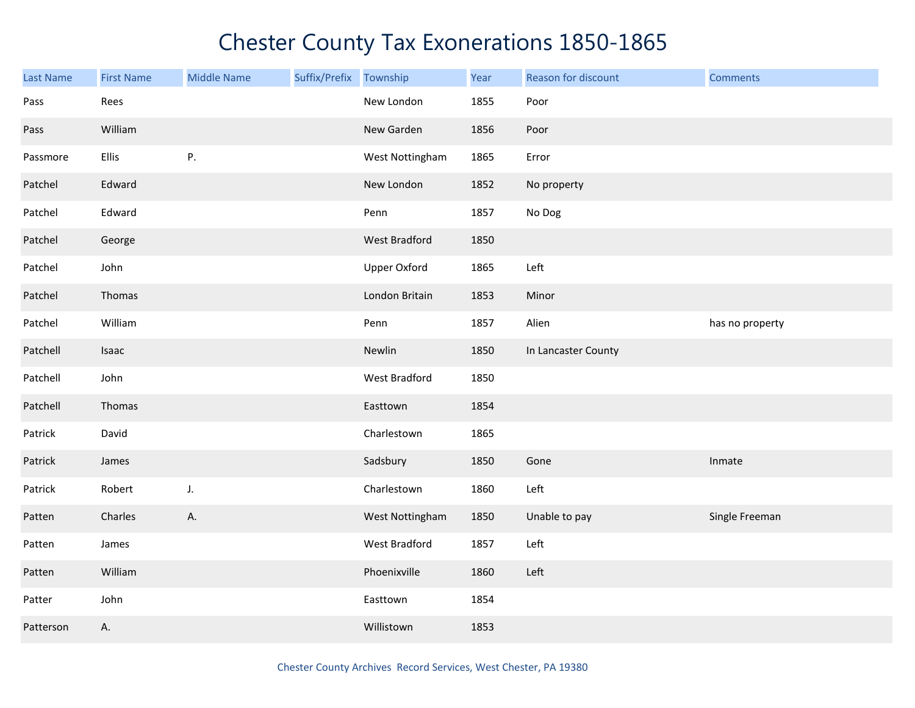# Chester County Tax Exonerations 1850-1865

| Last Name | First Name | Middle Name | Suffix/Prefix | Township | Year | Reason for discount | Comments |
|---|---|---|---|---|---|---|---|
| Pass | Rees | | | New London | 1855 | Poor | |
| Pass | William | | | New Garden | 1856 | Poor | |
| Passmore | Ellis | P. | | West Nottingham | 1865 | Error | |
| Patchel | Edward | | | New London | 1852 | No property | |
| Patchel | Edward | | | Penn | 1857 | No Dog | |
| Patchel | George | | | West Bradford | 1850 | | |
| Patchel | John | | | Upper Oxford | 1865 | Left | |
| Patchel | Thomas | | | London Britain | 1853 | Minor | |
| Patchel | William | | | Penn | 1857 | Alien | has no property |
| Patchell | Isaac | | | Newlin | 1850 | In Lancaster County | |
| Patchell | John | | | West Bradford | 1850 | | |
| Patchell | Thomas | | | Easttown | 1854 | | |
| Patrick | David | | | Charlestown | 1865 | | |
| Patrick | James | | | Sadsbury | 1850 | Gone | Inmate |
| Patrick | Robert | J. | | Charlestown | 1860 | Left | |
| Patten | Charles | A. | | West Nottingham | 1850 | Unable to pay | Single Freeman |
| Patten | James | | | West Bradford | 1857 | Left | |
| Patten | William | | | Phoenixville | 1860 | Left | |
| Patter | John | | | Easttown | 1854 | | |
| Patterson | A. | | | Willistown | 1853 | | |

Chester County Archives Record Services, West Chester, PA 19380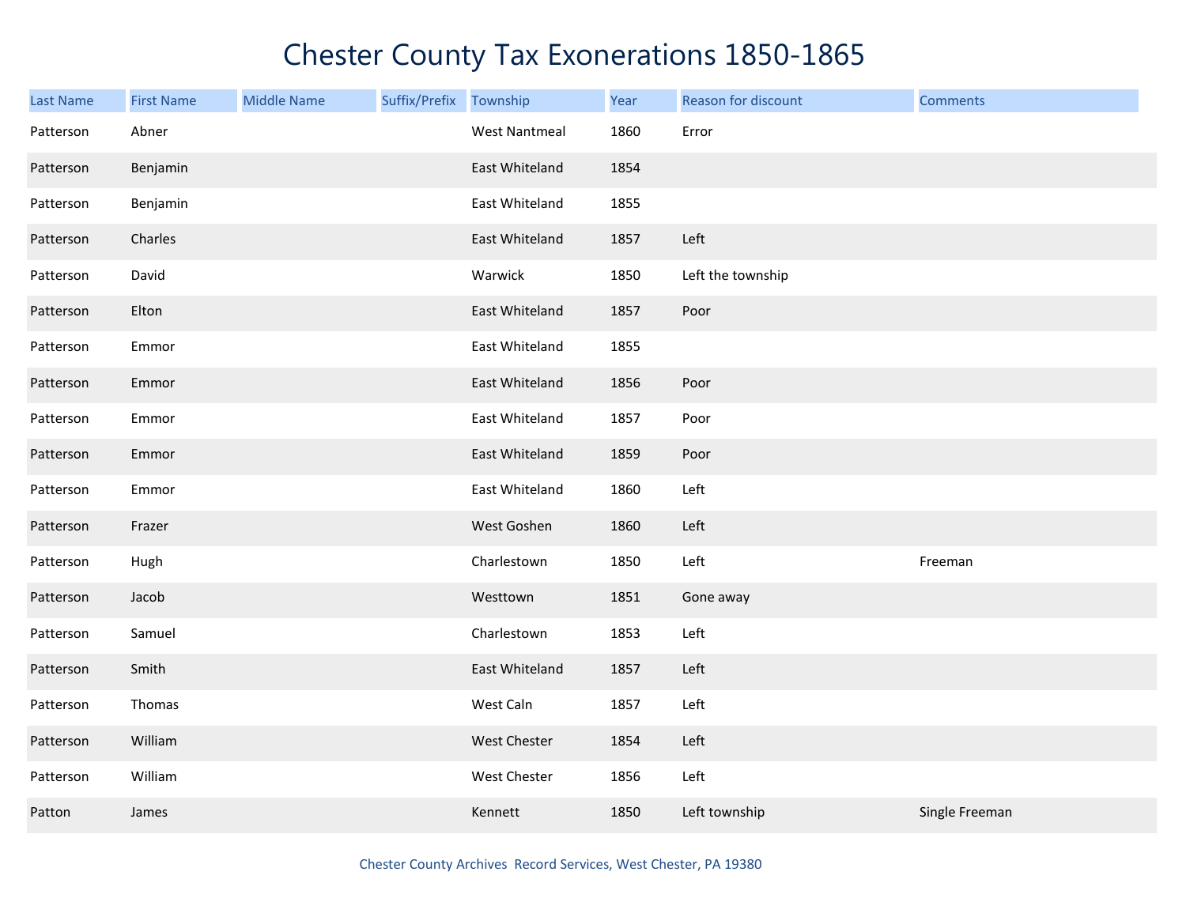# Chester County Tax Exonerations 1850-1865

| Last Name | First Name | Middle Name | Suffix/Prefix | Township | Year | Reason for discount | Comments |
|---|---|---|---|---|---|---|---|
| Patterson | Abner | | | West Nantmeal | 1860 | Error | |
| Patterson | Benjamin | | | East Whiteland | 1854 | | |
| Patterson | Benjamin | | | East Whiteland | 1855 | | |
| Patterson | Charles | | | East Whiteland | 1857 | Left | |
| Patterson | David | | | Warwick | 1850 | Left the township | |
| Patterson | Elton | | | East Whiteland | 1857 | Poor | |
| Patterson | Emmor | | | East Whiteland | 1855 | | |
| Patterson | Emmor | | | East Whiteland | 1856 | Poor | |
| Patterson | Emmor | | | East Whiteland | 1857 | Poor | |
| Patterson | Emmor | | | East Whiteland | 1859 | Poor | |
| Patterson | Emmor | | | East Whiteland | 1860 | Left | |
| Patterson | Frazer | | | West Goshen | 1860 | Left | |
| Patterson | Hugh | | | Charlestown | 1850 | Left | Freeman |
| Patterson | Jacob | | | Westtown | 1851 | Gone away | |
| Patterson | Samuel | | | Charlestown | 1853 | Left | |
| Patterson | Smith | | | East Whiteland | 1857 | Left | |
| Patterson | Thomas | | | West Caln | 1857 | Left | |
| Patterson | William | | | West Chester | 1854 | Left | |
| Patterson | William | | | West Chester | 1856 | Left | |
| Patton | James | | | Kennett | 1850 | Left township | Single Freeman |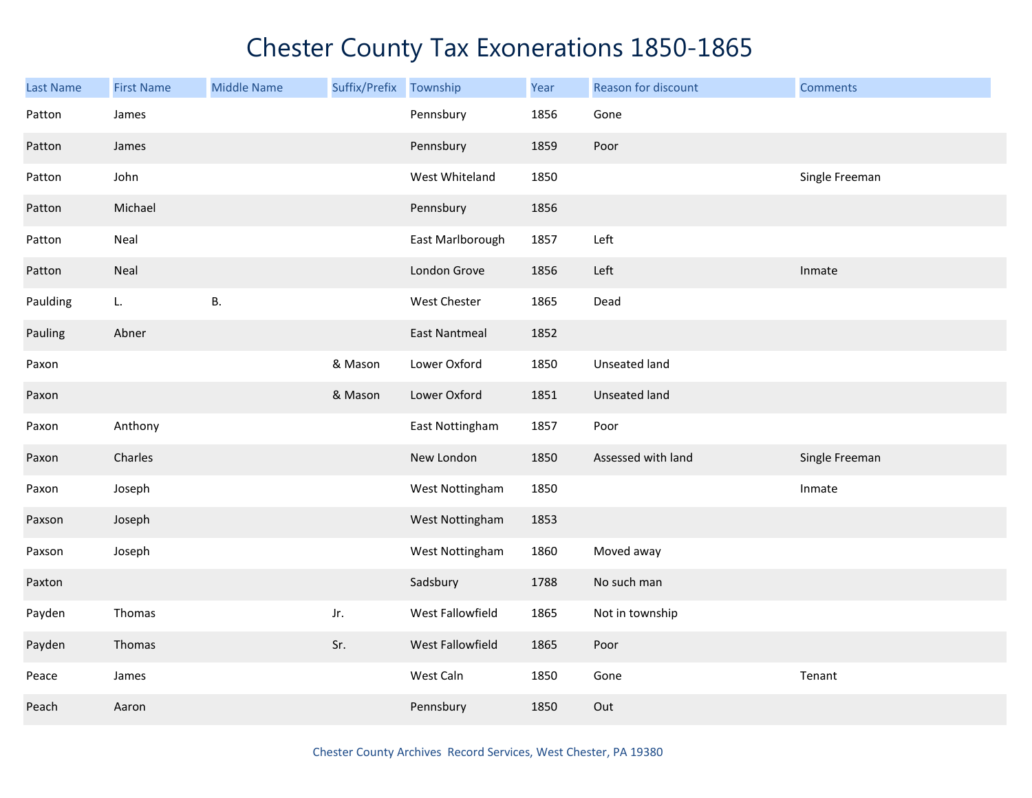# Chester County Tax Exonerations 1850-1865

| Last Name | First Name | Middle Name | Suffix/Prefix | Township | Year | Reason for discount | Comments |
|---|---|---|---|---|---|---|---|
| Patton | James | | | Pennsbury | 1856 | Gone | |
| Patton | James | | | Pennsbury | 1859 | Poor | |
| Patton | John | | | West Whiteland | 1850 | | Single Freeman |
| Patton | Michael | | | Pennsbury | 1856 | | |
| Patton | Neal | | | East Marlborough | 1857 | Left | |
| Patton | Neal | | | London Grove | 1856 | Left | Inmate |
| Paulding | L. | B. | | West Chester | 1865 | Dead | |
| Pauling | Abner | | | East Nantmeal | 1852 | | |
| Paxon | | | & Mason | Lower Oxford | 1850 | Unseated land | |
| Paxon | | | & Mason | Lower Oxford | 1851 | Unseated land | |
| Paxon | Anthony | | | East Nottingham | 1857 | Poor | |
| Paxon | Charles | | | New London | 1850 | Assessed with land | Single Freeman |
| Paxon | Joseph | | | West Nottingham | 1850 | | Inmate |
| Paxson | Joseph | | | West Nottingham | 1853 | | |
| Paxson | Joseph | | | West Nottingham | 1860 | Moved away | |
| Paxton | | | | Sadsbury | 1788 | No such man | |
| Payden | Thomas | | Jr. | West Fallowfield | 1865 | Not in township | |
| Payden | Thomas | | Sr. | West Fallowfield | 1865 | Poor | |
| Peace | James | | | West Caln | 1850 | Gone | Tenant |
| Peach | Aaron | | | Pennsbury | 1850 | Out | |

Chester County Archives Record Services, West Chester, PA 19380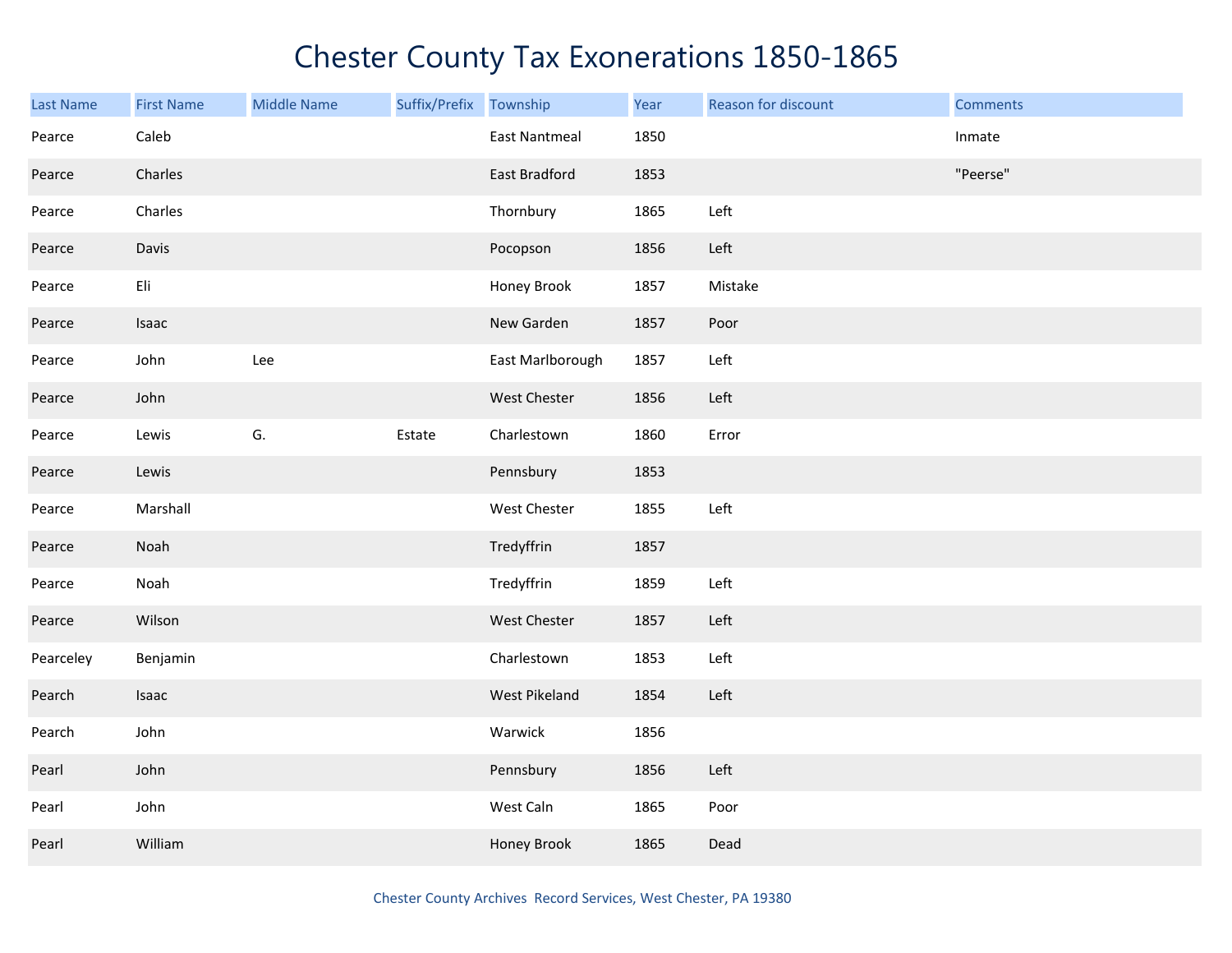# Chester County Tax Exonerations 1850-1865

| Last Name | First Name | Middle Name | Suffix/Prefix | Township | Year | Reason for discount | Comments |
|---|---|---|---|---|---|---|---|
| Pearce | Caleb | | | East Nantmeal | 1850 | | Inmate |
| Pearce | Charles | | | East Bradford | 1853 | | "Peerse" |
| Pearce | Charles | | | Thornbury | 1865 | Left | |
| Pearce | Davis | | | Pocopson | 1856 | Left | |
| Pearce | Eli | | | Honey Brook | 1857 | Mistake | |
| Pearce | Isaac | | | New Garden | 1857 | Poor | |
| Pearce | John | Lee | | East Marlborough | 1857 | Left | |
| Pearce | John | | | West Chester | 1856 | Left | |
| Pearce | Lewis | G. | Estate | Charlestown | 1860 | Error | |
| Pearce | Lewis | | | Pennsbury | 1853 | | |
| Pearce | Marshall | | | West Chester | 1855 | Left | |
| Pearce | Noah | | | Tredyffrin | 1857 | | |
| Pearce | Noah | | | Tredyffrin | 1859 | Left | |
| Pearce | Wilson | | | West Chester | 1857 | Left | |
| Pearceley | Benjamin | | | Charlestown | 1853 | Left | |
| Pearch | Isaac | | | West Pikeland | 1854 | Left | |
| Pearch | John | | | Warwick | 1856 | | |
| Pearl | John | | | Pennsbury | 1856 | Left | |
| Pearl | John | | | West Caln | 1865 | Poor | |
| Pearl | William | | | Honey Brook | 1865 | Dead | |

Chester County Archives Record Services, West Chester, PA 19380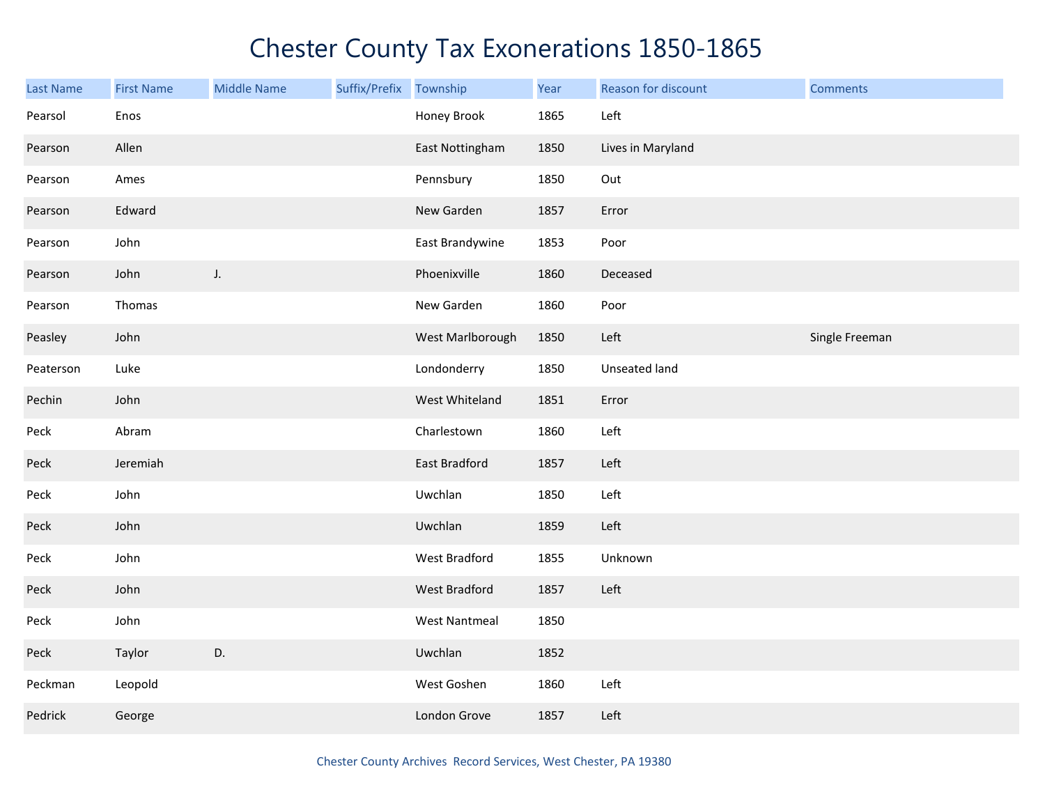# Chester County Tax Exonerations 1850-1865

| Last Name | First Name | Middle Name | Suffix/Prefix | Township | Year | Reason for discount | Comments |
|---|---|---|---|---|---|---|---|
| Pearsol | Enos | | | Honey Brook | 1865 | Left | |
| Pearson | Allen | | | East Nottingham | 1850 | Lives in Maryland | |
| Pearson | Ames | | | Pennsbury | 1850 | Out | |
| Pearson | Edward | | | New Garden | 1857 | Error | |
| Pearson | John | | | East Brandywine | 1853 | Poor | |
| Pearson | John | J. | | Phoenixville | 1860 | Deceased | |
| Pearson | Thomas | | | New Garden | 1860 | Poor | |
| Peasley | John | | | West Marlborough | 1850 | Left | Single Freeman |
| Peaterson | Luke | | | Londonderry | 1850 | Unseated land | |
| Pechin | John | | | West Whiteland | 1851 | Error | |
| Peck | Abram | | | Charlestown | 1860 | Left | |
| Peck | Jeremiah | | | East Bradford | 1857 | Left | |
| Peck | John | | | Uwchlan | 1850 | Left | |
| Peck | John | | | Uwchlan | 1859 | Left | |
| Peck | John | | | West Bradford | 1855 | Unknown | |
| Peck | John | | | West Bradford | 1857 | Left | |
| Peck | John | | | West Nantmeal | 1850 | | |
| Peck | Taylor | D. | | Uwchlan | 1852 | | |
| Peckman | Leopold | | | West Goshen | 1860 | Left | |
| Pedrick | George | | | London Grove | 1857 | Left | |

Chester County Archives Record Services, West Chester, PA 19380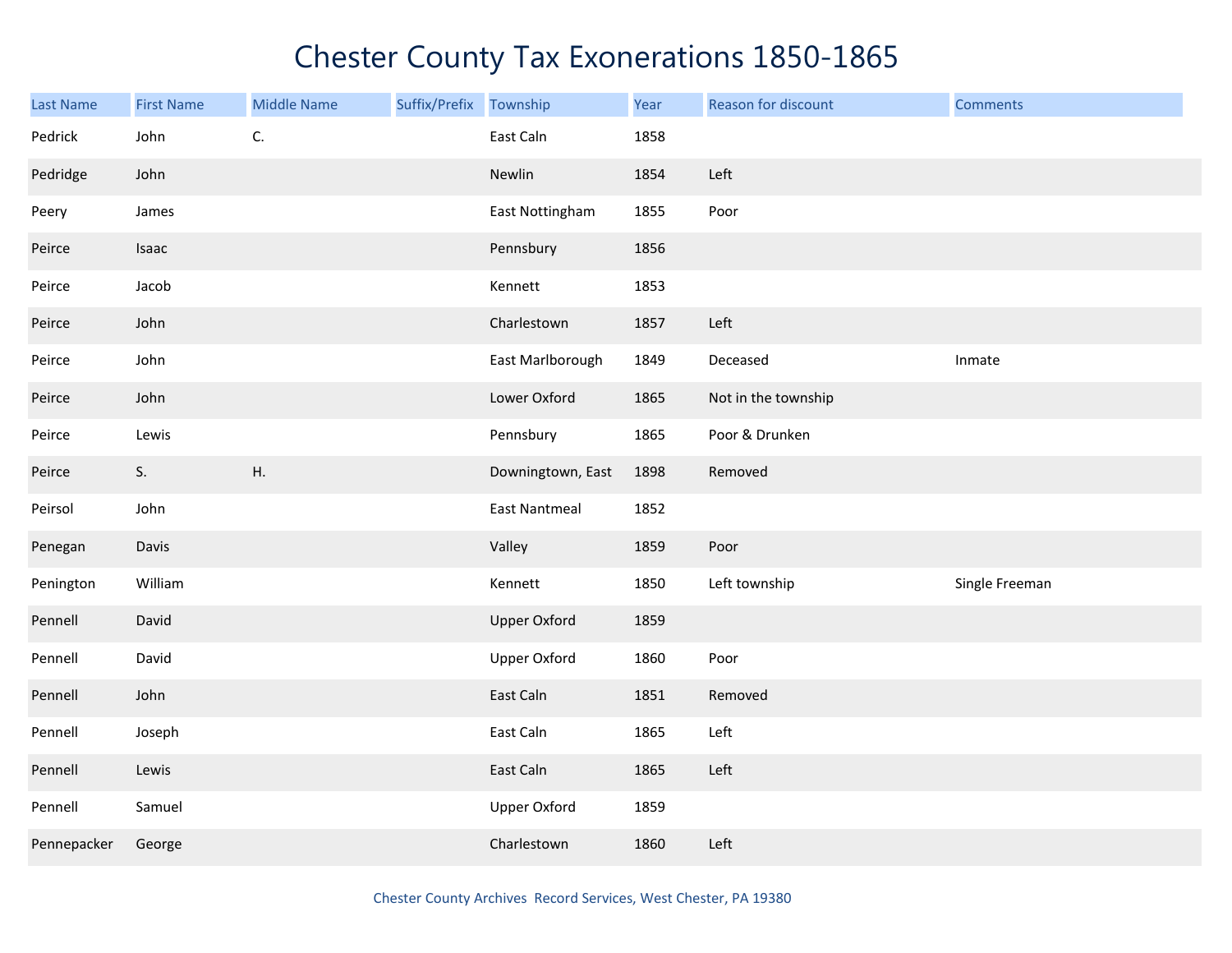# Chester County Tax Exonerations 1850-1865

| Last Name | First Name | Middle Name | Suffix/Prefix | Township | Year | Reason for discount | Comments |
|---|---|---|---|---|---|---|---|
| Pedrick | John | C. | | East Caln | 1858 | | |
| Pedridge | John | | | Newlin | 1854 | Left | |
| Peery | James | | | East Nottingham | 1855 | Poor | |
| Peirce | Isaac | | | Pennsbury | 1856 | | |
| Peirce | Jacob | | | Kennett | 1853 | | |
| Peirce | John | | | Charlestown | 1857 | Left | |
| Peirce | John | | | East Marlborough | 1849 | Deceased | Inmate |
| Peirce | John | | | Lower Oxford | 1865 | Not in the township | |
| Peirce | Lewis | | | Pennsbury | 1865 | Poor & Drunken | |
| Peirce | S. | H. | | Downingtown, East | 1898 | Removed | |
| Peirsol | John | | | East Nantmeal | 1852 | | |
| Penegan | Davis | | | Valley | 1859 | Poor | |
| Penington | William | | | Kennett | 1850 | Left township | Single Freeman |
| Pennell | David | | | Upper Oxford | 1859 | | |
| Pennell | David | | | Upper Oxford | 1860 | Poor | |
| Pennell | John | | | East Caln | 1851 | Removed | |
| Pennell | Joseph | | | East Caln | 1865 | Left | |
| Pennell | Lewis | | | East Caln | 1865 | Left | |
| Pennell | Samuel | | | Upper Oxford | 1859 | | |
| Pennepacker | George | | | Charlestown | 1860 | Left | |

Chester County Archives Record Services, West Chester, PA 19380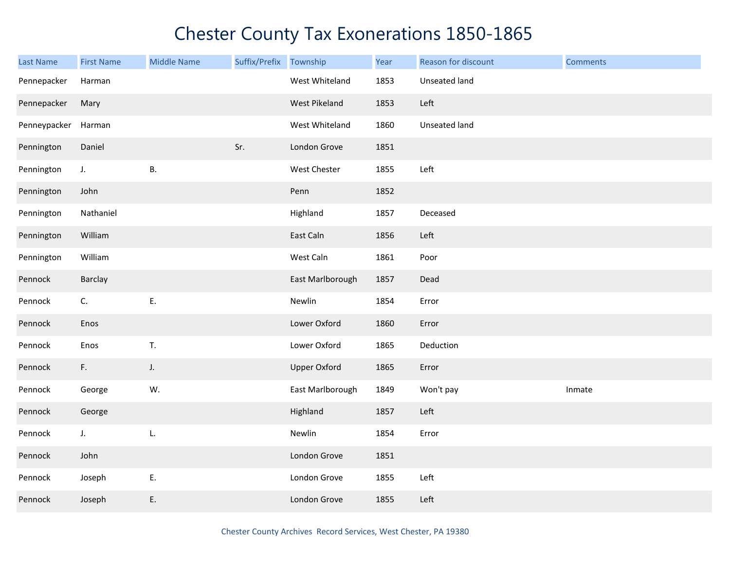# Chester County Tax Exonerations 1850-1865

| Last Name | First Name | Middle Name | Suffix/Prefix | Township | Year | Reason for discount | Comments |
|---|---|---|---|---|---|---|---|
| Pennepacker | Harman | | | West Whiteland | 1853 | Unseated land | |
| Pennepacker | Mary | | | West Pikeland | 1853 | Left | |
| Penneypacker | Harman | | | West Whiteland | 1860 | Unseated land | |
| Pennington | Daniel | | Sr. | London Grove | 1851 | | |
| Pennington | J. | B. | | West Chester | 1855 | Left | |
| Pennington | John | | | Penn | 1852 | | |
| Pennington | Nathaniel | | | Highland | 1857 | Deceased | |
| Pennington | William | | | East Caln | 1856 | Left | |
| Pennington | William | | | West Caln | 1861 | Poor | |
| Pennock | Barclay | | | East Marlborough | 1857 | Dead | |
| Pennock | C. | E. | | Newlin | 1854 | Error | |
| Pennock | Enos | | | Lower Oxford | 1860 | Error | |
| Pennock | Enos | T. | | Lower Oxford | 1865 | Deduction | |
| Pennock | F. | J. | | Upper Oxford | 1865 | Error | |
| Pennock | George | W. | | East Marlborough | 1849 | Won't pay | Inmate |
| Pennock | George | | | Highland | 1857 | Left | |
| Pennock | J. | L. | | Newlin | 1854 | Error | |
| Pennock | John | | | London Grove | 1851 | | |
| Pennock | Joseph | E. | | London Grove | 1855 | Left | |
| Pennock | Joseph | E. | | London Grove | 1855 | Left | |

Chester County Archives Record Services, West Chester, PA 19380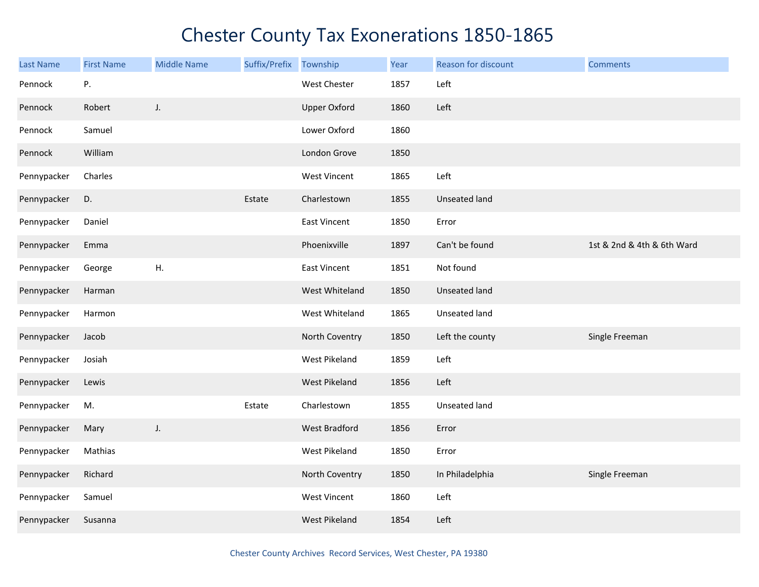# Chester County Tax Exonerations 1850-1865

| Last Name | First Name | Middle Name | Suffix/Prefix | Township | Year | Reason for discount | Comments |
|---|---|---|---|---|---|---|---|
| Pennock | P. | | | West Chester | 1857 | Left | |
| Pennock | Robert | J. | | Upper Oxford | 1860 | Left | |
| Pennock | Samuel | | | Lower Oxford | 1860 | | |
| Pennock | William | | | London Grove | 1850 | | |
| Pennypacker | Charles | | | West Vincent | 1865 | Left | |
| Pennypacker | D. | | Estate | Charlestown | 1855 | Unseated land | |
| Pennypacker | Daniel | | | East Vincent | 1850 | Error | |
| Pennypacker | Emma | | | Phoenixville | 1897 | Can't be found | 1st & 2nd & 4th & 6th Ward |
| Pennypacker | George | H. | | East Vincent | 1851 | Not found | |
| Pennypacker | Harman | | | West Whiteland | 1850 | Unseated land | |
| Pennypacker | Harmon | | | West Whiteland | 1865 | Unseated land | |
| Pennypacker | Jacob | | | North Coventry | 1850 | Left the county | Single Freeman |
| Pennypacker | Josiah | | | West Pikeland | 1859 | Left | |
| Pennypacker | Lewis | | | West Pikeland | 1856 | Left | |
| Pennypacker | M. | | Estate | Charlestown | 1855 | Unseated land | |
| Pennypacker | Mary | J. | | West Bradford | 1856 | Error | |
| Pennypacker | Mathias | | | West Pikeland | 1850 | Error | |
| Pennypacker | Richard | | | North Coventry | 1850 | In Philadelphia | Single Freeman |
| Pennypacker | Samuel | | | West Vincent | 1860 | Left | |
| Pennypacker | Susanna | | | West Pikeland | 1854 | Left | |

Chester County Archives Record Services, West Chester, PA 19380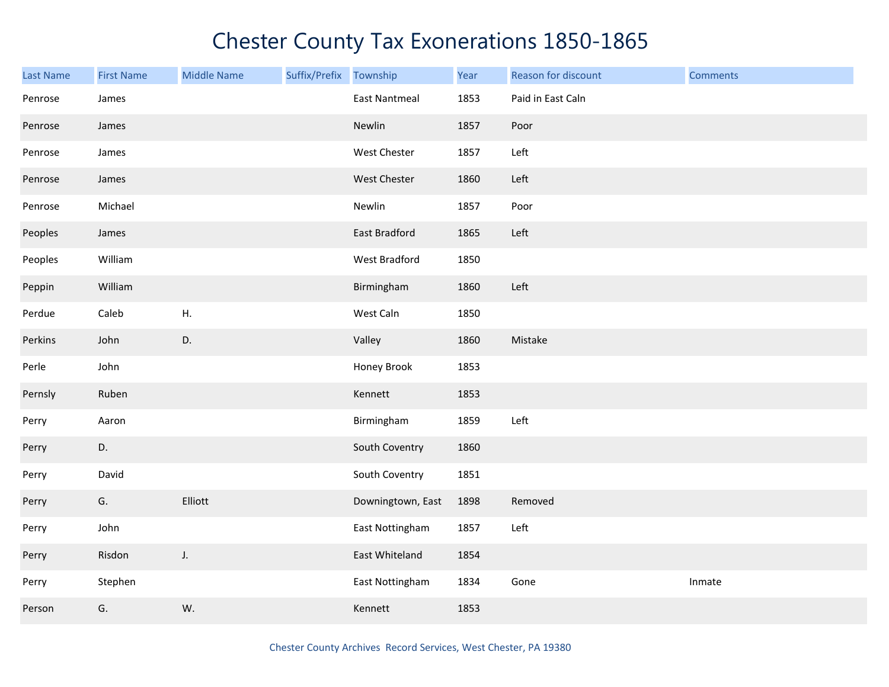# Chester County Tax Exonerations 1850-1865

| Last Name | First Name | Middle Name | Suffix/Prefix | Township | Year | Reason for discount | Comments |
|---|---|---|---|---|---|---|---|
| Penrose | James | | | East Nantmeal | 1853 | Paid in East Caln | |
| Penrose | James | | | Newlin | 1857 | Poor | |
| Penrose | James | | | West Chester | 1857 | Left | |
| Penrose | James | | | West Chester | 1860 | Left | |
| Penrose | Michael | | | Newlin | 1857 | Poor | |
| Peoples | James | | | East Bradford | 1865 | Left | |
| Peoples | William | | | West Bradford | 1850 | | |
| Peppin | William | | | Birmingham | 1860 | Left | |
| Perdue | Caleb | H. | | West Caln | 1850 | | |
| Perkins | John | D. | | Valley | 1860 | Mistake | |
| Perle | John | | | Honey Brook | 1853 | | |
| Pernsly | Ruben | | | Kennett | 1853 | | |
| Perry | Aaron | | | Birmingham | 1859 | Left | |
| Perry | D. | | | South Coventry | 1860 | | |
| Perry | David | | | South Coventry | 1851 | | |
| Perry | G. | Elliott | | Downingtown, East | 1898 | Removed | |
| Perry | John | | | East Nottingham | 1857 | Left | |
| Perry | Risdon | J. | | East Whiteland | 1854 | | |
| Perry | Stephen | | | East Nottingham | 1834 | Gone | Inmate |
| Person | G. | W. | | Kennett | 1853 | | |

Chester County Archives Record Services, West Chester, PA 19380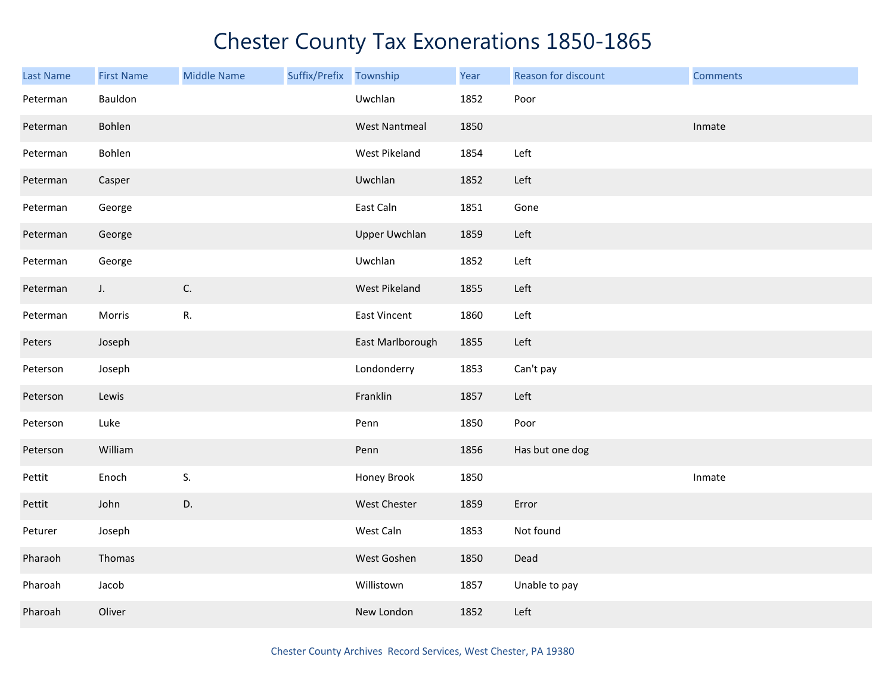# Chester County Tax Exonerations 1850-1865

| Last Name | First Name | Middle Name | Suffix/Prefix | Township | Year | Reason for discount | Comments |
|---|---|---|---|---|---|---|---|
| Peterman | Bauldon | | | Uwchlan | 1852 | Poor | |
| Peterman | Bohlen | | | West Nantmeal | 1850 | | Inmate |
| Peterman | Bohlen | | | West Pikeland | 1854 | Left | |
| Peterman | Casper | | | Uwchlan | 1852 | Left | |
| Peterman | George | | | East Caln | 1851 | Gone | |
| Peterman | George | | | Upper Uwchlan | 1859 | Left | |
| Peterman | George | | | Uwchlan | 1852 | Left | |
| Peterman | J. | C. | | West Pikeland | 1855 | Left | |
| Peterman | Morris | R. | | East Vincent | 1860 | Left | |
| Peters | Joseph | | | East Marlborough | 1855 | Left | |
| Peterson | Joseph | | | Londonderry | 1853 | Can't pay | |
| Peterson | Lewis | | | Franklin | 1857 | Left | |
| Peterson | Luke | | | Penn | 1850 | Poor | |
| Peterson | William | | | Penn | 1856 | Has but one dog | |
| Pettit | Enoch | S. | | Honey Brook | 1850 | | Inmate |
| Pettit | John | D. | | West Chester | 1859 | Error | |
| Peturer | Joseph | | | West Caln | 1853 | Not found | |
| Pharaoh | Thomas | | | West Goshen | 1850 | Dead | |
| Pharoah | Jacob | | | Willistown | 1857 | Unable to pay | |
| Pharoah | Oliver | | | New London | 1852 | Left | |

Chester County Archives Record Services, West Chester, PA 19380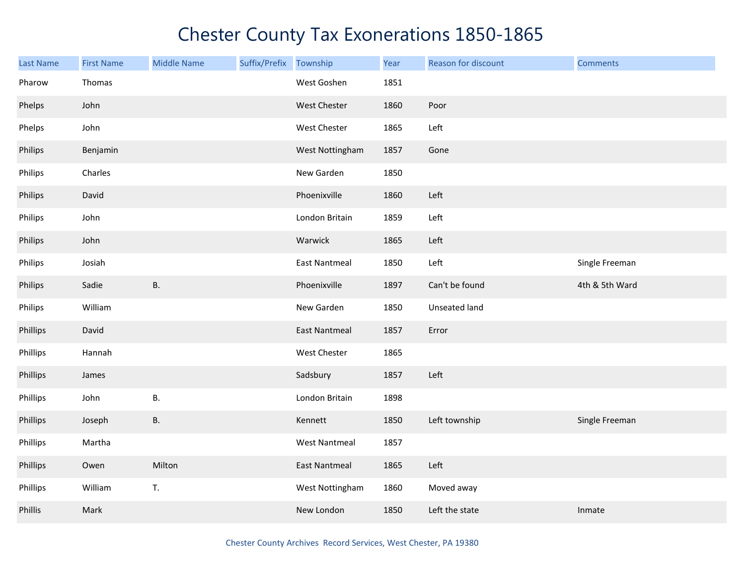# Chester County Tax Exonerations 1850-1865

| Last Name | First Name | Middle Name | Suffix/Prefix | Township | Year | Reason for discount | Comments |
|---|---|---|---|---|---|---|---|
| Pharow | Thomas | | | West Goshen | 1851 | | |
| Phelps | John | | | West Chester | 1860 | Poor | |
| Phelps | John | | | West Chester | 1865 | Left | |
| Philips | Benjamin | | | West Nottingham | 1857 | Gone | |
| Philips | Charles | | | New Garden | 1850 | | |
| Philips | David | | | Phoenixville | 1860 | Left | |
| Philips | John | | | London Britain | 1859 | Left | |
| Philips | John | | | Warwick | 1865 | Left | |
| Philips | Josiah | | | East Nantmeal | 1850 | Left | Single Freeman |
| Philips | Sadie | B. | | Phoenixville | 1897 | Can't be found | 4th & 5th Ward |
| Philips | William | | | New Garden | 1850 | Unseated land | |
| Phillips | David | | | East Nantmeal | 1857 | Error | |
| Phillips | Hannah | | | West Chester | 1865 | | |
| Phillips | James | | | Sadsbury | 1857 | Left | |
| Phillips | John | B. | | London Britain | 1898 | | |
| Phillips | Joseph | B. | | Kennett | 1850 | Left township | Single Freeman |
| Phillips | Martha | | | West Nantmeal | 1857 | | |
| Phillips | Owen | Milton | | East Nantmeal | 1865 | Left | |
| Phillips | William | T. | | West Nottingham | 1860 | Moved away | |
| Phillis | Mark | | | New London | 1850 | Left the state | Inmate |

Chester County Archives Record Services, West Chester, PA 19380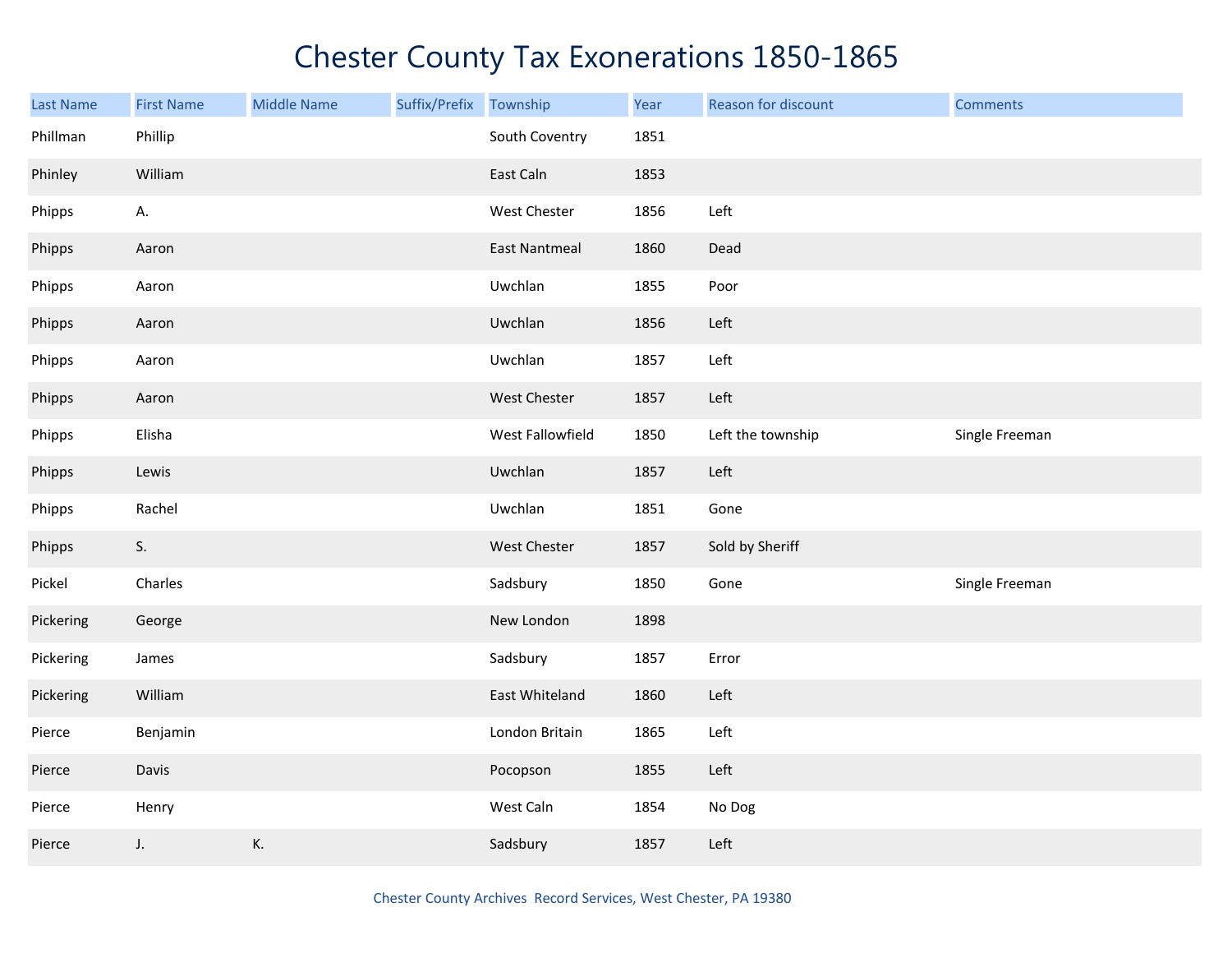# Chester County Tax Exonerations 1850-1865

| Last Name | First Name | Middle Name | Suffix/Prefix | Township | Year | Reason for discount | Comments |
|---|---|---|---|---|---|---|---|
| Phillman | Phillip | | | South Coventry | 1851 | | |
| Phinley | William | | | East Caln | 1853 | | |
| Phipps | A. | | | West Chester | 1856 | Left | |
| Phipps | Aaron | | | East Nantmeal | 1860 | Dead | |
| Phipps | Aaron | | | Uwchlan | 1855 | Poor | |
| Phipps | Aaron | | | Uwchlan | 1856 | Left | |
| Phipps | Aaron | | | Uwchlan | 1857 | Left | |
| Phipps | Aaron | | | West Chester | 1857 | Left | |
| Phipps | Elisha | | | West Fallowfield | 1850 | Left the township | Single Freeman |
| Phipps | Lewis | | | Uwchlan | 1857 | Left | |
| Phipps | Rachel | | | Uwchlan | 1851 | Gone | |
| Phipps | S. | | | West Chester | 1857 | Sold by Sheriff | |
| Pickel | Charles | | | Sadsbury | 1850 | Gone | Single Freeman |
| Pickering | George | | | New London | 1898 | | |
| Pickering | James | | | Sadsbury | 1857 | Error | |
| Pickering | William | | | East Whiteland | 1860 | Left | |
| Pierce | Benjamin | | | London Britain | 1865 | Left | |
| Pierce | Davis | | | Pocopson | 1855 | Left | |
| Pierce | Henry | | | West Caln | 1854 | No Dog | |
| Pierce | J. | K. | | Sadsbury | 1857 | Left | |

Chester County Archives Record Services, West Chester, PA 19380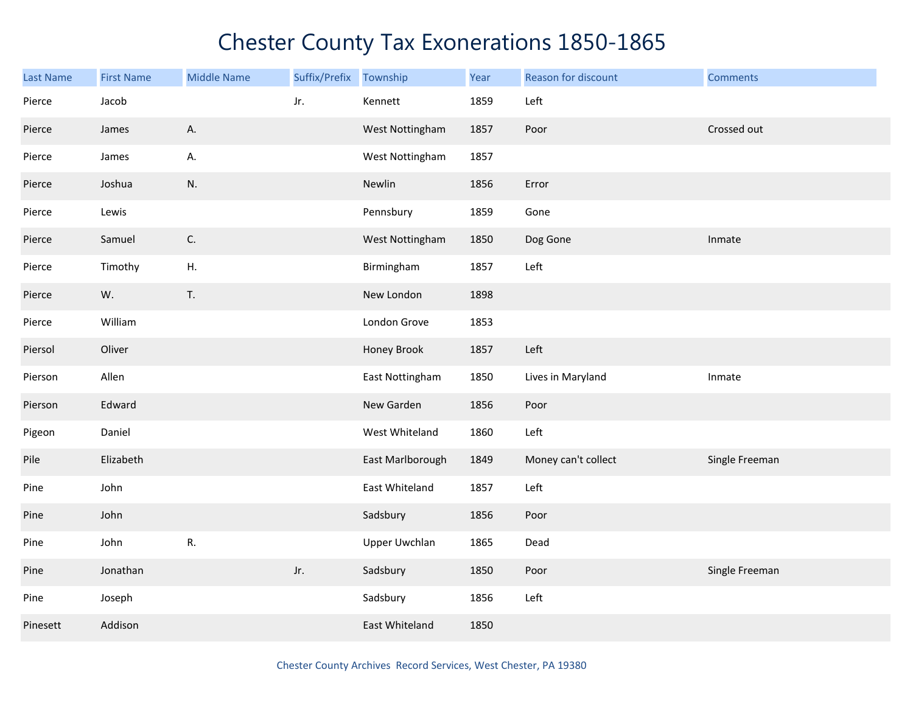# Chester County Tax Exonerations 1850-1865

| Last Name | First Name | Middle Name | Suffix/Prefix | Township | Year | Reason for discount | Comments |
|---|---|---|---|---|---|---|---|
| Pierce | Jacob | | Jr. | Kennett | 1859 | Left | |
| Pierce | James | A. | | West Nottingham | 1857 | Poor | Crossed out |
| Pierce | James | A. | | West Nottingham | 1857 | | |
| Pierce | Joshua | N. | | Newlin | 1856 | Error | |
| Pierce | Lewis | | | Pennsbury | 1859 | Gone | |
| Pierce | Samuel | C. | | West Nottingham | 1850 | Dog Gone | Inmate |
| Pierce | Timothy | H. | | Birmingham | 1857 | Left | |
| Pierce | W. | T. | | New London | 1898 | | |
| Pierce | William | | | London Grove | 1853 | | |
| Piersol | Oliver | | | Honey Brook | 1857 | Left | |
| Pierson | Allen | | | East Nottingham | 1850 | Lives in Maryland | Inmate |
| Pierson | Edward | | | New Garden | 1856 | Poor | |
| Pigeon | Daniel | | | West Whiteland | 1860 | Left | |
| Pile | Elizabeth | | | East Marlborough | 1849 | Money can't collect | Single Freeman |
| Pine | John | | | East Whiteland | 1857 | Left | |
| Pine | John | | | Sadsbury | 1856 | Poor | |
| Pine | John | R. | | Upper Uwchlan | 1865 | Dead | |
| Pine | Jonathan | | Jr. | Sadsbury | 1850 | Poor | Single Freeman |
| Pine | Joseph | | | Sadsbury | 1856 | Left | |
| Pinesett | Addison | | | East Whiteland | 1850 | | |

Chester County Archives Record Services, West Chester, PA 19380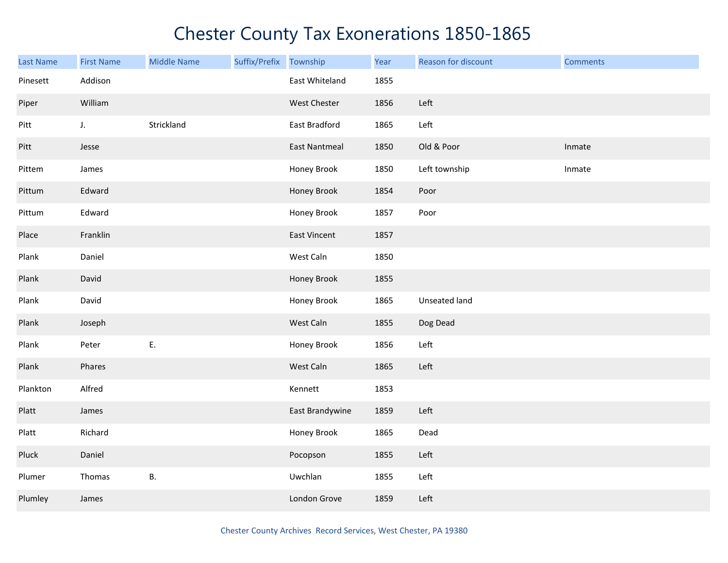# Chester County Tax Exonerations 1850-1865

| Last Name | First Name | Middle Name | Suffix/Prefix | Township | Year | Reason for discount | Comments |
|---|---|---|---|---|---|---|---|
| Pinesett | Addison | | | East Whiteland | 1855 | | |
| Piper | William | | | West Chester | 1856 | Left | |
| Pitt | J. | Strickland | | East Bradford | 1865 | Left | |
| Pitt | Jesse | | | East Nantmeal | 1850 | Old & Poor | Inmate |
| Pittem | James | | | Honey Brook | 1850 | Left township | Inmate |
| Pittum | Edward | | | Honey Brook | 1854 | Poor | |
| Pittum | Edward | | | Honey Brook | 1857 | Poor | |
| Place | Franklin | | | East Vincent | 1857 | | |
| Plank | Daniel | | | West Caln | 1850 | | |
| Plank | David | | | Honey Brook | 1855 | | |
| Plank | David | | | Honey Brook | 1865 | Unseated land | |
| Plank | Joseph | | | West Caln | 1855 | Dog Dead | |
| Plank | Peter | E. | | Honey Brook | 1856 | Left | |
| Plank | Phares | | | West Caln | 1865 | Left | |
| Plankton | Alfred | | | Kennett | 1853 | | |
| Platt | James | | | East Brandywine | 1859 | Left | |
| Platt | Richard | | | Honey Brook | 1865 | Dead | |
| Pluck | Daniel | | | Pocopson | 1855 | Left | |
| Plumer | Thomas | B. | | Uwchlan | 1855 | Left | |
| Plumley | James | | | London Grove | 1859 | Left | |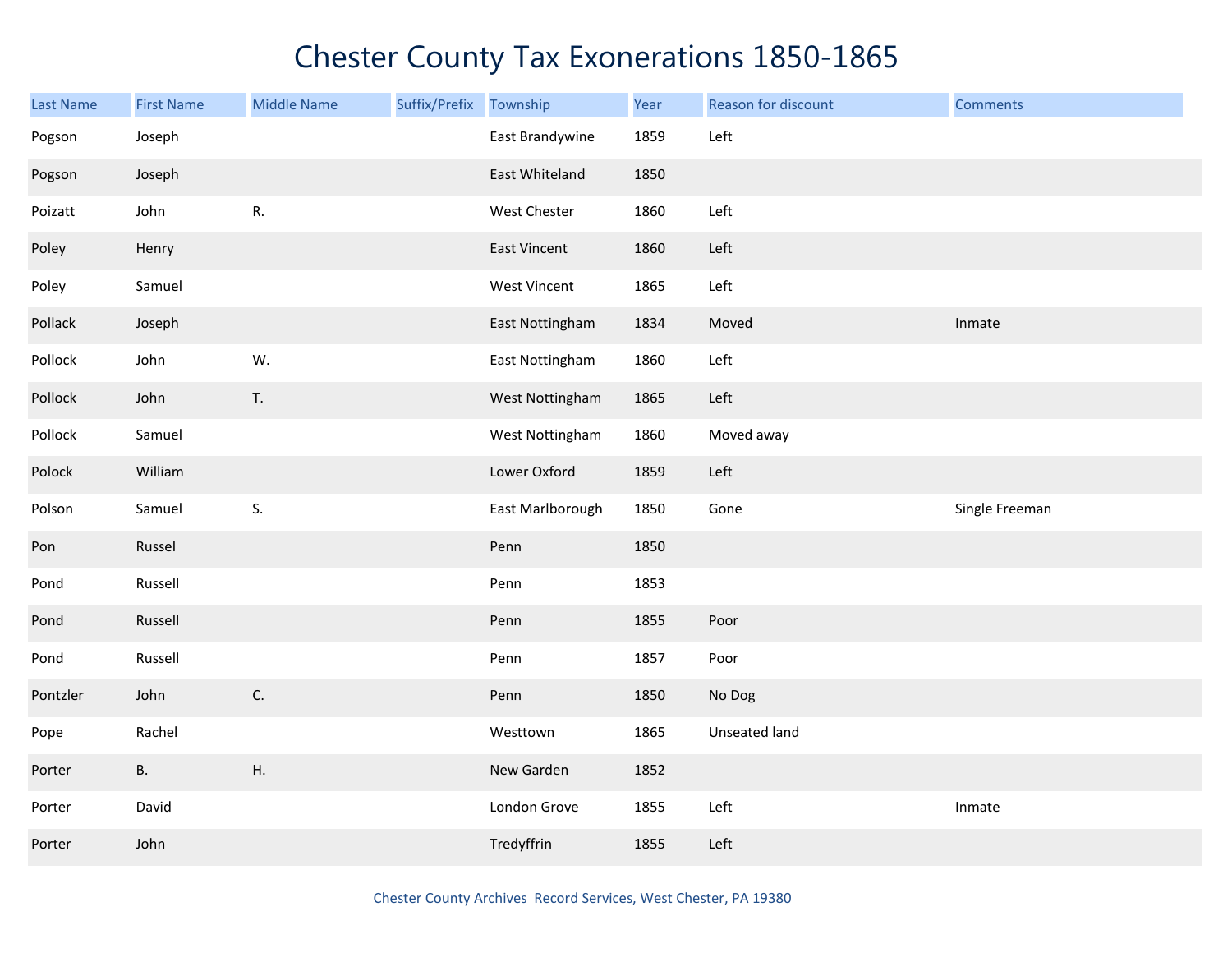# Chester County Tax Exonerations 1850-1865

| Last Name | First Name | Middle Name | Suffix/Prefix | Township | Year | Reason for discount | Comments |
|---|---|---|---|---|---|---|---|
| Pogson | Joseph | | | East Brandywine | 1859 | Left | |
| Pogson | Joseph | | | East Whiteland | 1850 | | |
| Poizatt | John | R. | | West Chester | 1860 | Left | |
| Poley | Henry | | | East Vincent | 1860 | Left | |
| Poley | Samuel | | | West Vincent | 1865 | Left | |
| Pollack | Joseph | | | East Nottingham | 1834 | Moved | Inmate |
| Pollock | John | W. | | East Nottingham | 1860 | Left | |
| Pollock | John | T. | | West Nottingham | 1865 | Left | |
| Pollock | Samuel | | | West Nottingham | 1860 | Moved away | |
| Polock | William | | | Lower Oxford | 1859 | Left | |
| Polson | Samuel | S. | | East Marlborough | 1850 | Gone | Single Freeman |
| Pon | Russel | | | Penn | 1850 | | |
| Pond | Russell | | | Penn | 1853 | | |
| Pond | Russell | | | Penn | 1855 | Poor | |
| Pond | Russell | | | Penn | 1857 | Poor | |
| Pontzler | John | C. | | Penn | 1850 | No Dog | |
| Pope | Rachel | | | Westtown | 1865 | Unseated land | |
| Porter | B. | H. | | New Garden | 1852 | | |
| Porter | David | | | London Grove | 1855 | Left | Inmate |
| Porter | John | | | Tredyffrin | 1855 | Left | |

Chester County Archives Record Services, West Chester, PA 19380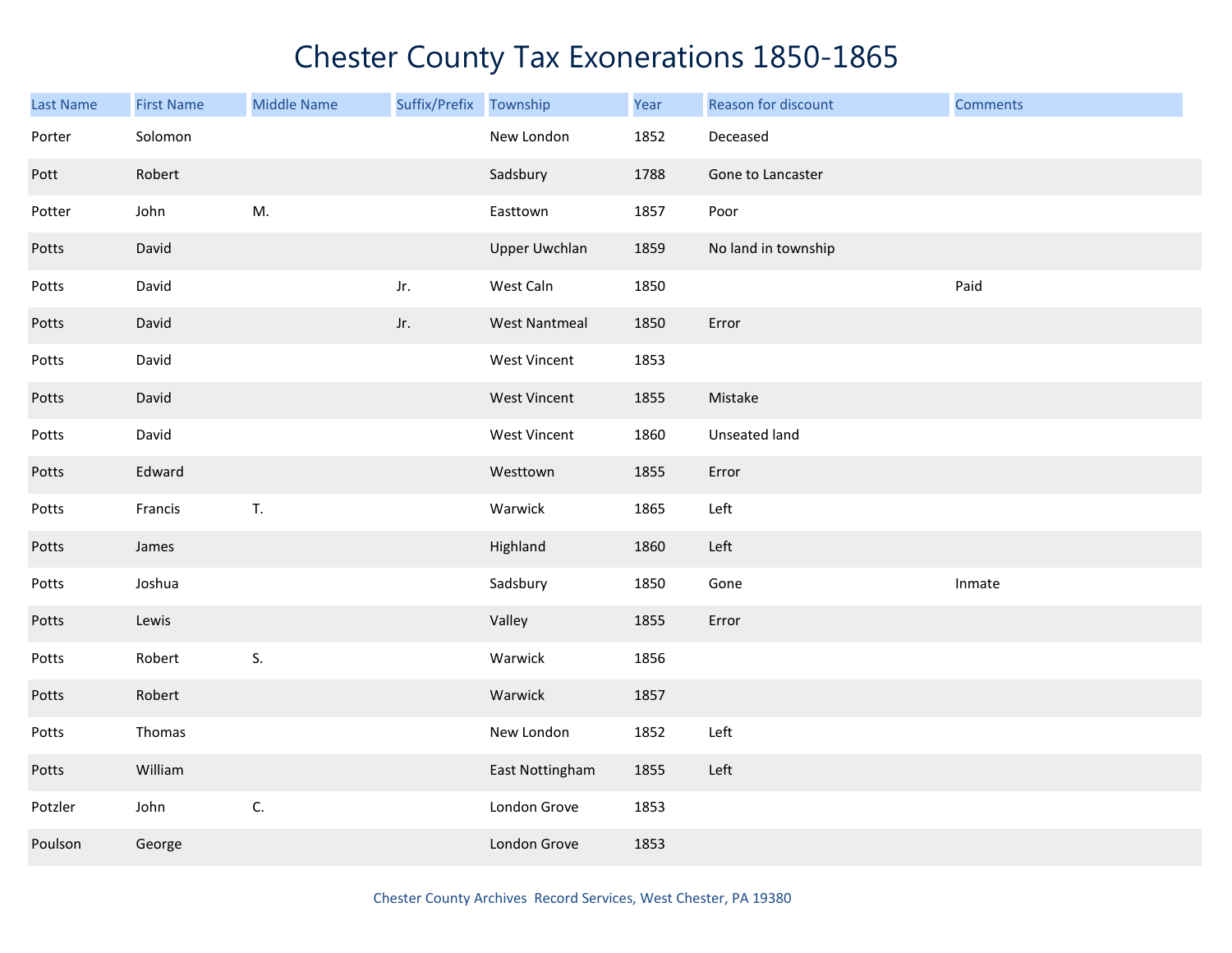# Chester County Tax Exonerations 1850-1865

| Last Name | First Name | Middle Name | Suffix/Prefix | Township | Year | Reason for discount | Comments |
|---|---|---|---|---|---|---|---|
| Porter | Solomon | | | New London | 1852 | Deceased | |
| Pott | Robert | | | Sadsbury | 1788 | Gone to Lancaster | |
| Potter | John | M. | | Easttown | 1857 | Poor | |
| Potts | David | | | Upper Uwchlan | 1859 | No land in township | |
| Potts | David | | Jr. | West Caln | 1850 | | Paid |
| Potts | David | | Jr. | West Nantmeal | 1850 | Error | |
| Potts | David | | | West Vincent | 1853 | | |
| Potts | David | | | West Vincent | 1855 | Mistake | |
| Potts | David | | | West Vincent | 1860 | Unseated land | |
| Potts | Edward | | | Westtown | 1855 | Error | |
| Potts | Francis | T. | | Warwick | 1865 | Left | |
| Potts | James | | | Highland | 1860 | Left | |
| Potts | Joshua | | | Sadsbury | 1850 | Gone | Inmate |
| Potts | Lewis | | | Valley | 1855 | Error | |
| Potts | Robert | S. | | Warwick | 1856 | | |
| Potts | Robert | | | Warwick | 1857 | | |
| Potts | Thomas | | | New London | 1852 | Left | |
| Potts | William | | | East Nottingham | 1855 | Left | |
| Potzler | John | C. | | London Grove | 1853 | | |
| Poulson | George | | | London Grove | 1853 | | |

Chester County Archives Record Services, West Chester, PA 19380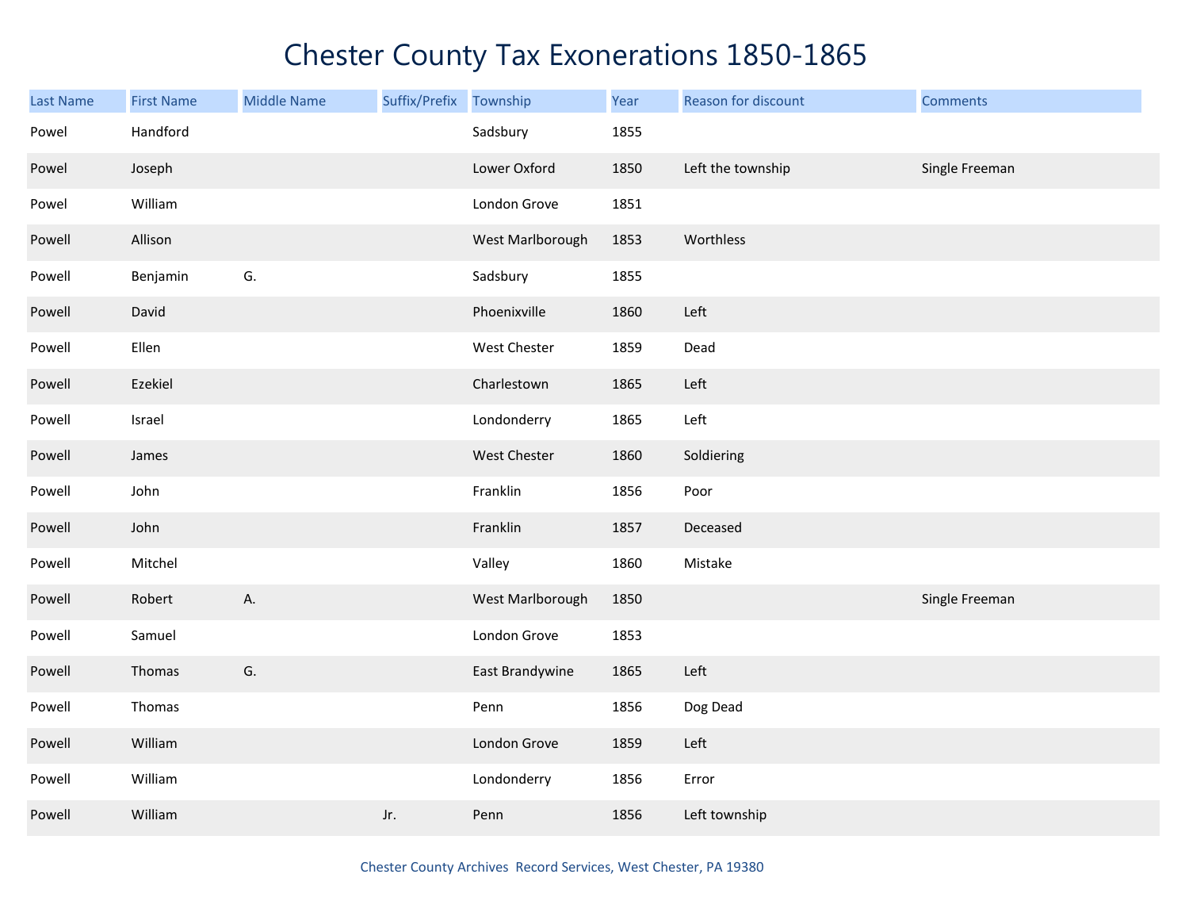# Chester County Tax Exonerations 1850-1865

| Last Name | First Name | Middle Name | Suffix/Prefix | Township | Year | Reason for discount | Comments |
|---|---|---|---|---|---|---|---|
| Powel | Handford | | | Sadsbury | 1855 | | |
| Powel | Joseph | | | Lower Oxford | 1850 | Left the township | Single Freeman |
| Powel | William | | | London Grove | 1851 | | |
| Powell | Allison | | | West Marlborough | 1853 | Worthless | |
| Powell | Benjamin | G. | | Sadsbury | 1855 | | |
| Powell | David | | | Phoenixville | 1860 | Left | |
| Powell | Ellen | | | West Chester | 1859 | Dead | |
| Powell | Ezekiel | | | Charlestown | 1865 | Left | |
| Powell | Israel | | | Londonderry | 1865 | Left | |
| Powell | James | | | West Chester | 1860 | Soldiering | |
| Powell | John | | | Franklin | 1856 | Poor | |
| Powell | John | | | Franklin | 1857 | Deceased | |
| Powell | Mitchel | | | Valley | 1860 | Mistake | |
| Powell | Robert | A. | | West Marlborough | 1850 | | Single Freeman |
| Powell | Samuel | | | London Grove | 1853 | | |
| Powell | Thomas | G. | | East Brandywine | 1865 | Left | |
| Powell | Thomas | | | Penn | 1856 | Dog Dead | |
| Powell | William | | | London Grove | 1859 | Left | |
| Powell | William | | | Londonderry | 1856 | Error | |
| Powell | William | | Jr. | Penn | 1856 | Left township | |

Chester County Archives Record Services, West Chester, PA 19380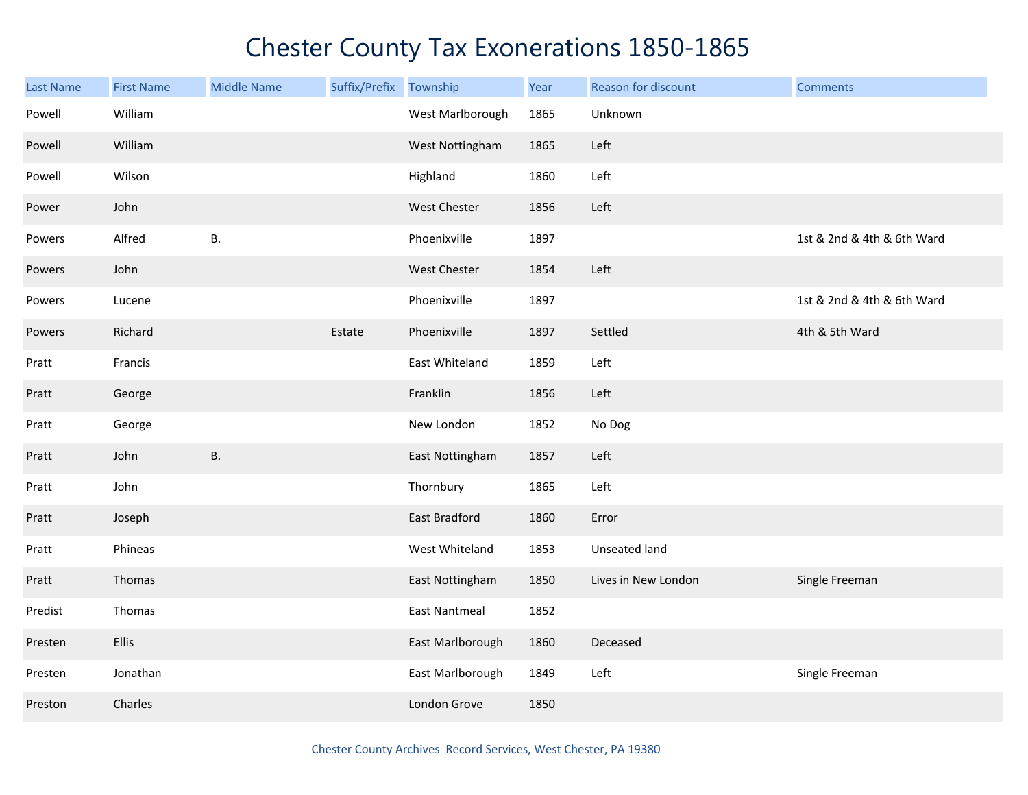# Chester County Tax Exonerations 1850-1865

| Last Name | First Name | Middle Name | Suffix/Prefix | Township | Year | Reason for discount | Comments |
|---|---|---|---|---|---|---|---|
| Powell | William | | | West Marlborough | 1865 | Unknown | |
| Powell | William | | | West Nottingham | 1865 | Left | |
| Powell | Wilson | | | Highland | 1860 | Left | |
| Power | John | | | West Chester | 1856 | Left | |
| Powers | Alfred | B. | | Phoenixville | 1897 | | 1st & 2nd & 4th & 6th Ward |
| Powers | John | | | West Chester | 1854 | Left | |
| Powers | Lucene | | | Phoenixville | 1897 | | 1st & 2nd & 4th & 6th Ward |
| Powers | Richard | | Estate | Phoenixville | 1897 | Settled | 4th & 5th Ward |
| Pratt | Francis | | | East Whiteland | 1859 | Left | |
| Pratt | George | | | Franklin | 1856 | Left | |
| Pratt | George | | | New London | 1852 | No Dog | |
| Pratt | John | B. | | East Nottingham | 1857 | Left | |
| Pratt | John | | | Thornbury | 1865 | Left | |
| Pratt | Joseph | | | East Bradford | 1860 | Error | |
| Pratt | Phineas | | | West Whiteland | 1853 | Unseated land | |
| Pratt | Thomas | | | East Nottingham | 1850 | Lives in New London | Single Freeman |
| Predist | Thomas | | | East Nantmeal | 1852 | | |
| Presten | Ellis | | | East Marlborough | 1860 | Deceased | |
| Presten | Jonathan | | | East Marlborough | 1849 | Left | Single Freeman |
| Preston | Charles | | | London Grove | 1850 | | |

Chester County Archives Record Services, West Chester, PA 19380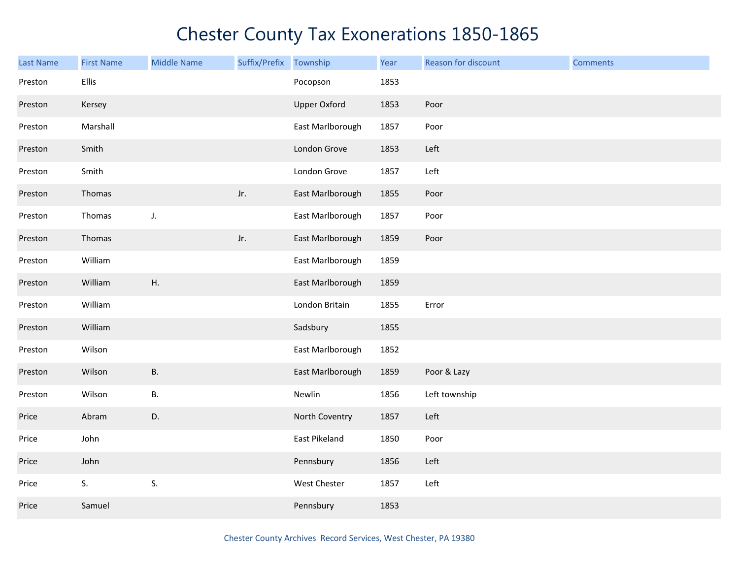# Chester County Tax Exonerations 1850-1865

| Last Name | First Name | Middle Name | Suffix/Prefix | Township | Year | Reason for discount | Comments |
|---|---|---|---|---|---|---|---|
| Preston | Ellis | | | Pocopson | 1853 | | |
| Preston | Kersey | | | Upper Oxford | 1853 | Poor | |
| Preston | Marshall | | | East Marlborough | 1857 | Poor | |
| Preston | Smith | | | London Grove | 1853 | Left | |
| Preston | Smith | | | London Grove | 1857 | Left | |
| Preston | Thomas | | Jr. | East Marlborough | 1855 | Poor | |
| Preston | Thomas | J. | | East Marlborough | 1857 | Poor | |
| Preston | Thomas | | Jr. | East Marlborough | 1859 | Poor | |
| Preston | William | | | East Marlborough | 1859 | | |
| Preston | William | H. | | East Marlborough | 1859 | | |
| Preston | William | | | London Britain | 1855 | Error | |
| Preston | William | | | Sadsbury | 1855 | | |
| Preston | Wilson | | | East Marlborough | 1852 | | |
| Preston | Wilson | B. | | East Marlborough | 1859 | Poor & Lazy | |
| Preston | Wilson | B. | | Newlin | 1856 | Left township | |
| Price | Abram | D. | | North Coventry | 1857 | Left | |
| Price | John | | | East Pikeland | 1850 | Poor | |
| Price | John | | | Pennsbury | 1856 | Left | |
| Price | S. | S. | | West Chester | 1857 | Left | |
| Price | Samuel | | | Pennsbury | 1853 | | |

Chester County Archives  Record Services, West Chester, PA 19380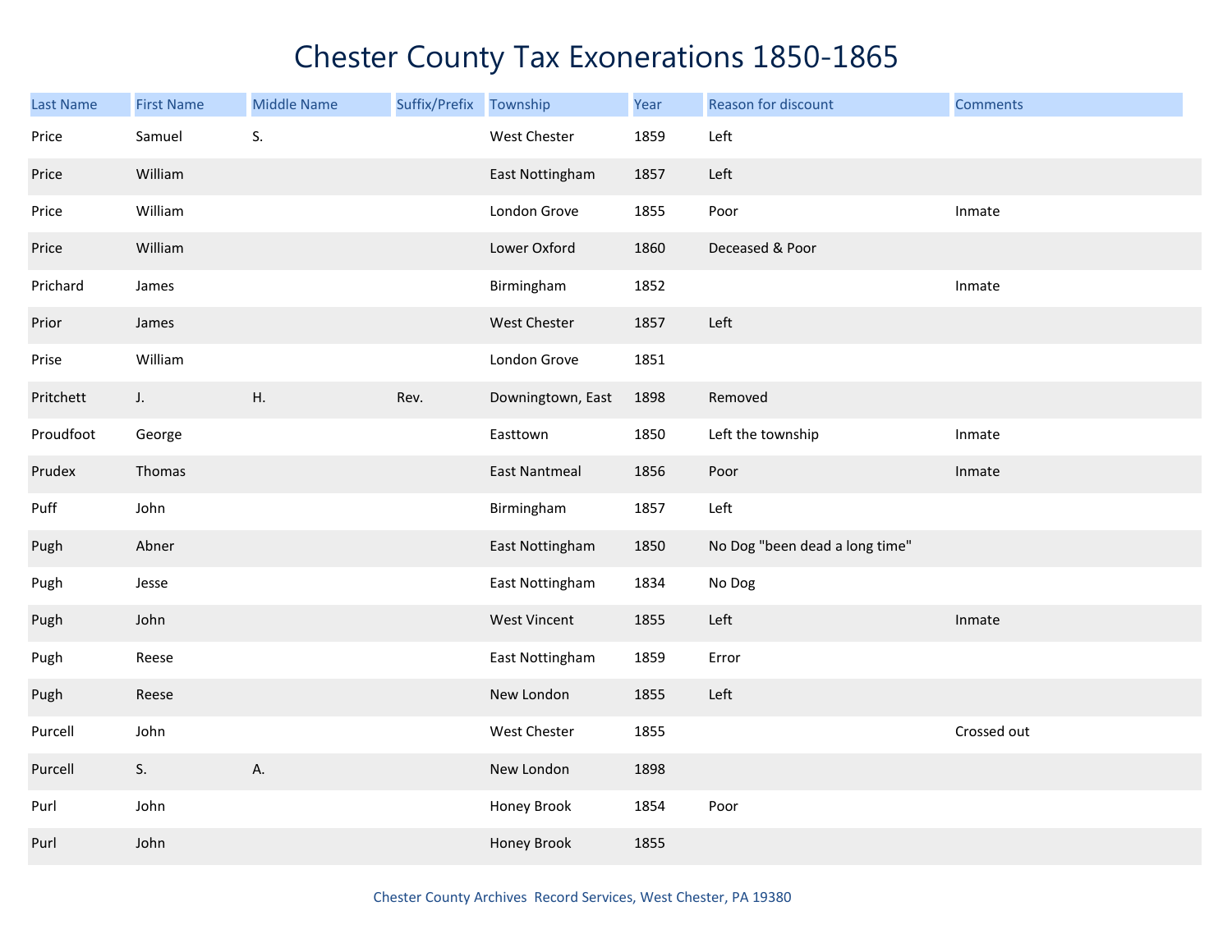# Chester County Tax Exonerations 1850-1865

| Last Name | First Name | Middle Name | Suffix/Prefix | Township | Year | Reason for discount | Comments |
|---|---|---|---|---|---|---|---|
| Price | Samuel | S. | | West Chester | 1859 | Left | |
| Price | William | | | East Nottingham | 1857 | Left | |
| Price | William | | | London Grove | 1855 | Poor | Inmate |
| Price | William | | | Lower Oxford | 1860 | Deceased & Poor | |
| Prichard | James | | | Birmingham | 1852 | | Inmate |
| Prior | James | | | West Chester | 1857 | Left | |
| Prise | William | | | London Grove | 1851 | | |
| Pritchett | J. | H. | Rev. | Downingtown, East | 1898 | Removed | |
| Proudfoot | George | | | Easttown | 1850 | Left the township | Inmate |
| Prudex | Thomas | | | East Nantmeal | 1856 | Poor | Inmate |
| Puff | John | | | Birmingham | 1857 | Left | |
| Pugh | Abner | | | East Nottingham | 1850 | No Dog "been dead a long time" | |
| Pugh | Jesse | | | East Nottingham | 1834 | No Dog | |
| Pugh | John | | | West Vincent | 1855 | Left | Inmate |
| Pugh | Reese | | | East Nottingham | 1859 | Error | |
| Pugh | Reese | | | New London | 1855 | Left | |
| Purcell | John | | | West Chester | 1855 | | Crossed out |
| Purcell | S. | A. | | New London | 1898 | | |
| Purl | John | | | Honey Brook | 1854 | Poor | |
| Purl | John | | | Honey Brook | 1855 | | |

Chester County Archives Record Services, West Chester, PA 19380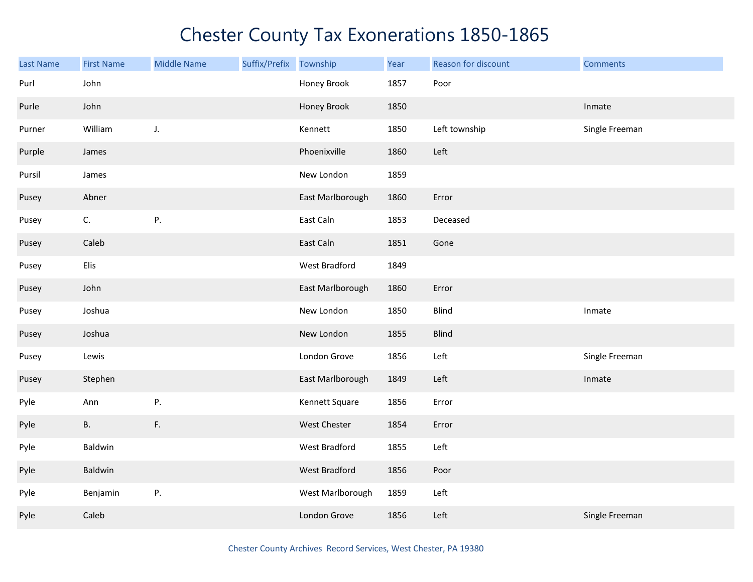# Chester County Tax Exonerations 1850-1865

| Last Name | First Name | Middle Name | Suffix/Prefix | Township | Year | Reason for discount | Comments |
|---|---|---|---|---|---|---|---|
| Purl | John | | | Honey Brook | 1857 | Poor | |
| Purle | John | | | Honey Brook | 1850 | | Inmate |
| Purner | William | J. | | Kennett | 1850 | Left township | Single Freeman |
| Purple | James | | | Phoenixville | 1860 | Left | |
| Pursil | James | | | New London | 1859 | | |
| Pusey | Abner | | | East Marlborough | 1860 | Error | |
| Pusey | C. | P. | | East Caln | 1853 | Deceased | |
| Pusey | Caleb | | | East Caln | 1851 | Gone | |
| Pusey | Elis | | | West Bradford | 1849 | | |
| Pusey | John | | | East Marlborough | 1860 | Error | |
| Pusey | Joshua | | | New London | 1850 | Blind | Inmate |
| Pusey | Joshua | | | New London | 1855 | Blind | |
| Pusey | Lewis | | | London Grove | 1856 | Left | Single Freeman |
| Pusey | Stephen | | | East Marlborough | 1849 | Left | Inmate |
| Pyle | Ann | P. | | Kennett Square | 1856 | Error | |
| Pyle | B. | F. | | West Chester | 1854 | Error | |
| Pyle | Baldwin | | | West Bradford | 1855 | Left | |
| Pyle | Baldwin | | | West Bradford | 1856 | Poor | |
| Pyle | Benjamin | P. | | West Marlborough | 1859 | Left | |
| Pyle | Caleb | | | London Grove | 1856 | Left | Single Freeman |

Chester County Archives Record Services, West Chester, PA 19380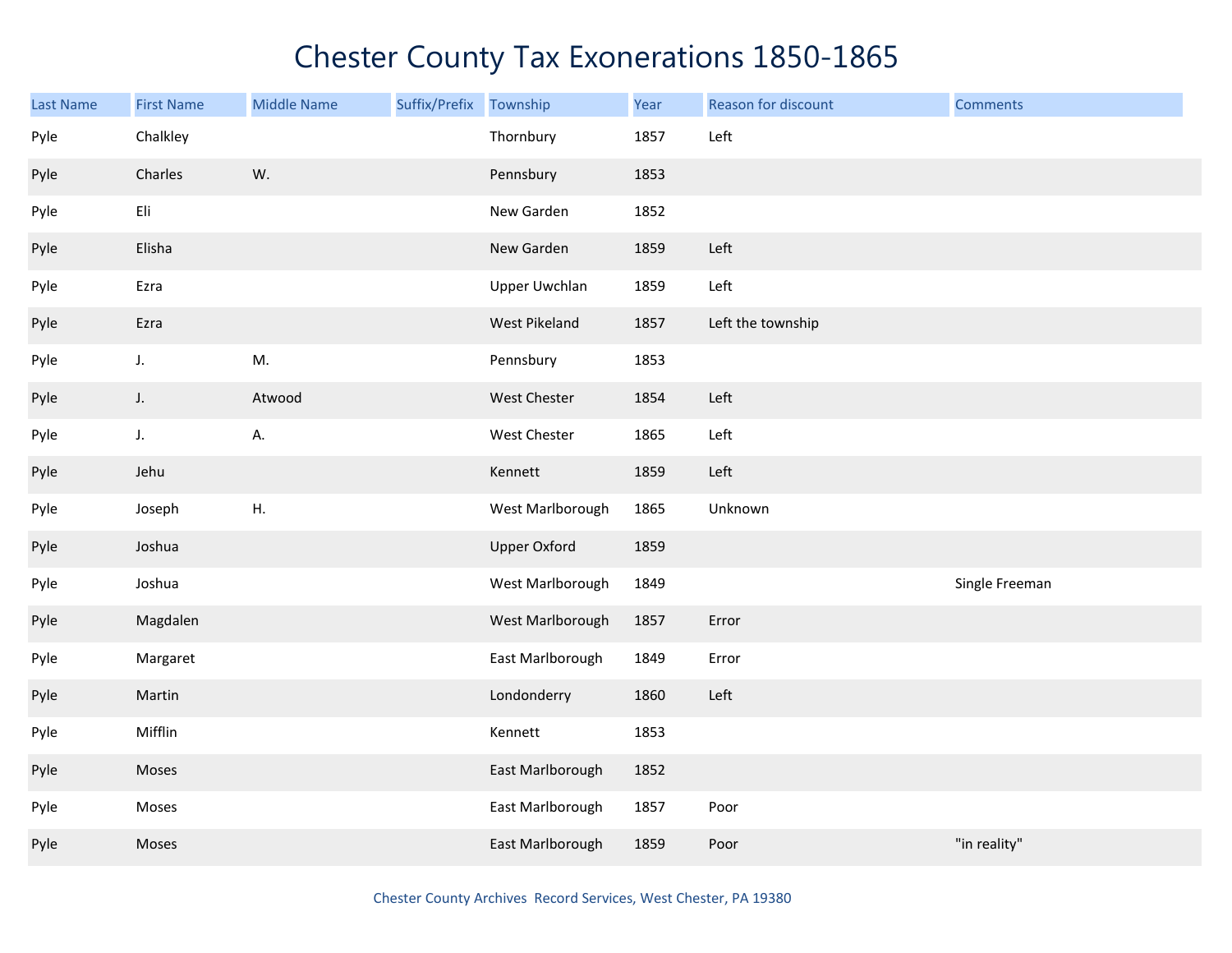# Chester County Tax Exonerations 1850-1865

| Last Name | First Name | Middle Name | Suffix/Prefix | Township | Year | Reason for discount | Comments |
|---|---|---|---|---|---|---|---|
| Pyle | Chalkley | | | Thornbury | 1857 | Left | |
| Pyle | Charles | W. | | Pennsbury | 1853 | | |
| Pyle | Eli | | | New Garden | 1852 | | |
| Pyle | Elisha | | | New Garden | 1859 | Left | |
| Pyle | Ezra | | | Upper Uwchlan | 1859 | Left | |
| Pyle | Ezra | | | West Pikeland | 1857 | Left the township | |
| Pyle | J. | M. | | Pennsbury | 1853 | | |
| Pyle | J. | Atwood | | West Chester | 1854 | Left | |
| Pyle | J. | A. | | West Chester | 1865 | Left | |
| Pyle | Jehu | | | Kennett | 1859 | Left | |
| Pyle | Joseph | H. | | West Marlborough | 1865 | Unknown | |
| Pyle | Joshua | | | Upper Oxford | 1859 | | |
| Pyle | Joshua | | | West Marlborough | 1849 | | Single Freeman |
| Pyle | Magdalen | | | West Marlborough | 1857 | Error | |
| Pyle | Margaret | | | East Marlborough | 1849 | Error | |
| Pyle | Martin | | | Londonderry | 1860 | Left | |
| Pyle | Mifflin | | | Kennett | 1853 | | |
| Pyle | Moses | | | East Marlborough | 1852 | | |
| Pyle | Moses | | | East Marlborough | 1857 | Poor | |
| Pyle | Moses | | | East Marlborough | 1859 | Poor | "in reality" |

Chester County Archives Record Services, West Chester, PA 19380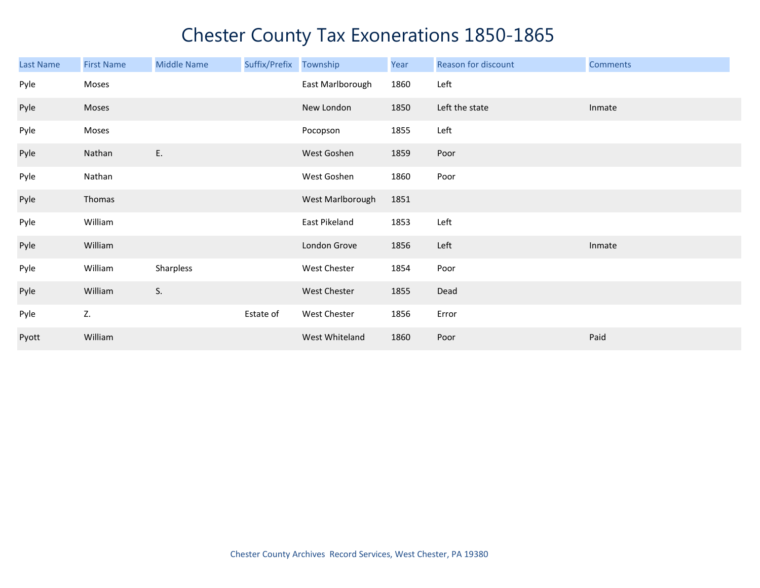# Chester County Tax Exonerations 1850-1865

| Last Name | First Name | Middle Name | Suffix/Prefix | Township | Year | Reason for discount | Comments |
|---|---|---|---|---|---|---|---|
| Pyle | Moses | | | East Marlborough | 1860 | Left | |
| Pyle | Moses | | | New London | 1850 | Left the state | Inmate |
| Pyle | Moses | | | Pocopson | 1855 | Left | |
| Pyle | Nathan | E. | | West Goshen | 1859 | Poor | |
| Pyle | Nathan | | | West Goshen | 1860 | Poor | |
| Pyle | Thomas | | | West Marlborough | 1851 | | |
| Pyle | William | | | East Pikeland | 1853 | Left | |
| Pyle | William | | | London Grove | 1856 | Left | Inmate |
| Pyle | William | Sharpless | | West Chester | 1854 | Poor | |
| Pyle | William | S. | | West Chester | 1855 | Dead | |
| Pyle | Z. | | Estate of | West Chester | 1856 | Error | |
| Pyott | William | | | West Whiteland | 1860 | Poor | Paid |

Chester County Archives Record Services, West Chester, PA 19380